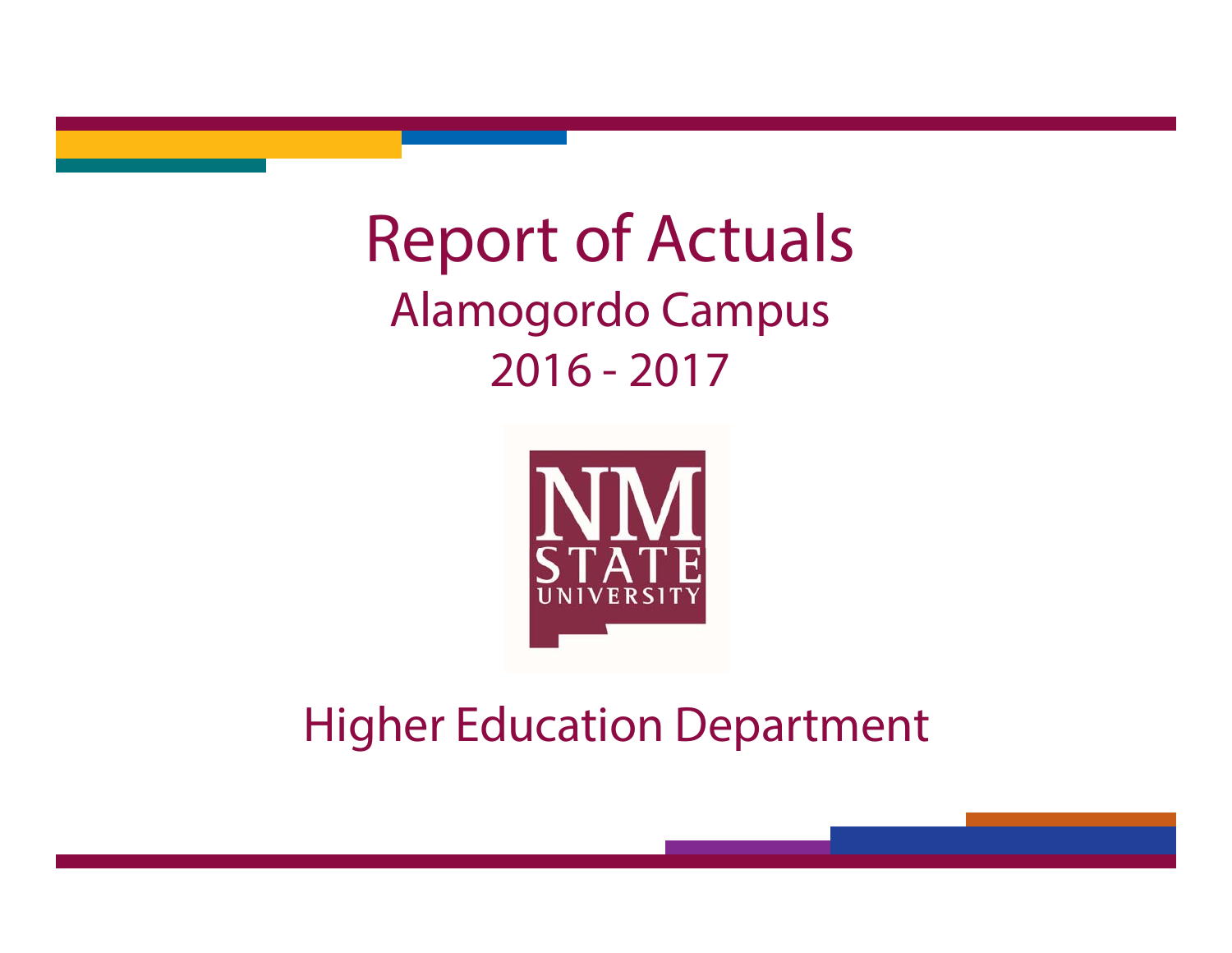# Report of Actuals

## Alamogordo Campus

## 2016 - 2017

NM STATE UNIVERSITY

## Higher Education Department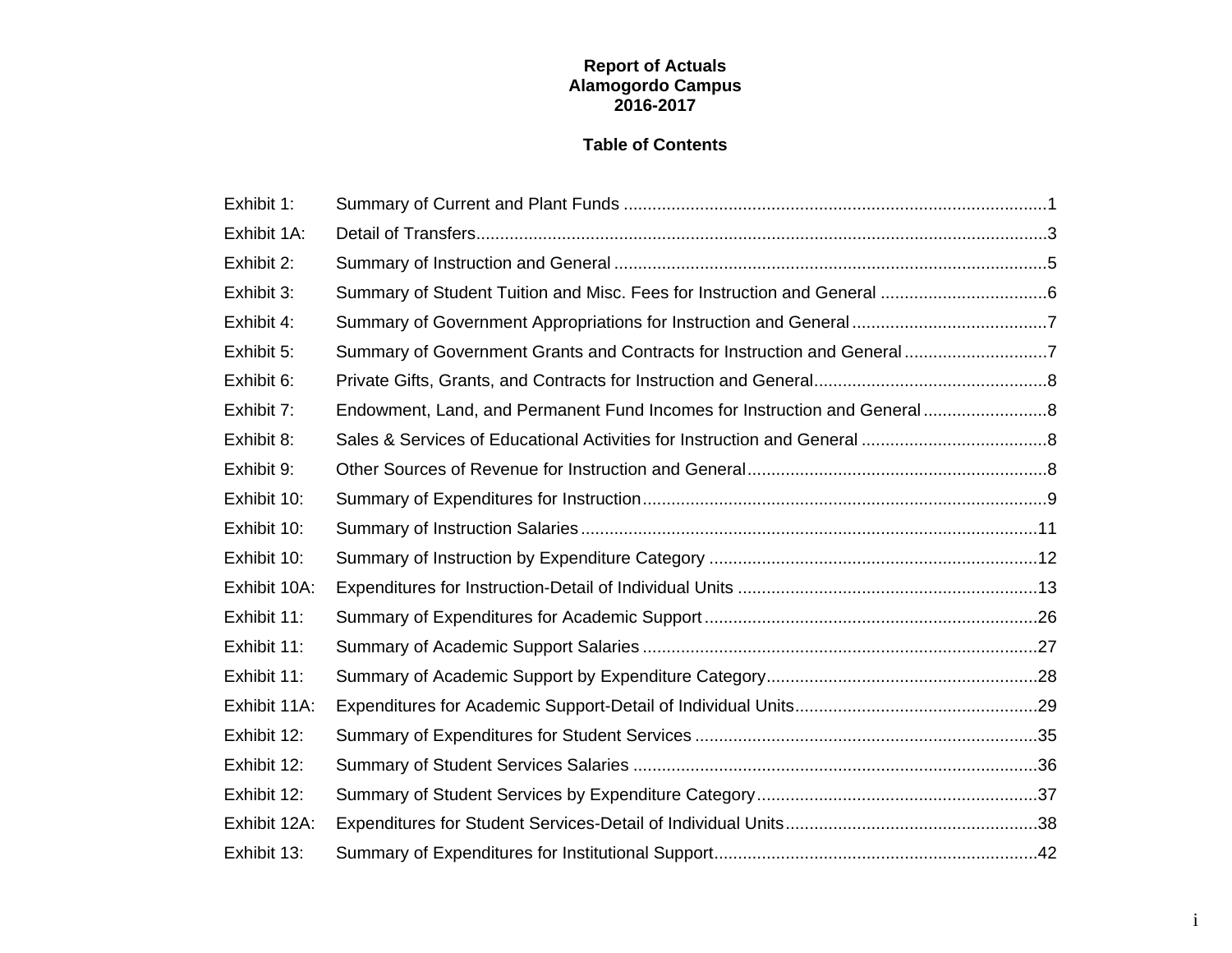**Report of Actuals**
**Alamogordo Campus**
**2016-2017**

**Table of Contents**

| | | |
|---|---|---|
| Exhibit 1: | Summary of Current and Plant Funds | 1 |
| Exhibit 1A: | Detail of Transfers | 3 |
| Exhibit 2: | Summary of Instruction and General | 5 |
| Exhibit 3: | Summary of Student Tuition and Misc. Fees for Instruction and General | 6 |
| Exhibit 4: | Summary of Government Appropriations for Instruction and General | 7 |
| Exhibit 5: | Summary of Government Grants and Contracts for Instruction and General | 7 |
| Exhibit 6: | Private Gifts, Grants, and Contracts for Instruction and General | 8 |
| Exhibit 7: | Endowment, Land, and Permanent Fund Incomes for Instruction and General | 8 |
| Exhibit 8: | Sales & Services of Educational Activities for Instruction and General | 8 |
| Exhibit 9: | Other Sources of Revenue for Instruction and General | 8 |
| Exhibit 10: | Summary of Expenditures for Instruction | 9 |
| Exhibit 10: | Summary of Instruction Salaries | 11 |
| Exhibit 10: | Summary of Instruction by Expenditure Category | 12 |
| Exhibit 10A: | Expenditures for Instruction-Detail of Individual Units | 13 |
| Exhibit 11: | Summary of Expenditures for Academic Support | 26 |
| Exhibit 11: | Summary of Academic Support Salaries | 27 |
| Exhibit 11: | Summary of Academic Support by Expenditure Category | 28 |
| Exhibit 11A: | Expenditures for Academic Support-Detail of Individual Units | 29 |
| Exhibit 12: | Summary of Expenditures for Student Services | 35 |
| Exhibit 12: | Summary of Student Services Salaries | 36 |
| Exhibit 12: | Summary of Student Services by Expenditure Category | 37 |
| Exhibit 12A: | Expenditures for Student Services-Detail of Individual Units | 38 |
| Exhibit 13: | Summary of Expenditures for Institutional Support | 42 |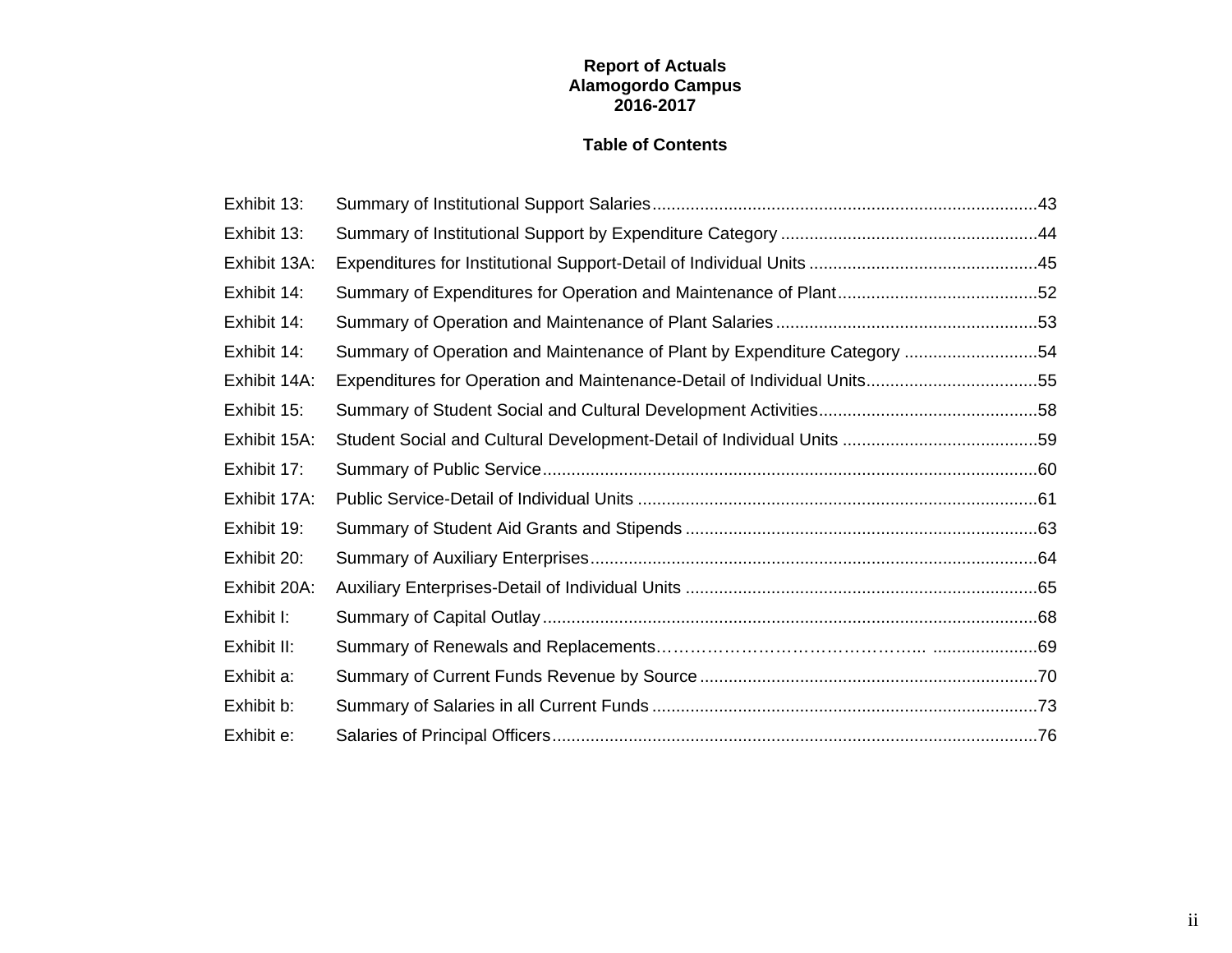**Report of Actuals**
**Alamogordo Campus**
**2016-2017**

**Table of Contents**

| | | |
|---|---|---|
| Exhibit 13: | Summary of Institutional Support Salaries | 43 |
| Exhibit 13: | Summary of Institutional Support by Expenditure Category | 44 |
| Exhibit 13A: | Expenditures for Institutional Support-Detail of Individual Units | 45 |
| Exhibit 14: | Summary of Expenditures for Operation and Maintenance of Plant | 52 |
| Exhibit 14: | Summary of Operation and Maintenance of Plant Salaries | 53 |
| Exhibit 14: | Summary of Operation and Maintenance of Plant by Expenditure Category | 54 |
| Exhibit 14A: | Expenditures for Operation and Maintenance-Detail of Individual Units | 55 |
| Exhibit 15: | Summary of Student Social and Cultural Development Activities | 58 |
| Exhibit 15A: | Student Social and Cultural Development-Detail of Individual Units | 59 |
| Exhibit 17: | Summary of Public Service | 60 |
| Exhibit 17A: | Public Service-Detail of Individual Units | 61 |
| Exhibit 19: | Summary of Student Aid Grants and Stipends | 63 |
| Exhibit 20: | Summary of Auxiliary Enterprises | 64 |
| Exhibit 20A: | Auxiliary Enterprises-Detail of Individual Units | 65 |
| Exhibit I: | Summary of Capital Outlay | 68 |
| Exhibit II: | Summary of Renewals and Replacements | 69 |
| Exhibit a: | Summary of Current Funds Revenue by Source | 70 |
| Exhibit b: | Summary of Salaries in all Current Funds | 73 |
| Exhibit e: | Salaries of Principal Officers | 76 |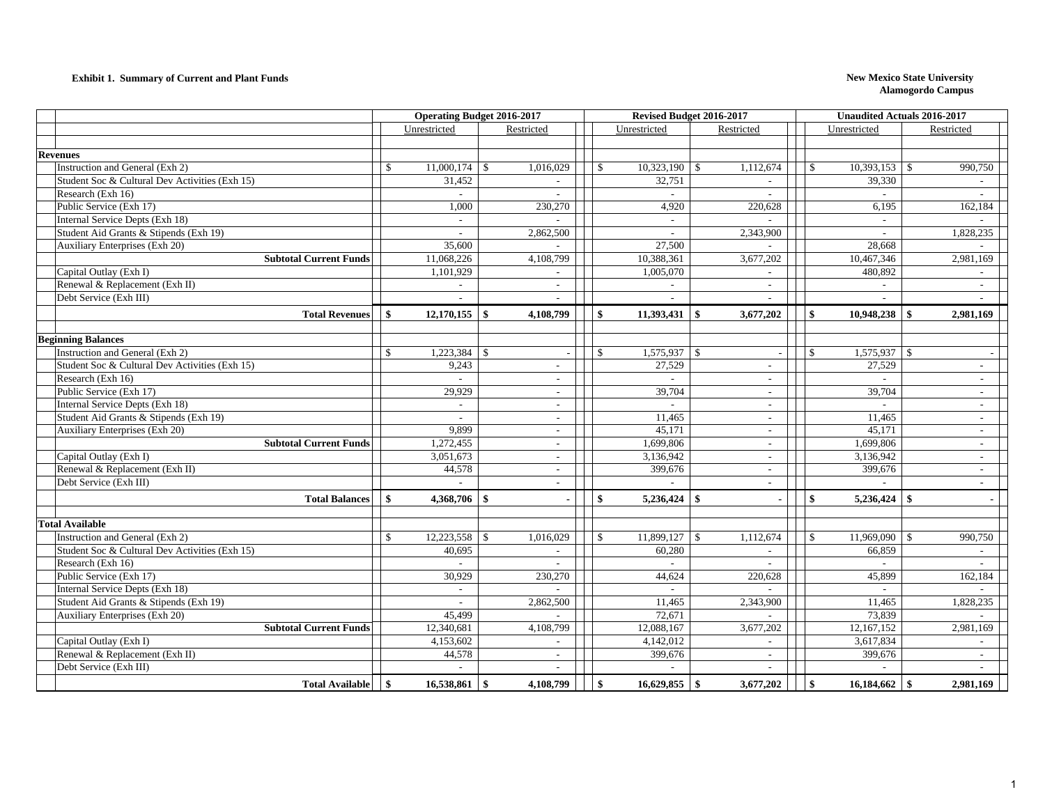**Exhibit 1. Summary of Current and Plant Funds**

**New Mexico State University**
**Alamogordo Campus**

| | Operating Budget 2016-2017 | | Revised Budget 2016-2017 | | Unaudited Actuals 2016-2017 | |
|---|---|---|---|---|---|---|
| | Unrestricted | Restricted | Unrestricted | Restricted | Unrestricted | Restricted |
| **Revenues** | | | | | | |
| Instruction and General (Exh 2) | $ 11,000,174 | $ 1,016,029 | $ 10,323,190 | $ 1,112,674 | $ 10,393,153 | $ 990,750 |
| Student Soc & Cultural Dev Activities (Exh 15) | 31,452 | - | 32,751 | - | 39,330 | - |
| Research (Exh 16) | - | - | - | - | - | - |
| Public Service (Exh 17) | 1,000 | 230,270 | 4,920 | 220,628 | 6,195 | 162,184 |
| Internal Service Depts (Exh 18) | - | - | - | - | - | - |
| Student Aid Grants & Stipends (Exh 19) | - | 2,862,500 | - | 2,343,900 | - | 1,828,235 |
| Auxiliary Enterprises (Exh 20) | 35,600 | - | 27,500 | - | 28,668 | - |
| **Subtotal Current Funds** | 11,068,226 | 4,108,799 | 10,388,361 | 3,677,202 | 10,467,346 | 2,981,169 |
| Capital Outlay (Exh I) | 1,101,929 | - | 1,005,070 | - | 480,892 | - |
| Renewal & Replacement (Exh II) | - | - | - | - | - | - |
| Debt Service (Exh III) | - | - | - | - | - | - |
| **Total Revenues** | **$ 12,170,155** | **$ 4,108,799** | **$ 11,393,431** | **$ 3,677,202** | **$ 10,948,238** | **$ 2,981,169** |
| **Beginning Balances** | | | | | | |
| Instruction and General (Exh 2) | $ 1,223,384 | $ - | $ 1,575,937 | $ - | $ 1,575,937 | $ - |
| Student Soc & Cultural Dev Activities (Exh 15) | 9,243 | - | 27,529 | - | 27,529 | - |
| Research (Exh 16) | - | - | - | - | - | - |
| Public Service (Exh 17) | 29,929 | - | 39,704 | - | 39,704 | - |
| Internal Service Depts (Exh 18) | - | - | - | - | - | - |
| Student Aid Grants & Stipends (Exh 19) | - | - | 11,465 | - | 11,465 | - |
| Auxiliary Enterprises (Exh 20) | 9,899 | - | 45,171 | - | 45,171 | - |
| **Subtotal Current Funds** | 1,272,455 | - | 1,699,806 | - | 1,699,806 | - |
| Capital Outlay (Exh I) | 3,051,673 | - | 3,136,942 | - | 3,136,942 | - |
| Renewal & Replacement (Exh II) | 44,578 | - | 399,676 | - | 399,676 | - |
| Debt Service (Exh III) | - | - | - | - | - | - |
| **Total Balances** | **$ 4,368,706** | **$ -** | **$ 5,236,424** | **$ -** | **$ 5,236,424** | **$ -** |
| **Total Available** | | | | | | |
| Instruction and General (Exh 2) | $ 12,223,558 | $ 1,016,029 | $ 11,899,127 | $ 1,112,674 | $ 11,969,090 | $ 990,750 |
| Student Soc & Cultural Dev Activities (Exh 15) | 40,695 | - | 60,280 | - | 66,859 | - |
| Research (Exh 16) | - | - | - | - | - | - |
| Public Service (Exh 17) | 30,929 | 230,270 | 44,624 | 220,628 | 45,899 | 162,184 |
| Internal Service Depts (Exh 18) | - | - | - | - | - | - |
| Student Aid Grants & Stipends (Exh 19) | - | 2,862,500 | 11,465 | 2,343,900 | 11,465 | 1,828,235 |
| Auxiliary Enterprises (Exh 20) | 45,499 | - | 72,671 | - | 73,839 | - |
| **Subtotal Current Funds** | 12,340,681 | 4,108,799 | 12,088,167 | 3,677,202 | 12,167,152 | 2,981,169 |
| Capital Outlay (Exh I) | 4,153,602 | - | 4,142,012 | - | 3,617,834 | - |
| Renewal & Replacement (Exh II) | 44,578 | - | 399,676 | - | 399,676 | - |
| Debt Service (Exh III) | - | - | - | - | - | - |
| **Total Available** | **$ 16,538,861** | **$ 4,108,799** | **$ 16,629,855** | **$ 3,677,202** | **$ 16,184,662** | **$ 2,981,169** |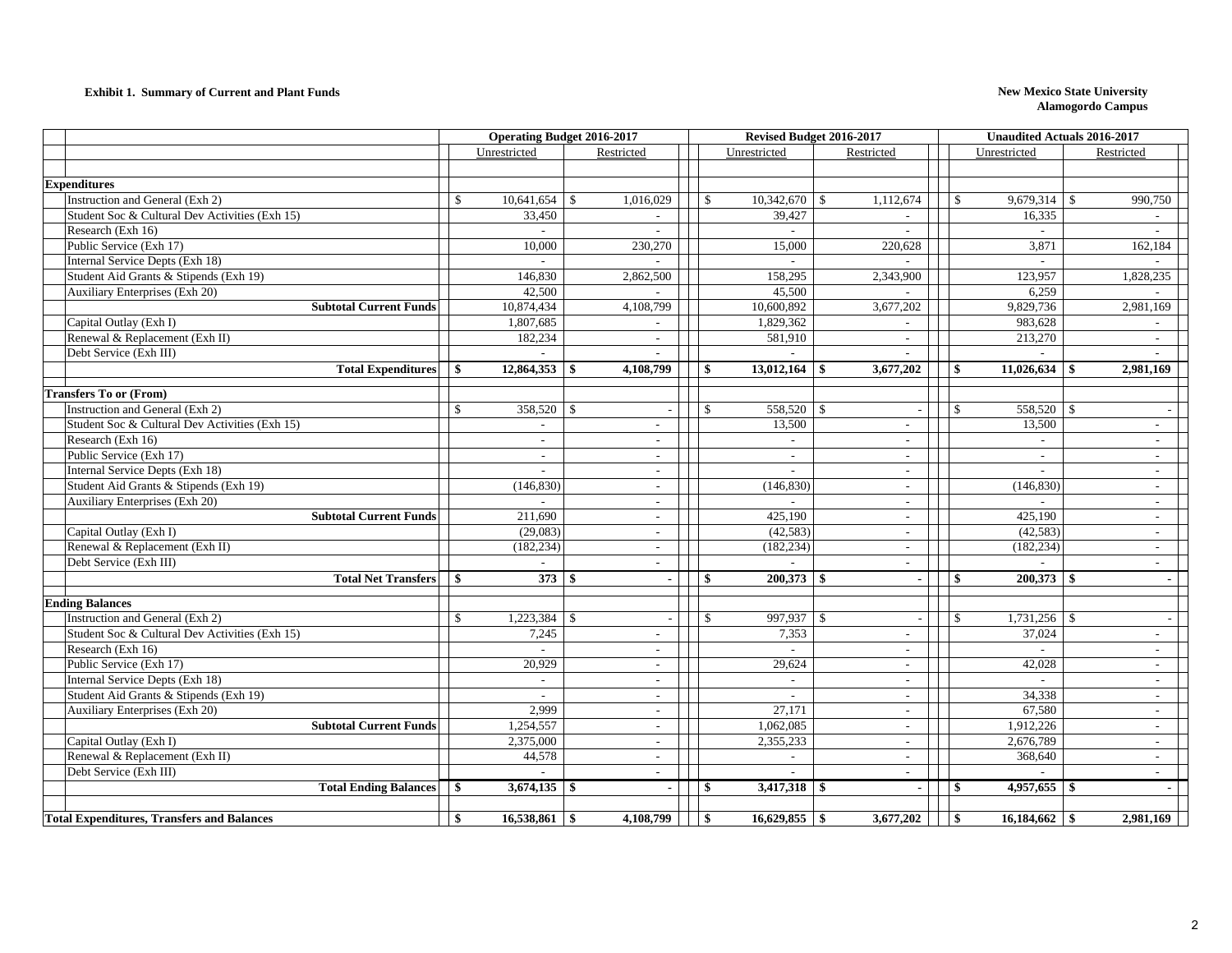**Exhibit 1. Summary of Current and Plant Funds**

**New Mexico State University**
**Alamogordo Campus**

| | Operating Budget 2016-2017 | | Revised Budget 2016-2017 | | Unaudited Actuals 2016-2017 | |
|---|---|---|---|---|---|---|
| | Unrestricted | Restricted | Unrestricted | Restricted | Unrestricted | Restricted |
| **Expenditures** | | | | | | |
| Instruction and General (Exh 2) | $ 10,641,654 | $ 1,016,029 | $ 10,342,670 | $ 1,112,674 | $ 9,679,314 | $ 990,750 |
| Student Soc & Cultural Dev Activities (Exh 15) | 33,450 | - | 39,427 | - | 16,335 | - |
| Research (Exh 16) | - | - | - | - | - | - |
| Public Service (Exh 17) | 10,000 | 230,270 | 15,000 | 220,628 | 3,871 | 162,184 |
| Internal Service Depts (Exh 18) | - | - | - | - | - | - |
| Student Aid Grants & Stipends (Exh 19) | 146,830 | 2,862,500 | 158,295 | 2,343,900 | 123,957 | 1,828,235 |
| Auxiliary Enterprises (Exh 20) | 42,500 | - | 45,500 | - | 6,259 | - |
| **Subtotal Current Funds** | 10,874,434 | 4,108,799 | 10,600,892 | 3,677,202 | 9,829,736 | 2,981,169 |
| Capital Outlay (Exh I) | 1,807,685 | - | 1,829,362 | - | 983,628 | - |
| Renewal & Replacement (Exh II) | 182,234 | - | 581,910 | - | 213,270 | - |
| Debt Service (Exh III) | - | - | - | - | - | - |
| **Total Expenditures** | **$ 12,864,353** | **$ 4,108,799** | **$ 13,012,164** | **$ 3,677,202** | **$ 11,026,634** | **$ 2,981,169** |
| **Transfers To or (From)** | | | | | | |
| Instruction and General (Exh 2) | $ 358,520 | $ - | $ 558,520 | $ - | $ 558,520 | $ - |
| Student Soc & Cultural Dev Activities (Exh 15) | - | - | 13,500 | - | 13,500 | - |
| Research (Exh 16) | - | - | - | - | - | - |
| Public Service (Exh 17) | - | - | - | - | - | - |
| Internal Service Depts (Exh 18) | - | - | - | - | - | - |
| Student Aid Grants & Stipends (Exh 19) | (146,830) | - | (146,830) | - | (146,830) | - |
| Auxiliary Enterprises (Exh 20) | - | - | - | - | - | - |
| **Subtotal Current Funds** | 211,690 | - | 425,190 | - | 425,190 | - |
| Capital Outlay (Exh I) | (29,083) | - | (42,583) | - | (42,583) | - |
| Renewal & Replacement (Exh II) | (182,234) | - | (182,234) | - | (182,234) | - |
| Debt Service (Exh III) | - | - | - | - | - | - |
| **Total Net Transfers** | **$ 373** | **$ -** | **$ 200,373** | **$ -** | **$ 200,373** | **$ -** |
| **Ending Balances** | | | | | | |
| Instruction and General (Exh 2) | $ 1,223,384 | $ - | $ 997,937 | $ - | $ 1,731,256 | $ - |
| Student Soc & Cultural Dev Activities (Exh 15) | 7,245 | - | 7,353 | - | 37,024 | - |
| Research (Exh 16) | - | - | - | - | - | - |
| Public Service (Exh 17) | 20,929 | - | 29,624 | - | 42,028 | - |
| Internal Service Depts (Exh 18) | - | - | - | - | - | - |
| Student Aid Grants & Stipends (Exh 19) | - | - | - | - | 34,338 | - |
| Auxiliary Enterprises (Exh 20) | 2,999 | - | 27,171 | - | 67,580 | - |
| **Subtotal Current Funds** | 1,254,557 | - | 1,062,085 | - | 1,912,226 | - |
| Capital Outlay (Exh I) | 2,375,000 | - | 2,355,233 | - | 2,676,789 | - |
| Renewal & Replacement (Exh II) | 44,578 | - | - | - | 368,640 | - |
| Debt Service (Exh III) | - | - | - | - | - | - |
| **Total Ending Balances** | **$ 3,674,135** | **$ -** | **$ 3,417,318** | **$ -** | **$ 4,957,655** | **$ -** |
| **Total Expenditures, Transfers and Balances** | **$ 16,538,861** | **$ 4,108,799** | **$ 16,629,855** | **$ 3,677,202** | **$ 16,184,662** | **$ 2,981,169** |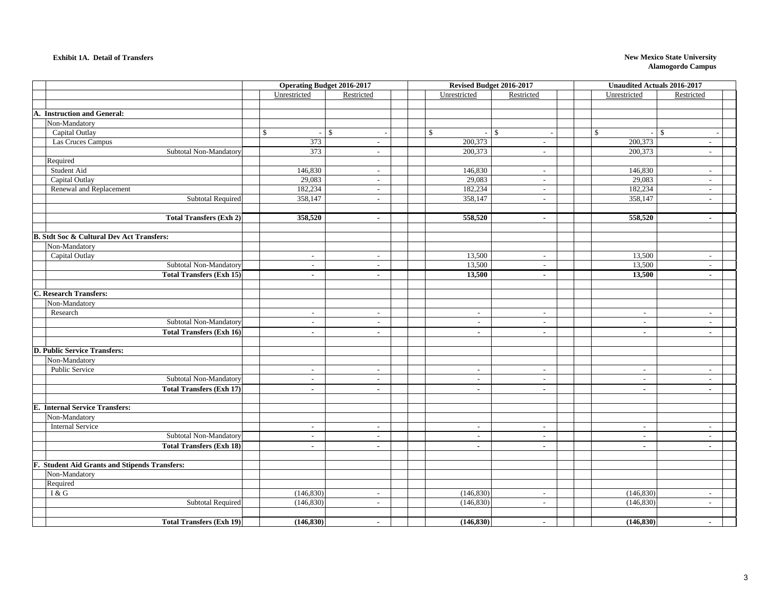**Exhibit 1A. Detail of Transfers**

**New Mexico State University**
**Alamogordo Campus**

| | Operating Budget 2016-2017 | | Revised Budget 2016-2017 | | Unaudited Actuals 2016-2017 | |
|---|---|---|---|---|---|---|
| | Unrestricted | Restricted | Unrestricted | Restricted | Unrestricted | Restricted |
| **A. Instruction and General:** | | | | | | |
| Non-Mandatory | | | | | | |
| Capital Outlay | $ - | $ - | $ - | $ - | $ - | $ - |
| Las Cruces Campus | 373 | - | 200,373 | - | 200,373 | - |
| Subtotal Non-Mandatory | 373 | - | 200,373 | - | 200,373 | - |
| Required | | | | | | |
| Student Aid | 146,830 | - | 146,830 | - | 146,830 | - |
| Capital Outlay | 29,083 | - | 29,083 | - | 29,083 | - |
| Renewal and Replacement | 182,234 | - | 182,234 | - | 182,234 | - |
| Subtotal Required | 358,147 | - | 358,147 | - | 358,147 | - |
| **Total Transfers (Exh 2)** | **358,520** | **-** | **558,520** | **-** | **558,520** | **-** |
| **B. Stdt Soc & Cultural Dev Act Transfers:** | | | | | | |
| Non-Mandatory | | | | | | |
| Capital Outlay | - | - | 13,500 | - | 13,500 | - |
| Subtotal Non-Mandatory | - | - | 13,500 | - | 13,500 | - |
| **Total Transfers (Exh 15)** | **-** | **-** | **13,500** | **-** | **13,500** | **-** |
| **C. Research Transfers:** | | | | | | |
| Non-Mandatory | | | | | | |
| Research | - | - | - | - | - | - |
| Subtotal Non-Mandatory | - | - | - | - | - | - |
| **Total Transfers (Exh 16)** | **-** | **-** | **-** | **-** | **-** | **-** |
| **D. Public Service Transfers:** | | | | | | |
| Non-Mandatory | | | | | | |
| Public Service | - | - | - | - | - | - |
| Subtotal Non-Mandatory | - | - | - | - | - | - |
| **Total Transfers (Exh 17)** | **-** | **-** | **-** | **-** | **-** | **-** |
| **E. Internal Service Transfers:** | | | | | | |
| Non-Mandatory | | | | | | |
| Internal Service | - | - | - | - | - | - |
| Subtotal Non-Mandatory | - | - | - | - | - | - |
| **Total Transfers (Exh 18)** | **-** | **-** | **-** | **-** | **-** | **-** |
| **F. Student Aid Grants and Stipends Transfers:** | | | | | | |
| Non-Mandatory | | | | | | |
| Required | | | | | | |
| I & G | (146,830) | - | (146,830) | - | (146,830) | - |
| Subtotal Required | (146,830) | - | (146,830) | - | (146,830) | - |
| **Total Transfers (Exh 19)** | **(146,830)** | **-** | **(146,830)** | **-** | **(146,830)** | **-** |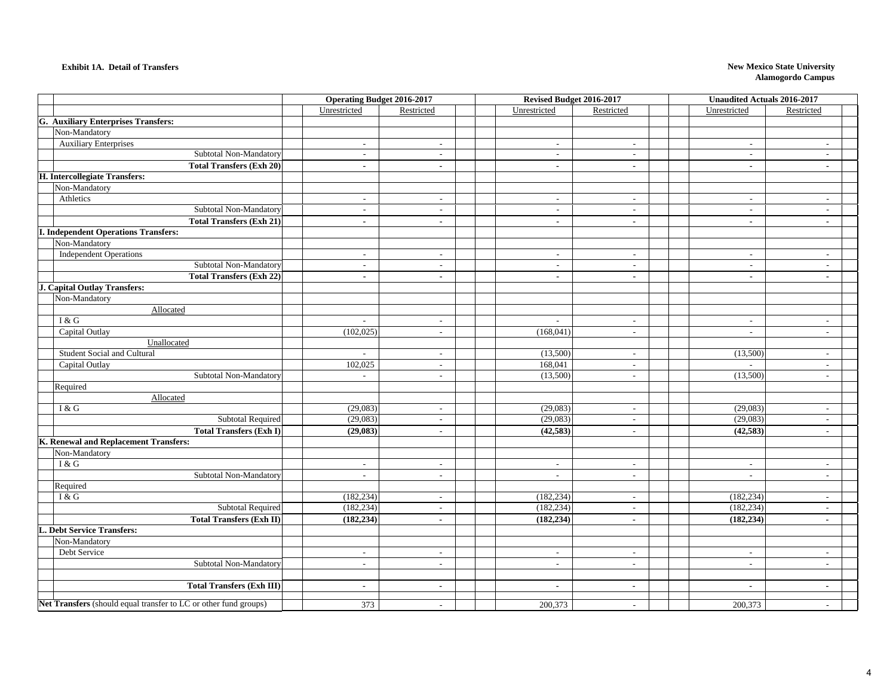**Exhibit 1A. Detail of Transfers**

**New Mexico State University**
**Alamogordo Campus**

| | Operating Budget 2016-2017 | | Revised Budget 2016-2017 | | Unaudited Actuals 2016-2017 | |
|---|---|---|---|---|---|---|
| | Unrestricted | Restricted | Unrestricted | Restricted | Unrestricted | Restricted |
| **G. Auxiliary Enterprises Transfers:** | | | | | | |
| Non-Mandatory | | | | | | |
| Auxiliary Enterprises | - | - | - | - | - | - |
| Subtotal Non-Mandatory | - | - | - | - | - | - |
| **Total Transfers (Exh 20)** | **-** | **-** | **-** | **-** | **-** | **-** |
| **H. Intercollegiate Transfers:** | | | | | | |
| Non-Mandatory | | | | | | |
| Athletics | - | - | - | - | - | - |
| Subtotal Non-Mandatory | - | - | - | - | - | - |
| **Total Transfers (Exh 21)** | **-** | **-** | **-** | **-** | **-** | **-** |
| **I. Independent Operations Transfers:** | | | | | | |
| Non-Mandatory | | | | | | |
| Independent Operations | - | - | - | - | - | - |
| Subtotal Non-Mandatory | - | - | - | - | - | - |
| **Total Transfers (Exh 22)** | **-** | **-** | **-** | **-** | **-** | **-** |
| **J. Capital Outlay Transfers:** | | | | | | |
| Non-Mandatory | | | | | | |
| Allocated | | | | | | |
| I & G | - | - | - | - | - | - |
| Capital Outlay | (102,025) | - | (168,041) | - | - | - |
| Unallocated | | | | | | |
| Student Social and Cultural | - | - | (13,500) | - | (13,500) | - |
| Capital Outlay | 102,025 | - | 168,041 | - | - | - |
| Subtotal Non-Mandatory | - | - | (13,500) | - | (13,500) | - |
| Required | | | | | | |
| Allocated | | | | | | |
| I & G | (29,083) | - | (29,083) | - | (29,083) | - |
| Subtotal Required | (29,083) | - | (29,083) | - | (29,083) | - |
| **Total Transfers (Exh I)** | **(29,083)** | - | **(42,583)** | - | **(42,583)** | - |
| **K. Renewal and Replacement Transfers:** | | | | | | |
| Non-Mandatory | | | | | | |
| I & G | - | - | - | - | - | - |
| Subtotal Non-Mandatory | - | - | - | - | - | - |
| Required | | | | | | |
| I & G | (182,234) | - | (182,234) | - | (182,234) | - |
| Subtotal Required | (182,234) | - | (182,234) | - | (182,234) | - |
| **Total Transfers (Exh II)** | **(182,234)** | **-** | **(182,234)** | **-** | **(182,234)** | **-** |
| **L. Debt Service Transfers:** | | | | | | |
| Non-Mandatory | | | | | | |
| Debt Service | - | - | - | - | - | - |
| Subtotal Non-Mandatory | - | - | - | - | - | - |
| **Total Transfers (Exh III)** | **-** | **-** | **-** | **-** | **-** | **-** |
| **Net Transfers** (should equal transfer to LC or other fund groups) | 373 | - | 200,373 | - | 200,373 | - |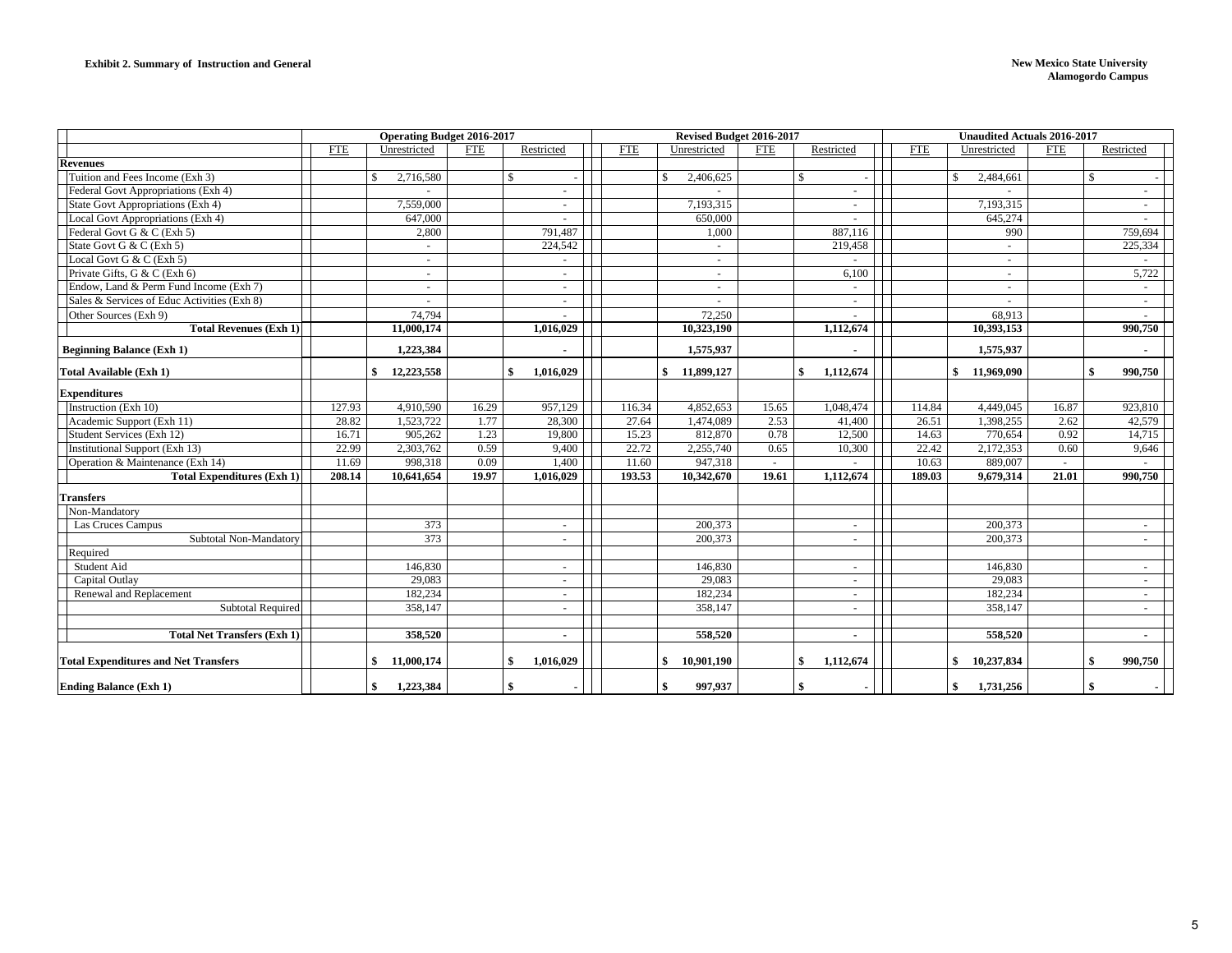**Exhibit 2. Summary of Instruction and General**

**New Mexico State University**
**Alamogordo Campus**

| | Operating Budget 2016-2017 | | | | Revised Budget 2016-2017 | | | | Unaudited Actuals 2016-2017 | | | |
|---|---|---|---|---|---|---|---|---|---|---|---|---|
| | FTE | Unrestricted | FTE | Restricted | FTE | Unrestricted | FTE | Restricted | FTE | Unrestricted | FTE | Restricted |
| **Revenues** | | | | | | | | | | | | |
| Tuition and Fees Income (Exh 3) | | $ 2,716,580 | | $ - | | $ 2,406,625 | | $ - | | $ 2,484,661 | | $ - |
| Federal Govt Appropriations (Exh 4) | | - | | - | | - | | - | | - | | - |
| State Govt Appropriations (Exh 4) | | 7,559,000 | | - | | 7,193,315 | | - | | 7,193,315 | | - |
| Local Govt Appropriations (Exh 4) | | 647,000 | | - | | 650,000 | | - | | 645,274 | | - |
| Federal Govt G & C (Exh 5) | | 2,800 | | 791,487 | | 1,000 | | 887,116 | | 990 | | 759,694 |
| State Govt G & C (Exh 5) | | - | | 224,542 | | - | | 219,458 | | - | | 225,334 |
| Local Govt G & C (Exh 5) | | - | | - | | - | | - | | - | | - |
| Private Gifts, G & C (Exh 6) | | - | | - | | - | | 6,100 | | - | | 5,722 |
| Endow, Land & Perm Fund Income (Exh 7) | | - | | - | | - | | - | | - | | - |
| Sales & Services of Educ Activities (Exh 8) | | - | | - | | - | | - | | - | | - |
| Other Sources (Exh 9) | | 74,794 | | - | | 72,250 | | - | | 68,913 | | - |
| **Total Revenues (Exh 1)** | | **11,000,174** | | **1,016,029** | | **10,323,190** | | **1,112,674** | | **10,393,153** | | **990,750** |
| **Beginning Balance (Exh 1)** | | **1,223,384** | | **-** | | **1,575,937** | | **-** | | **1,575,937** | | **-** |
| **Total Available (Exh 1)** | | **$ 12,223,558** | | **$ 1,016,029** | | **$ 11,899,127** | | **$ 1,112,674** | | **$ 11,969,090** | | **$ 990,750** |
| **Expenditures** | | | | | | | | | | | | |
| Instruction (Exh 10) | 127.93 | 4,910,590 | 16.29 | 957,129 | 116.34 | 4,852,653 | 15.65 | 1,048,474 | 114.84 | 4,449,045 | 16.87 | 923,810 |
| Academic Support (Exh 11) | 28.82 | 1,523,722 | 1.77 | 28,300 | 27.64 | 1,474,089 | 2.53 | 41,400 | 26.51 | 1,398,255 | 2.62 | 42,579 |
| Student Services (Exh 12) | 16.71 | 905,262 | 1.23 | 19,800 | 15.23 | 812,870 | 0.78 | 12,500 | 14.63 | 770,654 | 0.92 | 14,715 |
| Institutional Support (Exh 13) | 22.99 | 2,303,762 | 0.59 | 9,400 | 22.72 | 2,255,740 | 0.65 | 10,300 | 22.42 | 2,172,353 | 0.60 | 9,646 |
| Operation & Maintenance (Exh 14) | 11.69 | 998,318 | 0.09 | 1,400 | 11.60 | 947,318 | - | - | 10.63 | 889,007 | - | - |
| **Total Expenditures (Exh 1)** | **208.14** | **10,641,654** | **19.97** | **1,016,029** | **193.53** | **10,342,670** | **19.61** | **1,112,674** | **189.03** | **9,679,314** | **21.01** | **990,750** |
| **Transfers** | | | | | | | | | | | | |
| Non-Mandatory | | | | | | | | | | | | |
| Las Cruces Campus | | 373 | | - | | 200,373 | | - | | 200,373 | | - |
| Subtotal Non-Mandatory | | 373 | | - | | 200,373 | | - | | 200,373 | | - |
| Required | | | | | | | | | | | | |
| Student Aid | | 146,830 | | - | | 146,830 | | - | | 146,830 | | - |
| Capital Outlay | | 29,083 | | - | | 29,083 | | - | | 29,083 | | - |
| Renewal and Replacement | | 182,234 | | - | | 182,234 | | - | | 182,234 | | - |
| Subtotal Required | | 358,147 | | - | | 358,147 | | - | | 358,147 | | - |
| **Total Net Transfers (Exh 1)** | | **358,520** | | **-** | | **558,520** | | **-** | | **558,520** | | **-** |
| **Total Expenditures and Net Transfers** | | **$ 11,000,174** | | **$ 1,016,029** | | **$ 10,901,190** | | **$ 1,112,674** | | **$ 10,237,834** | | **$ 990,750** |
| **Ending Balance (Exh 1)** | | **$ 1,223,384** | | **$ -** | | **$ 997,937** | | **$ -** | | **$ 1,731,256** | | **$ -** |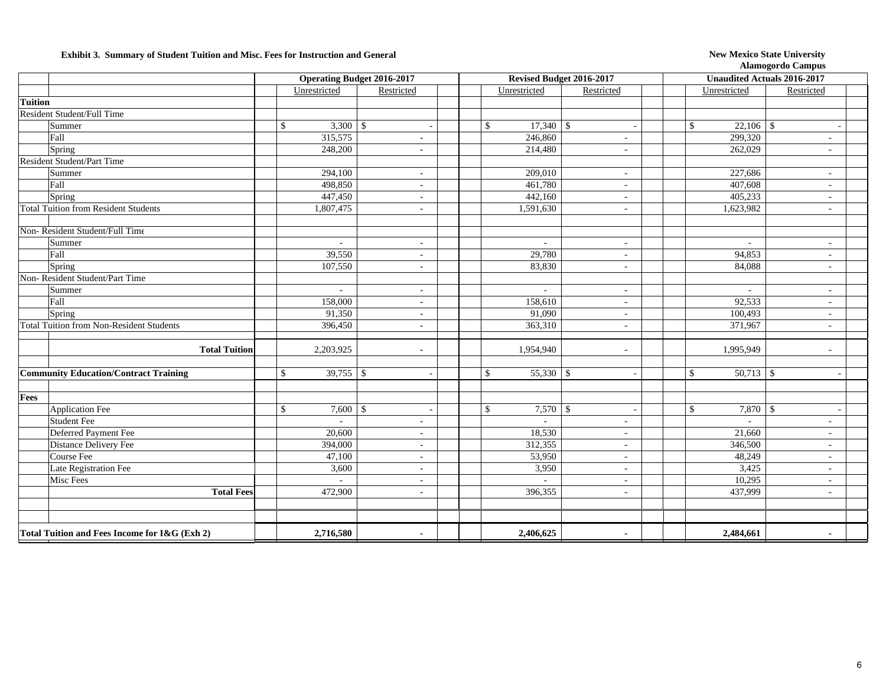**Exhibit 3. Summary of Student Tuition and Misc. Fees for Instruction and General**

**New Mexico State University**
**Alamogordo Campus**

| | Operating Budget 2016-2017 | | Revised Budget 2016-2017 | | Unaudited Actuals 2016-2017 | |
|---|---|---|---|---|---|---|
| | Unrestricted | Restricted | Unrestricted | Restricted | Unrestricted | Restricted |
| **Tuition** | | | | | | |
| Resident Student/Full Time | | | | | | |
| Summer | $ 3,300 | $ - | $ 17,340 | $ - | $ 22,106 | $ - |
| Fall | 315,575 | - | 246,860 | - | 299,320 | - |
| Spring | 248,200 | - | 214,480 | - | 262,029 | - |
| Resident Student/Part Time | | | | | | |
| Summer | 294,100 | - | 209,010 | - | 227,686 | - |
| Fall | 498,850 | - | 461,780 | - | 407,608 | - |
| Spring | 447,450 | - | 442,160 | - | 405,233 | - |
| Total Tuition from Resident Students | 1,807,475 | - | 1,591,630 | - | 1,623,982 | - |
| | | | | | | |
| Non- Resident Student/Full Time | | | | | | |
| Summer | - | - | - | - | - | - |
| Fall | 39,550 | - | 29,780 | - | 94,853 | - |
| Spring | 107,550 | - | 83,830 | - | 84,088 | - |
| Non- Resident Student/Part Time | | | | | | |
| Summer | - | - | - | - | - | - |
| Fall | 158,000 | - | 158,610 | - | 92,533 | - |
| Spring | 91,350 | - | 91,090 | - | 100,493 | - |
| Total Tuition from Non-Resident Students | 396,450 | - | 363,310 | - | 371,967 | - |
| | | | | | | |
| **Total Tuition** | 2,203,925 | - | 1,954,940 | - | 1,995,949 | - |
| | | | | | | |
| **Community Education/Contract Training** | $ 39,755 | $ - | $ 55,330 | $ - | $ 50,713 | $ - |
| | | | | | | |
| **Fees** | | | | | | |
| Application Fee | $ 7,600 | $ - | $ 7,570 | $ - | $ 7,870 | $ - |
| Student Fee | - | - | - | - | - | - |
| Deferred Payment Fee | 20,600 | - | 18,530 | - | 21,660 | - |
| Distance Delivery Fee | 394,000 | - | 312,355 | - | 346,500 | - |
| Course Fee | 47,100 | - | 53,950 | - | 48,249 | - |
| Late Registration Fee | 3,600 | - | 3,950 | - | 3,425 | - |
| Misc Fees | - | - | - | - | 10,295 | - |
| **Total Fees** | 472,900 | - | 396,355 | - | 437,999 | - |
| | | | | | | |
| **Total Tuition and Fees Income for I&G (Exh 2)** | **2,716,580** | **-** | **2,406,625** | **-** | **2,484,661** | **-** |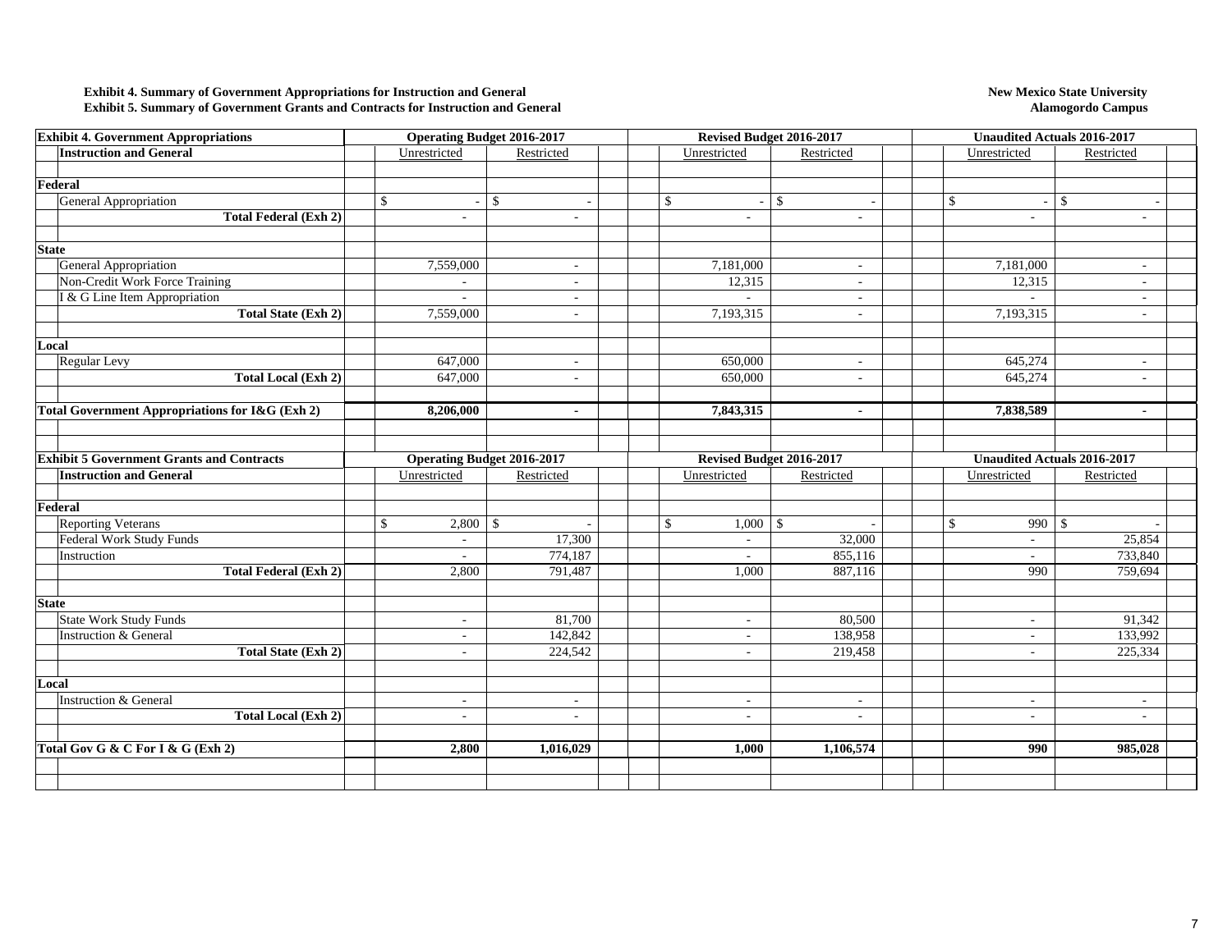**Exhibit 4. Summary of Government Appropriations for Instruction and General**
**Exhibit 5. Summary of Government Grants and Contracts for Instruction and General**

**New Mexico State University**
**Alamogordo Campus**

| **Exhibit 4. Government Appropriations** | **Operating Budget 2016-2017** | | **Revised Budget 2016-2017** | | **Unaudited Actuals 2016-2017** | |
|---|---|---|---|---|---|---|
| **Instruction and General** | Unrestricted | Restricted | Unrestricted | Restricted | Unrestricted | Restricted |
| **Federal** | | | | | | |
| General Appropriation | $ - | $ - | $ - | $ - | $ - | $ - |
| **Total Federal (Exh 2)** | - | - | - | - | - | - |
| **State** | | | | | | |
| General Appropriation | 7,559,000 | - | 7,181,000 | - | 7,181,000 | - |
| Non-Credit Work Force Training | - | - | 12,315 | - | 12,315 | - |
| I & G Line Item Appropriation | - | - | - | - | - | - |
| **Total State (Exh 2)** | 7,559,000 | - | 7,193,315 | - | 7,193,315 | - |
| **Local** | | | | | | |
| Regular Levy | 647,000 | - | 650,000 | - | 645,274 | - |
| **Total Local (Exh 2)** | 647,000 | - | 650,000 | - | 645,274 | - |
| **Total Government Appropriations for I&G (Exh 2)** | **8,206,000** | **-** | **7,843,315** | **-** | **7,838,589** | **-** |

| **Exhibit 5 Government Grants and Contracts** | **Operating Budget 2016-2017** | | **Revised Budget 2016-2017** | | **Unaudited Actuals 2016-2017** | |
|---|---|---|---|---|---|---|
| **Instruction and General** | Unrestricted | Restricted | Unrestricted | Restricted | Unrestricted | Restricted |
| **Federal** | | | | | | |
| Reporting Veterans | $ 2,800 | $ - | $ 1,000 | $ - | $ 990 | $ - |
| Federal Work Study Funds | - | 17,300 | - | 32,000 | - | 25,854 |
| Instruction | - | 774,187 | - | 855,116 | - | 733,840 |
| **Total Federal (Exh 2)** | 2,800 | 791,487 | 1,000 | 887,116 | 990 | 759,694 |
| **State** | | | | | | |
| State Work Study Funds | - | 81,700 | - | 80,500 | - | 91,342 |
| Instruction & General | - | 142,842 | - | 138,958 | - | 133,992 |
| **Total State (Exh 2)** | - | 224,542 | - | 219,458 | - | 225,334 |
| **Local** | | | | | | |
| Instruction & General | - | - | - | - | - | - |
| **Total Local (Exh 2)** | - | - | - | - | - | - |
| **Total Gov G & C For I & G (Exh 2)** | **2,800** | **1,016,029** | **1,000** | **1,106,574** | **990** | **985,028** |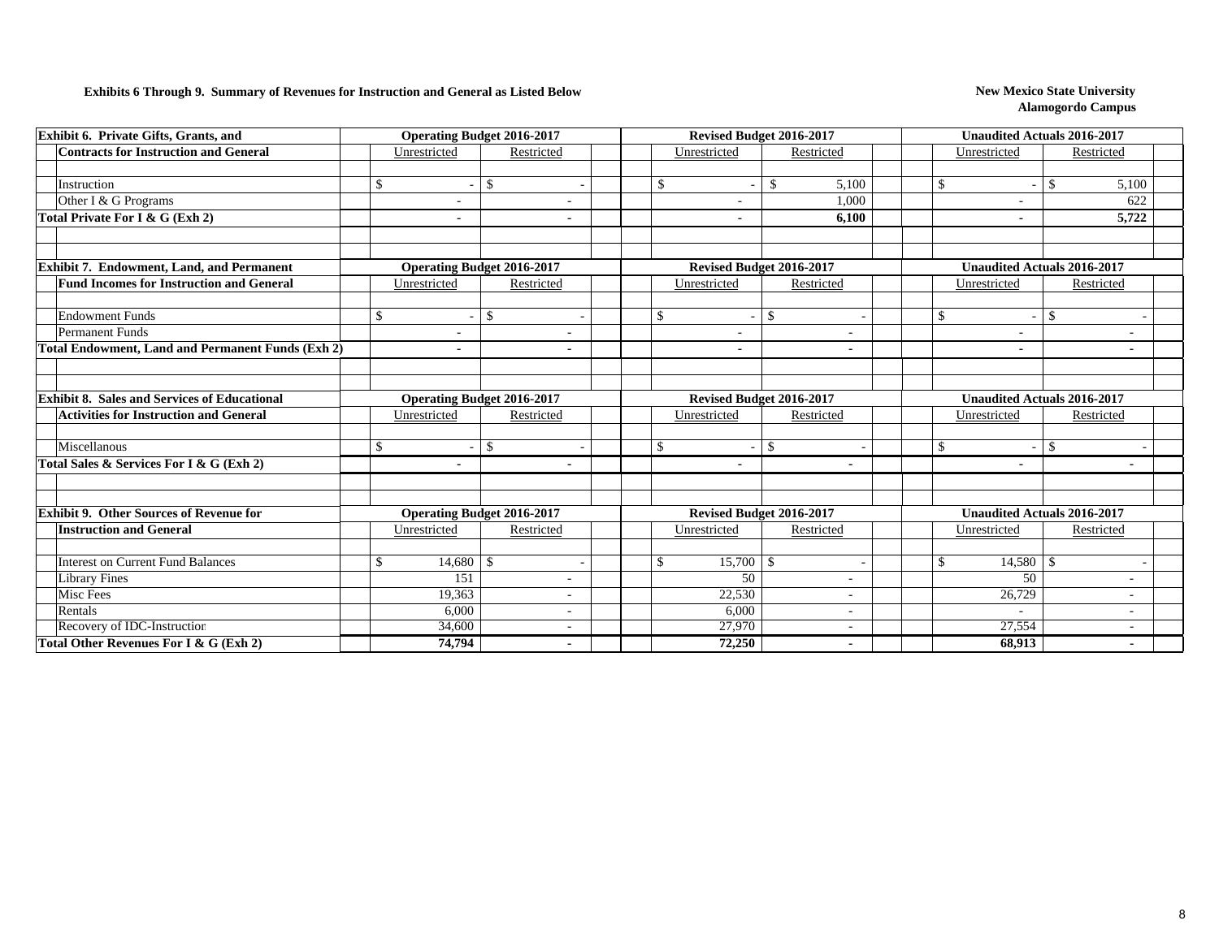**Exhibits 6 Through 9. Summary of Revenues for Instruction and General as Listed Below**

**New Mexico State University**
**Alamogordo Campus**

| Exhibit 6. Private Gifts, Grants, and Contracts for Instruction and General | Operating Budget 2016-2017 | | Revised Budget 2016-2017 | | Unaudited Actuals 2016-2017 | |
|---|---|---|---|---|---|---|
| | Unrestricted | Restricted | Unrestricted | Restricted | Unrestricted | Restricted |
| Instruction | $ - | $ - | $ - | $ 5,100 | $ - | $ 5,100 |
| Other I & G Programs | - | - | - | 1,000 | - | 622 |
| **Total Private For I & G (Exh 2)** | **-** | **-** | **-** | **6,100** | **-** | **5,722** |

| Exhibit 7. Endowment, Land, and Permanent Fund Incomes for Instruction and General | Operating Budget 2016-2017 | | Revised Budget 2016-2017 | | Unaudited Actuals 2016-2017 | |
|---|---|---|---|---|---|---|
| | Unrestricted | Restricted | Unrestricted | Restricted | Unrestricted | Restricted |
| Endowment Funds | $ - | $ - | $ - | $ - | $ - | $ - |
| Permanent Funds | - | - | - | - | - | - |
| **Total Endowment, Land and Permanent Funds (Exh 2)** | **-** | **-** | **-** | **-** | **-** | **-** |

| Exhibit 8. Sales and Services of Educational Activities for Instruction and General | Operating Budget 2016-2017 | | Revised Budget 2016-2017 | | Unaudited Actuals 2016-2017 | |
|---|---|---|---|---|---|---|
| | Unrestricted | Restricted | Unrestricted | Restricted | Unrestricted | Restricted |
| Miscellanous | $ - | $ - | $ - | $ - | $ - | $ - |
| **Total Sales & Services For I & G (Exh 2)** | **-** | **-** | **-** | **-** | **-** | **-** |

| Exhibit 9. Other Sources of Revenue for Instruction and General | Operating Budget 2016-2017 | | Revised Budget 2016-2017 | | Unaudited Actuals 2016-2017 | |
|---|---|---|---|---|---|---|
| | Unrestricted | Restricted | Unrestricted | Restricted | Unrestricted | Restricted |
| Interest on Current Fund Balances | $ 14,680 | $ - | $ 15,700 | $ - | $ 14,580 | $ - |
| Library Fines | 151 | - | 50 | - | 50 | - |
| Misc Fees | 19,363 | - | 22,530 | - | 26,729 | - |
| Rentals | 6,000 | - | 6,000 | - | - | - |
| Recovery of IDC-Instruction | 34,600 | - | 27,970 | - | 27,554 | - |
| **Total Other Revenues For I & G (Exh 2)** | **74,794** | **-** | **72,250** | **-** | **68,913** | **-** |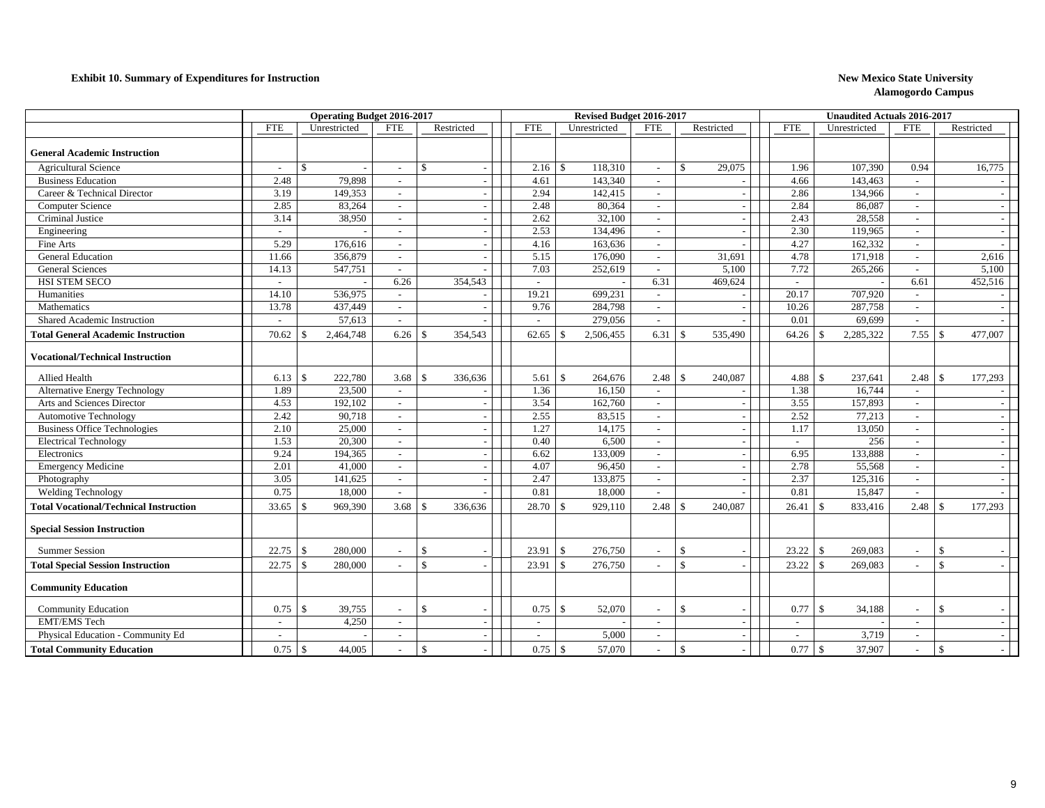**Exhibit 10. Summary of Expenditures for Instruction**

**New Mexico State University**
**Alamogordo Campus**

| | Operating Budget 2016-2017 | | | | Revised Budget 2016-2017 | | | | Unaudited Actuals 2016-2017 | | | |
|---|---|---|---|---|---|---|---|---|---|---|---|---|
| | FTE | Unrestricted | FTE | Restricted | FTE | Unrestricted | FTE | Restricted | FTE | Unrestricted | FTE | Restricted |
| **General Academic Instruction** | | | | | | | | | | | | |
| Agricultural Science | - | $ - | - | $ - | 2.16 | $ 118,310 | - | $ 29,075 | 1.96 | 107,390 | 0.94 | 16,775 |
| Business Education | 2.48 | 79,898 | - | - | 4.61 | 143,340 | - | - | 4.66 | 143,463 | - | - |
| Career & Technical Director | 3.19 | 149,353 | - | - | 2.94 | 142,415 | - | - | 2.86 | 134,966 | - | - |
| Computer Science | 2.85 | 83,264 | - | - | 2.48 | 80,364 | - | - | 2.84 | 86,087 | - | - |
| Criminal Justice | 3.14 | 38,950 | - | - | 2.62 | 32,100 | - | - | 2.43 | 28,558 | - | - |
| Engineering | - | - | - | - | 2.53 | 134,496 | - | - | 2.30 | 119,965 | - | - |
| Fine Arts | 5.29 | 176,616 | - | - | 4.16 | 163,636 | - | - | 4.27 | 162,332 | - | - |
| General Education | 11.66 | 356,879 | - | - | 5.15 | 176,090 | - | 31,691 | 4.78 | 171,918 | - | 2,616 |
| General Sciences | 14.13 | 547,751 | - | - | 7.03 | 252,619 | - | 5,100 | 7.72 | 265,266 | - | 5,100 |
| HSI STEM SECO | - | - | 6.26 | 354,543 | - | - | 6.31 | 469,624 | - | - | 6.61 | 452,516 |
| Humanities | 14.10 | 536,975 | - | - | 19.21 | 699,231 | - | - | 20.17 | 707,920 | - | - |
| Mathematics | 13.78 | 437,449 | - | - | 9.76 | 284,798 | - | - | 10.26 | 287,758 | - | - |
| Shared Academic Instruction | - | 57,613 | - | - | - | 279,056 | - | - | 0.01 | 69,699 | - | - |
| **Total General Academic Instruction** | 70.62 | $ 2,464,748 | 6.26 | $ 354,543 | 62.65 | $ 2,506,455 | 6.31 | $ 535,490 | 64.26 | $ 2,285,322 | 7.55 | $ 477,007 |
| **Vocational/Technical Instruction** | | | | | | | | | | | | |
| Allied Health | 6.13 | $ 222,780 | 3.68 | $ 336,636 | 5.61 | $ 264,676 | 2.48 | $ 240,087 | 4.88 | $ 237,641 | 2.48 | $ 177,293 |
| Alternative Energy Technology | 1.89 | 23,500 | - | - | 1.36 | 16,150 | - | - | 1.38 | 16,744 | - | - |
| Arts and Sciences Director | 4.53 | 192,102 | - | - | 3.54 | 162,760 | - | - | 3.55 | 157,893 | - | - |
| Automotive Technology | 2.42 | 90,718 | - | - | 2.55 | 83,515 | - | - | 2.52 | 77,213 | - | - |
| Business Office Technologies | 2.10 | 25,000 | - | - | 1.27 | 14,175 | - | - | 1.17 | 13,050 | - | - |
| Electrical Technology | 1.53 | 20,300 | - | - | 0.40 | 6,500 | - | - | - | 256 | - | - |
| Electronics | 9.24 | 194,365 | - | - | 6.62 | 133,009 | - | - | 6.95 | 133,888 | - | - |
| Emergency Medicine | 2.01 | 41,000 | - | - | 4.07 | 96,450 | - | - | 2.78 | 55,568 | - | - |
| Photography | 3.05 | 141,625 | - | - | 2.47 | 133,875 | - | - | 2.37 | 125,316 | - | - |
| Welding Technology | 0.75 | 18,000 | - | - | 0.81 | 18,000 | - | - | 0.81 | 15,847 | - | - |
| **Total Vocational/Technical Instruction** | 33.65 | $ 969,390 | 3.68 | $ 336,636 | 28.70 | $ 929,110 | 2.48 | $ 240,087 | 26.41 | $ 833,416 | 2.48 | $ 177,293 |
| **Special Session Instruction** | | | | | | | | | | | | |
| Summer Session | 22.75 | $ 280,000 | - | $ - | 23.91 | $ 276,750 | - | $ - | 23.22 | $ 269,083 | - | $ - |
| **Total Special Session Instruction** | 22.75 | $ 280,000 | - | $ - | 23.91 | $ 276,750 | - | $ - | 23.22 | $ 269,083 | - | $ - |
| **Community Education** | | | | | | | | | | | | |
| Community Education | 0.75 | $ 39,755 | - | $ - | 0.75 | $ 52,070 | - | $ - | 0.77 | $ 34,188 | - | $ - |
| EMT/EMS Tech | - | 4,250 | - | - | - | - | - | - | - | - | - | - |
| Physical Education - Community Ed | - | - | - | - | - | 5,000 | - | - | - | 3,719 | - | - |
| **Total Community Education** | 0.75 | $ 44,005 | - | $ - | 0.75 | $ 57,070 | - | $ - | 0.77 | $ 37,907 | - | $ - |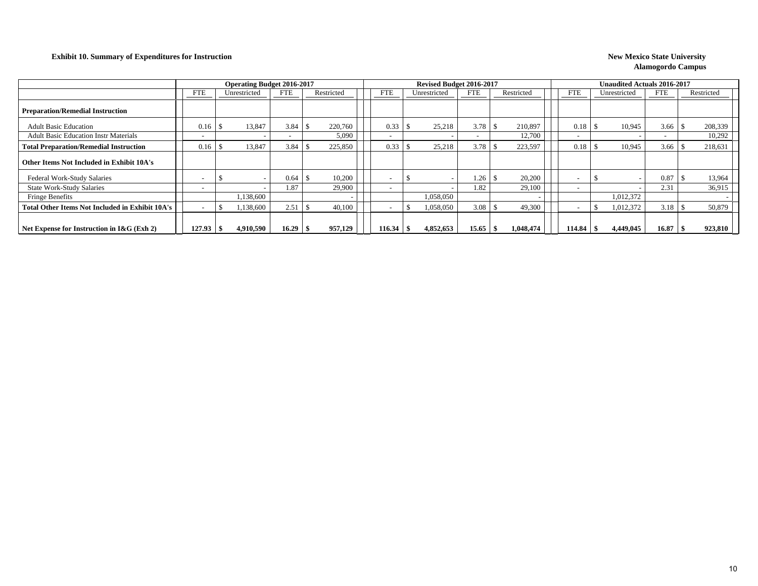**Exhibit 10. Summary of Expenditures for Instruction**

**New Mexico State University**
**Alamogordo Campus**

| | Operating Budget 2016-2017 | | | | Revised Budget 2016-2017 | | | | Unaudited Actuals 2016-2017 | | | |
|---|---|---|---|---|---|---|---|---|---|---|---|---|
| | FTE | Unrestricted | FTE | Restricted | FTE | Unrestricted | FTE | Restricted | FTE | Unrestricted | FTE | Restricted |
| **Preparation/Remedial Instruction** | | | | | | | | | | | | |
| Adult Basic Education | 0.16 | $ 13,847 | 3.84 | $ 220,760 | 0.33 | $ 25,218 | 3.78 | $ 210,897 | 0.18 | $ 10,945 | 3.66 | $ 208,339 |
| Adult Basic Education Instr Materials | - | - | - | 5,090 | - | - | - | 12,700 | - | - | - | 10,292 |
| **Total Preparation/Remedial Instruction** | 0.16 | $ 13,847 | 3.84 | $ 225,850 | 0.33 | $ 25,218 | 3.78 | $ 223,597 | 0.18 | $ 10,945 | 3.66 | $ 218,631 |
| **Other Items Not Included in Exhibit 10A's** | | | | | | | | | | | | |
| Federal Work-Study Salaries | - | $ - | 0.64 | $ 10,200 | - | $ - | 1.26 | $ 20,200 | - | $ - | 0.87 | $ 13,964 |
| State Work-Study Salaries | - | - | 1.87 | 29,900 | - | - | 1.82 | 29,100 | - | - | 2.31 | 36,915 |
| Fringe Benefits | | 1,138,600 | | - | | 1,058,050 | | - | | 1,012,372 | | - |
| **Total Other Items Not Included in Exhibit 10A's** | - | $ 1,138,600 | 2.51 | $ 40,100 | - | $ 1,058,050 | 3.08 | $ 49,300 | - | $ 1,012,372 | 3.18 | $ 50,879 |
| **Net Expense for Instruction in I&G (Exh 2)** | **127.93** | **$ 4,910,590** | **16.29** | **$ 957,129** | **116.34** | **$ 4,852,653** | **15.65** | **$ 1,048,474** | **114.84** | **$ 4,449,045** | **16.87** | **$ 923,810** |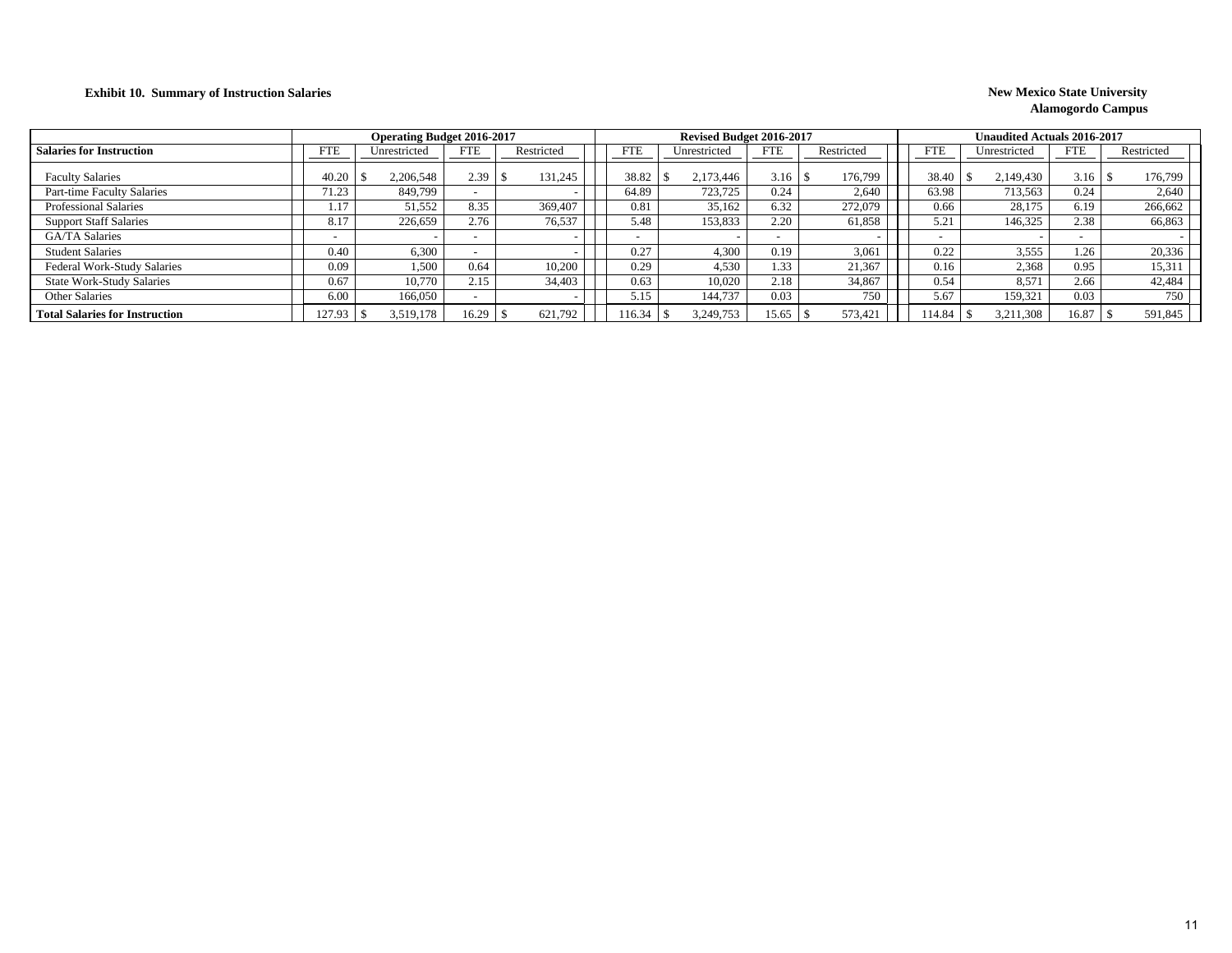**Exhibit 10. Summary of Instruction Salaries**

**New Mexico State University**
**Alamogordo Campus**

| Salaries for Instruction | Operating Budget 2016-2017 | | | | Revised Budget 2016-2017 | | | | Unaudited Actuals 2016-2017 | | | |
|---|---|---|---|---|---|---|---|---|---|---|---|---|
| | FTE | Unrestricted | FTE | Restricted | FTE | Unrestricted | FTE | Restricted | FTE | Unrestricted | FTE | Restricted |
| Faculty Salaries | 40.20 | $ 2,206,548 | 2.39 | $ 131,245 | 38.82 | $ 2,173,446 | 3.16 | $ 176,799 | 38.40 | $ 2,149,430 | 3.16 | $ 176,799 |
| Part-time Faculty Salaries | 71.23 | 849,799 | - | - | 64.89 | 723,725 | 0.24 | 2,640 | 63.98 | 713,563 | 0.24 | 2,640 |
| Professional Salaries | 1.17 | 51,552 | 8.35 | 369,407 | 0.81 | 35,162 | 6.32 | 272,079 | 0.66 | 28,175 | 6.19 | 266,662 |
| Support Staff Salaries | 8.17 | 226,659 | 2.76 | 76,537 | 5.48 | 153,833 | 2.20 | 61,858 | 5.21 | 146,325 | 2.38 | 66,863 |
| GA/TA Salaries | - | - | - | - | - | - | - | - | - | - | - | - |
| Student Salaries | 0.40 | 6,300 | - | - | 0.27 | 4,300 | 0.19 | 3,061 | 0.22 | 3,555 | 1.26 | 20,336 |
| Federal Work-Study Salaries | 0.09 | 1,500 | 0.64 | 10,200 | 0.29 | 4,530 | 1.33 | 21,367 | 0.16 | 2,368 | 0.95 | 15,311 |
| State Work-Study Salaries | 0.67 | 10,770 | 2.15 | 34,403 | 0.63 | 10,020 | 2.18 | 34,867 | 0.54 | 8,571 | 2.66 | 42,484 |
| Other Salaries | 6.00 | 166,050 | - | - | 5.15 | 144,737 | 0.03 | 750 | 5.67 | 159,321 | 0.03 | 750 |
| **Total Salaries for Instruction** | 127.93 | $ 3,519,178 | 16.29 | $ 621,792 | 116.34 | $ 3,249,753 | 15.65 | $ 573,421 | 114.84 | $ 3,211,308 | 16.87 | $ 591,845 |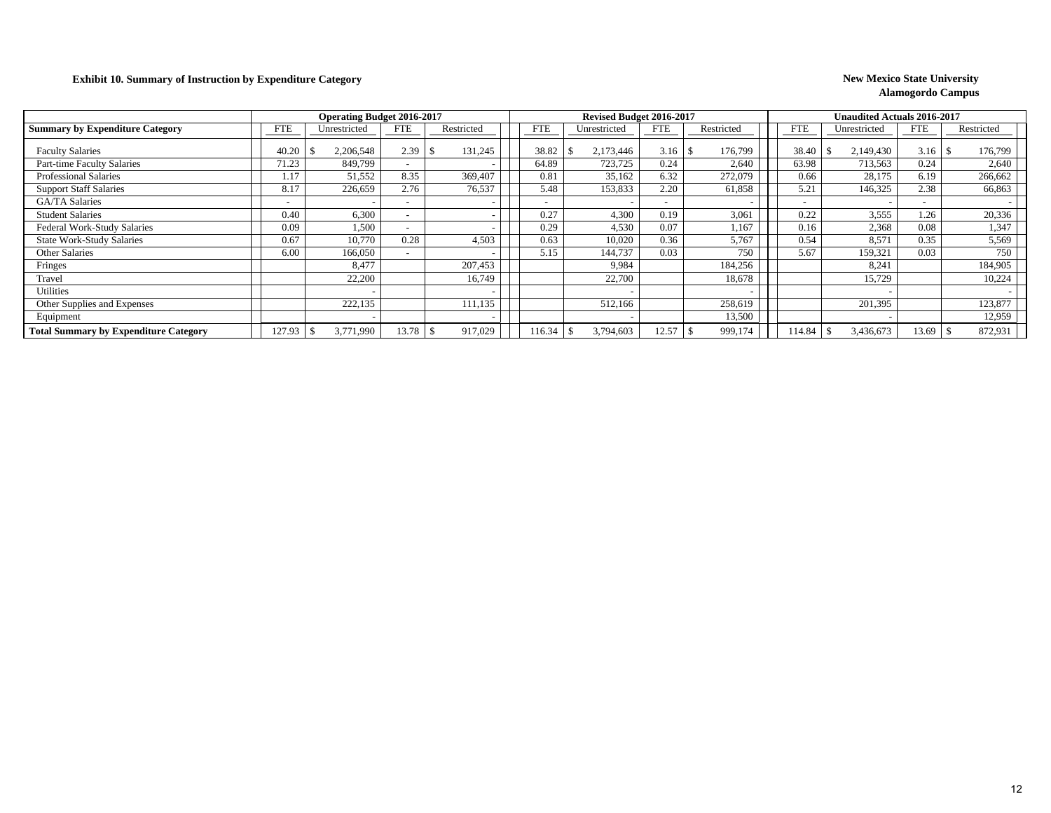**Exhibit 10. Summary of Instruction by Expenditure Category**

**New Mexico State University**
**Alamogordo Campus**

| | Operating Budget 2016-2017 | | | | Revised Budget 2016-2017 | | | | Unaudited Actuals 2016-2017 | | | |
|---|---|---|---|---|---|---|---|---|---|---|---|---|
| **Summary by Expenditure Category** | FTE | Unrestricted | FTE | Restricted | FTE | Unrestricted | FTE | Restricted | FTE | Unrestricted | FTE | Restricted |
| Faculty Salaries | 40.20 | $ 2,206,548 | 2.39 | $ 131,245 | 38.82 | $ 2,173,446 | 3.16 | $ 176,799 | 38.40 | $ 2,149,430 | 3.16 | $ 176,799 |
| Part-time Faculty Salaries | 71.23 | 849,799 | - | - | 64.89 | 723,725 | 0.24 | 2,640 | 63.98 | 713,563 | 0.24 | 2,640 |
| Professional Salaries | 1.17 | 51,552 | 8.35 | 369,407 | 0.81 | 35,162 | 6.32 | 272,079 | 0.66 | 28,175 | 6.19 | 266,662 |
| Support Staff Salaries | 8.17 | 226,659 | 2.76 | 76,537 | 5.48 | 153,833 | 2.20 | 61,858 | 5.21 | 146,325 | 2.38 | 66,863 |
| GA/TA Salaries | - | - | - | - | - | - | - | - | - | - | - | - |
| Student Salaries | 0.40 | 6,300 | - | - | 0.27 | 4,300 | 0.19 | 3,061 | 0.22 | 3,555 | 1.26 | 20,336 |
| Federal Work-Study Salaries | 0.09 | 1,500 | - | - | 0.29 | 4,530 | 0.07 | 1,167 | 0.16 | 2,368 | 0.08 | 1,347 |
| State Work-Study Salaries | 0.67 | 10,770 | 0.28 | 4,503 | 0.63 | 10,020 | 0.36 | 5,767 | 0.54 | 8,571 | 0.35 | 5,569 |
| Other Salaries | 6.00 | 166,050 | - | - | 5.15 | 144,737 | 0.03 | 750 | 5.67 | 159,321 | 0.03 | 750 |
| Fringes | | 8,477 | | 207,453 | | 9,984 | | 184,256 | | 8,241 | | 184,905 |
| Travel | | 22,200 | | 16,749 | | 22,700 | | 18,678 | | 15,729 | | 10,224 |
| Utilities | | - | | - | | - | | - | | - | | - |
| Other Supplies and Expenses | | 222,135 | | 111,135 | | 512,166 | | 258,619 | | 201,395 | | 123,877 |
| Equipment | | - | | - | | - | | 13,500 | | - | | 12,959 |
| **Total Summary by Expenditure Category** | 127.93 | $ 3,771,990 | 13.78 | $ 917,029 | 116.34 | $ 3,794,603 | 12.57 | $ 999,174 | 114.84 | $ 3,436,673 | 13.69 | $ 872,931 |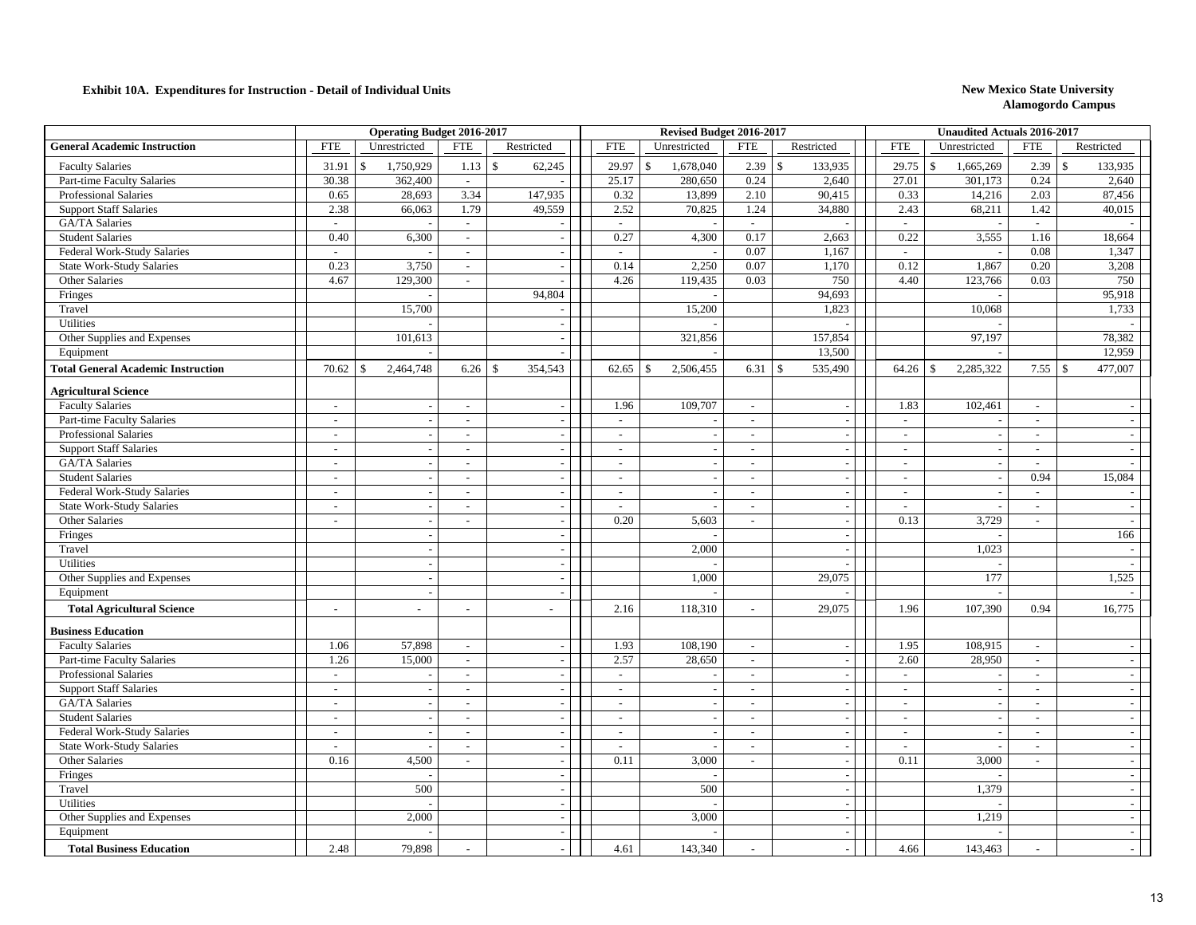**Exhibit 10A. Expenditures for Instruction - Detail of Individual Units**

**New Mexico State University**
**Alamogordo Campus**

| | Operating Budget 2016-2017 | | | | Revised Budget 2016-2017 | | | | Unaudited Actuals 2016-2017 | | | |
|---|---|---|---|---|---|---|---|---|---|---|---|---|
| **General Academic Instruction** | FTE | Unrestricted | FTE | Restricted | FTE | Unrestricted | FTE | Restricted | FTE | Unrestricted | FTE | Restricted |
| Faculty Salaries | 31.91 | $ 1,750,929 | 1.13 | $ 62,245 | 29.97 | $ 1,678,040 | 2.39 | $ 133,935 | 29.75 | $ 1,665,269 | 2.39 | $ 133,935 |
| Part-time Faculty Salaries | 30.38 | 362,400 | - | - | 25.17 | 280,650 | 0.24 | 2,640 | 27.01 | 301,173 | 0.24 | 2,640 |
| Professional Salaries | 0.65 | 28,693 | 3.34 | 147,935 | 0.32 | 13,899 | 2.10 | 90,415 | 0.33 | 14,216 | 2.03 | 87,456 |
| Support Staff Salaries | 2.38 | 66,063 | 1.79 | 49,559 | 2.52 | 70,825 | 1.24 | 34,880 | 2.43 | 68,211 | 1.42 | 40,015 |
| GA/TA Salaries | - | - | - | - | - | - | - | - | - | - | - | - |
| Student Salaries | 0.40 | 6,300 | - | - | 0.27 | 4,300 | 0.17 | 2,663 | 0.22 | 3,555 | 1.16 | 18,664 |
| Federal Work-Study Salaries | - | - | - | - | - | - | 0.07 | 1,167 | - | - | 0.08 | 1,347 |
| State Work-Study Salaries | 0.23 | 3,750 | - | - | 0.14 | 2,250 | 0.07 | 1,170 | 0.12 | 1,867 | 0.20 | 3,208 |
| Other Salaries | 4.67 | 129,300 | - | - | 4.26 | 119,435 | 0.03 | 750 | 4.40 | 123,766 | 0.03 | 750 |
| Fringes | | - | | 94,804 | | - | | 94,693 | | - | | 95,918 |
| Travel | | 15,700 | | - | | 15,200 | | 1,823 | | 10,068 | | 1,733 |
| Utilities | | - | | - | | - | | - | | - | | - |
| Other Supplies and Expenses | | 101,613 | | - | | 321,856 | | 157,854 | | 97,197 | | 78,382 |
| Equipment | | - | | - | | - | | 13,500 | | - | | 12,959 |
| **Total General Academic Instruction** | 70.62 | $ 2,464,748 | 6.26 | $ 354,543 | 62.65 | $ 2,506,455 | 6.31 | $ 535,490 | 64.26 | $ 2,285,322 | 7.55 | $ 477,007 |
| **Agricultural Science** | | | | | | | | | | | | |
| Faculty Salaries | - | - | - | - | 1.96 | 109,707 | - | - | 1.83 | 102,461 | - | - |
| Part-time Faculty Salaries | - | - | - | - | - | - | - | - | - | - | - | - |
| Professional Salaries | - | - | - | - | - | - | - | - | - | - | - | - |
| Support Staff Salaries | - | - | - | - | - | - | - | - | - | - | - | - |
| GA/TA Salaries | - | - | - | - | - | - | - | - | - | - | - | - |
| Student Salaries | - | - | - | - | - | - | - | - | - | - | 0.94 | 15,084 |
| Federal Work-Study Salaries | - | - | - | - | - | - | - | - | - | - | - | - |
| State Work-Study Salaries | - | - | - | - | - | - | - | - | - | - | - | - |
| Other Salaries | - | - | - | - | 0.20 | 5,603 | - | - | 0.13 | 3,729 | - | - |
| Fringes | | - | | - | | - | | - | | - | | 166 |
| Travel | | - | | - | | 2,000 | | - | | 1,023 | | - |
| Utilities | | - | | - | | - | | - | | - | | - |
| Other Supplies and Expenses | | - | | - | | 1,000 | | 29,075 | | 177 | | 1,525 |
| Equipment | | - | | - | | - | | - | | - | | - |
| **Total Agricultural Science** | - | - | - | - | 2.16 | 118,310 | - | 29,075 | 1.96 | 107,390 | 0.94 | 16,775 |
| **Business Education** | | | | | | | | | | | | |
| Faculty Salaries | 1.06 | 57,898 | - | - | 1.93 | 108,190 | - | - | 1.95 | 108,915 | - | - |
| Part-time Faculty Salaries | 1.26 | 15,000 | - | - | 2.57 | 28,650 | - | - | 2.60 | 28,950 | - | - |
| Professional Salaries | - | - | - | - | - | - | - | - | - | - | - | - |
| Support Staff Salaries | - | - | - | - | - | - | - | - | - | - | - | - |
| GA/TA Salaries | - | - | - | - | - | - | - | - | - | - | - | - |
| Student Salaries | - | - | - | - | - | - | - | - | - | - | - | - |
| Federal Work-Study Salaries | - | - | - | - | - | - | - | - | - | - | - | - |
| State Work-Study Salaries | - | - | - | - | - | - | - | - | - | - | - | - |
| Other Salaries | 0.16 | 4,500 | - | - | 0.11 | 3,000 | - | - | 0.11 | 3,000 | - | - |
| Fringes | | - | | - | | - | | - | | - | | - |
| Travel | | 500 | | - | | 500 | | - | | 1,379 | | - |
| Utilities | | - | | - | | - | | - | | - | | - |
| Other Supplies and Expenses | | 2,000 | | - | | 3,000 | | - | | 1,219 | | - |
| Equipment | | - | | - | | - | | - | | - | | - |
| **Total Business Education** | 2.48 | 79,898 | - | - | 4.61 | 143,340 | - | - | 4.66 | 143,463 | - | - |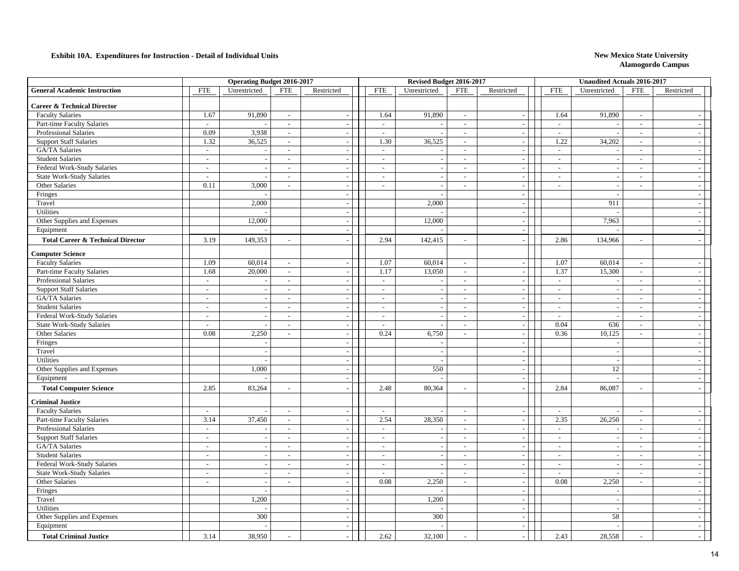**Exhibit 10A. Expenditures for Instruction - Detail of Individual Units**

**New Mexico State University**
**Alamogordo Campus**

| | Operating Budget 2016-2017 | | | | Revised Budget 2016-2017 | | | | Unaudited Actuals 2016-2017 | | | |
|---|---|---|---|---|---|---|---|---|---|---|---|---|
| **General Academic Instruction** | FTE | Unrestricted | FTE | Restricted | FTE | Unrestricted | FTE | Restricted | FTE | Unrestricted | FTE | Restricted |
| **Career & Technical Director** | | | | | | | | | | | | |
| Faculty Salaries | 1.67 | 91,890 | - | - | 1.64 | 91,890 | - | - | 1.64 | 91,890 | - | - |
| Part-time Faculty Salaries | - | - | - | - | - | - | - | - | - | - | - | - |
| Professional Salaries | 0.09 | 3,938 | - | - | - | - | - | - | - | - | - | - |
| Support Staff Salaries | 1.32 | 36,525 | - | - | 1.30 | 36,525 | - | - | 1.22 | 34,202 | - | - |
| GA/TA Salaries | - | - | - | - | - | - | - | - | - | - | - | - |
| Student Salaries | - | - | - | - | - | - | - | - | - | - | - | - |
| Federal Work-Study Salaries | - | - | - | - | - | - | - | - | - | - | - | - |
| State Work-Study Salaries | - | - | - | - | - | - | - | - | - | - | - | - |
| Other Salaries | 0.11 | 3,000 | - | - | - | - | - | - | - | - | - | - |
| Fringes | | - | | - | | - | | - | | - | | - |
| Travel | | 2,000 | | - | | 2,000 | | - | | 911 | | - |
| Utilities | | - | | - | | - | | - | | - | | - |
| Other Supplies and Expenses | | 12,000 | | - | | 12,000 | | - | | 7,963 | | - |
| Equipment | | - | | - | | - | | - | | - | | - |
| **Total Career & Technical Director** | 3.19 | 149,353 | - | - | 2.94 | 142,415 | - | - | 2.86 | 134,966 | - | - |
| **Computer Science** | | | | | | | | | | | | |
| Faculty Salaries | 1.09 | 60,014 | - | - | 1.07 | 60,014 | - | - | 1.07 | 60,014 | - | - |
| Part-time Faculty Salaries | 1.68 | 20,000 | - | - | 1.17 | 13,050 | - | - | 1.37 | 15,300 | - | - |
| Professional Salaries | - | - | - | - | - | - | - | - | - | - | - | - |
| Support Staff Salaries | - | - | - | - | - | - | - | - | - | - | - | - |
| GA/TA Salaries | - | - | - | - | - | - | - | - | - | - | - | - |
| Student Salaries | - | - | - | - | - | - | - | - | - | - | - | - |
| Federal Work-Study Salaries | - | - | - | - | - | - | - | - | - | - | - | - |
| State Work-Study Salaries | - | - | - | - | - | - | - | - | 0.04 | 636 | - | - |
| Other Salaries | 0.08 | 2,250 | - | - | 0.24 | 6,750 | - | - | 0.36 | 10,125 | - | - |
| Fringes | | - | | - | | - | | - | | - | | - |
| Travel | | - | | - | | - | | - | | - | | - |
| Utilities | | - | | - | | - | | - | | - | | - |
| Other Supplies and Expenses | | 1,000 | | - | | 550 | | - | | 12 | | - |
| Equipment | | - | | - | | - | | - | | - | | - |
| **Total Computer Science** | 2.85 | 83,264 | - | - | 2.48 | 80,364 | - | - | 2.84 | 86,087 | - | - |
| **Criminal Justice** | | | | | | | | | | | | |
| Faculty Salaries | - | - | - | - | - | - | - | - | - | - | - | - |
| Part-time Faculty Salaries | 3.14 | 37,450 | - | - | 2.54 | 28,350 | - | - | 2.35 | 26,250 | - | - |
| Professional Salaries | - | - | - | - | - | - | - | - | - | - | - | - |
| Support Staff Salaries | - | - | - | - | - | - | - | - | - | - | - | - |
| GA/TA Salaries | - | - | - | - | - | - | - | - | - | - | - | - |
| Student Salaries | - | - | - | - | - | - | - | - | - | - | - | - |
| Federal Work-Study Salaries | - | - | - | - | - | - | - | - | - | - | - | - |
| State Work-Study Salaries | - | - | - | - | - | - | - | - | - | - | - | - |
| Other Salaries | - | - | - | - | 0.08 | 2,250 | - | - | 0.08 | 2,250 | - | - |
| Fringes | | - | | - | | - | | - | | - | | - |
| Travel | | 1,200 | | - | | 1,200 | | - | | - | | - |
| Utilities | | - | | - | | - | | - | | - | | - |
| Other Supplies and Expenses | | 300 | | - | | 300 | | - | | 58 | | - |
| Equipment | | - | | - | | - | | - | | - | | - |
| **Total Criminal Justice** | 3.14 | 38,950 | - | - | 2.62 | 32,100 | - | - | 2.43 | 28,558 | - | - |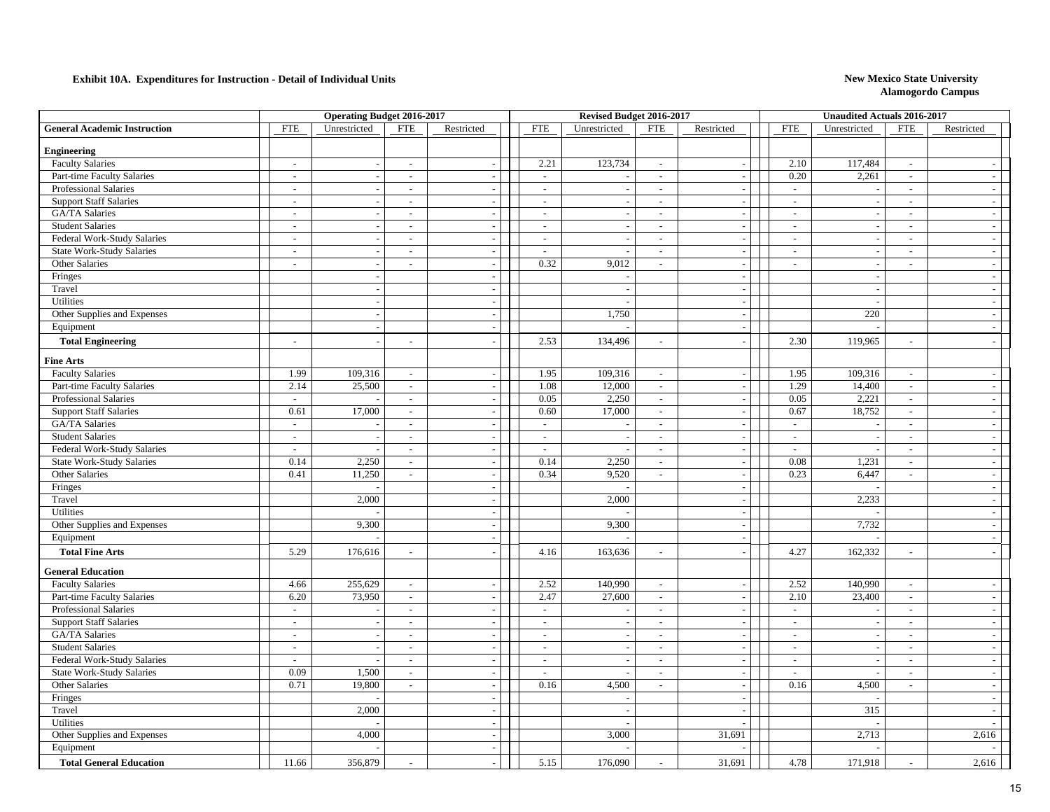**Exhibit 10A. Expenditures for Instruction - Detail of Individual Units**

**New Mexico State University**
**Alamogordo Campus**

| General Academic Instruction | Operating Budget 2016-2017 | | | | Revised Budget 2016-2017 | | | | Unaudited Actuals 2016-2017 | | | |
|---|---|---|---|---|---|---|---|---|---|---|---|---|
| | FTE | Unrestricted | FTE | Restricted | FTE | Unrestricted | FTE | Restricted | FTE | Unrestricted | FTE | Restricted |
| **Engineering** | | | | | | | | | | | | |
| Faculty Salaries | - | - | - | - | 2.21 | 123,734 | - | - | 2.10 | 117,484 | - | - |
| Part-time Faculty Salaries | - | - | - | - | - | - | - | - | 0.20 | 2,261 | - | - |
| Professional Salaries | - | - | - | - | - | - | - | - | - | - | - | - |
| Support Staff Salaries | - | - | - | - | - | - | - | - | - | - | - | - |
| GA/TA Salaries | - | - | - | - | - | - | - | - | - | - | - | - |
| Student Salaries | - | - | - | - | - | - | - | - | - | - | - | - |
| Federal Work-Study Salaries | - | - | - | - | - | - | - | - | - | - | - | - |
| State Work-Study Salaries | - | - | - | - | - | - | - | - | - | - | - | - |
| Other Salaries | - | - | - | - | 0.32 | 9,012 | - | - | - | - | - | - |
| Fringes | | - | | - | | - | | - | | - | | - |
| Travel | | - | | - | | - | | - | | - | | - |
| Utilities | | - | | - | | - | | - | | - | | - |
| Other Supplies and Expenses | | - | | - | | 1,750 | | - | | 220 | | - |
| Equipment | | - | | - | | - | | - | | - | | - |
| **Total Engineering** | - | - | - | - | 2.53 | 134,496 | - | - | 2.30 | 119,965 | - | - |
| **Fine Arts** | | | | | | | | | | | | |
| Faculty Salaries | 1.99 | 109,316 | - | - | 1.95 | 109,316 | - | - | 1.95 | 109,316 | - | - |
| Part-time Faculty Salaries | 2.14 | 25,500 | - | - | 1.08 | 12,000 | - | - | 1.29 | 14,400 | - | - |
| Professional Salaries | - | - | - | - | 0.05 | 2,250 | - | - | 0.05 | 2,221 | - | - |
| Support Staff Salaries | 0.61 | 17,000 | - | - | 0.60 | 17,000 | - | - | 0.67 | 18,752 | - | - |
| GA/TA Salaries | - | - | - | - | - | - | - | - | - | - | - | - |
| Student Salaries | - | - | - | - | - | - | - | - | - | - | - | - |
| Federal Work-Study Salaries | - | - | - | - | - | - | - | - | - | - | - | - |
| State Work-Study Salaries | 0.14 | 2,250 | - | - | 0.14 | 2,250 | - | - | 0.08 | 1,231 | - | - |
| Other Salaries | 0.41 | 11,250 | - | - | 0.34 | 9,520 | - | - | 0.23 | 6,447 | - | - |
| Fringes | | - | | - | | - | | - | | - | | - |
| Travel | | 2,000 | | - | | 2,000 | | - | | 2,233 | | - |
| Utilities | | - | | - | | - | | - | | - | | - |
| Other Supplies and Expenses | | 9,300 | | - | | 9,300 | | - | | 7,732 | | - |
| Equipment | | - | | - | | - | | - | | - | | - |
| **Total Fine Arts** | 5.29 | 176,616 | - | - | 4.16 | 163,636 | - | - | 4.27 | 162,332 | - | - |
| **General Education** | | | | | | | | | | | | |
| Faculty Salaries | 4.66 | 255,629 | - | - | 2.52 | 140,990 | - | - | 2.52 | 140,990 | - | - |
| Part-time Faculty Salaries | 6.20 | 73,950 | - | - | 2.47 | 27,600 | - | - | 2.10 | 23,400 | - | - |
| Professional Salaries | - | - | - | - | - | - | - | - | - | - | - | - |
| Support Staff Salaries | - | - | - | - | - | - | - | - | - | - | - | - |
| GA/TA Salaries | - | - | - | - | - | - | - | - | - | - | - | - |
| Student Salaries | - | - | - | - | - | - | - | - | - | - | - | - |
| Federal Work-Study Salaries | - | - | - | - | - | - | - | - | - | - | - | - |
| State Work-Study Salaries | 0.09 | 1,500 | - | - | - | - | - | - | - | - | - | - |
| Other Salaries | 0.71 | 19,800 | - | - | 0.16 | 4,500 | - | - | 0.16 | 4,500 | - | - |
| Fringes | | - | | - | | - | | - | | - | | - |
| Travel | | 2,000 | | - | | - | | - | | 315 | | - |
| Utilities | | - | | - | | - | | - | | - | | - |
| Other Supplies and Expenses | | 4,000 | | - | | 3,000 | | 31,691 | | 2,713 | | 2,616 |
| Equipment | | - | | - | | - | | - | | - | | - |
| **Total General Education** | 11.66 | 356,879 | - | - | 5.15 | 176,090 | - | 31,691 | 4.78 | 171,918 | - | 2,616 |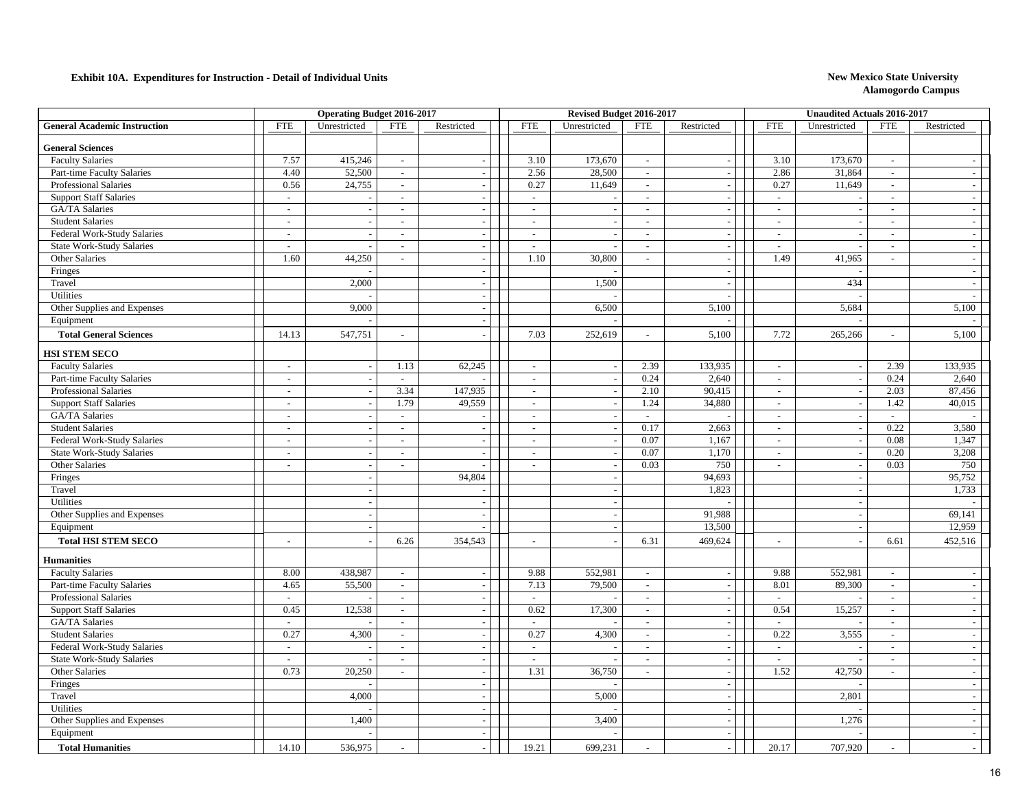**Exhibit 10A. Expenditures for Instruction - Detail of Individual Units**

**New Mexico State University**
**Alamogordo Campus**

| General Academic Instruction | Operating Budget 2016-2017 FTE | Unrestricted | FTE | Restricted | Revised Budget 2016-2017 FTE | Unrestricted | FTE | Restricted | Unaudited Actuals 2016-2017 FTE | Unrestricted | FTE | Restricted |
|---|---|---|---|---|---|---|---|---|---|---|---|---|
| **General Sciences** | | | | | | | | | | | | |
| Faculty Salaries | 7.57 | 415,246 | - | - | 3.10 | 173,670 | - | - | 3.10 | 173,670 | - | - |
| Part-time Faculty Salaries | 4.40 | 52,500 | - | - | 2.56 | 28,500 | - | - | 2.86 | 31,864 | - | - |
| Professional Salaries | 0.56 | 24,755 | - | - | 0.27 | 11,649 | - | - | 0.27 | 11,649 | - | - |
| Support Staff Salaries | - | - | - | - | - | - | - | - | - | - | - | - |
| GA/TA Salaries | - | - | - | - | - | - | - | - | - | - | - | - |
| Student Salaries | - | - | - | - | - | - | - | - | - | - | - | - |
| Federal Work-Study Salaries | - | - | - | - | - | - | - | - | - | - | - | - |
| State Work-Study Salaries | - | - | - | - | - | - | - | - | - | - | - | - |
| Other Salaries | 1.60 | 44,250 | - | - | 1.10 | 30,800 | - | - | 1.49 | 41,965 | - | - |
| Fringes | | - | | - | | - | | - | | - | | - |
| Travel | | 2,000 | | - | | 1,500 | | - | | 434 | | - |
| Utilities | | - | | - | | - | | - | | - | | - |
| Other Supplies and Expenses | | 9,000 | | - | | 6,500 | | 5,100 | | 5,684 | | 5,100 |
| Equipment | | - | | - | | - | | - | | - | | - |
| **Total General Sciences** | 14.13 | 547,751 | - | - | 7.03 | 252,619 | - | 5,100 | 7.72 | 265,266 | - | 5,100 |
| **HSI STEM SECO** | | | | | | | | | | | | |
| Faculty Salaries | - | - | 1.13 | 62,245 | - | - | 2.39 | 133,935 | - | - | 2.39 | 133,935 |
| Part-time Faculty Salaries | - | - | - | - | - | - | 0.24 | 2,640 | - | - | 0.24 | 2,640 |
| Professional Salaries | - | - | 3.34 | 147,935 | - | - | 2.10 | 90,415 | - | - | 2.03 | 87,456 |
| Support Staff Salaries | - | - | 1.79 | 49,559 | - | - | 1.24 | 34,880 | - | - | 1.42 | 40,015 |
| GA/TA Salaries | - | - | - | - | - | - | - | - | - | - | - | - |
| Student Salaries | - | - | - | - | - | - | 0.17 | 2,663 | - | - | 0.22 | 3,580 |
| Federal Work-Study Salaries | - | - | - | - | - | - | 0.07 | 1,167 | - | - | 0.08 | 1,347 |
| State Work-Study Salaries | - | - | - | - | - | - | 0.07 | 1,170 | - | - | 0.20 | 3,208 |
| Other Salaries | - | - | - | - | - | - | 0.03 | 750 | - | - | 0.03 | 750 |
| Fringes | | - | | 94,804 | | - | | 94,693 | | - | | 95,752 |
| Travel | | - | | - | | - | | 1,823 | | - | | 1,733 |
| Utilities | | - | | - | | - | | - | | - | | - |
| Other Supplies and Expenses | | - | | - | | - | | 91,988 | | - | | 69,141 |
| Equipment | | - | | - | | - | | 13,500 | | - | | 12,959 |
| **Total HSI STEM SECO** | - | - | 6.26 | 354,543 | - | - | 6.31 | 469,624 | - | - | 6.61 | 452,516 |
| **Humanities** | | | | | | | | | | | | |
| Faculty Salaries | 8.00 | 438,987 | - | - | 9.88 | 552,981 | - | - | 9.88 | 552,981 | - | - |
| Part-time Faculty Salaries | 4.65 | 55,500 | - | - | 7.13 | 79,500 | - | - | 8.01 | 89,300 | - | - |
| Professional Salaries | - | - | - | - | - | - | - | - | - | - | - | - |
| Support Staff Salaries | 0.45 | 12,538 | - | - | 0.62 | 17,300 | - | - | 0.54 | 15,257 | - | - |
| GA/TA Salaries | - | - | - | - | - | - | - | - | - | - | - | - |
| Student Salaries | 0.27 | 4,300 | - | - | 0.27 | 4,300 | - | - | 0.22 | 3,555 | - | - |
| Federal Work-Study Salaries | - | - | - | - | - | - | - | - | - | - | - | - |
| State Work-Study Salaries | - | - | - | - | - | - | - | - | - | - | - | - |
| Other Salaries | 0.73 | 20,250 | - | - | 1.31 | 36,750 | - | - | 1.52 | 42,750 | - | - |
| Fringes | | - | | - | | - | | - | | - | | - |
| Travel | | 4,000 | | - | | 5,000 | | - | | 2,801 | | - |
| Utilities | | - | | - | | - | | - | | - | | - |
| Other Supplies and Expenses | | 1,400 | | - | | 3,400 | | - | | 1,276 | | - |
| Equipment | | - | | - | | - | | - | | - | | - |
| **Total Humanities** | 14.10 | 536,975 | - | - | 19.21 | 699,231 | - | - | 20.17 | 707,920 | - | - |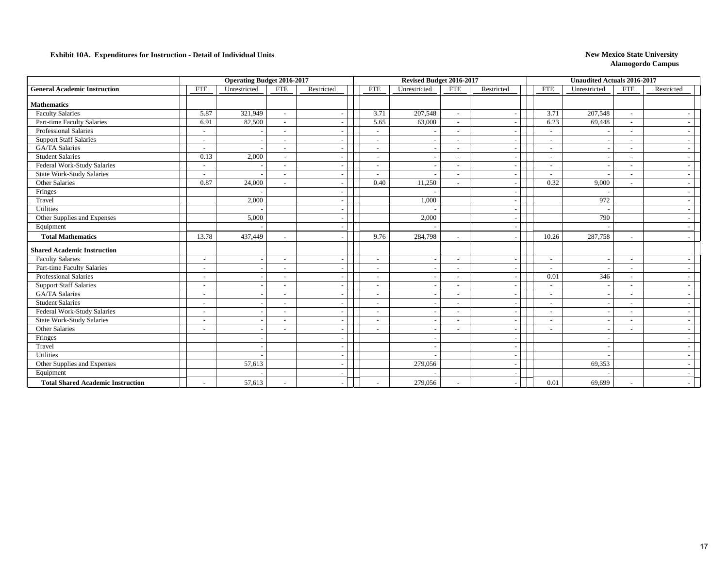**Exhibit 10A. Expenditures for Instruction - Detail of Individual Units**

**New Mexico State University**
**Alamogordo Campus**

| | Operating Budget 2016-2017 | | | | Revised Budget 2016-2017 | | | | Unaudited Actuals 2016-2017 | | | |
|---|---|---|---|---|---|---|---|---|---|---|---|---|
| **General Academic Instruction** | FTE | Unrestricted | FTE | Restricted | FTE | Unrestricted | FTE | Restricted | FTE | Unrestricted | FTE | Restricted |
| **Mathematics** | | | | | | | | | | | | |
| Faculty Salaries | 5.87 | 321,949 | - | - | 3.71 | 207,548 | - | - | 3.71 | 207,548 | - | - |
| Part-time Faculty Salaries | 6.91 | 82,500 | - | - | 5.65 | 63,000 | - | - | 6.23 | 69,448 | - | - |
| Professional Salaries | - | - | - | - | - | - | - | - | - | - | - | - |
| Support Staff Salaries | - | - | - | - | - | - | - | - | - | - | - | - |
| GA/TA Salaries | - | - | - | - | - | - | - | - | - | - | - | - |
| Student Salaries | 0.13 | 2,000 | - | - | - | - | - | - | - | - | - | - |
| Federal Work-Study Salaries | - | - | - | - | - | - | - | - | - | - | - | - |
| State Work-Study Salaries | - | - | - | - | - | - | - | - | - | - | - | - |
| Other Salaries | 0.87 | 24,000 | - | - | 0.40 | 11,250 | - | - | 0.32 | 9,000 | - | - |
| Fringes | | - | | - | | - | | - | | - | | - |
| Travel | | 2,000 | | - | | 1,000 | | - | | 972 | | - |
| Utilities | | - | | - | | - | | - | | - | | - |
| Other Supplies and Expenses | | 5,000 | | - | | 2,000 | | - | | 790 | | - |
| Equipment | | - | | - | | - | | - | | - | | - |
| **Total Mathematics** | 13.78 | 437,449 | - | - | 9.76 | 284,798 | - | - | 10.26 | 287,758 | - | - |
| **Shared Academic Instruction** | | | | | | | | | | | | |
| Faculty Salaries | - | - | - | - | - | - | - | - | - | - | - | - |
| Part-time Faculty Salaries | - | - | - | - | - | - | - | - | - | - | - | - |
| Professional Salaries | - | - | - | - | - | - | - | - | 0.01 | 346 | - | - |
| Support Staff Salaries | - | - | - | - | - | - | - | - | - | - | - | - |
| GA/TA Salaries | - | - | - | - | - | - | - | - | - | - | - | - |
| Student Salaries | - | - | - | - | - | - | - | - | - | - | - | - |
| Federal Work-Study Salaries | - | - | - | - | - | - | - | - | - | - | - | - |
| State Work-Study Salaries | - | - | - | - | - | - | - | - | - | - | - | - |
| Other Salaries | - | - | - | - | - | - | - | - | - | - | - | - |
| Fringes | | - | | - | | - | | - | | - | | - |
| Travel | | - | | - | | - | | - | | - | | - |
| Utilities | | - | | - | | - | | - | | - | | - |
| Other Supplies and Expenses | | 57,613 | | - | | 279,056 | | - | | 69,353 | | - |
| Equipment | | - | | - | | - | | - | | - | | - |
| **Total Shared Academic Instruction** | - | 57,613 | - | - | - | 279,056 | - | - | 0.01 | 69,699 | - | - |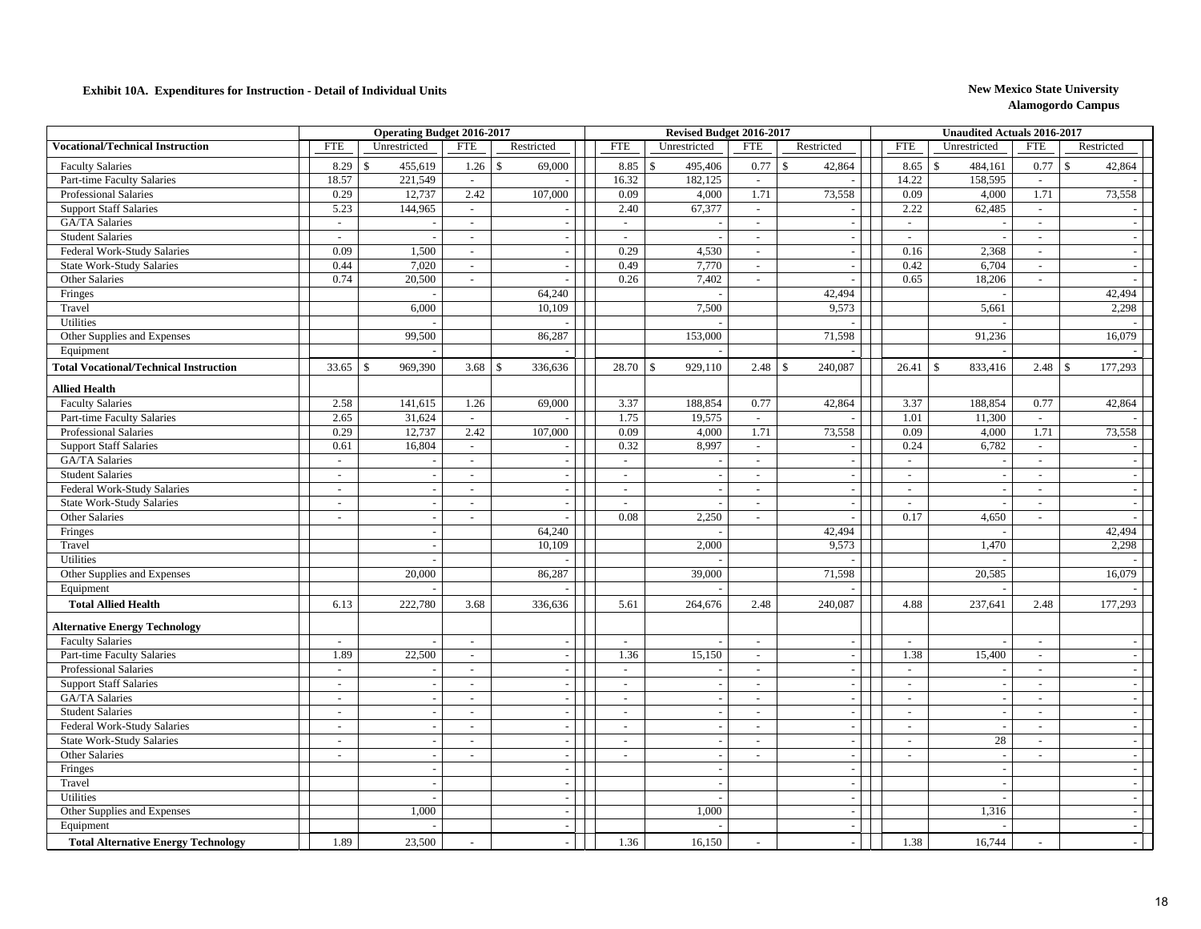**Exhibit 10A. Expenditures for Instruction - Detail of Individual Units**

**New Mexico State University**
**Alamogordo Campus**

| | Operating Budget 2016-2017 | | | | Revised Budget 2016-2017 | | | | Unaudited Actuals 2016-2017 | | | |
|---|---|---|---|---|---|---|---|---|---|---|---|---|
| **Vocational/Technical Instruction** | FTE | Unrestricted | FTE | Restricted | FTE | Unrestricted | FTE | Restricted | FTE | Unrestricted | FTE | Restricted |
| Faculty Salaries | 8.29 | $ 455,619 | 1.26 | $ 69,000 | 8.85 | $ 495,406 | 0.77 | $ 42,864 | 8.65 | $ 484,161 | 0.77 | $ 42,864 |
| Part-time Faculty Salaries | 18.57 | 221,549 | - | - | 16.32 | 182,125 | - | - | 14.22 | 158,595 | - | - |
| Professional Salaries | 0.29 | 12,737 | 2.42 | 107,000 | 0.09 | 4,000 | 1.71 | 73,558 | 0.09 | 4,000 | 1.71 | 73,558 |
| Support Staff Salaries | 5.23 | 144,965 | - | - | 2.40 | 67,377 | - | - | 2.22 | 62,485 | - | - |
| GA/TA Salaries | - | - | - | - | - | - | - | - | - | - | - | - |
| Student Salaries | - | - | - | - | - | - | - | - | - | - | - | - |
| Federal Work-Study Salaries | 0.09 | 1,500 | - | - | 0.29 | 4,530 | - | - | 0.16 | 2,368 | - | - |
| State Work-Study Salaries | 0.44 | 7,020 | - | - | 0.49 | 7,770 | - | - | 0.42 | 6,704 | - | - |
| Other Salaries | 0.74 | 20,500 | - | - | 0.26 | 7,402 | - | - | 0.65 | 18,206 | - | - |
| Fringes | | - | | 64,240 | | - | | 42,494 | | - | | 42,494 |
| Travel | | 6,000 | | 10,109 | | 7,500 | | 9,573 | | 5,661 | | 2,298 |
| Utilities | | - | | - | | - | | - | | - | | - |
| Other Supplies and Expenses | | 99,500 | | 86,287 | | 153,000 | | 71,598 | | 91,236 | | 16,079 |
| Equipment | | - | | - | | - | | - | | - | | - |
| **Total Vocational/Technical Instruction** | 33.65 | $ 969,390 | 3.68 | $ 336,636 | 28.70 | $ 929,110 | 2.48 | $ 240,087 | 26.41 | $ 833,416 | 2.48 | $ 177,293 |
| **Allied Health** | | | | | | | | | | | | |
| Faculty Salaries | 2.58 | 141,615 | 1.26 | 69,000 | 3.37 | 188,854 | 0.77 | 42,864 | 3.37 | 188,854 | 0.77 | 42,864 |
| Part-time Faculty Salaries | 2.65 | 31,624 | - | - | 1.75 | 19,575 | - | - | 1.01 | 11,300 | - | - |
| Professional Salaries | 0.29 | 12,737 | 2.42 | 107,000 | 0.09 | 4,000 | 1.71 | 73,558 | 0.09 | 4,000 | 1.71 | 73,558 |
| Support Staff Salaries | 0.61 | 16,804 | - | - | 0.32 | 8,997 | - | - | 0.24 | 6,782 | - | - |
| GA/TA Salaries | - | - | - | - | - | - | - | - | - | - | - | - |
| Student Salaries | - | - | - | - | - | - | - | - | - | - | - | - |
| Federal Work-Study Salaries | - | - | - | - | - | - | - | - | - | - | - | - |
| State Work-Study Salaries | - | - | - | - | - | - | - | - | - | - | - | - |
| Other Salaries | - | - | - | - | 0.08 | 2,250 | - | - | 0.17 | 4,650 | - | - |
| Fringes | | - | | 64,240 | | - | | 42,494 | | - | | 42,494 |
| Travel | | - | | 10,109 | | 2,000 | | 9,573 | | 1,470 | | 2,298 |
| Utilities | | - | | - | | - | | - | | - | | - |
| Other Supplies and Expenses | | 20,000 | | 86,287 | | 39,000 | | 71,598 | | 20,585 | | 16,079 |
| Equipment | | - | | - | | - | | - | | - | | - |
| **Total Allied Health** | 6.13 | 222,780 | 3.68 | 336,636 | 5.61 | 264,676 | 2.48 | 240,087 | 4.88 | 237,641 | 2.48 | 177,293 |
| **Alternative Energy Technology** | | | | | | | | | | | | |
| Faculty Salaries | - | - | - | - | - | - | - | - | - | - | - | - |
| Part-time Faculty Salaries | 1.89 | 22,500 | - | - | 1.36 | 15,150 | - | - | 1.38 | 15,400 | - | - |
| Professional Salaries | - | - | - | - | - | - | - | - | - | - | - | - |
| Support Staff Salaries | - | - | - | - | - | - | - | - | - | - | - | - |
| GA/TA Salaries | - | - | - | - | - | - | - | - | - | - | - | - |
| Student Salaries | - | - | - | - | - | - | - | - | - | - | - | - |
| Federal Work-Study Salaries | - | - | - | - | - | - | - | - | - | - | - | - |
| State Work-Study Salaries | - | - | - | - | - | - | - | - | - | 28 | - | - |
| Other Salaries | - | - | - | - | - | - | - | - | - | - | - | - |
| Fringes | | - | | - | | - | | - | | - | | - |
| Travel | | - | | - | | - | | - | | - | | - |
| Utilities | | - | | - | | - | | - | | - | | - |
| Other Supplies and Expenses | | 1,000 | | - | | 1,000 | | - | | 1,316 | | - |
| Equipment | | - | | - | | - | | - | | - | | - |
| **Total Alternative Energy Technology** | 1.89 | 23,500 | - | - | 1.36 | 16,150 | - | - | 1.38 | 16,744 | - | - |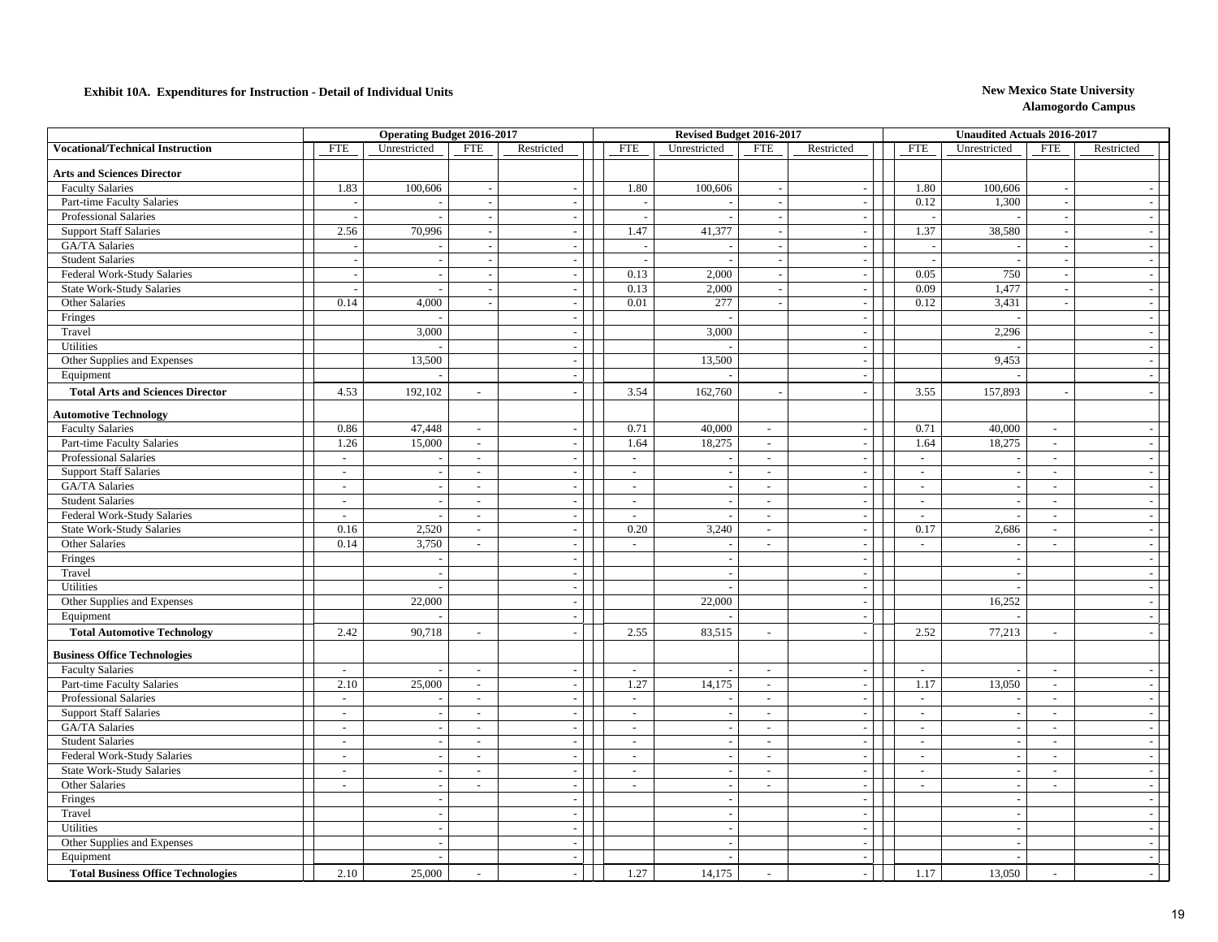**Exhibit 10A. Expenditures for Instruction - Detail of Individual Units**

**New Mexico State University**
**Alamogordo Campus**

| | Operating Budget 2016-2017 | | | | Revised Budget 2016-2017 | | | | Unaudited Actuals 2016-2017 | | | |
|---|---|---|---|---|---|---|---|---|---|---|---|---|
| **Vocational/Technical Instruction** | FTE | Unrestricted | FTE | Restricted | FTE | Unrestricted | FTE | Restricted | FTE | Unrestricted | FTE | Restricted |
| **Arts and Sciences Director** | | | | | | | | | | | | |
| Faculty Salaries | 1.83 | 100,606 | - | - | 1.80 | 100,606 | - | - | 1.80 | 100,606 | - | - |
| Part-time Faculty Salaries | - | - | - | - | - | - | - | - | 0.12 | 1,300 | - | - |
| Professional Salaries | - | - | - | - | - | - | - | - | - | - | - | - |
| Support Staff Salaries | 2.56 | 70,996 | - | - | 1.47 | 41,377 | - | - | 1.37 | 38,580 | - | - |
| GA/TA Salaries | - | - | - | - | - | - | - | - | - | - | - | - |
| Student Salaries | - | - | - | - | - | - | - | - | - | - | - | - |
| Federal Work-Study Salaries | - | - | - | - | 0.13 | 2,000 | - | - | 0.05 | 750 | - | - |
| State Work-Study Salaries | - | - | - | - | 0.13 | 2,000 | - | - | 0.09 | 1,477 | - | - |
| Other Salaries | 0.14 | 4,000 | - | - | 0.01 | 277 | - | - | 0.12 | 3,431 | - | - |
| Fringes | | - | | - | | - | | - | | - | | - |
| Travel | | 3,000 | | - | | 3,000 | | - | | 2,296 | | - |
| Utilities | | - | | - | | - | | - | | - | | - |
| Other Supplies and Expenses | | 13,500 | | - | | 13,500 | | - | | 9,453 | | - |
| Equipment | | - | | - | | - | | - | | - | | - |
| **Total Arts and Sciences Director** | 4.53 | 192,102 | - | - | 3.54 | 162,760 | - | - | 3.55 | 157,893 | - | - |
| **Automotive Technology** | | | | | | | | | | | | |
| Faculty Salaries | 0.86 | 47,448 | - | - | 0.71 | 40,000 | - | - | 0.71 | 40,000 | - | - |
| Part-time Faculty Salaries | 1.26 | 15,000 | - | - | 1.64 | 18,275 | - | - | 1.64 | 18,275 | - | - |
| Professional Salaries | - | - | - | - | - | - | - | - | - | - | - | - |
| Support Staff Salaries | - | - | - | - | - | - | - | - | - | - | - | - |
| GA/TA Salaries | - | - | - | - | - | - | - | - | - | - | - | - |
| Student Salaries | - | - | - | - | - | - | - | - | - | - | - | - |
| Federal Work-Study Salaries | - | - | - | - | - | - | - | - | - | - | - | - |
| State Work-Study Salaries | 0.16 | 2,520 | - | - | 0.20 | 3,240 | - | - | 0.17 | 2,686 | - | - |
| Other Salaries | 0.14 | 3,750 | - | - | - | - | - | - | - | - | - | - |
| Fringes | | - | | - | | - | | - | | - | | - |
| Travel | | - | | - | | - | | - | | - | | - |
| Utilities | | - | | - | | - | | - | | - | | - |
| Other Supplies and Expenses | | 22,000 | | - | | 22,000 | | - | | 16,252 | | - |
| Equipment | | - | | - | | - | | - | | - | | - |
| **Total Automotive Technology** | 2.42 | 90,718 | - | - | 2.55 | 83,515 | - | - | 2.52 | 77,213 | - | - |
| **Business Office Technologies** | | | | | | | | | | | | |
| Faculty Salaries | - | - | - | - | - | - | - | - | - | - | - | - |
| Part-time Faculty Salaries | 2.10 | 25,000 | - | - | 1.27 | 14,175 | - | - | 1.17 | 13,050 | - | - |
| Professional Salaries | - | - | - | - | - | - | - | - | - | - | - | - |
| Support Staff Salaries | - | - | - | - | - | - | - | - | - | - | - | - |
| GA/TA Salaries | - | - | - | - | - | - | - | - | - | - | - | - |
| Student Salaries | - | - | - | - | - | - | - | - | - | - | - | - |
| Federal Work-Study Salaries | - | - | - | - | - | - | - | - | - | - | - | - |
| State Work-Study Salaries | - | - | - | - | - | - | - | - | - | - | - | - |
| Other Salaries | - | - | - | - | - | - | - | - | - | - | - | - |
| Fringes | | - | | - | | - | | - | | - | | - |
| Travel | | - | | - | | - | | - | | - | | - |
| Utilities | | - | | - | | - | | - | | - | | - |
| Other Supplies and Expenses | | - | | - | | - | | - | | - | | - |
| Equipment | | - | | - | | - | | - | | - | | - |
| **Total Business Office Technologies** | 2.10 | 25,000 | - | - | 1.27 | 14,175 | - | - | 1.17 | 13,050 | - | - |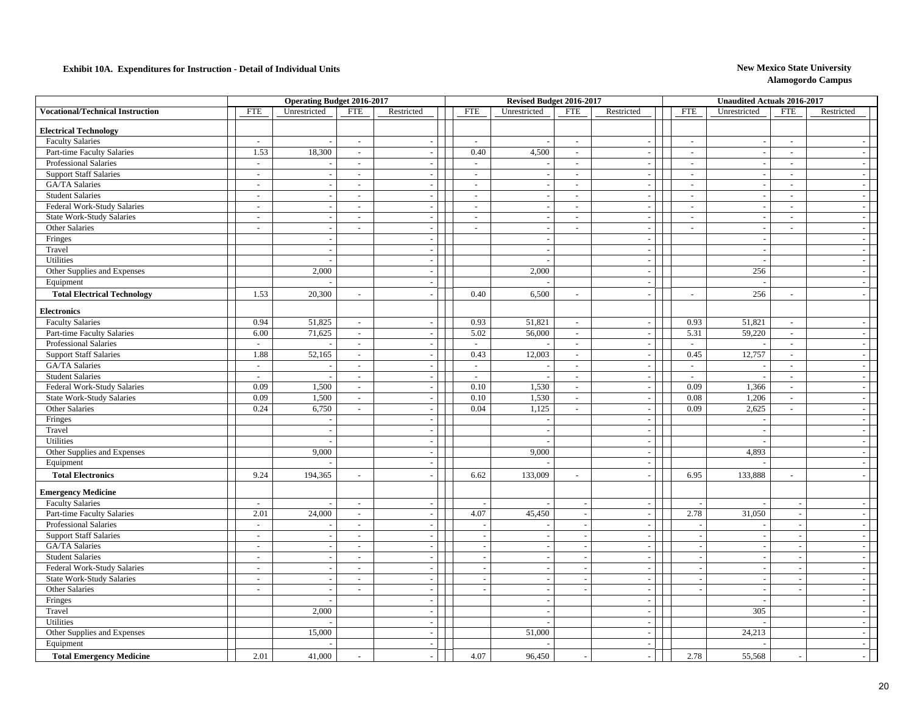**Exhibit 10A. Expenditures for Instruction - Detail of Individual Units**

**New Mexico State University**
**Alamogordo Campus**

| Vocational/Technical Instruction | Operating Budget 2016-2017 FTE | Unrestricted | FTE | Restricted | Revised Budget 2016-2017 FTE | Unrestricted | FTE | Restricted | Unaudited Actuals 2016-2017 FTE | Unrestricted | FTE | Restricted |
|---|---|---|---|---|---|---|---|---|---|---|---|---|
| **Electrical Technology** | | | | | | | | | | | | |
| Faculty Salaries | - | - | - | - | - | - | - | - | - | - | - | - |
| Part-time Faculty Salaries | 1.53 | 18,300 | - | - | 0.40 | 4,500 | - | - | - | - | - | - |
| Professional Salaries | - | - | - | - | - | - | - | - | - | - | - | - |
| Support Staff Salaries | - | - | - | - | - | - | - | - | - | - | - | - |
| GA/TA Salaries | - | - | - | - | - | - | - | - | - | - | - | - |
| Student Salaries | - | - | - | - | - | - | - | - | - | - | - | - |
| Federal Work-Study Salaries | - | - | - | - | - | - | - | - | - | - | - | - |
| State Work-Study Salaries | - | - | - | - | - | - | - | - | - | - | - | - |
| Other Salaries | - | - | - | - | - | - | - | - | - | - | - | - |
| Fringes | | - | | - | | - | | - | | - | | - |
| Travel | | - | | - | | - | | - | | - | | - |
| Utilities | | - | | - | | - | | - | | - | | - |
| Other Supplies and Expenses | | 2,000 | | - | | 2,000 | | - | | 256 | | - |
| Equipment | | - | | - | | - | | - | | - | | - |
| **Total Electrical Technology** | 1.53 | 20,300 | - | - | 0.40 | 6,500 | - | - | - | 256 | - | - |
| **Electronics** | | | | | | | | | | | | |
| Faculty Salaries | 0.94 | 51,825 | - | - | 0.93 | 51,821 | - | - | 0.93 | 51,821 | - | - |
| Part-time Faculty Salaries | 6.00 | 71,625 | - | - | 5.02 | 56,000 | - | - | 5.31 | 59,220 | - | - |
| Professional Salaries | - | - | - | - | - | - | - | - | - | - | - | - |
| Support Staff Salaries | 1.88 | 52,165 | - | - | 0.43 | 12,003 | - | - | 0.45 | 12,757 | - | - |
| GA/TA Salaries | - | - | - | - | - | - | - | - | - | - | - | - |
| Student Salaries | - | - | - | - | - | - | - | - | - | - | - | - |
| Federal Work-Study Salaries | 0.09 | 1,500 | - | - | 0.10 | 1,530 | - | - | 0.09 | 1,366 | - | - |
| State Work-Study Salaries | 0.09 | 1,500 | - | - | 0.10 | 1,530 | - | - | 0.08 | 1,206 | - | - |
| Other Salaries | 0.24 | 6,750 | - | - | 0.04 | 1,125 | - | - | 0.09 | 2,625 | - | - |
| Fringes | | - | | - | | - | | - | | - | | - |
| Travel | | - | | - | | - | | - | | - | | - |
| Utilities | | - | | - | | - | | - | | - | | - |
| Other Supplies and Expenses | | 9,000 | | - | | 9,000 | | - | | 4,893 | | - |
| Equipment | | - | | - | | - | | - | | - | | - |
| **Total Electronics** | 9.24 | 194,365 | - | - | 6.62 | 133,009 | - | - | 6.95 | 133,888 | - | - |
| **Emergency Medicine** | | | | | | | | | | | | |
| Faculty Salaries | - | - | - | - | - | - | - | - | - | - | - | - |
| Part-time Faculty Salaries | 2.01 | 24,000 | - | - | 4.07 | 45,450 | - | - | 2.78 | 31,050 | - | - |
| Professional Salaries | - | - | - | - | - | - | - | - | - | - | - | - |
| Support Staff Salaries | - | - | - | - | - | - | - | - | - | - | - | - |
| GA/TA Salaries | - | - | - | - | - | - | - | - | - | - | - | - |
| Student Salaries | - | - | - | - | - | - | - | - | - | - | - | - |
| Federal Work-Study Salaries | - | - | - | - | - | - | - | - | - | - | - | - |
| State Work-Study Salaries | - | - | - | - | - | - | - | - | - | - | - | - |
| Other Salaries | - | - | - | - | - | - | - | - | - | - | - | - |
| Fringes | | - | | - | | - | | - | | - | | - |
| Travel | | 2,000 | | - | | - | | - | | 305 | | - |
| Utilities | | - | | - | | - | | - | | - | | - |
| Other Supplies and Expenses | | 15,000 | | - | | 51,000 | | - | | 24,213 | | - |
| Equipment | | - | | - | | - | | - | | - | | - |
| **Total Emergency Medicine** | 2.01 | 41,000 | - | - | 4.07 | 96,450 | - | - | 2.78 | 55,568 | - | - |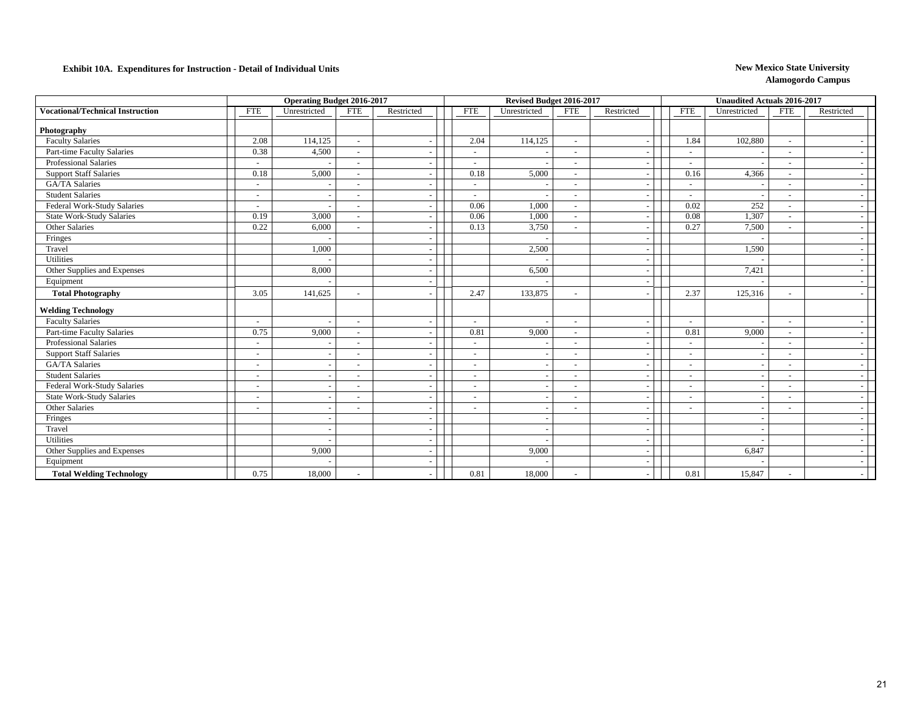**Exhibit 10A. Expenditures for Instruction - Detail of Individual Units**

**New Mexico State University**
**Alamogordo Campus**

| | Operating Budget 2016-2017 | | | | Revised Budget 2016-2017 | | | | Unaudited Actuals 2016-2017 | | | |
|---|---|---|---|---|---|---|---|---|---|---|---|---|
| **Vocational/Technical Instruction** | FTE | Unrestricted | FTE | Restricted | FTE | Unrestricted | FTE | Restricted | FTE | Unrestricted | FTE | Restricted |
| **Photography** | | | | | | | | | | | | |
| Faculty Salaries | 2.08 | 114,125 | - | - | 2.04 | 114,125 | - | - | 1.84 | 102,880 | - | - |
| Part-time Faculty Salaries | 0.38 | 4,500 | - | - | - | - | - | - | - | - | - | - |
| Professional Salaries | - | - | - | - | - | - | - | - | - | - | - | - |
| Support Staff Salaries | 0.18 | 5,000 | - | - | 0.18 | 5,000 | - | - | 0.16 | 4,366 | - | - |
| GA/TA Salaries | - | - | - | - | - | - | - | - | - | - | - | - |
| Student Salaries | - | - | - | - | - | - | - | - | - | - | - | - |
| Federal Work-Study Salaries | - | - | - | - | 0.06 | 1,000 | - | - | 0.02 | 252 | - | - |
| State Work-Study Salaries | 0.19 | 3,000 | - | - | 0.06 | 1,000 | - | - | 0.08 | 1,307 | - | - |
| Other Salaries | 0.22 | 6,000 | - | - | 0.13 | 3,750 | - | - | 0.27 | 7,500 | - | - |
| Fringes | | - | | - | | - | | - | | - | | - |
| Travel | | 1,000 | | - | | 2,500 | | - | | 1,590 | | - |
| Utilities | | - | | - | | - | | - | | - | | - |
| Other Supplies and Expenses | | 8,000 | | - | | 6,500 | | - | | 7,421 | | - |
| Equipment | | - | | - | | - | | - | | - | | - |
| **Total Photography** | 3.05 | 141,625 | - | - | 2.47 | 133,875 | - | - | 2.37 | 125,316 | - | - |
| **Welding Technology** | | | | | | | | | | | | |
| Faculty Salaries | - | - | - | - | - | - | - | - | - | - | - | - |
| Part-time Faculty Salaries | 0.75 | 9,000 | - | - | 0.81 | 9,000 | - | - | 0.81 | 9,000 | - | - |
| Professional Salaries | - | - | - | - | - | - | - | - | - | - | - | - |
| Support Staff Salaries | - | - | - | - | - | - | - | - | - | - | - | - |
| GA/TA Salaries | - | - | - | - | - | - | - | - | - | - | - | - |
| Student Salaries | - | - | - | - | - | - | - | - | - | - | - | - |
| Federal Work-Study Salaries | - | - | - | - | - | - | - | - | - | - | - | - |
| State Work-Study Salaries | - | - | - | - | - | - | - | - | - | - | - | - |
| Other Salaries | - | - | - | - | - | - | - | - | - | - | - | - |
| Fringes | | - | | - | | - | | - | | - | | - |
| Travel | | - | | - | | - | | - | | - | | - |
| Utilities | | - | | - | | - | | - | | - | | - |
| Other Supplies and Expenses | | 9,000 | | - | | 9,000 | | - | | 6,847 | | - |
| Equipment | | - | | - | | - | | - | | - | | - |
| **Total Welding Technology** | 0.75 | 18,000 | - | - | 0.81 | 18,000 | - | - | 0.81 | 15,847 | - | - |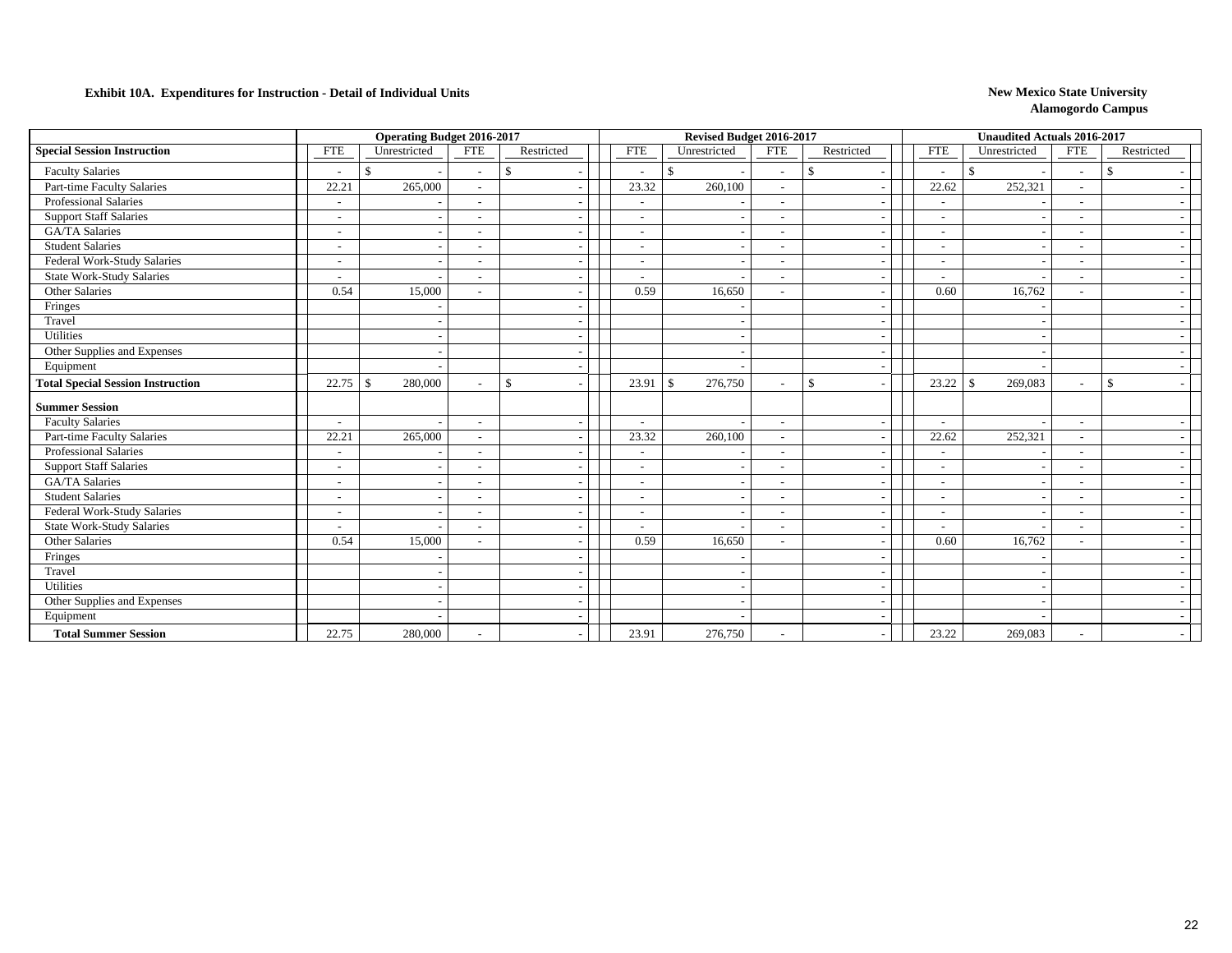**Exhibit 10A. Expenditures for Instruction - Detail of Individual Units**

**New Mexico State University**
**Alamogordo Campus**

| | Operating Budget 2016-2017 | | | | Revised Budget 2016-2017 | | | | Unaudited Actuals 2016-2017 | | | |
|---|---|---|---|---|---|---|---|---|---|---|---|---|
| **Special Session Instruction** | FTE | Unrestricted | FTE | Restricted | FTE | Unrestricted | FTE | Restricted | FTE | Unrestricted | FTE | Restricted |
| Faculty Salaries | - | $ - | - | $ - | - | $ - | - | $ - | - | $ - | - | $ - |
| Part-time Faculty Salaries | 22.21 | 265,000 | - | - | 23.32 | 260,100 | - | - | 22.62 | 252,321 | - | - |
| Professional Salaries | - | - | - | - | - | - | - | - | - | - | - | - |
| Support Staff Salaries | - | - | - | - | - | - | - | - | - | - | - | - |
| GA/TA Salaries | - | - | - | - | - | - | - | - | - | - | - | - |
| Student Salaries | - | - | - | - | - | - | - | - | - | - | - | - |
| Federal Work-Study Salaries | - | - | - | - | - | - | - | - | - | - | - | - |
| State Work-Study Salaries | - | - | - | - | - | - | - | - | - | - | - | - |
| Other Salaries | 0.54 | 15,000 | - | - | 0.59 | 16,650 | - | - | 0.60 | 16,762 | - | - |
| Fringes | | - | | - | | - | | - | | - | | - |
| Travel | | - | | - | | - | | - | | - | | - |
| Utilities | | - | | - | | - | | - | | - | | - |
| Other Supplies and Expenses | | - | | - | | - | | - | | - | | - |
| Equipment | | - | | - | | - | | - | | - | | - |
| **Total Special Session Instruction** | 22.75 | $ 280,000 | - | $ - | 23.91 | $ 276,750 | - | $ - | 23.22 | $ 269,083 | - | $ - |
| **Summer Session** | | | | | | | | | | | | |
| Faculty Salaries | - | - | - | - | - | - | - | - | - | - | - | - |
| Part-time Faculty Salaries | 22.21 | 265,000 | - | - | 23.32 | 260,100 | - | - | 22.62 | 252,321 | - | - |
| Professional Salaries | - | - | - | - | - | - | - | - | - | - | - | - |
| Support Staff Salaries | - | - | - | - | - | - | - | - | - | - | - | - |
| GA/TA Salaries | - | - | - | - | - | - | - | - | - | - | - | - |
| Student Salaries | - | - | - | - | - | - | - | - | - | - | - | - |
| Federal Work-Study Salaries | - | - | - | - | - | - | - | - | - | - | - | - |
| State Work-Study Salaries | - | - | - | - | - | - | - | - | - | - | - | - |
| Other Salaries | 0.54 | 15,000 | - | - | 0.59 | 16,650 | - | - | 0.60 | 16,762 | - | - |
| Fringes | | - | | - | | - | | - | | - | | - |
| Travel | | - | | - | | - | | - | | - | | - |
| Utilities | | - | | - | | - | | - | | - | | - |
| Other Supplies and Expenses | | - | | - | | - | | - | | - | | - |
| Equipment | | - | | - | | - | | - | | - | | - |
| **Total Summer Session** | 22.75 | 280,000 | - | - | 23.91 | 276,750 | - | - | 23.22 | 269,083 | - | - |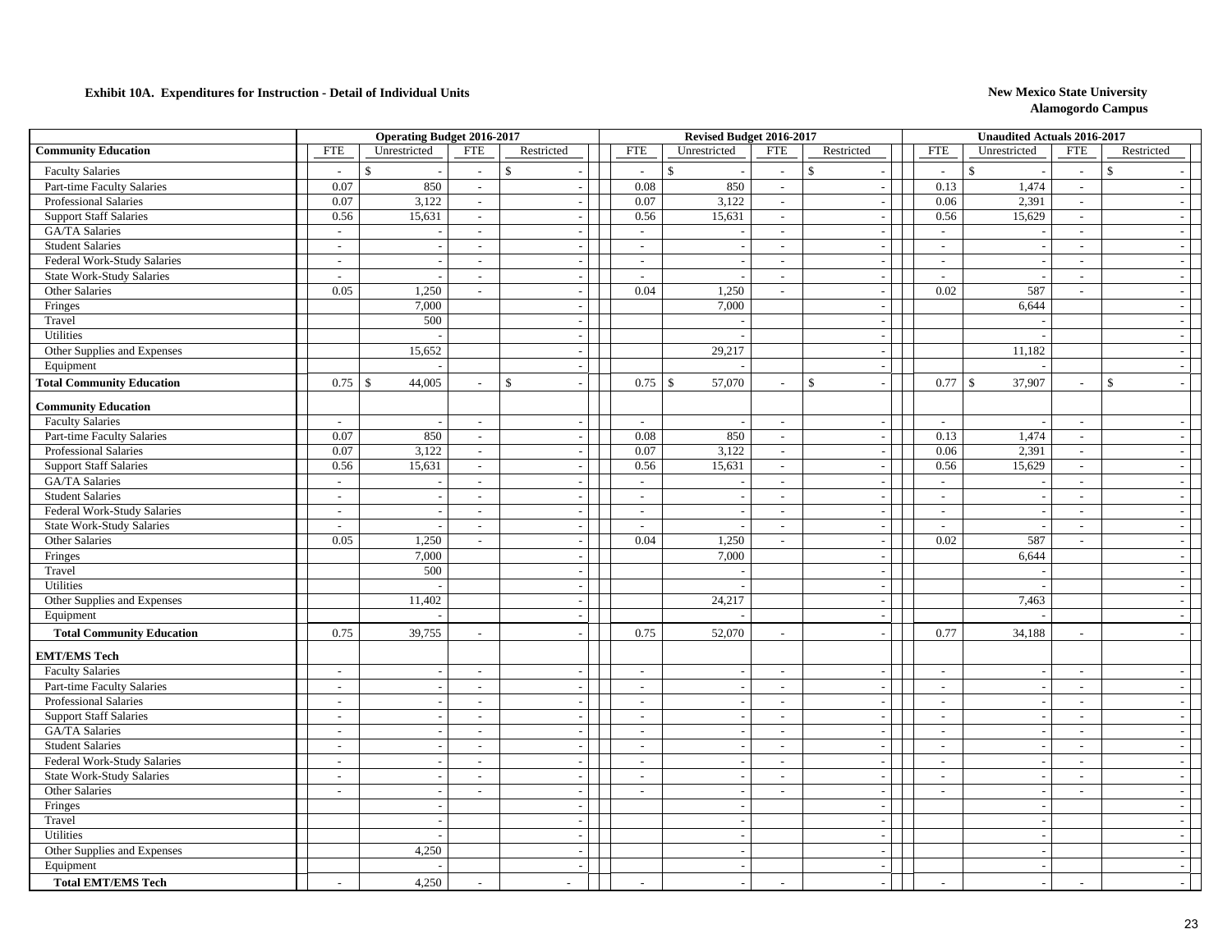**Exhibit 10A. Expenditures for Instruction - Detail of Individual Units**

**New Mexico State University**
**Alamogordo Campus**

| | Operating Budget 2016-2017 | | | | Revised Budget 2016-2017 | | | | Unaudited Actuals 2016-2017 | | | |
|---|---|---|---|---|---|---|---|---|---|---|---|---|
| **Community Education** | FTE | Unrestricted | FTE | Restricted | FTE | Unrestricted | FTE | Restricted | FTE | Unrestricted | FTE | Restricted |
| Faculty Salaries | - | $ - | - | $ - | - | $ - | - | $ - | - | $ - | - | $ - |
| Part-time Faculty Salaries | 0.07 | 850 | - | - | 0.08 | 850 | - | - | 0.13 | 1,474 | - | - |
| Professional Salaries | 0.07 | 3,122 | - | - | 0.07 | 3,122 | - | - | 0.06 | 2,391 | - | - |
| Support Staff Salaries | 0.56 | 15,631 | - | - | 0.56 | 15,631 | - | - | 0.56 | 15,629 | - | - |
| GA/TA Salaries | - | - | - | - | - | - | - | - | - | - | - | - |
| Student Salaries | - | - | - | - | - | - | - | - | - | - | - | - |
| Federal Work-Study Salaries | - | - | - | - | - | - | - | - | - | - | - | - |
| State Work-Study Salaries | - | - | - | - | - | - | - | - | - | - | - | - |
| Other Salaries | 0.05 | 1,250 | - | - | 0.04 | 1,250 | - | - | 0.02 | 587 | - | - |
| Fringes | | 7,000 | | - | | 7,000 | | - | | 6,644 | | - |
| Travel | | 500 | | - | | - | | - | | - | | - |
| Utilities | | - | | - | | - | | - | | - | | - |
| Other Supplies and Expenses | | 15,652 | | - | | 29,217 | | - | | 11,182 | | - |
| Equipment | | - | | - | | - | | - | | - | | - |
| **Total Community Education** | 0.75 | $ 44,005 | - | $ - | 0.75 | $ 57,070 | - | $ - | 0.77 | $ 37,907 | - | $ - |
| **Community Education** | | | | | | | | | | | | |
| Faculty Salaries | - | - | - | - | - | - | - | - | - | - | - | - |
| Part-time Faculty Salaries | 0.07 | 850 | - | - | 0.08 | 850 | - | - | 0.13 | 1,474 | - | - |
| Professional Salaries | 0.07 | 3,122 | - | - | 0.07 | 3,122 | - | - | 0.06 | 2,391 | - | - |
| Support Staff Salaries | 0.56 | 15,631 | - | - | 0.56 | 15,631 | - | - | 0.56 | 15,629 | - | - |
| GA/TA Salaries | - | - | - | - | - | - | - | - | - | - | - | - |
| Student Salaries | - | - | - | - | - | - | - | - | - | - | - | - |
| Federal Work-Study Salaries | - | - | - | - | - | - | - | - | - | - | - | - |
| State Work-Study Salaries | - | - | - | - | - | - | - | - | - | - | - | - |
| Other Salaries | 0.05 | 1,250 | - | - | 0.04 | 1,250 | - | - | 0.02 | 587 | - | - |
| Fringes | | 7,000 | | - | | 7,000 | | - | | 6,644 | | - |
| Travel | | 500 | | - | | - | | - | | - | | - |
| Utilities | | - | | - | | - | | - | | - | | - |
| Other Supplies and Expenses | | 11,402 | | - | | 24,217 | | - | | 7,463 | | - |
| Equipment | | - | | - | | - | | - | | - | | - |
| **Total Community Education** | 0.75 | 39,755 | - | - | 0.75 | 52,070 | - | - | 0.77 | 34,188 | - | - |
| **EMT/EMS Tech** | | | | | | | | | | | | |
| Faculty Salaries | - | - | - | - | - | - | - | - | - | - | - | - |
| Part-time Faculty Salaries | - | - | - | - | - | - | - | - | - | - | - | - |
| Professional Salaries | - | - | - | - | - | - | - | - | - | - | - | - |
| Support Staff Salaries | - | - | - | - | - | - | - | - | - | - | - | - |
| GA/TA Salaries | - | - | - | - | - | - | - | - | - | - | - | - |
| Student Salaries | - | - | - | - | - | - | - | - | - | - | - | - |
| Federal Work-Study Salaries | - | - | - | - | - | - | - | - | - | - | - | - |
| State Work-Study Salaries | - | - | - | - | - | - | - | - | - | - | - | - |
| Other Salaries | - | - | - | - | - | - | - | - | - | - | - | - |
| Fringes | | - | | - | | - | | - | | - | | - |
| Travel | | - | | - | | - | | - | | - | | - |
| Utilities | | - | | - | | - | | - | | - | | - |
| Other Supplies and Expenses | | 4,250 | | - | | - | | - | | - | | - |
| Equipment | | - | | - | | - | | - | | - | | - |
| **Total EMT/EMS Tech** | - | 4,250 | - | - | - | - | - | - | - | - | - | - |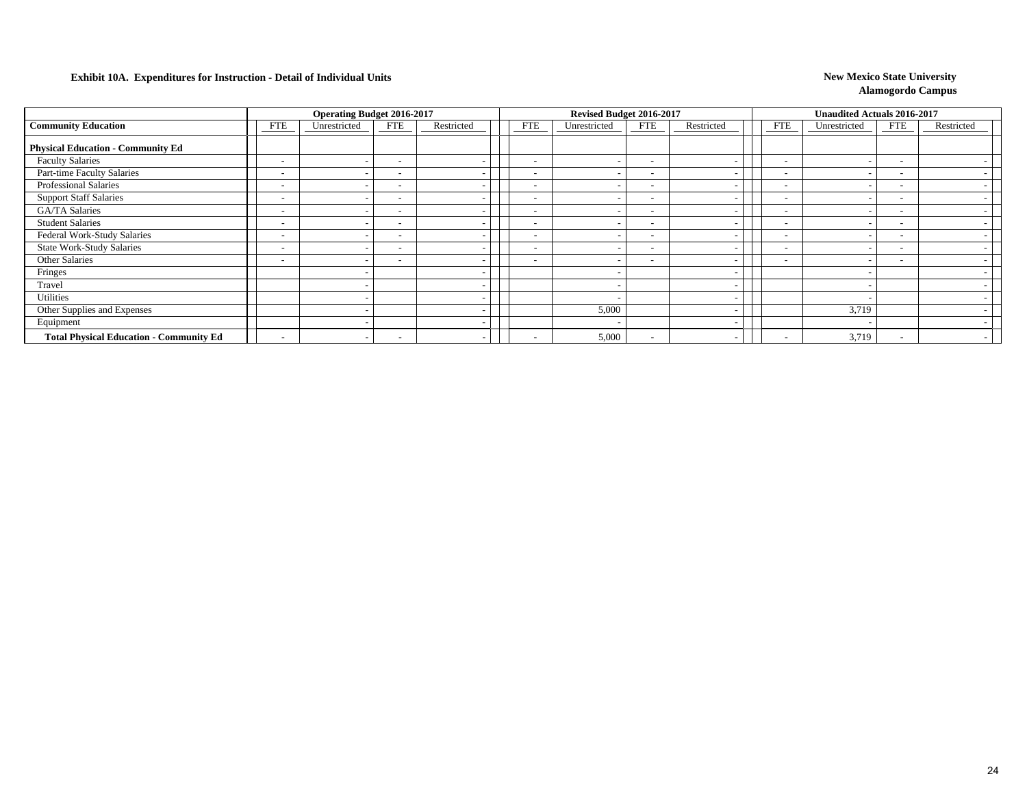**Exhibit 10A. Expenditures for Instruction - Detail of Individual Units**

**New Mexico State University**
**Alamogordo Campus**

| | Operating Budget 2016-2017 | | | | Revised Budget 2016-2017 | | | | Unaudited Actuals 2016-2017 | | | |
|---|---|---|---|---|---|---|---|---|---|---|---|---|
| **Community Education** | FTE | Unrestricted | FTE | Restricted | FTE | Unrestricted | FTE | Restricted | FTE | Unrestricted | FTE | Restricted |
| **Physical Education - Community Ed** | | | | | | | | | | | | |
| Faculty Salaries | - | - | - | - | - | - | - | - | - | - | - | - |
| Part-time Faculty Salaries | - | - | - | - | - | - | - | - | - | - | - | - |
| Professional Salaries | - | - | - | - | - | - | - | - | - | - | - | - |
| Support Staff Salaries | - | - | - | - | - | - | - | - | - | - | - | - |
| GA/TA Salaries | - | - | - | - | - | - | - | - | - | - | - | - |
| Student Salaries | - | - | - | - | - | - | - | - | - | - | - | - |
| Federal Work-Study Salaries | - | - | - | - | - | - | - | - | - | - | - | - |
| State Work-Study Salaries | - | - | - | - | - | - | - | - | - | - | - | - |
| Other Salaries | - | - | - | - | - | - | - | - | - | - | - | - |
| Fringes | | - | | - | | - | | - | | - | | - |
| Travel | | - | | - | | - | | - | | - | | - |
| Utilities | | - | | - | | - | | - | | - | | - |
| Other Supplies and Expenses | | - | | - | | 5,000 | | - | | 3,719 | | - |
| Equipment | | - | | - | | - | | - | | - | | - |
| **Total Physical Education - Community Ed** | - | - | - | - | - | 5,000 | - | - | - | 3,719 | - | - |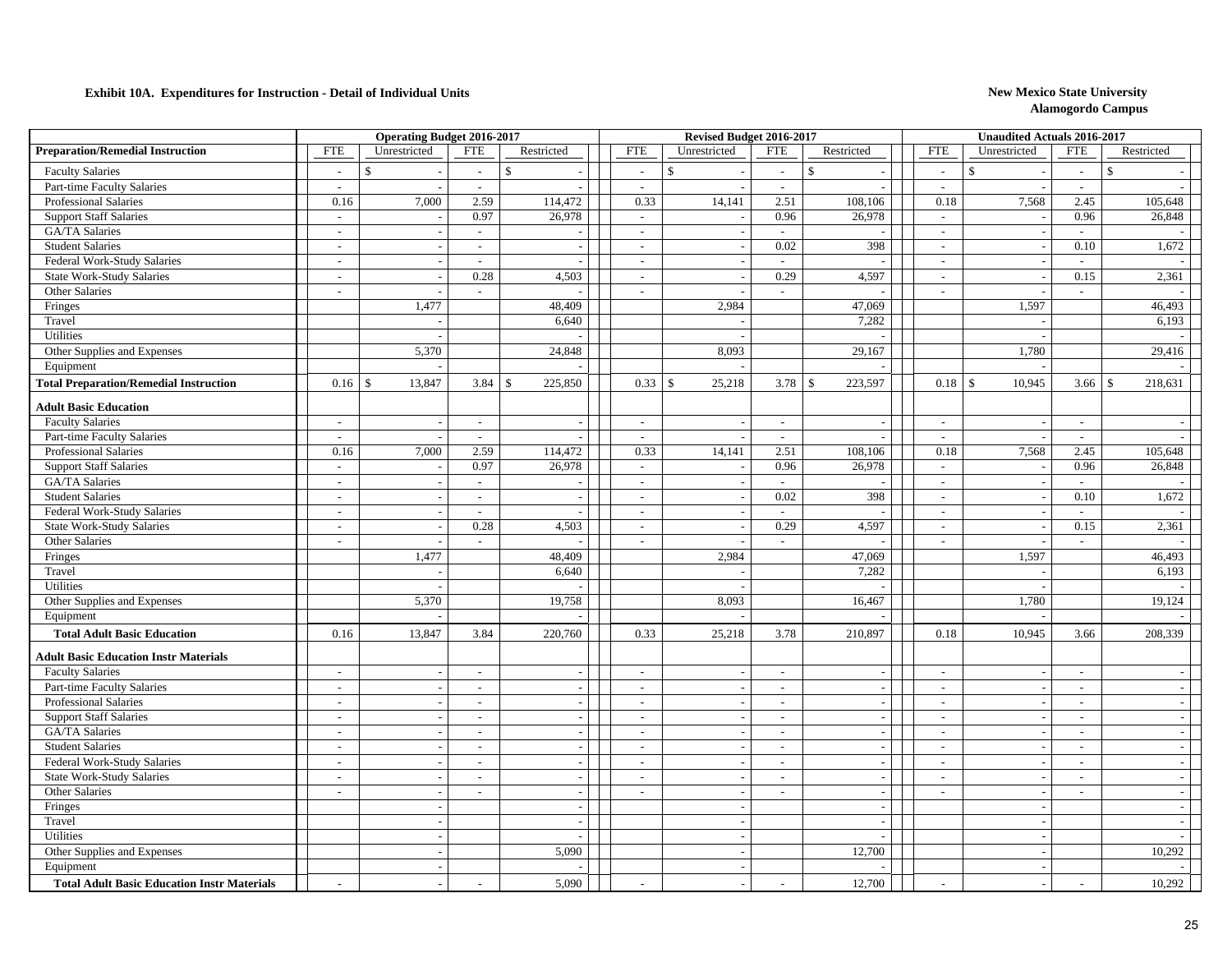**Exhibit 10A. Expenditures for Instruction - Detail of Individual Units**

**New Mexico State University**
**Alamogordo Campus**

| | Operating Budget 2016-2017 | | | | Revised Budget 2016-2017 | | | | Unaudited Actuals 2016-2017 | | | |
|---|---|---|---|---|---|---|---|---|---|---|---|---|
| **Preparation/Remedial Instruction** | FTE | Unrestricted | FTE | Restricted | FTE | Unrestricted | FTE | Restricted | FTE | Unrestricted | FTE | Restricted |
| Faculty Salaries | - | $ - | - | $ - | - | $ - | - | $ - | - | $ - | - | $ - |
| Part-time Faculty Salaries | - | - | - | - | - | - | - | - | - | - | - | - |
| Professional Salaries | 0.16 | 7,000 | 2.59 | 114,472 | 0.33 | 14,141 | 2.51 | 108,106 | 0.18 | 7,568 | 2.45 | 105,648 |
| Support Staff Salaries | - | - | 0.97 | 26,978 | - | - | 0.96 | 26,978 | - | - | 0.96 | 26,848 |
| GA/TA Salaries | - | - | - | - | - | - | - | - | - | - | - | - |
| Student Salaries | - | - | - | - | - | - | 0.02 | 398 | - | - | 0.10 | 1,672 |
| Federal Work-Study Salaries | - | - | - | - | - | - | - | - | - | - | - | - |
| State Work-Study Salaries | - | - | 0.28 | 4,503 | - | - | 0.29 | 4,597 | - | - | 0.15 | 2,361 |
| Other Salaries | - | - | - | - | - | - | - | - | - | - | - | - |
| Fringes | | 1,477 | | 48,409 | | 2,984 | | 47,069 | | 1,597 | | 46,493 |
| Travel | | - | | 6,640 | | - | | 7,282 | | - | | 6,193 |
| Utilities | | - | | - | | - | | - | | - | | - |
| Other Supplies and Expenses | | 5,370 | | 24,848 | | 8,093 | | 29,167 | | 1,780 | | 29,416 |
| Equipment | | - | | - | | - | | - | | - | | - |
| **Total Preparation/Remedial Instruction** | 0.16 | $ 13,847 | 3.84 | $ 225,850 | 0.33 | $ 25,218 | 3.78 | $ 223,597 | 0.18 | $ 10,945 | 3.66 | $ 218,631 |
| **Adult Basic Education** | | | | | | | | | | | | |
| Faculty Salaries | - | - | - | - | - | - | - | - | - | - | - | - |
| Part-time Faculty Salaries | - | - | - | - | - | - | - | - | - | - | - | - |
| Professional Salaries | 0.16 | 7,000 | 2.59 | 114,472 | 0.33 | 14,141 | 2.51 | 108,106 | 0.18 | 7,568 | 2.45 | 105,648 |
| Support Staff Salaries | - | - | 0.97 | 26,978 | - | - | 0.96 | 26,978 | - | - | 0.96 | 26,848 |
| GA/TA Salaries | - | - | - | - | - | - | - | - | - | - | - | - |
| Student Salaries | - | - | - | - | - | - | 0.02 | 398 | - | - | 0.10 | 1,672 |
| Federal Work-Study Salaries | - | - | - | - | - | - | - | - | - | - | - | - |
| State Work-Study Salaries | - | - | 0.28 | 4,503 | - | - | 0.29 | 4,597 | - | - | 0.15 | 2,361 |
| Other Salaries | - | - | - | - | - | - | - | - | - | - | - | - |
| Fringes | | 1,477 | | 48,409 | | 2,984 | | 47,069 | | 1,597 | | 46,493 |
| Travel | | - | | 6,640 | | - | | 7,282 | | - | | 6,193 |
| Utilities | | - | | - | | - | | - | | - | | - |
| Other Supplies and Expenses | | 5,370 | | 19,758 | | 8,093 | | 16,467 | | 1,780 | | 19,124 |
| Equipment | | - | | - | | - | | - | | - | | - |
| **Total Adult Basic Education** | 0.16 | 13,847 | 3.84 | 220,760 | 0.33 | 25,218 | 3.78 | 210,897 | 0.18 | 10,945 | 3.66 | 208,339 |
| **Adult Basic Education Instr Materials** | | | | | | | | | | | | |
| Faculty Salaries | - | - | - | - | - | - | - | - | - | - | - | - |
| Part-time Faculty Salaries | - | - | - | - | - | - | - | - | - | - | - | - |
| Professional Salaries | - | - | - | - | - | - | - | - | - | - | - | - |
| Support Staff Salaries | - | - | - | - | - | - | - | - | - | - | - | - |
| GA/TA Salaries | - | - | - | - | - | - | - | - | - | - | - | - |
| Student Salaries | - | - | - | - | - | - | - | - | - | - | - | - |
| Federal Work-Study Salaries | - | - | - | - | - | - | - | - | - | - | - | - |
| State Work-Study Salaries | - | - | - | - | - | - | - | - | - | - | - | - |
| Other Salaries | - | - | - | - | - | - | - | - | - | - | - | - |
| Fringes | | - | | - | | - | | - | | - | | - |
| Travel | | - | | - | | - | | - | | - | | - |
| Utilities | | - | | - | | - | | - | | - | | - |
| Other Supplies and Expenses | | - | | 5,090 | | - | | 12,700 | | - | | 10,292 |
| Equipment | | - | | - | | - | | - | | - | | - |
| **Total Adult Basic Education Instr Materials** | - | - | - | 5,090 | - | - | - | 12,700 | - | - | - | 10,292 |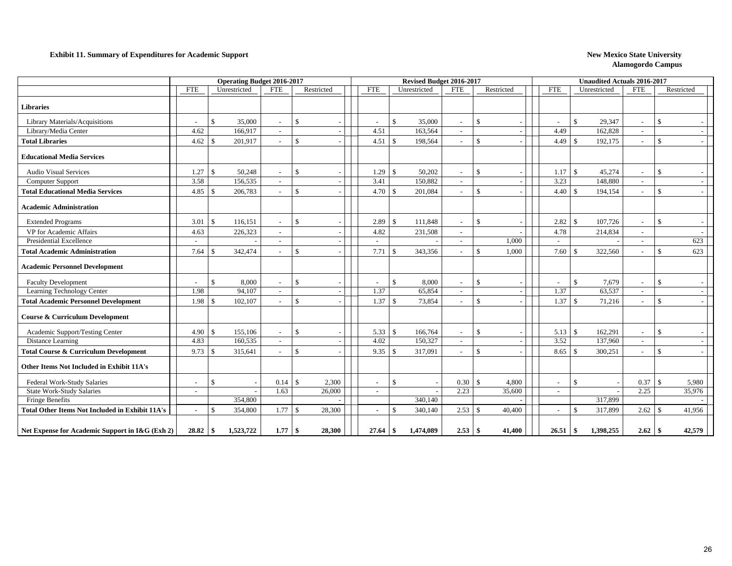**Exhibit 11. Summary of Expenditures for Academic Support**

**New Mexico State University**
**Alamogordo Campus**

| | Operating Budget 2016-2017 | | | | Revised Budget 2016-2017 | | | | Unaudited Actuals 2016-2017 | | | |
|---|---|---|---|---|---|---|---|---|---|---|---|---|
| | FTE | Unrestricted | FTE | Restricted | FTE | Unrestricted | FTE | Restricted | FTE | Unrestricted | FTE | Restricted |
| **Libraries** | | | | | | | | | | | | |
| Library Materials/Acquisitions | - | $ 35,000 | - | $ - | - | $ 35,000 | - | $ - | - | $ 29,347 | - | $ - |
| Library/Media Center | 4.62 | 166,917 | - | - | 4.51 | 163,564 | - | - | 4.49 | 162,828 | - | - |
| **Total Libraries** | 4.62 | $ 201,917 | - | $ - | 4.51 | $ 198,564 | - | $ - | 4.49 | $ 192,175 | - | $ - |
| **Educational Media Services** | | | | | | | | | | | | |
| Audio Visual Services | 1.27 | $ 50,248 | - | $ - | 1.29 | $ 50,202 | - | $ - | 1.17 | $ 45,274 | - | $ - |
| Computer Support | 3.58 | 156,535 | - | - | 3.41 | 150,882 | - | - | 3.23 | 148,880 | - | - |
| **Total Educational Media Services** | 4.85 | $ 206,783 | - | $ - | 4.70 | $ 201,084 | - | $ - | 4.40 | $ 194,154 | - | $ - |
| **Academic Administration** | | | | | | | | | | | | |
| Extended Programs | 3.01 | $ 116,151 | - | $ - | 2.89 | $ 111,848 | - | $ - | 2.82 | $ 107,726 | - | $ - |
| VP for Academic Affairs | 4.63 | 226,323 | - | - | 4.82 | 231,508 | - | - | 4.78 | 214,834 | - | - |
| Presidential Excellence | - | - | - | - | - | - | - | 1,000 | - | - | - | 623 |
| **Total Academic Administration** | 7.64 | $ 342,474 | - | $ - | 7.71 | $ 343,356 | - | $ 1,000 | 7.60 | $ 322,560 | - | $ 623 |
| **Academic Personnel Development** | | | | | | | | | | | | |
| Faculty Development | - | $ 8,000 | - | $ - | - | $ 8,000 | - | $ - | - | $ 7,679 | - | $ - |
| Learning Technology Center | 1.98 | 94,107 | - | - | 1.37 | 65,854 | - | - | 1.37 | 63,537 | - | - |
| **Total Academic Personnel Development** | 1.98 | $ 102,107 | - | $ - | 1.37 | $ 73,854 | - | $ - | 1.37 | $ 71,216 | - | $ - |
| **Course & Curriculum Development** | | | | | | | | | | | | |
| Academic Support/Testing Center | 4.90 | $ 155,106 | - | $ - | 5.33 | $ 166,764 | - | $ - | 5.13 | $ 162,291 | - | $ - |
| Distance Learning | 4.83 | 160,535 | - | - | 4.02 | 150,327 | - | - | 3.52 | 137,960 | - | - |
| **Total Course & Curriculum Development** | 9.73 | $ 315,641 | - | $ - | 9.35 | $ 317,091 | - | $ - | 8.65 | $ 300,251 | - | $ - |
| **Other Items Not Included in Exhibit 11A's** | | | | | | | | | | | | |
| Federal Work-Study Salaries | - | $ - | 0.14 | $ 2,300 | - | $ - | 0.30 | $ 4,800 | - | $ - | 0.37 | $ 5,980 |
| State Work-Study Salaries | - | - | 1.63 | 26,000 | - | - | 2.23 | 35,600 | - | - | 2.25 | 35,976 |
| Fringe Benefits | | 354,800 | | - | | 340,140 | | - | | 317,899 | | - |
| **Total Other Items Not Included in Exhibit 11A's** | - | $ 354,800 | 1.77 | $ 28,300 | - | $ 340,140 | 2.53 | $ 40,400 | - | $ 317,899 | 2.62 | $ 41,956 |
| **Net Expense for Academic Support in I&G (Exh 2)** | **28.82** | **$ 1,523,722** | **1.77** | **$ 28,300** | **27.64** | **$ 1,474,089** | **2.53** | **$ 41,400** | **26.51** | **$ 1,398,255** | **2.62** | **$ 42,579** |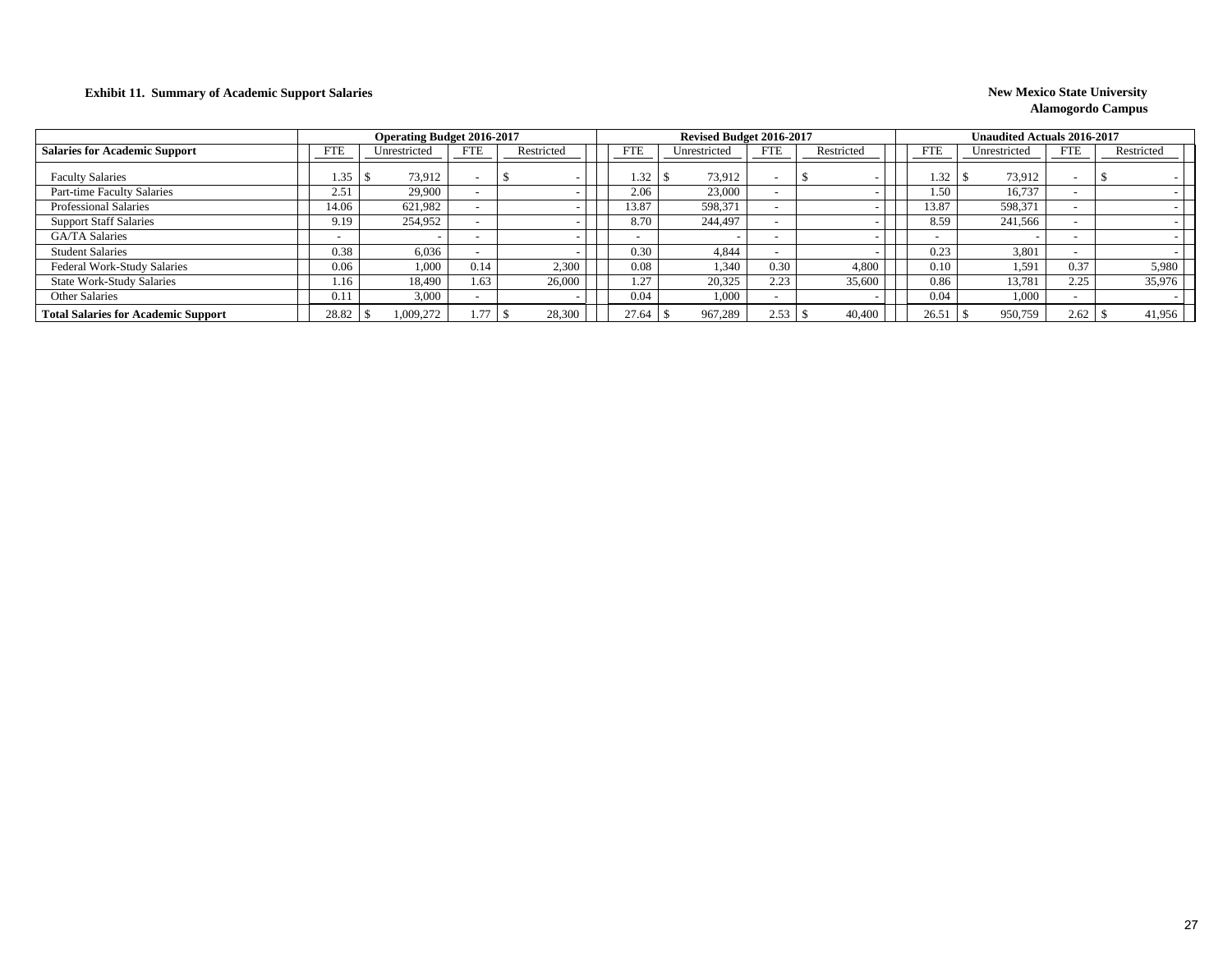**Exhibit 11. Summary of Academic Support Salaries**

**New Mexico State University**
**Alamogordo Campus**

| Salaries for Academic Support | Operating Budget 2016-2017 | | | | Revised Budget 2016-2017 | | | | Unaudited Actuals 2016-2017 | | | |
|---|---|---|---|---|---|---|---|---|---|---|---|---|
| | FTE | Unrestricted | FTE | Restricted | FTE | Unrestricted | FTE | Restricted | FTE | Unrestricted | FTE | Restricted |
| Faculty Salaries | 1.35 | $ 73,912 | - | $ - | 1.32 | $ 73,912 | - | $ - | 1.32 | $ 73,912 | - | $ - |
| Part-time Faculty Salaries | 2.51 | 29,900 | - | - | 2.06 | 23,000 | - | - | 1.50 | 16,737 | - | - |
| Professional Salaries | 14.06 | 621,982 | - | - | 13.87 | 598,371 | - | - | 13.87 | 598,371 | - | - |
| Support Staff Salaries | 9.19 | 254,952 | - | - | 8.70 | 244,497 | - | - | 8.59 | 241,566 | - | - |
| GA/TA Salaries | - | - | - | - | - | - | - | - | - | - | - | - |
| Student Salaries | 0.38 | 6,036 | - | - | 0.30 | 4,844 | - | - | 0.23 | 3,801 | - | - |
| Federal Work-Study Salaries | 0.06 | 1,000 | 0.14 | 2,300 | 0.08 | 1,340 | 0.30 | 4,800 | 0.10 | 1,591 | 0.37 | 5,980 |
| State Work-Study Salaries | 1.16 | 18,490 | 1.63 | 26,000 | 1.27 | 20,325 | 2.23 | 35,600 | 0.86 | 13,781 | 2.25 | 35,976 |
| Other Salaries | 0.11 | 3,000 | - | - | 0.04 | 1,000 | - | - | 0.04 | 1,000 | - | - |
| **Total Salaries for Academic Support** | 28.82 | $ 1,009,272 | 1.77 | $ 28,300 | 27.64 | $ 967,289 | 2.53 | $ 40,400 | 26.51 | $ 950,759 | 2.62 | $ 41,956 |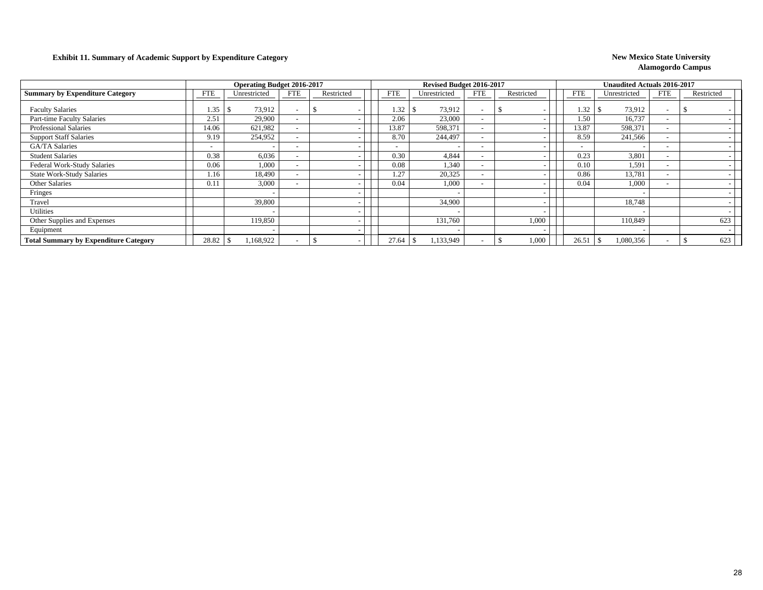**Exhibit 11. Summary of Academic Support by Expenditure Category**

**New Mexico State University**
**Alamogordo Campus**

| | Operating Budget 2016-2017 | | | | Revised Budget 2016-2017 | | | | Unaudited Actuals 2016-2017 | | | |
|---|---|---|---|---|---|---|---|---|---|---|---|---|
| **Summary by Expenditure Category** | FTE | Unrestricted | FTE | Restricted | FTE | Unrestricted | FTE | Restricted | FTE | Unrestricted | FTE | Restricted |
| Faculty Salaries | 1.35 | $ 73,912 | - | $ - | 1.32 | $ 73,912 | - | $ - | 1.32 | $ 73,912 | - | $ - |
| Part-time Faculty Salaries | 2.51 | 29,900 | - | - | 2.06 | 23,000 | - | - | 1.50 | 16,737 | - | - |
| Professional Salaries | 14.06 | 621,982 | - | - | 13.87 | 598,371 | - | - | 13.87 | 598,371 | - | - |
| Support Staff Salaries | 9.19 | 254,952 | - | - | 8.70 | 244,497 | - | - | 8.59 | 241,566 | - | - |
| GA/TA Salaries | - | - | - | - | - | - | - | - | - | - | - | - |
| Student Salaries | 0.38 | 6,036 | - | - | 0.30 | 4,844 | - | - | 0.23 | 3,801 | - | - |
| Federal Work-Study Salaries | 0.06 | 1,000 | - | - | 0.08 | 1,340 | - | - | 0.10 | 1,591 | - | - |
| State Work-Study Salaries | 1.16 | 18,490 | - | - | 1.27 | 20,325 | - | - | 0.86 | 13,781 | - | - |
| Other Salaries | 0.11 | 3,000 | - | - | 0.04 | 1,000 | - | - | 0.04 | 1,000 | - | - |
| Fringes | | - | | - | | - | | - | | - | | - |
| Travel | | 39,800 | | - | | 34,900 | | - | | 18,748 | | - |
| Utilities | | - | | - | | - | | - | | - | | - |
| Other Supplies and Expenses | | 119,850 | | - | | 131,760 | | 1,000 | | 110,849 | | 623 |
| Equipment | | - | | - | | - | | - | | - | | - |
| **Total Summary by Expenditure Category** | 28.82 | $ 1,168,922 | - | $ - | 27.64 | $ 1,133,949 | - | $ 1,000 | 26.51 | $ 1,080,356 | - | $ 623 |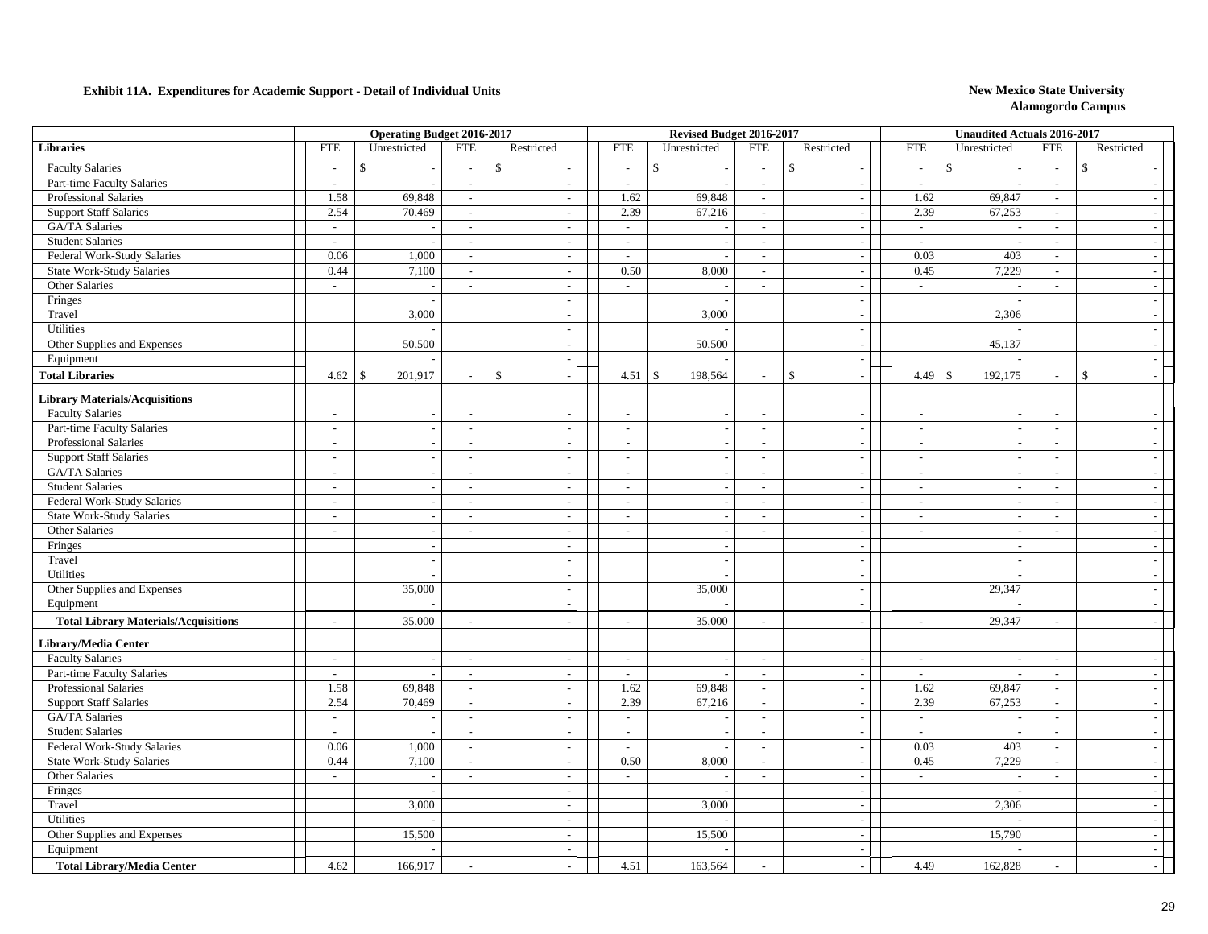**Exhibit 11A. Expenditures for Academic Support - Detail of Individual Units**

**New Mexico State University**
**Alamogordo Campus**

| | Operating Budget 2016-2017 | | | | Revised Budget 2016-2017 | | | | Unaudited Actuals 2016-2017 | | | |
|---|---|---|---|---|---|---|---|---|---|---|---|---|
| **Libraries** | FTE | Unrestricted | FTE | Restricted | FTE | Unrestricted | FTE | Restricted | FTE | Unrestricted | FTE | Restricted |
| Faculty Salaries | - | $ - | - | $ - | - | $ - | - | $ - | - | $ - | - | $ - |
| Part-time Faculty Salaries | - | - | - | - | - | - | - | - | - | - | - | - |
| Professional Salaries | 1.58 | 69,848 | - | - | 1.62 | 69,848 | - | - | 1.62 | 69,847 | - | - |
| Support Staff Salaries | 2.54 | 70,469 | - | - | 2.39 | 67,216 | - | - | 2.39 | 67,253 | - | - |
| GA/TA Salaries | - | - | - | - | - | - | - | - | - | - | - | - |
| Student Salaries | - | - | - | - | - | - | - | - | - | - | - | - |
| Federal Work-Study Salaries | 0.06 | 1,000 | - | - | - | - | - | - | 0.03 | 403 | - | - |
| State Work-Study Salaries | 0.44 | 7,100 | - | - | 0.50 | 8,000 | - | - | 0.45 | 7,229 | - | - |
| Other Salaries | - | - | - | - | - | - | - | - | - | - | - | - |
| Fringes | | - | | - | | - | | - | | - | | - |
| Travel | | 3,000 | | - | | 3,000 | | - | | 2,306 | | - |
| Utilities | | - | | - | | - | | - | | - | | - |
| Other Supplies and Expenses | | 50,500 | | - | | 50,500 | | - | | 45,137 | | - |
| Equipment | | - | | - | | - | | - | | - | | - |
| **Total Libraries** | 4.62 | $ 201,917 | - | $ - | 4.51 | $ 198,564 | - | $ - | 4.49 | $ 192,175 | - | $ - |
| **Library Materials/Acquisitions** | | | | | | | | | | | | |
| Faculty Salaries | - | - | - | - | - | - | - | - | - | - | - | - |
| Part-time Faculty Salaries | - | - | - | - | - | - | - | - | - | - | - | - |
| Professional Salaries | - | - | - | - | - | - | - | - | - | - | - | - |
| Support Staff Salaries | - | - | - | - | - | - | - | - | - | - | - | - |
| GA/TA Salaries | - | - | - | - | - | - | - | - | - | - | - | - |
| Student Salaries | - | - | - | - | - | - | - | - | - | - | - | - |
| Federal Work-Study Salaries | - | - | - | - | - | - | - | - | - | - | - | - |
| State Work-Study Salaries | - | - | - | - | - | - | - | - | - | - | - | - |
| Other Salaries | - | - | - | - | - | - | - | - | - | - | - | - |
| Fringes | | - | | - | | - | | - | | - | | - |
| Travel | | - | | - | | - | | - | | - | | - |
| Utilities | | - | | - | | - | | - | | - | | - |
| Other Supplies and Expenses | | 35,000 | | - | | 35,000 | | - | | 29,347 | | - |
| Equipment | | - | | - | | - | | - | | - | | - |
| **Total Library Materials/Acquisitions** | - | 35,000 | - | - | - | 35,000 | - | - | - | 29,347 | - | - |
| **Library/Media Center** | | | | | | | | | | | | |
| Faculty Salaries | - | - | - | - | - | - | - | - | - | - | - | - |
| Part-time Faculty Salaries | - | - | - | - | - | - | - | - | - | - | - | - |
| Professional Salaries | 1.58 | 69,848 | - | - | 1.62 | 69,848 | - | - | 1.62 | 69,847 | - | - |
| Support Staff Salaries | 2.54 | 70,469 | - | - | 2.39 | 67,216 | - | - | 2.39 | 67,253 | - | - |
| GA/TA Salaries | - | - | - | - | - | - | - | - | - | - | - | - |
| Student Salaries | - | - | - | - | - | - | - | - | - | - | - | - |
| Federal Work-Study Salaries | 0.06 | 1,000 | - | - | - | - | - | - | 0.03 | 403 | - | - |
| State Work-Study Salaries | 0.44 | 7,100 | - | - | 0.50 | 8,000 | - | - | 0.45 | 7,229 | - | - |
| Other Salaries | - | - | - | - | - | - | - | - | - | - | - | - |
| Fringes | | - | | - | | - | | - | | - | | - |
| Travel | | 3,000 | | - | | 3,000 | | - | | 2,306 | | - |
| Utilities | | - | | - | | - | | - | | - | | - |
| Other Supplies and Expenses | | 15,500 | | - | | 15,500 | | - | | 15,790 | | - |
| Equipment | | - | | - | | - | | - | | - | | - |
| **Total Library/Media Center** | 4.62 | 166,917 | - | - | 4.51 | 163,564 | - | - | 4.49 | 162,828 | - | - |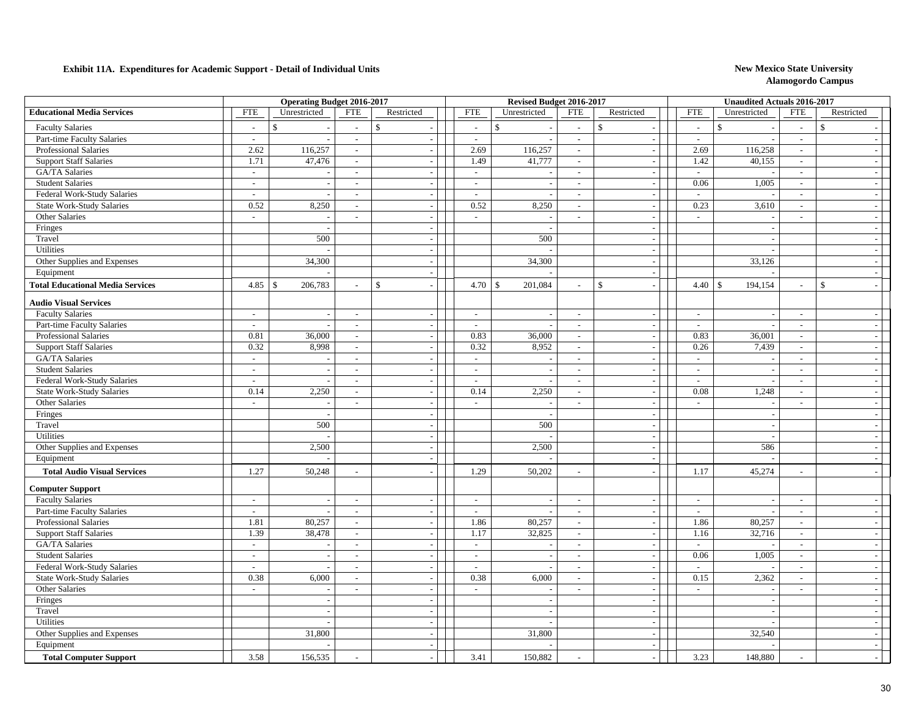**Exhibit 11A. Expenditures for Academic Support - Detail of Individual Units**

**New Mexico State University**
**Alamogordo Campus**

| | Operating Budget 2016-2017 | | | | Revised Budget 2016-2017 | | | | Unaudited Actuals 2016-2017 | | | |
|---|---|---|---|---|---|---|---|---|---|---|---|---|
| **Educational Media Services** | FTE | Unrestricted | FTE | Restricted | FTE | Unrestricted | FTE | Restricted | FTE | Unrestricted | FTE | Restricted |
| Faculty Salaries | - | $ - | - | $ - | - | $ - | - | $ - | - | $ - | - | $ - |
| Part-time Faculty Salaries | - | - | - | - | - | - | - | - | - | - | - | - |
| Professional Salaries | 2.62 | 116,257 | - | - | 2.69 | 116,257 | - | - | 2.69 | 116,258 | - | - |
| Support Staff Salaries | 1.71 | 47,476 | - | - | 1.49 | 41,777 | - | - | 1.42 | 40,155 | - | - |
| GA/TA Salaries | - | - | - | - | - | - | - | - | - | - | - | - |
| Student Salaries | - | - | - | - | - | - | - | - | 0.06 | 1,005 | - | - |
| Federal Work-Study Salaries | - | - | - | - | - | - | - | - | - | - | - | - |
| State Work-Study Salaries | 0.52 | 8,250 | - | - | 0.52 | 8,250 | - | - | 0.23 | 3,610 | - | - |
| Other Salaries | - | - | - | - | - | - | - | - | - | - | - | - |
| Fringes | | - | | - | | - | | - | | - | | - |
| Travel | | 500 | | - | | 500 | | - | | - | | - |
| Utilities | | - | | - | | - | | - | | - | | - |
| Other Supplies and Expenses | | 34,300 | | - | | 34,300 | | - | | 33,126 | | - |
| Equipment | | - | | - | | - | | - | | - | | - |
| **Total Educational Media Services** | 4.85 | $ 206,783 | - | $ - | 4.70 | $ 201,084 | - | $ - | 4.40 | $ 194,154 | - | $ - |
| **Audio Visual Services** | | | | | | | | | | | | |
| Faculty Salaries | - | - | - | - | - | - | - | - | - | - | - | - |
| Part-time Faculty Salaries | - | - | - | - | - | - | - | - | - | - | - | - |
| Professional Salaries | 0.81 | 36,000 | - | - | 0.83 | 36,000 | - | - | 0.83 | 36,001 | - | - |
| Support Staff Salaries | 0.32 | 8,998 | - | - | 0.32 | 8,952 | - | - | 0.26 | 7,439 | - | - |
| GA/TA Salaries | - | - | - | - | - | - | - | - | - | - | - | - |
| Student Salaries | - | - | - | - | - | - | - | - | - | - | - | - |
| Federal Work-Study Salaries | - | - | - | - | - | - | - | - | - | - | - | - |
| State Work-Study Salaries | 0.14 | 2,250 | - | - | 0.14 | 2,250 | - | - | 0.08 | 1,248 | - | - |
| Other Salaries | - | - | - | - | - | - | - | - | - | - | - | - |
| Fringes | | - | | - | | - | | - | | - | | - |
| Travel | | 500 | | - | | 500 | | - | | - | | - |
| Utilities | | - | | - | | - | | - | | - | | - |
| Other Supplies and Expenses | | 2,500 | | - | | 2,500 | | - | | 586 | | - |
| Equipment | | - | | - | | - | | - | | - | | - |
| **Total Audio Visual Services** | 1.27 | 50,248 | - | - | 1.29 | 50,202 | - | - | 1.17 | 45,274 | - | - |
| **Computer Support** | | | | | | | | | | | | |
| Faculty Salaries | - | - | - | - | - | - | - | - | - | - | - | - |
| Part-time Faculty Salaries | - | - | - | - | - | - | - | - | - | - | - | - |
| Professional Salaries | 1.81 | 80,257 | - | - | 1.86 | 80,257 | - | - | 1.86 | 80,257 | - | - |
| Support Staff Salaries | 1.39 | 38,478 | - | - | 1.17 | 32,825 | - | - | 1.16 | 32,716 | - | - |
| GA/TA Salaries | - | - | - | - | - | - | - | - | - | - | - | - |
| Student Salaries | - | - | - | - | - | - | - | - | 0.06 | 1,005 | - | - |
| Federal Work-Study Salaries | - | - | - | - | - | - | - | - | - | - | - | - |
| State Work-Study Salaries | 0.38 | 6,000 | - | - | 0.38 | 6,000 | - | - | 0.15 | 2,362 | - | - |
| Other Salaries | - | - | - | - | - | - | - | - | - | - | - | - |
| Fringes | | - | | - | | - | | - | | - | | - |
| Travel | | - | | - | | - | | - | | - | | - |
| Utilities | | - | | - | | - | | - | | - | | - |
| Other Supplies and Expenses | | 31,800 | | - | | 31,800 | | - | | 32,540 | | - |
| Equipment | | - | | - | | - | | - | | - | | - |
| **Total Computer Support** | 3.58 | 156,535 | - | - | 3.41 | 150,882 | - | - | 3.23 | 148,880 | - | - |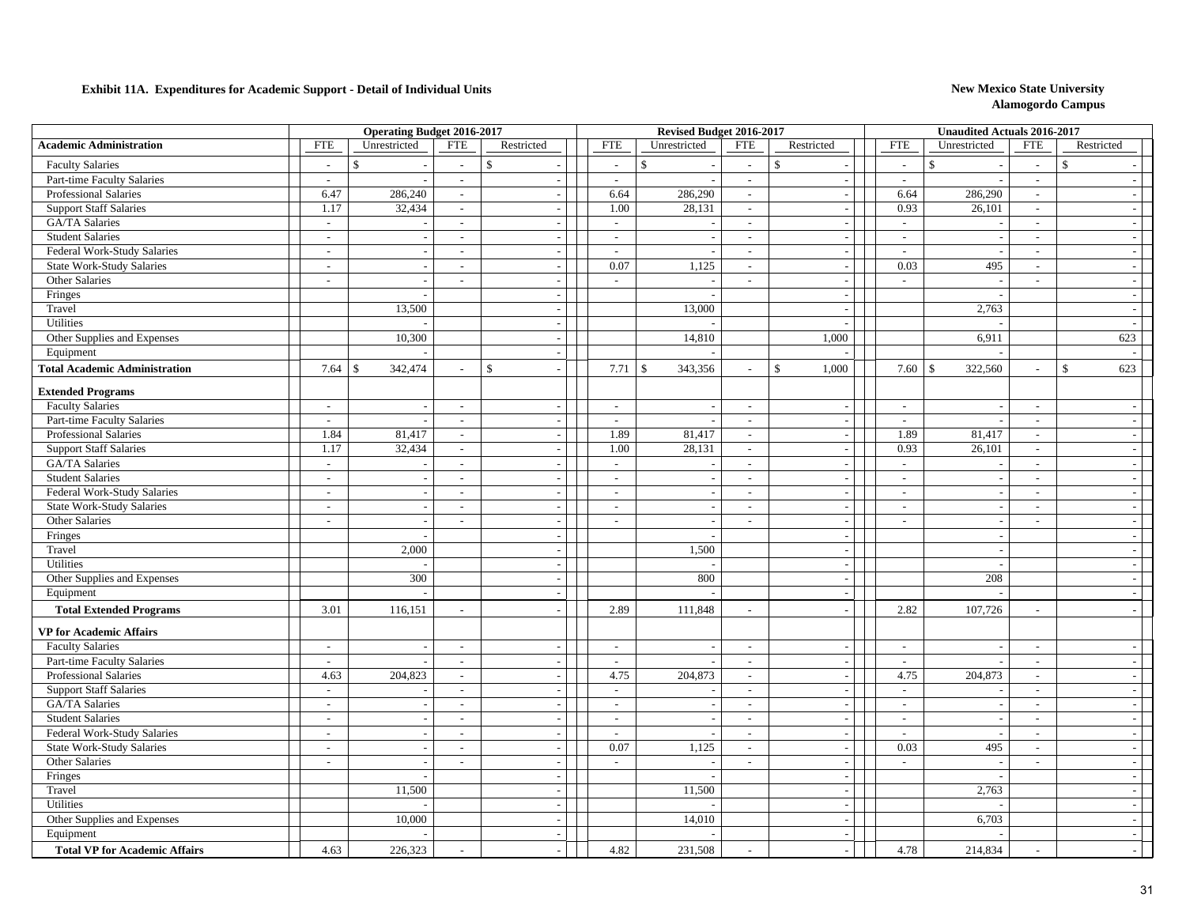**Exhibit 11A. Expenditures for Academic Support - Detail of Individual Units**

**New Mexico State University**
**Alamogordo Campus**

| | Operating Budget 2016-2017 | | | | Revised Budget 2016-2017 | | | | Unaudited Actuals 2016-2017 | | | |
|---|---|---|---|---|---|---|---|---|---|---|---|---|
| **Academic Administration** | FTE | Unrestricted | FTE | Restricted | FTE | Unrestricted | FTE | Restricted | FTE | Unrestricted | FTE | Restricted |
| Faculty Salaries | - | $ - | - | $ - | - | $ - | - | $ - | - | $ - | - | $ - |
| Part-time Faculty Salaries | - | - | - | - | - | - | - | - | - | - | - | - |
| Professional Salaries | 6.47 | 286,240 | - | - | 6.64 | 286,290 | - | - | 6.64 | 286,290 | - | - |
| Support Staff Salaries | 1.17 | 32,434 | - | - | 1.00 | 28,131 | - | - | 0.93 | 26,101 | - | - |
| GA/TA Salaries | - | - | - | - | - | - | - | - | - | - | - | - |
| Student Salaries | - | - | - | - | - | - | - | - | - | - | - | - |
| Federal Work-Study Salaries | - | - | - | - | - | - | - | - | - | - | - | - |
| State Work-Study Salaries | - | - | - | - | 0.07 | 1,125 | - | - | 0.03 | 495 | - | - |
| Other Salaries | - | - | - | - | - | - | - | - | - | - | - | - |
| Fringes | | - | | - | | - | | - | | - | | - |
| Travel | | 13,500 | | - | | 13,000 | | - | | 2,763 | | - |
| Utilities | | - | | - | | - | | - | | - | | - |
| Other Supplies and Expenses | | 10,300 | | - | | 14,810 | | 1,000 | | 6,911 | | 623 |
| Equipment | | - | | - | | - | | - | | - | | - |
| **Total Academic Administration** | 7.64 | $ 342,474 | - | $ - | 7.71 | $ 343,356 | - | $ 1,000 | 7.60 | $ 322,560 | - | $ 623 |
| **Extended Programs** | | | | | | | | | | | | |
| Faculty Salaries | - | - | - | - | - | - | - | - | - | - | - | - |
| Part-time Faculty Salaries | - | - | - | - | - | - | - | - | - | - | - | - |
| Professional Salaries | 1.84 | 81,417 | - | - | 1.89 | 81,417 | - | - | 1.89 | 81,417 | - | - |
| Support Staff Salaries | 1.17 | 32,434 | - | - | 1.00 | 28,131 | - | - | 0.93 | 26,101 | - | - |
| GA/TA Salaries | - | - | - | - | - | - | - | - | - | - | - | - |
| Student Salaries | - | - | - | - | - | - | - | - | - | - | - | - |
| Federal Work-Study Salaries | - | - | - | - | - | - | - | - | - | - | - | - |
| State Work-Study Salaries | - | - | - | - | - | - | - | - | - | - | - | - |
| Other Salaries | - | - | - | - | - | - | - | - | - | - | - | - |
| Fringes | | - | | - | | - | | - | | - | | - |
| Travel | | 2,000 | | - | | 1,500 | | - | | - | | - |
| Utilities | | - | | - | | - | | - | | - | | - |
| Other Supplies and Expenses | | 300 | | - | | 800 | | - | | 208 | | - |
| Equipment | | - | | - | | - | | - | | - | | - |
| **Total Extended Programs** | 3.01 | 116,151 | - | - | 2.89 | 111,848 | - | - | 2.82 | 107,726 | - | - |
| **VP for Academic Affairs** | | | | | | | | | | | | |
| Faculty Salaries | - | - | - | - | - | - | - | - | - | - | - | - |
| Part-time Faculty Salaries | - | - | - | - | - | - | - | - | - | - | - | - |
| Professional Salaries | 4.63 | 204,823 | - | - | 4.75 | 204,873 | - | - | 4.75 | 204,873 | - | - |
| Support Staff Salaries | - | - | - | - | - | - | - | - | - | - | - | - |
| GA/TA Salaries | - | - | - | - | - | - | - | - | - | - | - | - |
| Student Salaries | - | - | - | - | - | - | - | - | - | - | - | - |
| Federal Work-Study Salaries | - | - | - | - | - | - | - | - | - | - | - | - |
| State Work-Study Salaries | - | - | - | - | 0.07 | 1,125 | - | - | 0.03 | 495 | - | - |
| Other Salaries | - | - | - | - | - | - | - | - | - | - | - | - |
| Fringes | | - | | - | | - | | - | | - | | - |
| Travel | | 11,500 | | - | | 11,500 | | - | | 2,763 | | - |
| Utilities | | - | | - | | - | | - | | - | | - |
| Other Supplies and Expenses | | 10,000 | | - | | 14,010 | | - | | 6,703 | | - |
| Equipment | | - | | - | | - | | - | | - | | - |
| **Total VP for Academic Affairs** | 4.63 | 226,323 | - | - | 4.82 | 231,508 | - | - | 4.78 | 214,834 | - | - |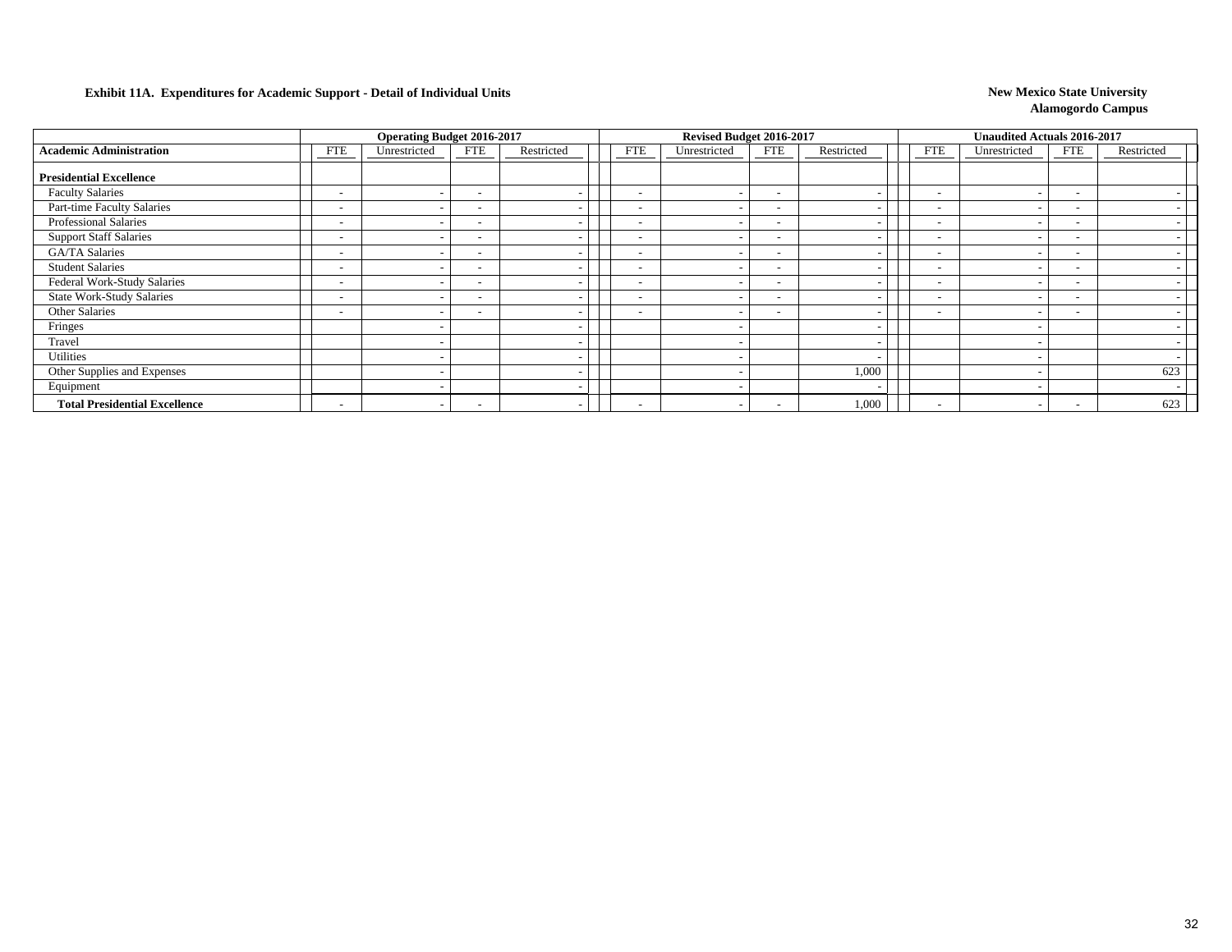**Exhibit 11A. Expenditures for Academic Support - Detail of Individual Units**

**New Mexico State University**
**Alamogordo Campus**

| | Operating Budget 2016-2017 | | | | Revised Budget 2016-2017 | | | | Unaudited Actuals 2016-2017 | | | |
|---|---|---|---|---|---|---|---|---|---|---|---|---|
| **Academic Administration** | FTE | Unrestricted | FTE | Restricted | FTE | Unrestricted | FTE | Restricted | FTE | Unrestricted | FTE | Restricted |
| **Presidential Excellence** | | | | | | | | | | | | |
| Faculty Salaries | - | - | - | - | - | - | - | - | - | - | - | - |
| Part-time Faculty Salaries | - | - | - | - | - | - | - | - | - | - | - | - |
| Professional Salaries | - | - | - | - | - | - | - | - | - | - | - | - |
| Support Staff Salaries | - | - | - | - | - | - | - | - | - | - | - | - |
| GA/TA Salaries | - | - | - | - | - | - | - | - | - | - | - | - |
| Student Salaries | - | - | - | - | - | - | - | - | - | - | - | - |
| Federal Work-Study Salaries | - | - | - | - | - | - | - | - | - | - | - | - |
| State Work-Study Salaries | - | - | - | - | - | - | - | - | - | - | - | - |
| Other Salaries | - | - | - | - | - | - | - | - | - | - | - | - |
| Fringes | | - | | - | | - | | - | | - | | - |
| Travel | | - | | - | | - | | - | | - | | - |
| Utilities | | - | | - | | - | | - | | - | | - |
| Other Supplies and Expenses | | - | | - | | - | | 1,000 | | - | | 623 |
| Equipment | | - | | - | | - | | - | | - | | - |
| **Total Presidential Excellence** | - | - | - | - | - | - | - | 1,000 | - | - | - | 623 |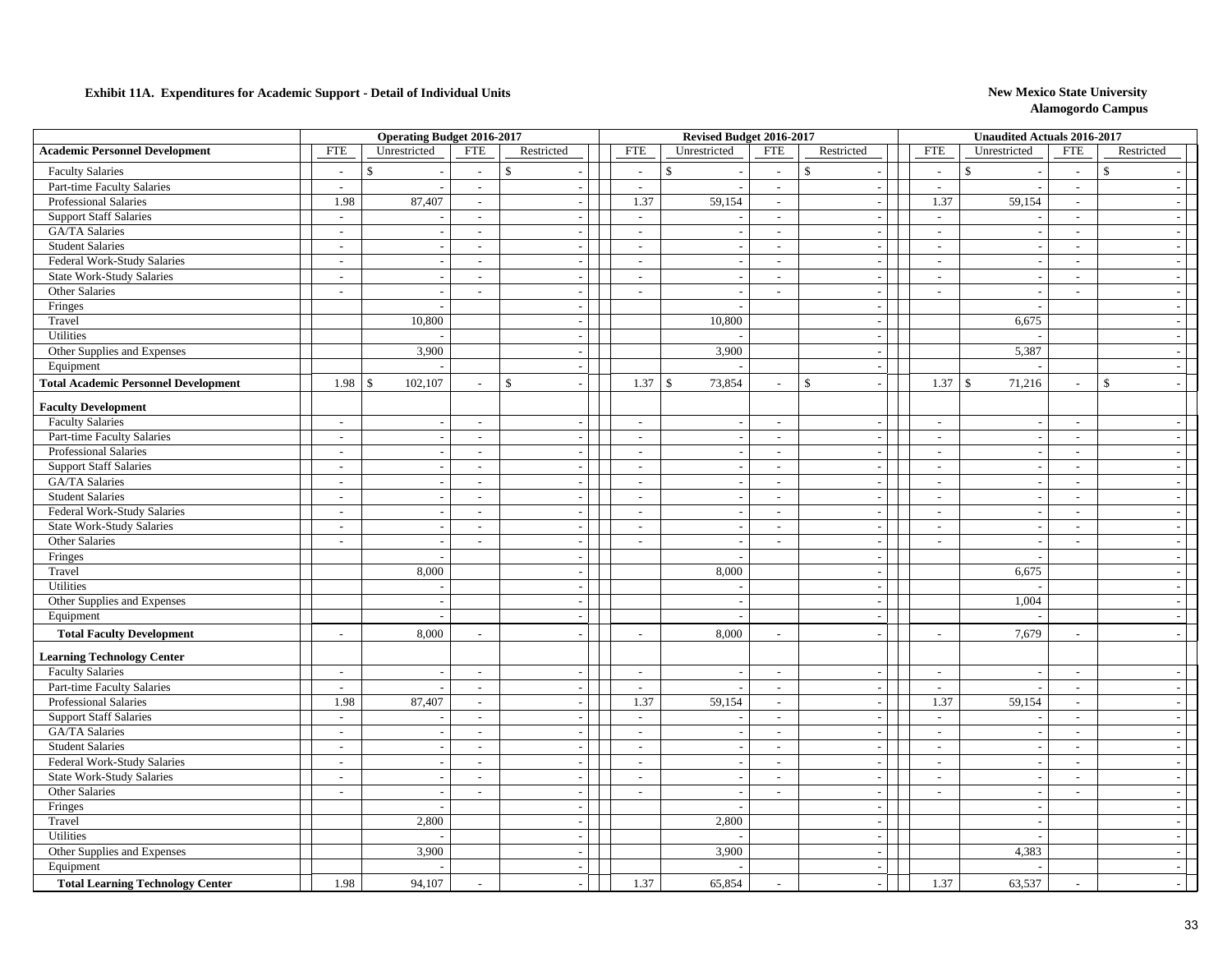**Exhibit 11A. Expenditures for Academic Support - Detail of Individual Units**

**New Mexico State University**
**Alamogordo Campus**

| | Operating Budget 2016-2017 | | | | Revised Budget 2016-2017 | | | | Unaudited Actuals 2016-2017 | | | |
|---|---|---|---|---|---|---|---|---|---|---|---|---|
| **Academic Personnel Development** | FTE | Unrestricted | FTE | Restricted | FTE | Unrestricted | FTE | Restricted | FTE | Unrestricted | FTE | Restricted |
| Faculty Salaries | - | $ - | - | $ - | - | $ - | - | $ - | - | $ - | - | $ - |
| Part-time Faculty Salaries | - | - | - | - | - | - | - | - | - | - | - | - |
| Professional Salaries | 1.98 | 87,407 | - | - | 1.37 | 59,154 | - | - | 1.37 | 59,154 | - | - |
| Support Staff Salaries | - | - | - | - | - | - | - | - | - | - | - | - |
| GA/TA Salaries | - | - | - | - | - | - | - | - | - | - | - | - |
| Student Salaries | - | - | - | - | - | - | - | - | - | - | - | - |
| Federal Work-Study Salaries | - | - | - | - | - | - | - | - | - | - | - | - |
| State Work-Study Salaries | - | - | - | - | - | - | - | - | - | - | - | - |
| Other Salaries | - | - | - | - | - | - | - | - | - | - | - | - |
| Fringes | | - | | - | | - | | - | | - | | - |
| Travel | | 10,800 | | - | | 10,800 | | - | | 6,675 | | - |
| Utilities | | - | | - | | - | | - | | - | | - |
| Other Supplies and Expenses | | 3,900 | | - | | 3,900 | | - | | 5,387 | | - |
| Equipment | | - | | - | | - | | - | | - | | - |
| **Total Academic Personnel Development** | 1.98 | $ 102,107 | - | $ - | 1.37 | $ 73,854 | - | $ - | 1.37 | $ 71,216 | - | $ - |
| **Faculty Development** | | | | | | | | | | | | |
| Faculty Salaries | - | - | - | - | - | - | - | - | - | - | - | - |
| Part-time Faculty Salaries | - | - | - | - | - | - | - | - | - | - | - | - |
| Professional Salaries | - | - | - | - | - | - | - | - | - | - | - | - |
| Support Staff Salaries | - | - | - | - | - | - | - | - | - | - | - | - |
| GA/TA Salaries | - | - | - | - | - | - | - | - | - | - | - | - |
| Student Salaries | - | - | - | - | - | - | - | - | - | - | - | - |
| Federal Work-Study Salaries | - | - | - | - | - | - | - | - | - | - | - | - |
| State Work-Study Salaries | - | - | - | - | - | - | - | - | - | - | - | - |
| Other Salaries | - | - | - | - | - | - | - | - | - | - | - | - |
| Fringes | | - | | - | | - | | - | | - | | - |
| Travel | | 8,000 | | - | | 8,000 | | - | | 6,675 | | - |
| Utilities | | - | | - | | - | | - | | - | | - |
| Other Supplies and Expenses | | - | | - | | - | | - | | 1,004 | | - |
| Equipment | | - | | - | | - | | - | | - | | - |
| **Total Faculty Development** | - | 8,000 | - | - | - | 8,000 | - | - | - | 7,679 | - | - |
| **Learning Technology Center** | | | | | | | | | | | | |
| Faculty Salaries | - | - | - | - | - | - | - | - | - | - | - | - |
| Part-time Faculty Salaries | - | - | - | - | - | - | - | - | - | - | - | - |
| Professional Salaries | 1.98 | 87,407 | - | - | 1.37 | 59,154 | - | - | 1.37 | 59,154 | - | - |
| Support Staff Salaries | - | - | - | - | - | - | - | - | - | - | - | - |
| GA/TA Salaries | - | - | - | - | - | - | - | - | - | - | - | - |
| Student Salaries | - | - | - | - | - | - | - | - | - | - | - | - |
| Federal Work-Study Salaries | - | - | - | - | - | - | - | - | - | - | - | - |
| State Work-Study Salaries | - | - | - | - | - | - | - | - | - | - | - | - |
| Other Salaries | - | - | - | - | - | - | - | - | - | - | - | - |
| Fringes | | - | | - | | - | | - | | - | | - |
| Travel | | 2,800 | | - | | 2,800 | | - | | - | | - |
| Utilities | | - | | - | | - | | - | | - | | - |
| Other Supplies and Expenses | | 3,900 | | - | | 3,900 | | - | | 4,383 | | - |
| Equipment | | - | | - | | - | | - | | - | | - |
| **Total Learning Technology Center** | 1.98 | 94,107 | - | - | 1.37 | 65,854 | - | - | 1.37 | 63,537 | - | - |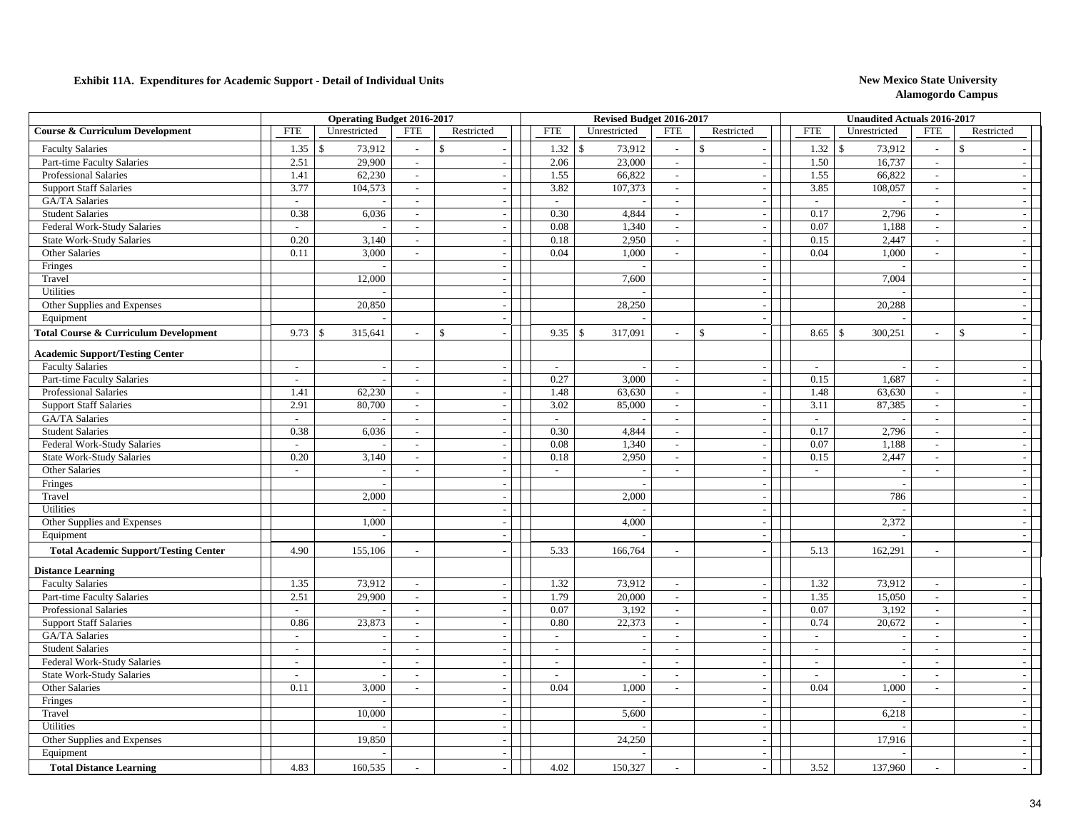**Exhibit 11A. Expenditures for Academic Support - Detail of Individual Units**

**New Mexico State University**
**Alamogordo Campus**

| | Operating Budget 2016-2017 | | | | Revised Budget 2016-2017 | | | | Unaudited Actuals 2016-2017 | | | |
|---|---|---|---|---|---|---|---|---|---|---|---|---|
| **Course & Curriculum Development** | FTE | Unrestricted | FTE | Restricted | FTE | Unrestricted | FTE | Restricted | FTE | Unrestricted | FTE | Restricted |
| Faculty Salaries | 1.35 | $ 73,912 | - | $ - | 1.32 | $ 73,912 | - | $ - | 1.32 | $ 73,912 | - | $ - |
| Part-time Faculty Salaries | 2.51 | 29,900 | - | - | 2.06 | 23,000 | - | - | 1.50 | 16,737 | - | - |
| Professional Salaries | 1.41 | 62,230 | - | - | 1.55 | 66,822 | - | - | 1.55 | 66,822 | - | - |
| Support Staff Salaries | 3.77 | 104,573 | - | - | 3.82 | 107,373 | - | - | 3.85 | 108,057 | - | - |
| GA/TA Salaries | - | - | - | - | - | - | - | - | - | - | - | - |
| Student Salaries | 0.38 | 6,036 | - | - | 0.30 | 4,844 | - | - | 0.17 | 2,796 | - | - |
| Federal Work-Study Salaries | - | - | - | - | 0.08 | 1,340 | - | - | 0.07 | 1,188 | - | - |
| State Work-Study Salaries | 0.20 | 3,140 | - | - | 0.18 | 2,950 | - | - | 0.15 | 2,447 | - | - |
| Other Salaries | 0.11 | 3,000 | - | - | 0.04 | 1,000 | - | - | 0.04 | 1,000 | - | - |
| Fringes | | - | | - | | - | | - | | - | | - |
| Travel | | 12,000 | | - | | 7,600 | | - | | 7,004 | | - |
| Utilities | | - | | - | | - | | - | | - | | - |
| Other Supplies and Expenses | | 20,850 | | - | | 28,250 | | - | | 20,288 | | - |
| Equipment | | - | | - | | - | | - | | - | | - |
| **Total Course & Curriculum Development** | 9.73 | $ 315,641 | - | $ - | 9.35 | $ 317,091 | - | $ - | 8.65 | $ 300,251 | - | $ - |
| **Academic Support/Testing Center** | | | | | | | | | | | | |
| Faculty Salaries | - | - | - | - | - | - | - | - | - | - | - | - |
| Part-time Faculty Salaries | - | - | - | - | 0.27 | 3,000 | - | - | 0.15 | 1,687 | - | - |
| Professional Salaries | 1.41 | 62,230 | - | - | 1.48 | 63,630 | - | - | 1.48 | 63,630 | - | - |
| Support Staff Salaries | 2.91 | 80,700 | - | - | 3.02 | 85,000 | - | - | 3.11 | 87,385 | - | - |
| GA/TA Salaries | - | - | - | - | - | - | - | - | - | - | - | - |
| Student Salaries | 0.38 | 6,036 | - | - | 0.30 | 4,844 | - | - | 0.17 | 2,796 | - | - |
| Federal Work-Study Salaries | - | - | - | - | 0.08 | 1,340 | - | - | 0.07 | 1,188 | - | - |
| State Work-Study Salaries | 0.20 | 3,140 | - | - | 0.18 | 2,950 | - | - | 0.15 | 2,447 | - | - |
| Other Salaries | - | - | - | - | - | - | - | - | - | - | - | - |
| Fringes | | - | | - | | - | | - | | - | | - |
| Travel | | 2,000 | | - | | 2,000 | | - | | 786 | | - |
| Utilities | | - | | - | | - | | - | | - | | - |
| Other Supplies and Expenses | | 1,000 | | - | | 4,000 | | - | | 2,372 | | - |
| Equipment | | - | | - | | - | | - | | - | | - |
| **Total Academic Support/Testing Center** | 4.90 | 155,106 | - | - | 5.33 | 166,764 | - | - | 5.13 | 162,291 | - | - |
| **Distance Learning** | | | | | | | | | | | | |
| Faculty Salaries | 1.35 | 73,912 | - | - | 1.32 | 73,912 | - | - | 1.32 | 73,912 | - | - |
| Part-time Faculty Salaries | 2.51 | 29,900 | - | - | 1.79 | 20,000 | - | - | 1.35 | 15,050 | - | - |
| Professional Salaries | - | - | - | - | 0.07 | 3,192 | - | - | 0.07 | 3,192 | - | - |
| Support Staff Salaries | 0.86 | 23,873 | - | - | 0.80 | 22,373 | - | - | 0.74 | 20,672 | - | - |
| GA/TA Salaries | - | - | - | - | - | - | - | - | - | - | - | - |
| Student Salaries | - | - | - | - | - | - | - | - | - | - | - | - |
| Federal Work-Study Salaries | - | - | - | - | - | - | - | - | - | - | - | - |
| State Work-Study Salaries | - | - | - | - | - | - | - | - | - | - | - | - |
| Other Salaries | 0.11 | 3,000 | - | - | 0.04 | 1,000 | - | - | 0.04 | 1,000 | - | - |
| Fringes | | - | | - | | - | | - | | - | | - |
| Travel | | 10,000 | | - | | 5,600 | | - | | 6,218 | | - |
| Utilities | | - | | - | | - | | - | | - | | - |
| Other Supplies and Expenses | | 19,850 | | - | | 24,250 | | - | | 17,916 | | - |
| Equipment | | - | | - | | - | | - | | - | | - |
| **Total Distance Learning** | 4.83 | 160,535 | - | - | 4.02 | 150,327 | - | - | 3.52 | 137,960 | - | - |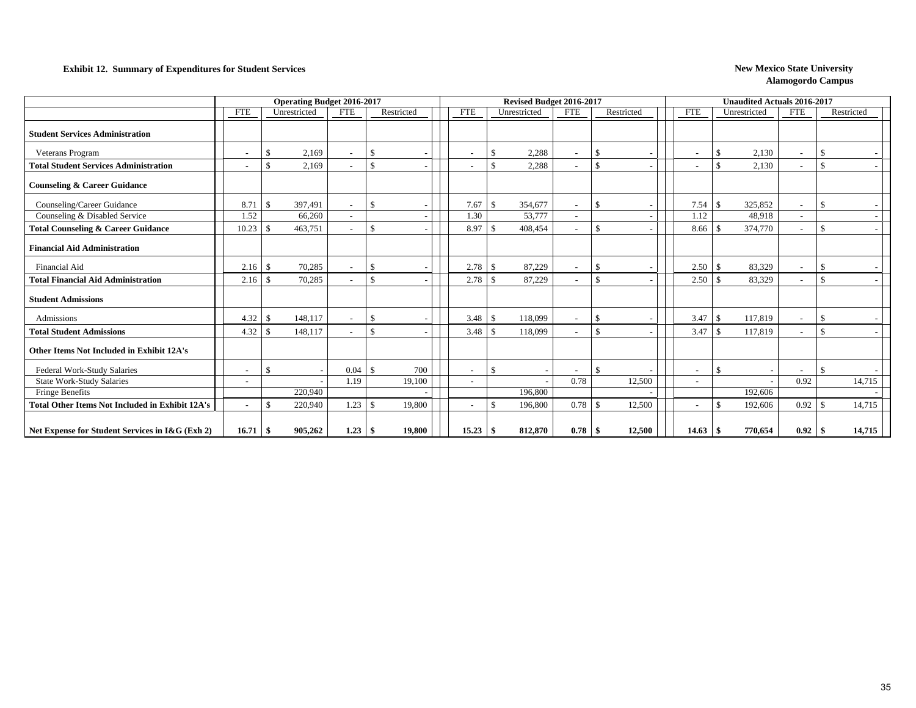**Exhibit 12. Summary of Expenditures for Student Services**

**New Mexico State University**
**Alamogordo Campus**

| | Operating Budget 2016-2017 | | | | Revised Budget 2016-2017 | | | | Unaudited Actuals 2016-2017 | | | |
|---|---|---|---|---|---|---|---|---|---|---|---|---|
| | FTE | Unrestricted | FTE | Restricted | FTE | Unrestricted | FTE | Restricted | FTE | Unrestricted | FTE | Restricted |
| **Student Services Administration** | | | | | | | | | | | | |
| Veterans Program | - | $ 2,169 | - | $ - | - | $ 2,288 | - | $ - | - | $ 2,130 | - | $ - |
| **Total Student Services Administration** | - | $ 2,169 | - | $ - | - | $ 2,288 | - | $ - | - | $ 2,130 | - | $ - |
| **Counseling & Career Guidance** | | | | | | | | | | | | |
| Counseling/Career Guidance | 8.71 | $ 397,491 | - | $ - | 7.67 | $ 354,677 | - | $ - | 7.54 | $ 325,852 | - | $ - |
| Counseling & Disabled Service | 1.52 | 66,260 | - | - | 1.30 | 53,777 | - | - | 1.12 | 48,918 | - | - |
| **Total Counseling & Career Guidance** | 10.23 | $ 463,751 | - | $ - | 8.97 | $ 408,454 | - | $ - | 8.66 | $ 374,770 | - | $ - |
| **Financial Aid Administration** | | | | | | | | | | | | |
| Financial Aid | 2.16 | $ 70,285 | - | $ - | 2.78 | $ 87,229 | - | $ - | 2.50 | $ 83,329 | - | $ - |
| **Total Financial Aid Administration** | 2.16 | $ 70,285 | - | $ - | 2.78 | $ 87,229 | - | $ - | 2.50 | $ 83,329 | - | $ - |
| **Student Admissions** | | | | | | | | | | | | |
| Admissions | 4.32 | $ 148,117 | - | $ - | 3.48 | $ 118,099 | - | $ - | 3.47 | $ 117,819 | - | $ - |
| **Total Student Admissions** | 4.32 | $ 148,117 | - | $ - | 3.48 | $ 118,099 | - | $ - | 3.47 | $ 117,819 | - | $ - |
| **Other Items Not Included in Exhibit 12A's** | | | | | | | | | | | | |
| Federal Work-Study Salaries | - | $ - | 0.04 | $ 700 | - | $ - | - | $ - | - | $ - | - | $ - |
| State Work-Study Salaries | - | - | 1.19 | 19,100 | - | - | 0.78 | 12,500 | - | - | 0.92 | 14,715 |
| Fringe Benefits | | 220,940 | | - | | 196,800 | | - | | 192,606 | | - |
| **Total Other Items Not Included in Exhibit 12A's** | - | $ 220,940 | 1.23 | $ 19,800 | - | $ 196,800 | 0.78 | $ 12,500 | - | $ 192,606 | 0.92 | $ 14,715 |
| **Net Expense for Student Services in I&G (Exh 2)** | **16.71** | **$ 905,262** | **1.23** | **$ 19,800** | **15.23** | **$ 812,870** | **0.78** | **$ 12,500** | **14.63** | **$ 770,654** | **0.92** | **$ 14,715** |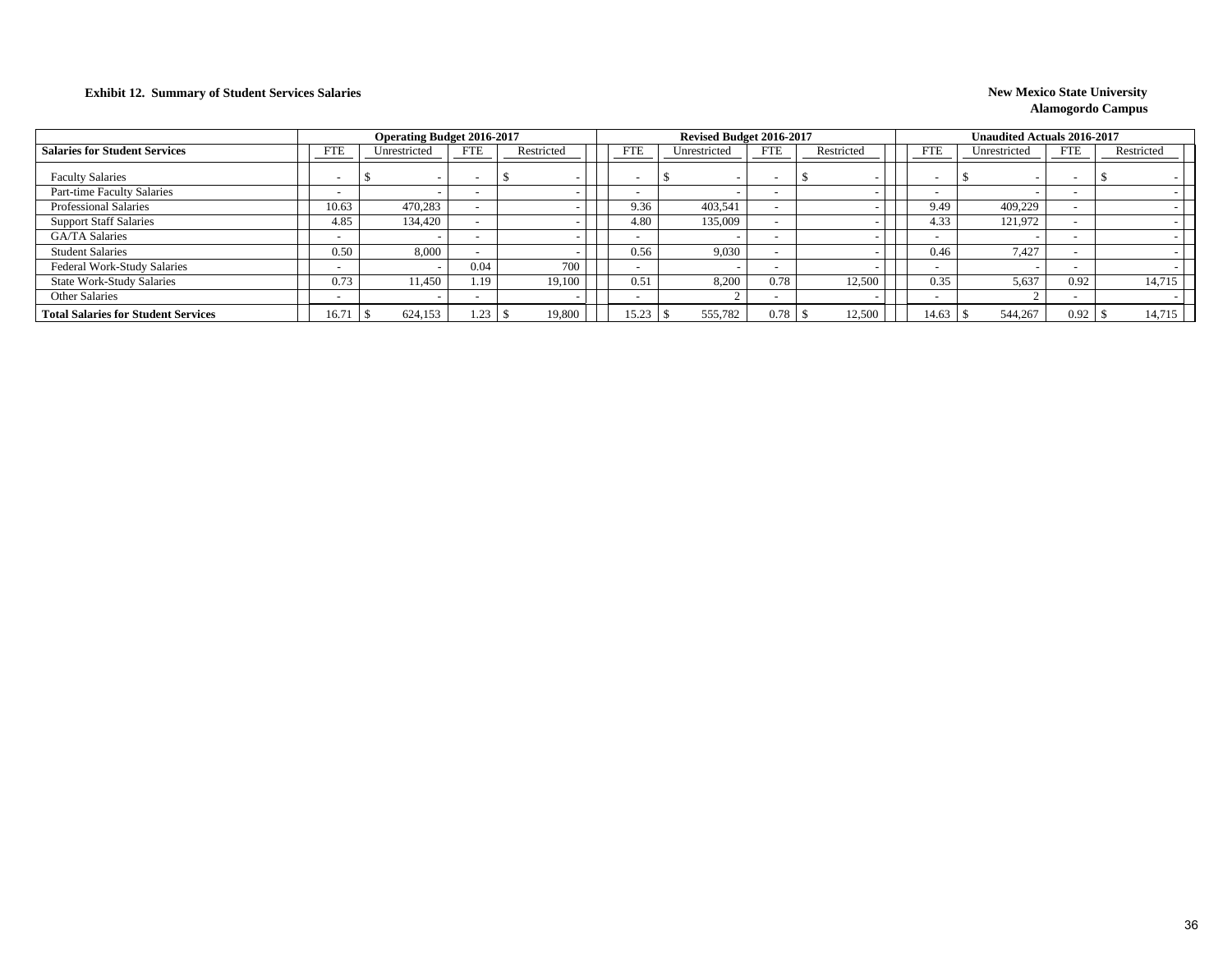**Exhibit 12. Summary of Student Services Salaries**

**New Mexico State University**
**Alamogordo Campus**

| | Operating Budget 2016-2017 | | | | Revised Budget 2016-2017 | | | | Unaudited Actuals 2016-2017 | | | |
|---|---|---|---|---|---|---|---|---|---|---|---|---|
| **Salaries for Student Services** | FTE | Unrestricted | FTE | Restricted | FTE | Unrestricted | FTE | Restricted | FTE | Unrestricted | FTE | Restricted |
| Faculty Salaries | - | $ - | - | $ - | - | $ - | - | $ - | - | $ - | - | $ - |
| Part-time Faculty Salaries | - | - | - | - | - | - | - | - | - | - | - | - |
| Professional Salaries | 10.63 | 470,283 | - | - | 9.36 | 403,541 | - | - | 9.49 | 409,229 | - | - |
| Support Staff Salaries | 4.85 | 134,420 | - | - | 4.80 | 135,009 | - | - | 4.33 | 121,972 | - | - |
| GA/TA Salaries | - | - | - | - | - | - | - | - | - | - | - | - |
| Student Salaries | 0.50 | 8,000 | - | - | 0.56 | 9,030 | - | - | 0.46 | 7,427 | - | - |
| Federal Work-Study Salaries | - | - | 0.04 | 700 | - | - | - | - | - | - | - | - |
| State Work-Study Salaries | 0.73 | 11,450 | 1.19 | 19,100 | 0.51 | 8,200 | 0.78 | 12,500 | 0.35 | 5,637 | 0.92 | 14,715 |
| Other Salaries | - | - | - | - | - | 2 | - | - | - | 2 | - | - |
| **Total Salaries for Student Services** | 16.71 | $ 624,153 | 1.23 | $ 19,800 | 15.23 | $ 555,782 | 0.78 | $ 12,500 | 14.63 | $ 544,267 | 0.92 | $ 14,715 |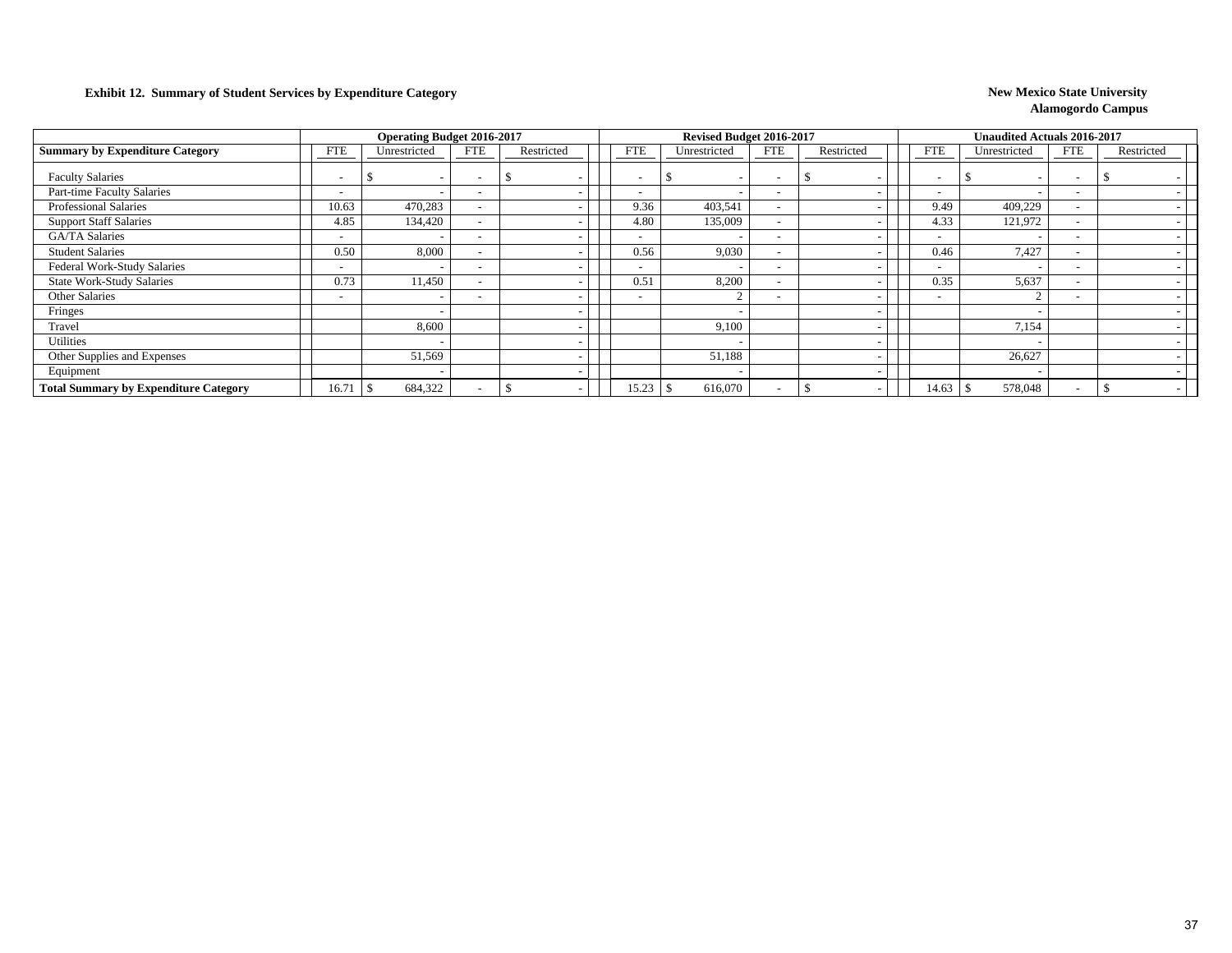**Exhibit 12. Summary of Student Services by Expenditure Category**

**New Mexico State University**
**Alamogordo Campus**

| | Operating Budget 2016-2017 | | | | Revised Budget 2016-2017 | | | | Unaudited Actuals 2016-2017 | | | |
|---|---|---|---|---|---|---|---|---|---|---|---|---|
| **Summary by Expenditure Category** | FTE | Unrestricted | FTE | Restricted | FTE | Unrestricted | FTE | Restricted | FTE | Unrestricted | FTE | Restricted |
| Faculty Salaries | - | $ - | - | $ - | - | $ - | - | $ - | - | $ - | - | $ - |
| Part-time Faculty Salaries | - | - | - | - | - | - | - | - | - | - | - | - |
| Professional Salaries | 10.63 | 470,283 | - | - | 9.36 | 403,541 | - | - | 9.49 | 409,229 | - | - |
| Support Staff Salaries | 4.85 | 134,420 | - | - | 4.80 | 135,009 | - | - | 4.33 | 121,972 | - | - |
| GA/TA Salaries | - | - | - | - | - | - | - | - | - | - | - | - |
| Student Salaries | 0.50 | 8,000 | - | - | 0.56 | 9,030 | - | - | 0.46 | 7,427 | - | - |
| Federal Work-Study Salaries | - | - | - | - | - | - | - | - | - | - | - | - |
| State Work-Study Salaries | 0.73 | 11,450 | - | - | 0.51 | 8,200 | - | - | 0.35 | 5,637 | - | - |
| Other Salaries | - | - | - | - | - | 2 | - | - | - | 2 | - | - |
| Fringes | | - | | - | | - | | - | | - | | - |
| Travel | | 8,600 | | - | | 9,100 | | - | | 7,154 | | - |
| Utilities | | - | | - | | - | | - | | - | | - |
| Other Supplies and Expenses | | 51,569 | | - | | 51,188 | | - | | 26,627 | | - |
| Equipment | | - | | - | | - | | - | | - | | - |
| **Total Summary by Expenditure Category** | 16.71 | $ 684,322 | - | $ - | 15.23 | $ 616,070 | - | $ - | 14.63 | $ 578,048 | - | $ - |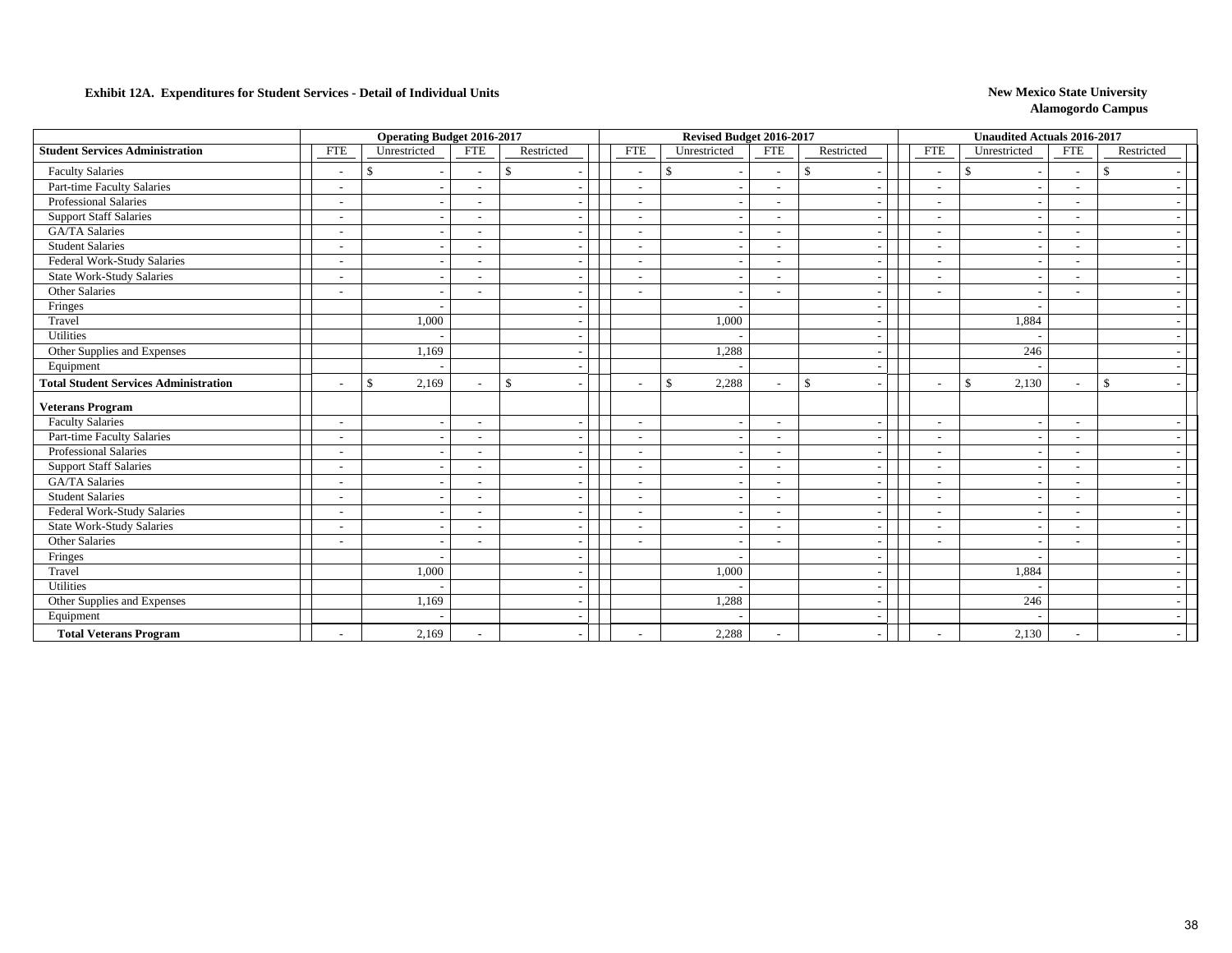**Exhibit 12A. Expenditures for Student Services - Detail of Individual Units**

**New Mexico State University**
**Alamogordo Campus**

| | Operating Budget 2016-2017 | | | | Revised Budget 2016-2017 | | | | Unaudited Actuals 2016-2017 | | | |
|---|---|---|---|---|---|---|---|---|---|---|---|---|
| **Student Services Administration** | FTE | Unrestricted | FTE | Restricted | FTE | Unrestricted | FTE | Restricted | FTE | Unrestricted | FTE | Restricted |
| Faculty Salaries | - | $ - | - | $ - | - | $ - | - | $ - | - | $ - | - | $ - |
| Part-time Faculty Salaries | - | - | - | - | - | - | - | - | - | - | - | - |
| Professional Salaries | - | - | - | - | - | - | - | - | - | - | - | - |
| Support Staff Salaries | - | - | - | - | - | - | - | - | - | - | - | - |
| GA/TA Salaries | - | - | - | - | - | - | - | - | - | - | - | - |
| Student Salaries | - | - | - | - | - | - | - | - | - | - | - | - |
| Federal Work-Study Salaries | - | - | - | - | - | - | - | - | - | - | - | - |
| State Work-Study Salaries | - | - | - | - | - | - | - | - | - | - | - | - |
| Other Salaries | - | - | - | - | - | - | - | - | - | - | - | - |
| Fringes | | - | | - | | - | | - | | - | | - |
| Travel | | 1,000 | | - | | 1,000 | | - | | 1,884 | | - |
| Utilities | | - | | - | | - | | - | | - | | - |
| Other Supplies and Expenses | | 1,169 | | - | | 1,288 | | - | | 246 | | - |
| Equipment | | - | | - | | - | | - | | - | | - |
| **Total Student Services Administration** | - | $ 2,169 | - | $ - | - | $ 2,288 | - | $ - | - | $ 2,130 | - | $ - |
| **Veterans Program** | | | | | | | | | | | | |
| Faculty Salaries | - | - | - | - | - | - | - | - | - | - | - | - |
| Part-time Faculty Salaries | - | - | - | - | - | - | - | - | - | - | - | - |
| Professional Salaries | - | - | - | - | - | - | - | - | - | - | - | - |
| Support Staff Salaries | - | - | - | - | - | - | - | - | - | - | - | - |
| GA/TA Salaries | - | - | - | - | - | - | - | - | - | - | - | - |
| Student Salaries | - | - | - | - | - | - | - | - | - | - | - | - |
| Federal Work-Study Salaries | - | - | - | - | - | - | - | - | - | - | - | - |
| State Work-Study Salaries | - | - | - | - | - | - | - | - | - | - | - | - |
| Other Salaries | - | - | - | - | - | - | - | - | - | - | - | - |
| Fringes | | - | | - | | - | | - | | - | | - |
| Travel | | 1,000 | | - | | 1,000 | | - | | 1,884 | | - |
| Utilities | | - | | - | | - | | - | | - | | - |
| Other Supplies and Expenses | | 1,169 | | - | | 1,288 | | - | | 246 | | - |
| Equipment | | - | | - | | - | | - | | - | | - |
| **Total Veterans Program** | - | 2,169 | - | - | - | 2,288 | - | - | - | 2,130 | - | - |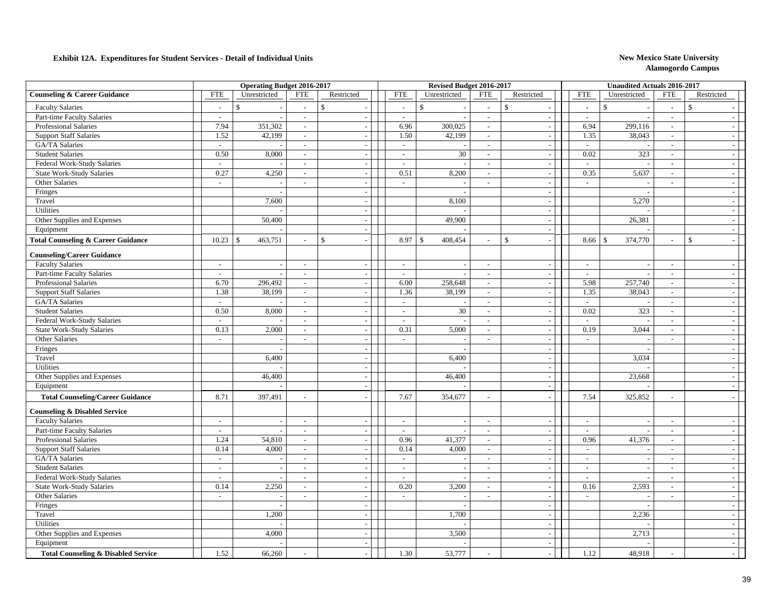**Exhibit 12A. Expenditures for Student Services - Detail of Individual Units**

**New Mexico State University**
**Alamogordo Campus**

| | Operating Budget 2016-2017 | | | | Revised Budget 2016-2017 | | | | Unaudited Actuals 2016-2017 | | | |
|---|---|---|---|---|---|---|---|---|---|---|---|---|
| **Counseling & Career Guidance** | FTE | Unrestricted | FTE | Restricted | FTE | Unrestricted | FTE | Restricted | FTE | Unrestricted | FTE | Restricted |
| Faculty Salaries | - | $ - | - | $ - | - | $ - | - | $ - | - | $ - | - | $ - |
| Part-time Faculty Salaries | - | - | - | - | - | - | - | - | - | - | - | - |
| Professional Salaries | 7.94 | 351,302 | - | - | 6.96 | 300,025 | - | - | 6.94 | 299,116 | - | - |
| Support Staff Salaries | 1.52 | 42,199 | - | - | 1.50 | 42,199 | - | - | 1.35 | 38,043 | - | - |
| GA/TA Salaries | - | - | - | - | - | - | - | - | - | - | - | - |
| Student Salaries | 0.50 | 8,000 | - | - | - | 30 | - | - | 0.02 | 323 | - | - |
| Federal Work-Study Salaries | - | - | - | - | - | - | - | - | - | - | - | - |
| State Work-Study Salaries | 0.27 | 4,250 | - | - | 0.51 | 8,200 | - | - | 0.35 | 5,637 | - | - |
| Other Salaries | - | - | - | - | - | - | - | - | - | - | - | - |
| Fringes | | - | | - | | - | | - | | - | | - |
| Travel | | 7,600 | | - | | 8,100 | | - | | 5,270 | | - |
| Utilities | | - | | - | | - | | - | | - | | - |
| Other Supplies and Expenses | | 50,400 | | - | | 49,900 | | - | | 26,381 | | - |
| Equipment | | - | | - | | - | | - | | - | | - |
| **Total Counseling & Career Guidance** | 10.23 | $ 463,751 | - | $ - | 8.97 | $ 408,454 | - | $ - | 8.66 | $ 374,770 | - | $ - |
| **Counseling/Career Guidance** | | | | | | | | | | | | |
| Faculty Salaries | - | - | - | - | - | - | - | - | - | - | - | - |
| Part-time Faculty Salaries | - | - | - | - | - | - | - | - | - | - | - | - |
| Professional Salaries | 6.70 | 296,492 | - | - | 6.00 | 258,648 | - | - | 5.98 | 257,740 | - | - |
| Support Staff Salaries | 1.38 | 38,199 | - | - | 1.36 | 38,199 | - | - | 1.35 | 38,043 | - | - |
| GA/TA Salaries | - | - | - | - | - | - | - | - | - | - | - | - |
| Student Salaries | 0.50 | 8,000 | - | - | - | 30 | - | - | 0.02 | 323 | - | - |
| Federal Work-Study Salaries | - | - | - | - | - | - | - | - | - | - | - | - |
| State Work-Study Salaries | 0.13 | 2,000 | - | - | 0.31 | 5,000 | - | - | 0.19 | 3,044 | - | - |
| Other Salaries | - | - | - | - | - | - | - | - | - | - | - | - |
| Fringes | | - | | - | | - | | - | | - | | - |
| Travel | | 6,400 | | - | | 6,400 | | - | | 3,034 | | - |
| Utilities | | - | | - | | - | | - | | - | | - |
| Other Supplies and Expenses | | 46,400 | | - | | 46,400 | | - | | 23,668 | | - |
| Equipment | | - | | - | | - | | - | | - | | - |
| **Total Counseling/Career Guidance** | 8.71 | 397,491 | - | - | 7.67 | 354,677 | - | - | 7.54 | 325,852 | - | - |
| **Counseling & Disabled Service** | | | | | | | | | | | | |
| Faculty Salaries | - | - | - | - | - | - | - | - | - | - | - | - |
| Part-time Faculty Salaries | - | - | - | - | - | - | - | - | - | - | - | - |
| Professional Salaries | 1.24 | 54,810 | - | - | 0.96 | 41,377 | - | - | 0.96 | 41,376 | - | - |
| Support Staff Salaries | 0.14 | 4,000 | - | - | 0.14 | 4,000 | - | - | - | - | - | - |
| GA/TA Salaries | - | - | - | - | - | - | - | - | - | - | - | - |
| Student Salaries | - | - | - | - | - | - | - | - | - | - | - | - |
| Federal Work-Study Salaries | - | - | - | - | - | - | - | - | - | - | - | - |
| State Work-Study Salaries | 0.14 | 2,250 | - | - | 0.20 | 3,200 | - | - | 0.16 | 2,593 | - | - |
| Other Salaries | - | - | - | - | - | - | - | - | - | - | - | - |
| Fringes | | - | | - | | - | | - | | - | | - |
| Travel | | 1,200 | | - | | 1,700 | | - | | 2,236 | | - |
| Utilities | | - | | - | | - | | - | | - | | - |
| Other Supplies and Expenses | | 4,000 | | - | | 3,500 | | - | | 2,713 | | - |
| Equipment | | - | | - | | - | | - | | - | | - |
| **Total Counseling & Disabled Service** | 1.52 | 66,260 | - | - | 1.30 | 53,777 | - | - | 1.12 | 48,918 | - | - |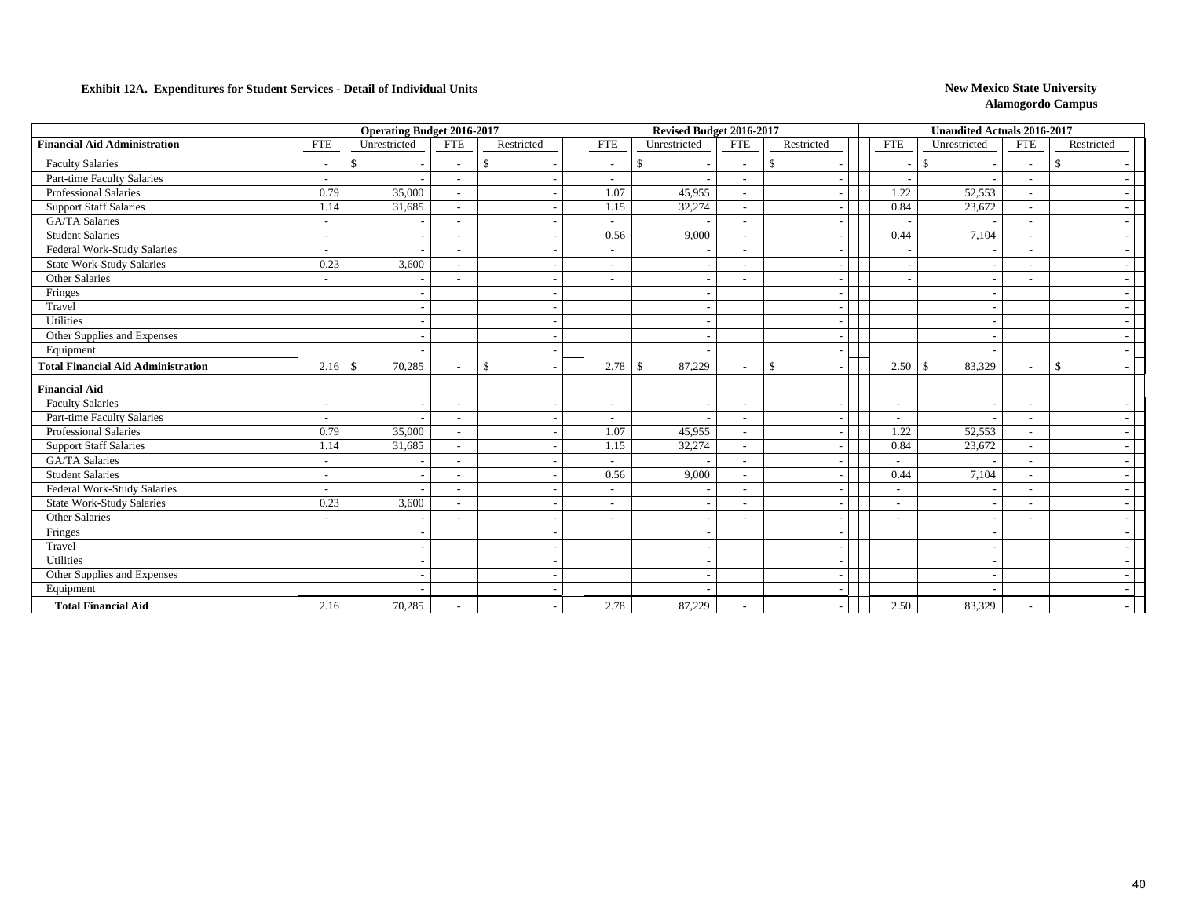**Exhibit 12A. Expenditures for Student Services - Detail of Individual Units**

**New Mexico State University**
**Alamogordo Campus**

| | Operating Budget 2016-2017 | | | | Revised Budget 2016-2017 | | | | Unaudited Actuals 2016-2017 | | | |
|---|---|---|---|---|---|---|---|---|---|---|---|---|
| **Financial Aid Administration** | FTE | Unrestricted | FTE | Restricted | FTE | Unrestricted | FTE | Restricted | FTE | Unrestricted | FTE | Restricted |
| Faculty Salaries | - | $ - | - | $ - | - | $ - | - | $ - | - | $ - | - | $ - |
| Part-time Faculty Salaries | - | - | - | - | - | - | - | - | - | - | - | - |
| Professional Salaries | 0.79 | 35,000 | - | - | 1.07 | 45,955 | - | - | 1.22 | 52,553 | - | - |
| Support Staff Salaries | 1.14 | 31,685 | - | - | 1.15 | 32,274 | - | - | 0.84 | 23,672 | - | - |
| GA/TA Salaries | - | - | - | - | - | - | - | - | - | - | - | - |
| Student Salaries | - | - | - | - | 0.56 | 9,000 | - | - | 0.44 | 7,104 | - | - |
| Federal Work-Study Salaries | - | - | - | - | - | - | - | - | - | - | - | - |
| State Work-Study Salaries | 0.23 | 3,600 | - | - | - | - | - | - | - | - | - | - |
| Other Salaries | - | - | - | - | - | - | - | - | - | - | - | - |
| Fringes | | - | | - | | - | | - | | - | | - |
| Travel | | - | | - | | - | | - | | - | | - |
| Utilities | | - | | - | | - | | - | | - | | - |
| Other Supplies and Expenses | | - | | - | | - | | - | | - | | - |
| Equipment | | - | | - | | - | | - | | - | | - |
| **Total Financial Aid Administration** | 2.16 | $ 70,285 | - | $ - | 2.78 | $ 87,229 | - | $ - | 2.50 | $ 83,329 | - | $ - |
| **Financial Aid** | | | | | | | | | | | | |
| Faculty Salaries | - | - | - | - | - | - | - | - | - | - | - | - |
| Part-time Faculty Salaries | - | - | - | - | - | - | - | - | - | - | - | - |
| Professional Salaries | 0.79 | 35,000 | - | - | 1.07 | 45,955 | - | - | 1.22 | 52,553 | - | - |
| Support Staff Salaries | 1.14 | 31,685 | - | - | 1.15 | 32,274 | - | - | 0.84 | 23,672 | - | - |
| GA/TA Salaries | - | - | - | - | - | - | - | - | - | - | - | - |
| Student Salaries | - | - | - | - | 0.56 | 9,000 | - | - | 0.44 | 7,104 | - | - |
| Federal Work-Study Salaries | - | - | - | - | - | - | - | - | - | - | - | - |
| State Work-Study Salaries | 0.23 | 3,600 | - | - | - | - | - | - | - | - | - | - |
| Other Salaries | - | - | - | - | - | - | - | - | - | - | - | - |
| Fringes | | - | | - | | - | | - | | - | | - |
| Travel | | - | | - | | - | | - | | - | | - |
| Utilities | | - | | - | | - | | - | | - | | - |
| Other Supplies and Expenses | | - | | - | | - | | - | | - | | - |
| Equipment | | - | | - | | - | | - | | - | | - |
| **Total Financial Aid** | 2.16 | 70,285 | - | - | 2.78 | 87,229 | - | - | 2.50 | 83,329 | - | - |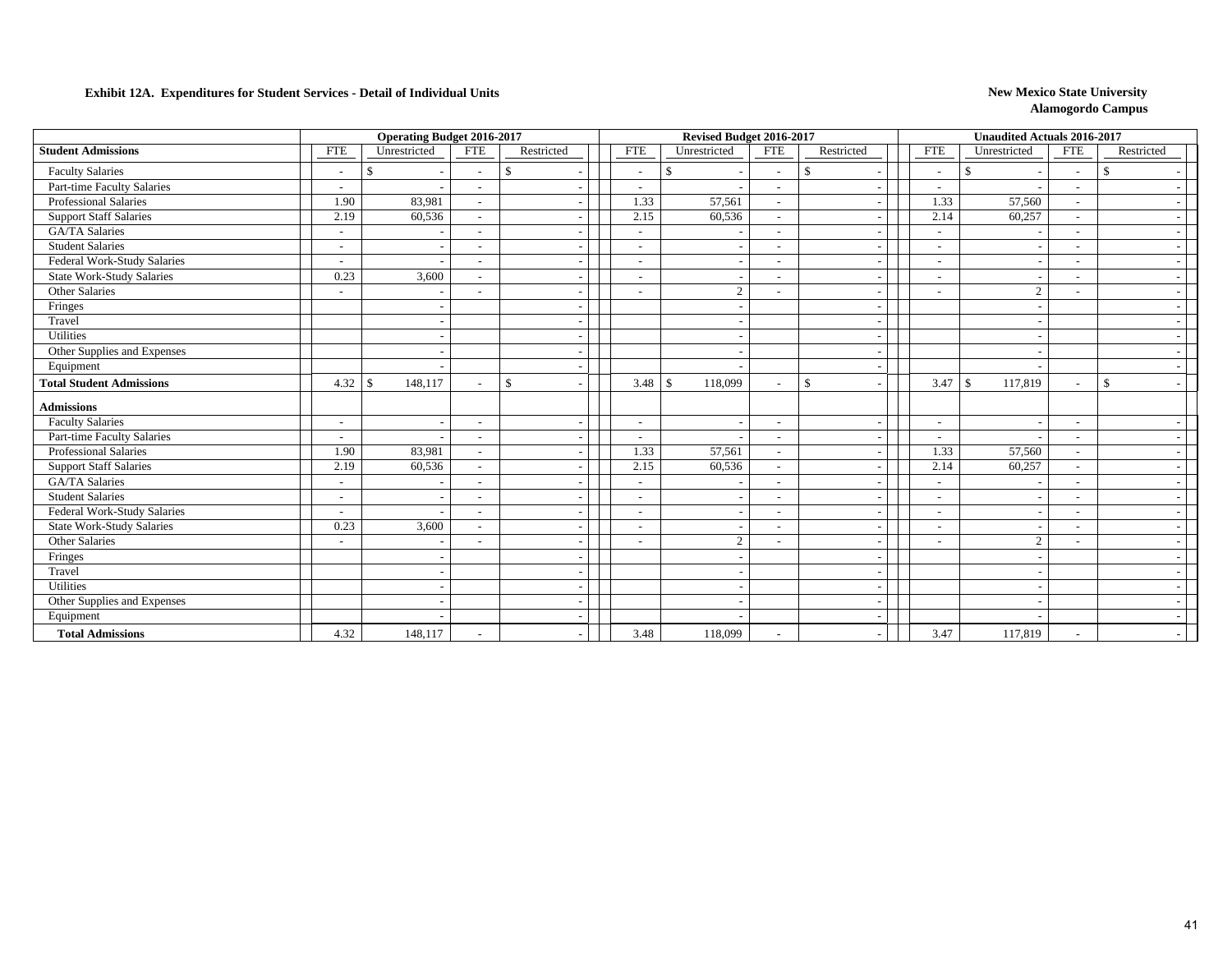**Exhibit 12A. Expenditures for Student Services - Detail of Individual Units**

**New Mexico State University**
**Alamogordo Campus**

| | Operating Budget 2016-2017 | | | | Revised Budget 2016-2017 | | | | Unaudited Actuals 2016-2017 | | | |
|---|---|---|---|---|---|---|---|---|---|---|---|---|
| **Student Admissions** | FTE | Unrestricted | FTE | Restricted | FTE | Unrestricted | FTE | Restricted | FTE | Unrestricted | FTE | Restricted |
| Faculty Salaries | - | $ - | - | $ - | - | $ - | - | $ - | - | $ - | - | $ - |
| Part-time Faculty Salaries | - | - | - | - | - | - | - | - | - | - | - | - |
| Professional Salaries | 1.90 | 83,981 | - | - | 1.33 | 57,561 | - | - | 1.33 | 57,560 | - | - |
| Support Staff Salaries | 2.19 | 60,536 | - | - | 2.15 | 60,536 | - | - | 2.14 | 60,257 | - | - |
| GA/TA Salaries | - | - | - | - | - | - | - | - | - | - | - | - |
| Student Salaries | - | - | - | - | - | - | - | - | - | - | - | - |
| Federal Work-Study Salaries | - | - | - | - | - | - | - | - | - | - | - | - |
| State Work-Study Salaries | 0.23 | 3,600 | - | - | - | - | - | - | - | - | - | - |
| Other Salaries | - | - | - | - | - | 2 | - | - | - | 2 | - | - |
| Fringes | | - | | - | | - | | - | | - | | - |
| Travel | | - | | - | | - | | - | | - | | - |
| Utilities | | - | | - | | - | | - | | - | | - |
| Other Supplies and Expenses | | - | | - | | - | | - | | - | | - |
| Equipment | | - | | - | | - | | - | | - | | - |
| **Total Student Admissions** | 4.32 | $ 148,117 | - | $ - | 3.48 | $ 118,099 | - | $ - | 3.47 | $ 117,819 | - | $ - |
| **Admissions** | | | | | | | | | | | | |
| Faculty Salaries | - | - | - | - | - | - | - | - | - | - | - | - |
| Part-time Faculty Salaries | - | - | - | - | - | - | - | - | - | - | - | - |
| Professional Salaries | 1.90 | 83,981 | - | - | 1.33 | 57,561 | - | - | 1.33 | 57,560 | - | - |
| Support Staff Salaries | 2.19 | 60,536 | - | - | 2.15 | 60,536 | - | - | 2.14 | 60,257 | - | - |
| GA/TA Salaries | - | - | - | - | - | - | - | - | - | - | - | - |
| Student Salaries | - | - | - | - | - | - | - | - | - | - | - | - |
| Federal Work-Study Salaries | - | - | - | - | - | - | - | - | - | - | - | - |
| State Work-Study Salaries | 0.23 | 3,600 | - | - | - | - | - | - | - | - | - | - |
| Other Salaries | - | - | - | - | - | 2 | - | - | - | 2 | - | - |
| Fringes | | - | | - | | - | | - | | - | | - |
| Travel | | - | | - | | - | | - | | - | | - |
| Utilities | | - | | - | | - | | - | | - | | - |
| Other Supplies and Expenses | | - | | - | | - | | - | | - | | - |
| Equipment | | - | | - | | - | | - | | - | | - |
| **Total Admissions** | 4.32 | 148,117 | - | - | 3.48 | 118,099 | - | - | 3.47 | 117,819 | - | - |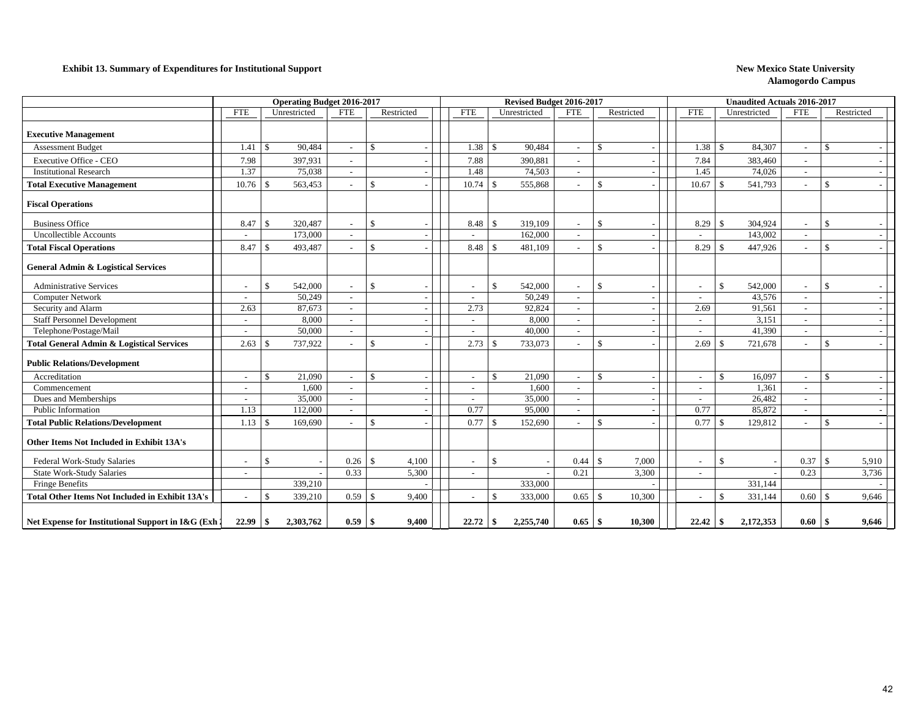**Exhibit 13. Summary of Expenditures for Institutional Support**

**New Mexico State University**
**Alamogordo Campus**

| | Operating Budget 2016-2017 | | | | Revised Budget 2016-2017 | | | | Unaudited Actuals 2016-2017 | | | |
|---|---|---|---|---|---|---|---|---|---|---|---|---|
| | FTE | Unrestricted | FTE | Restricted | FTE | Unrestricted | FTE | Restricted | FTE | Unrestricted | FTE | Restricted |
| **Executive Management** | | | | | | | | | | | | |
| Assessment Budget | 1.41 | $ 90,484 | - | $ - | 1.38 | $ 90,484 | - | $ - | 1.38 | $ 84,307 | - | $ - |
| Executive Office - CEO | 7.98 | 397,931 | - | - | 7.88 | 390,881 | - | - | 7.84 | 383,460 | - | - |
| Institutional Research | 1.37 | 75,038 | - | - | 1.48 | 74,503 | - | - | 1.45 | 74,026 | - | - |
| **Total Executive Management** | 10.76 | $ 563,453 | - | $ - | 10.74 | $ 555,868 | - | $ - | 10.67 | $ 541,793 | - | $ - |
| **Fiscal Operations** | | | | | | | | | | | | |
| Business Office | 8.47 | $ 320,487 | - | $ - | 8.48 | $ 319,109 | - | $ - | 8.29 | $ 304,924 | - | $ - |
| Uncollectible Accounts | - | 173,000 | - | - | - | 162,000 | - | - | - | 143,002 | - | - |
| **Total Fiscal Operations** | 8.47 | $ 493,487 | - | $ - | 8.48 | $ 481,109 | - | $ - | 8.29 | $ 447,926 | - | $ - |
| **General Admin & Logistical Services** | | | | | | | | | | | | |
| Administrative Services | - | $ 542,000 | - | $ - | - | $ 542,000 | - | $ - | - | $ 542,000 | - | $ - |
| Computer Network | - | 50,249 | - | - | - | 50,249 | - | - | - | 43,576 | - | - |
| Security and Alarm | 2.63 | 87,673 | - | - | 2.73 | 92,824 | - | - | 2.69 | 91,561 | - | - |
| Staff Personnel Development | - | 8,000 | - | - | - | 8,000 | - | - | - | 3,151 | - | - |
| Telephone/Postage/Mail | - | 50,000 | - | - | - | 40,000 | - | - | - | 41,390 | - | - |
| **Total General Admin & Logistical Services** | 2.63 | $ 737,922 | - | $ - | 2.73 | $ 733,073 | - | $ - | 2.69 | $ 721,678 | - | $ - |
| **Public Relations/Development** | | | | | | | | | | | | |
| Accreditation | - | $ 21,090 | - | $ - | - | $ 21,090 | - | $ - | - | $ 16,097 | - | $ - |
| Commencement | - | 1,600 | - | - | - | 1,600 | - | - | - | 1,361 | - | - |
| Dues and Memberships | - | 35,000 | - | - | - | 35,000 | - | - | - | 26,482 | - | - |
| Public Information | 1.13 | 112,000 | - | - | 0.77 | 95,000 | - | - | 0.77 | 85,872 | - | - |
| **Total Public Relations/Development** | 1.13 | $ 169,690 | - | $ - | 0.77 | $ 152,690 | - | $ - | 0.77 | $ 129,812 | - | $ - |
| **Other Items Not Included in Exhibit 13A's** | | | | | | | | | | | | |
| Federal Work-Study Salaries | - | $ - | 0.26 | $ 4,100 | - | $ - | 0.44 | $ 7,000 | - | $ - | 0.37 | $ 5,910 |
| State Work-Study Salaries | - | - | 0.33 | 5,300 | - | - | 0.21 | 3,300 | - | - | 0.23 | 3,736 |
| Fringe Benefits | | 339,210 | | - | | 333,000 | | - | | 331,144 | | - |
| **Total Other Items Not Included in Exhibit 13A's** | - | $ 339,210 | 0.59 | $ 9,400 | - | $ 333,000 | 0.65 | $ 10,300 | - | $ 331,144 | 0.60 | $ 9,646 |
| **Net Expense for Institutional Support in I&G (Exh** | **22.99** | **$ 2,303,762** | **0.59** | **$ 9,400** | **22.72** | **$ 2,255,740** | **0.65** | **$ 10,300** | **22.42** | **$ 2,172,353** | **0.60** | **$ 9,646** |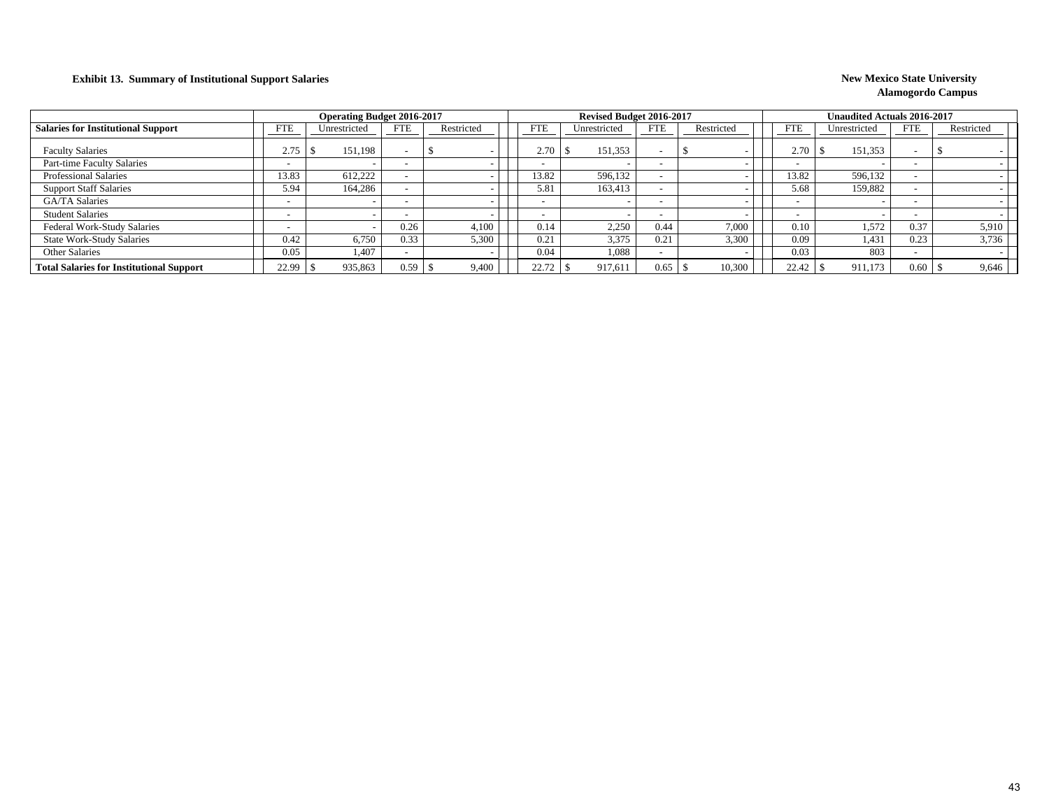**Exhibit 13. Summary of Institutional Support Salaries**

**New Mexico State University**
**Alamogordo Campus**

| | Operating Budget 2016-2017 | | | | Revised Budget 2016-2017 | | | | Unaudited Actuals 2016-2017 | | | |
|---|---|---|---|---|---|---|---|---|---|---|---|---|
| **Salaries for Institutional Support** | FTE | Unrestricted | FTE | Restricted | FTE | Unrestricted | FTE | Restricted | FTE | Unrestricted | FTE | Restricted |
| Faculty Salaries | 2.75 | $ 151,198 | - | $ - | 2.70 | $ 151,353 | - | $ - | 2.70 | $ 151,353 | - | $ - |
| Part-time Faculty Salaries | - | - | - | - | - | - | - | - | - | - | - | - |
| Professional Salaries | 13.83 | 612,222 | - | - | 13.82 | 596,132 | - | - | 13.82 | 596,132 | - | - |
| Support Staff Salaries | 5.94 | 164,286 | - | - | 5.81 | 163,413 | - | - | 5.68 | 159,882 | - | - |
| GA/TA Salaries | - | - | - | - | - | - | - | - | - | - | - | - |
| Student Salaries | - | - | - | - | - | - | - | - | - | - | - | - |
| Federal Work-Study Salaries | - | - | 0.26 | 4,100 | 0.14 | 2,250 | 0.44 | 7,000 | 0.10 | 1,572 | 0.37 | 5,910 |
| State Work-Study Salaries | 0.42 | 6,750 | 0.33 | 5,300 | 0.21 | 3,375 | 0.21 | 3,300 | 0.09 | 1,431 | 0.23 | 3,736 |
| Other Salaries | 0.05 | 1,407 | - | - | 0.04 | 1,088 | - | - | 0.03 | 803 | - | - |
| **Total Salaries for Institutional Support** | 22.99 | $ 935,863 | 0.59 | $ 9,400 | 22.72 | $ 917,611 | 0.65 | $ 10,300 | 22.42 | $ 911,173 | 0.60 | $ 9,646 |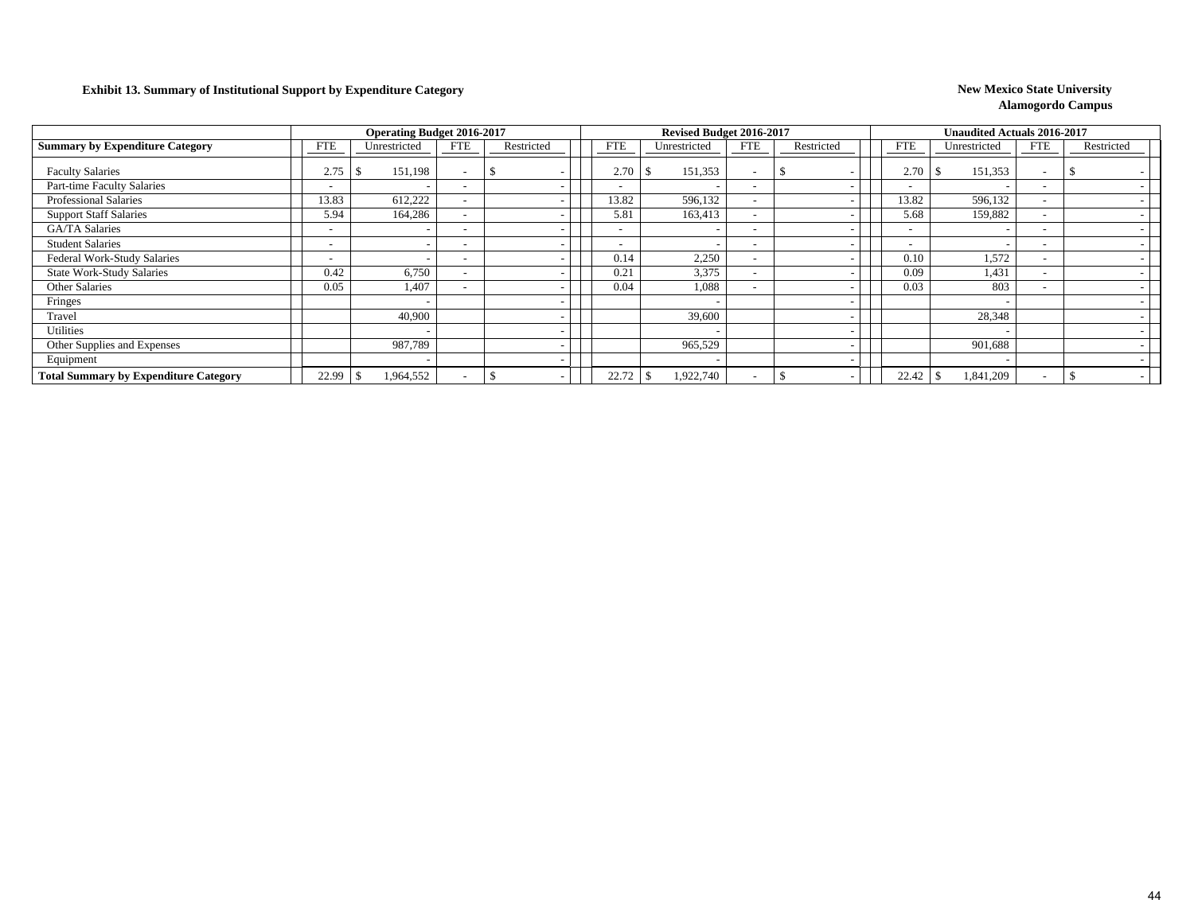**Exhibit 13. Summary of Institutional Support by Expenditure Category**

**New Mexico State University**
**Alamogordo Campus**

| | Operating Budget 2016-2017 | | | | Revised Budget 2016-2017 | | | | Unaudited Actuals 2016-2017 | | | |
|---|---|---|---|---|---|---|---|---|---|---|---|---|
| **Summary by Expenditure Category** | FTE | Unrestricted | FTE | Restricted | FTE | Unrestricted | FTE | Restricted | FTE | Unrestricted | FTE | Restricted |
| Faculty Salaries | 2.75 | $ 151,198 | - | $ - | 2.70 | $ 151,353 | - | $ - | 2.70 | $ 151,353 | - | $ - |
| Part-time Faculty Salaries | - | - | - | - | - | - | - | - | - | - | - | - |
| Professional Salaries | 13.83 | 612,222 | - | - | 13.82 | 596,132 | - | - | 13.82 | 596,132 | - | - |
| Support Staff Salaries | 5.94 | 164,286 | - | - | 5.81 | 163,413 | - | - | 5.68 | 159,882 | - | - |
| GA/TA Salaries | - | - | - | - | - | - | - | - | - | - | - | - |
| Student Salaries | - | - | - | - | - | - | - | - | - | - | - | - |
| Federal Work-Study Salaries | - | - | - | - | 0.14 | 2,250 | - | - | 0.10 | 1,572 | - | - |
| State Work-Study Salaries | 0.42 | 6,750 | - | - | 0.21 | 3,375 | - | - | 0.09 | 1,431 | - | - |
| Other Salaries | 0.05 | 1,407 | - | - | 0.04 | 1,088 | - | - | 0.03 | 803 | - | - |
| Fringes | | - | | - | | - | | - | | - | | - |
| Travel | | 40,900 | | - | | 39,600 | | - | | 28,348 | | - |
| Utilities | | - | | - | | - | | - | | - | | - |
| Other Supplies and Expenses | | 987,789 | | - | | 965,529 | | - | | 901,688 | | - |
| Equipment | | - | | - | | - | | - | | - | | - |
| **Total Summary by Expenditure Category** | 22.99 | $ 1,964,552 | - | $ - | 22.72 | $ 1,922,740 | - | $ - | 22.42 | $ 1,841,209 | - | $ - |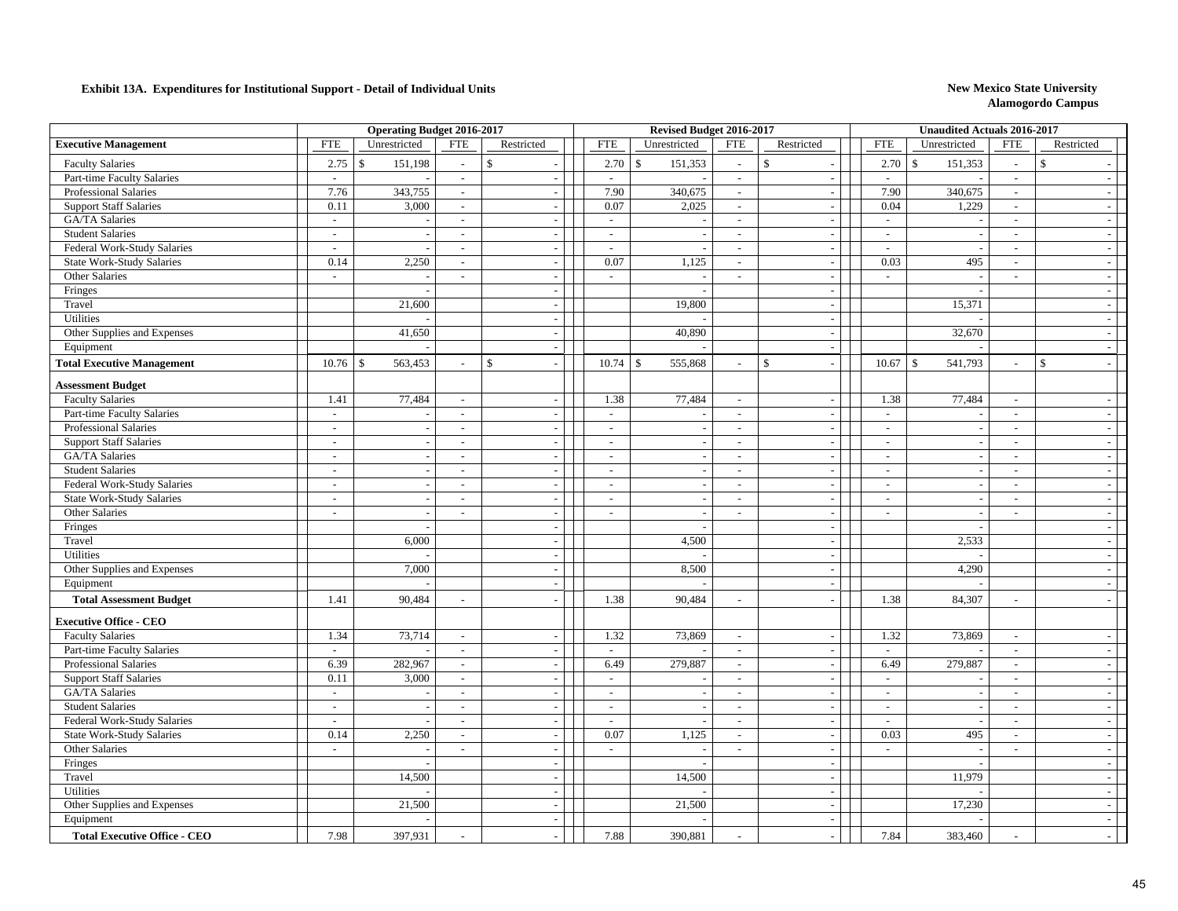**Exhibit 13A. Expenditures for Institutional Support - Detail of Individual Units**

**New Mexico State University**
**Alamogordo Campus**

| | Operating Budget 2016-2017 | | | | Revised Budget 2016-2017 | | | | Unaudited Actuals 2016-2017 | | | |
|---|---|---|---|---|---|---|---|---|---|---|---|---|
| **Executive Management** | FTE | Unrestricted | FTE | Restricted | FTE | Unrestricted | FTE | Restricted | FTE | Unrestricted | FTE | Restricted |
| Faculty Salaries | 2.75 | $ 151,198 | - | $ - | 2.70 | $ 151,353 | - | $ - | 2.70 | $ 151,353 | - | $ - |
| Part-time Faculty Salaries | - | - | - | - | - | - | - | - | - | - | - | - |
| Professional Salaries | 7.76 | 343,755 | - | - | 7.90 | 340,675 | - | - | 7.90 | 340,675 | - | - |
| Support Staff Salaries | 0.11 | 3,000 | - | - | 0.07 | 2,025 | - | - | 0.04 | 1,229 | - | - |
| GA/TA Salaries | - | - | - | - | - | - | - | - | - | - | - | - |
| Student Salaries | - | - | - | - | - | - | - | - | - | - | - | - |
| Federal Work-Study Salaries | - | - | - | - | - | - | - | - | - | - | - | - |
| State Work-Study Salaries | 0.14 | 2,250 | - | - | 0.07 | 1,125 | - | - | 0.03 | 495 | - | - |
| Other Salaries | - | - | - | - | - | - | - | - | - | - | - | - |
| Fringes | | - | | - | | - | | - | | - | | - |
| Travel | | 21,600 | | - | | 19,800 | | - | | 15,371 | | - |
| Utilities | | - | | - | | - | | - | | - | | - |
| Other Supplies and Expenses | | 41,650 | | - | | 40,890 | | - | | 32,670 | | - |
| Equipment | | - | | - | | - | | - | | - | | - |
| **Total Executive Management** | 10.76 | $ 563,453 | - | $ - | 10.74 | $ 555,868 | - | $ - | 10.67 | $ 541,793 | - | $ - |
| **Assessment Budget** | | | | | | | | | | | | |
| Faculty Salaries | 1.41 | 77,484 | - | - | 1.38 | 77,484 | - | - | 1.38 | 77,484 | - | - |
| Part-time Faculty Salaries | - | - | - | - | - | - | - | - | - | - | - | - |
| Professional Salaries | - | - | - | - | - | - | - | - | - | - | - | - |
| Support Staff Salaries | - | - | - | - | - | - | - | - | - | - | - | - |
| GA/TA Salaries | - | - | - | - | - | - | - | - | - | - | - | - |
| Student Salaries | - | - | - | - | - | - | - | - | - | - | - | - |
| Federal Work-Study Salaries | - | - | - | - | - | - | - | - | - | - | - | - |
| State Work-Study Salaries | - | - | - | - | - | - | - | - | - | - | - | - |
| Other Salaries | - | - | - | - | - | - | - | - | - | - | - | - |
| Fringes | | - | | - | | - | | - | | - | | - |
| Travel | | 6,000 | | - | | 4,500 | | - | | 2,533 | | - |
| Utilities | | - | | - | | - | | - | | - | | - |
| Other Supplies and Expenses | | 7,000 | | - | | 8,500 | | - | | 4,290 | | - |
| Equipment | | - | | - | | - | | - | | - | | - |
| **Total Assessment Budget** | 1.41 | 90,484 | - | - | 1.38 | 90,484 | - | - | 1.38 | 84,307 | - | - |
| **Executive Office - CEO** | | | | | | | | | | | | |
| Faculty Salaries | 1.34 | 73,714 | - | - | 1.32 | 73,869 | - | - | 1.32 | 73,869 | - | - |
| Part-time Faculty Salaries | - | - | - | - | - | - | - | - | - | - | - | - |
| Professional Salaries | 6.39 | 282,967 | - | - | 6.49 | 279,887 | - | - | 6.49 | 279,887 | - | - |
| Support Staff Salaries | 0.11 | 3,000 | - | - | - | - | - | - | - | - | - | - |
| GA/TA Salaries | - | - | - | - | - | - | - | - | - | - | - | - |
| Student Salaries | - | - | - | - | - | - | - | - | - | - | - | - |
| Federal Work-Study Salaries | - | - | - | - | - | - | - | - | - | - | - | - |
| State Work-Study Salaries | 0.14 | 2,250 | - | - | 0.07 | 1,125 | - | - | 0.03 | 495 | - | - |
| Other Salaries | - | - | - | - | - | - | - | - | - | - | - | - |
| Fringes | | - | | - | | - | | - | | - | | - |
| Travel | | 14,500 | | - | | 14,500 | | - | | 11,979 | | - |
| Utilities | | - | | - | | - | | - | | - | | - |
| Other Supplies and Expenses | | 21,500 | | - | | 21,500 | | - | | 17,230 | | - |
| Equipment | | - | | - | | - | | - | | - | | - |
| **Total Executive Office - CEO** | 7.98 | 397,931 | - | - | 7.88 | 390,881 | - | - | 7.84 | 383,460 | - | - |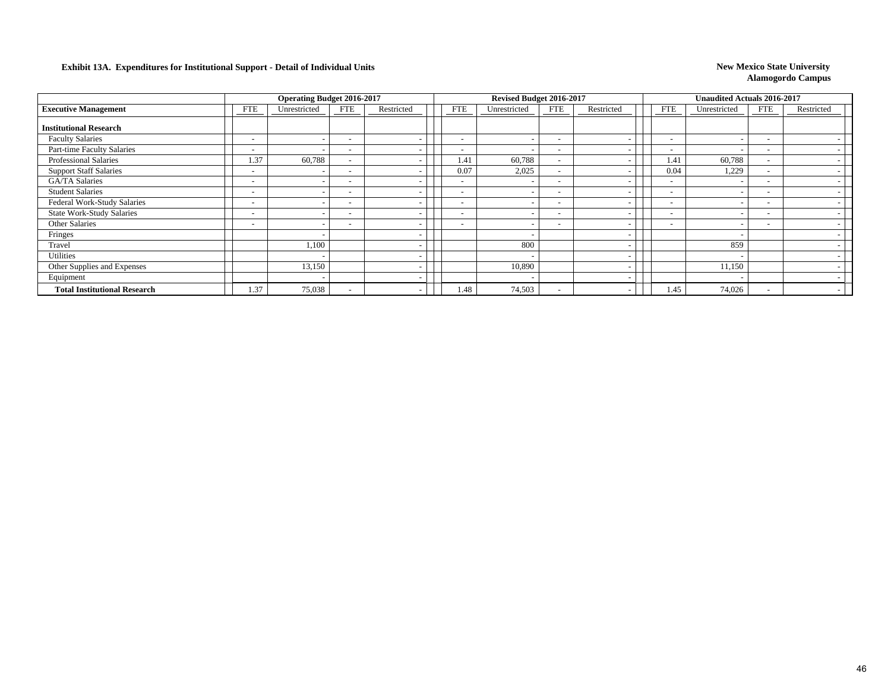**Exhibit 13A. Expenditures for Institutional Support - Detail of Individual Units**

**New Mexico State University**
**Alamogordo Campus**

| | Operating Budget 2016-2017 | | | | Revised Budget 2016-2017 | | | | Unaudited Actuals 2016-2017 | | | |
|---|---|---|---|---|---|---|---|---|---|---|---|---|
| **Executive Management** | FTE | Unrestricted | FTE | Restricted | FTE | Unrestricted | FTE | Restricted | FTE | Unrestricted | FTE | Restricted |
| **Institutional Research** | | | | | | | | | | | | |
| Faculty Salaries | - | - | - | - | - | - | - | - | - | - | - | - |
| Part-time Faculty Salaries | - | - | - | - | - | - | - | - | - | - | - | - |
| Professional Salaries | 1.37 | 60,788 | - | - | 1.41 | 60,788 | - | - | 1.41 | 60,788 | - | - |
| Support Staff Salaries | - | - | - | - | 0.07 | 2,025 | - | - | 0.04 | 1,229 | - | - |
| GA/TA Salaries | - | - | - | - | - | - | - | - | - | - | - | - |
| Student Salaries | - | - | - | - | - | - | - | - | - | - | - | - |
| Federal Work-Study Salaries | - | - | - | - | - | - | - | - | - | - | - | - |
| State Work-Study Salaries | - | - | - | - | - | - | - | - | - | - | - | - |
| Other Salaries | - | - | - | - | - | - | - | - | - | - | - | - |
| Fringes | | - | | - | | - | | - | | - | | - |
| Travel | | 1,100 | | - | | 800 | | - | | 859 | | - |
| Utilities | | - | | - | | - | | - | | - | | - |
| Other Supplies and Expenses | | 13,150 | | - | | 10,890 | | - | | 11,150 | | - |
| Equipment | | - | | - | | - | | - | | - | | - |
| **Total Institutional Research** | 1.37 | 75,038 | - | - | 1.48 | 74,503 | - | - | 1.45 | 74,026 | - | - |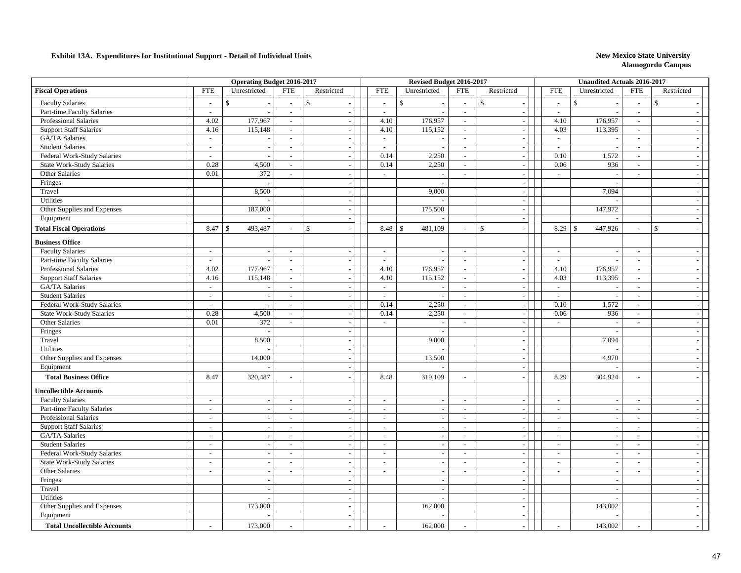**Exhibit 13A. Expenditures for Institutional Support - Detail of Individual Units**

**New Mexico State University**
**Alamogordo Campus**

| | Operating Budget 2016-2017 | | | | Revised Budget 2016-2017 | | | | Unaudited Actuals 2016-2017 | | | |
|---|---|---|---|---|---|---|---|---|---|---|---|---|
| **Fiscal Operations** | FTE | Unrestricted | FTE | Restricted | FTE | Unrestricted | FTE | Restricted | FTE | Unrestricted | FTE | Restricted |
| Faculty Salaries | - | $ - | - | $ - | - | $ - | - | $ - | - | $ - | - | $ - |
| Part-time Faculty Salaries | - | - | - | - | - | - | - | - | - | - | - | - |
| Professional Salaries | 4.02 | 177,967 | - | - | 4.10 | 176,957 | - | - | 4.10 | 176,957 | - | - |
| Support Staff Salaries | 4.16 | 115,148 | - | - | 4.10 | 115,152 | - | - | 4.03 | 113,395 | - | - |
| GA/TA Salaries | - | - | - | - | - | - | - | - | - | - | - | - |
| Student Salaries | - | - | - | - | - | - | - | - | - | - | - | - |
| Federal Work-Study Salaries | - | - | - | - | 0.14 | 2,250 | - | - | 0.10 | 1,572 | - | - |
| State Work-Study Salaries | 0.28 | 4,500 | - | - | 0.14 | 2,250 | - | - | 0.06 | 936 | - | - |
| Other Salaries | 0.01 | 372 | - | - | - | - | - | - | - | - | - | - |
| Fringes | | - | | - | | - | | - | | - | | - |
| Travel | | 8,500 | | - | | 9,000 | | - | | 7,094 | | - |
| Utilities | | - | | - | | - | | - | | - | | - |
| Other Supplies and Expenses | | 187,000 | | - | | 175,500 | | - | | 147,972 | | - |
| Equipment | | - | | - | | - | | - | | - | | - |
| **Total Fiscal Operations** | 8.47 | $ 493,487 | - | $ - | 8.48 | $ 481,109 | - | $ - | 8.29 | $ 447,926 | - | $ - |
| **Business Office** | | | | | | | | | | | | |
| Faculty Salaries | - | - | - | - | - | - | - | - | - | - | - | - |
| Part-time Faculty Salaries | - | - | - | - | - | - | - | - | - | - | - | - |
| Professional Salaries | 4.02 | 177,967 | - | - | 4.10 | 176,957 | - | - | 4.10 | 176,957 | - | - |
| Support Staff Salaries | 4.16 | 115,148 | - | - | 4.10 | 115,152 | - | - | 4.03 | 113,395 | - | - |
| GA/TA Salaries | - | - | - | - | - | - | - | - | - | - | - | - |
| Student Salaries | - | - | - | - | - | - | - | - | - | - | - | - |
| Federal Work-Study Salaries | - | - | - | - | 0.14 | 2,250 | - | - | 0.10 | 1,572 | - | - |
| State Work-Study Salaries | 0.28 | 4,500 | - | - | 0.14 | 2,250 | - | - | 0.06 | 936 | - | - |
| Other Salaries | 0.01 | 372 | - | - | - | - | - | - | - | - | - | - |
| Fringes | | - | | - | | - | | - | | - | | - |
| Travel | | 8,500 | | - | | 9,000 | | - | | 7,094 | | - |
| Utilities | | - | | - | | - | | - | | - | | - |
| Other Supplies and Expenses | | 14,000 | | - | | 13,500 | | - | | 4,970 | | - |
| Equipment | | - | | - | | - | | - | | - | | - |
| **Total Business Office** | 8.47 | 320,487 | - | - | 8.48 | 319,109 | - | - | 8.29 | 304,924 | - | - |
| **Uncollectible Accounts** | | | | | | | | | | | | |
| Faculty Salaries | - | - | - | - | - | - | - | - | - | - | - | - |
| Part-time Faculty Salaries | - | - | - | - | - | - | - | - | - | - | - | - |
| Professional Salaries | - | - | - | - | - | - | - | - | - | - | - | - |
| Support Staff Salaries | - | - | - | - | - | - | - | - | - | - | - | - |
| GA/TA Salaries | - | - | - | - | - | - | - | - | - | - | - | - |
| Student Salaries | - | - | - | - | - | - | - | - | - | - | - | - |
| Federal Work-Study Salaries | - | - | - | - | - | - | - | - | - | - | - | - |
| State Work-Study Salaries | - | - | - | - | - | - | - | - | - | - | - | - |
| Other Salaries | - | - | - | - | - | - | - | - | - | - | - | - |
| Fringes | | - | | - | | - | | - | | - | | - |
| Travel | | - | | - | | - | | - | | - | | - |
| Utilities | | - | | - | | - | | - | | - | | - |
| Other Supplies and Expenses | | 173,000 | | - | | 162,000 | | - | | 143,002 | | - |
| Equipment | | - | | - | | - | | - | | - | | - |
| **Total Uncollectible Accounts** | - | 173,000 | - | - | - | 162,000 | - | - | - | 143,002 | - | - |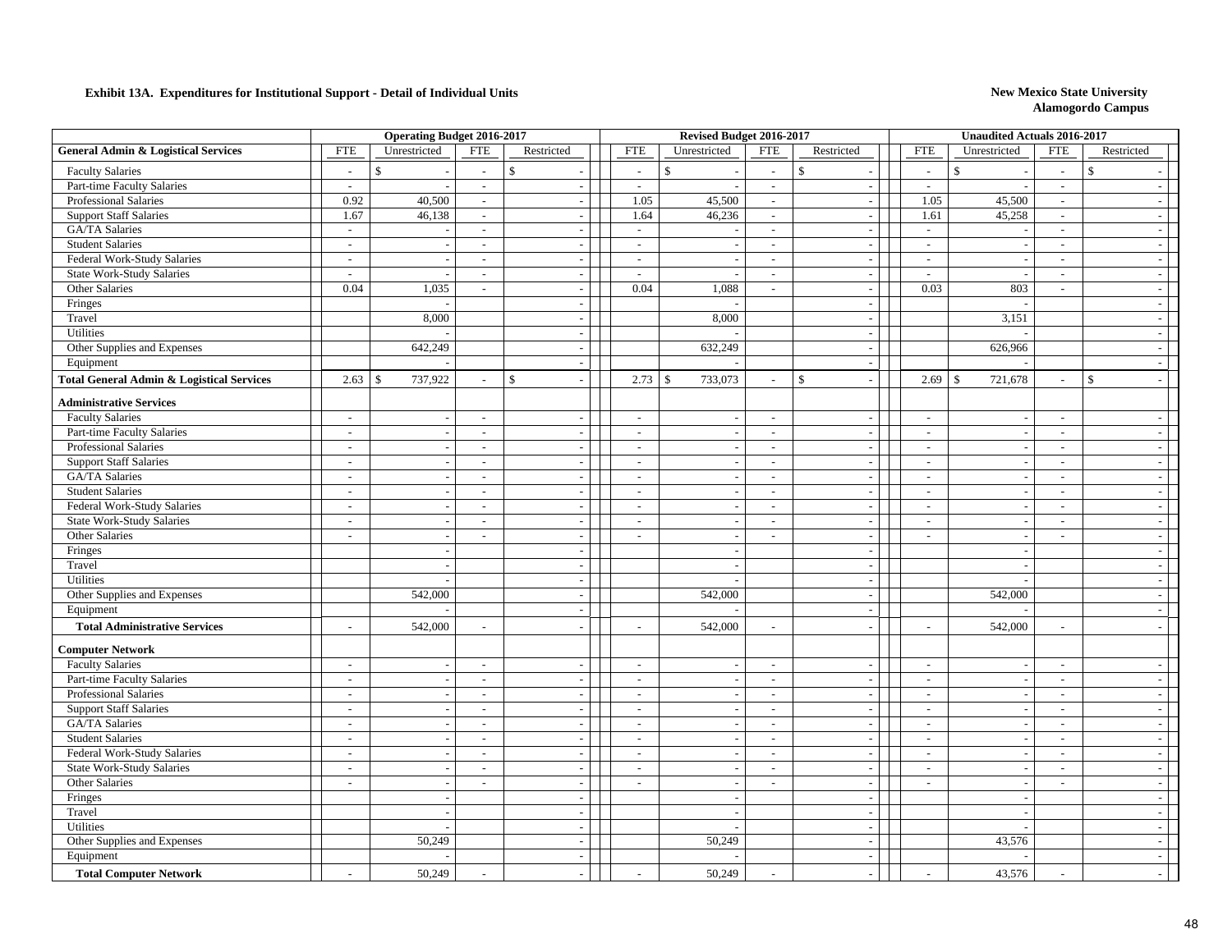## Exhibit 13A. Expenditures for Institutional Support - Detail of Individual Units

**New Mexico State University**
**Alamogordo Campus**

| | Operating Budget 2016-2017 | | | | Revised Budget 2016-2017 | | | | Unaudited Actuals 2016-2017 | | | |
|---|---|---|---|---|---|---|---|---|---|---|---|---|
| **General Admin & Logistical Services** | FTE | Unrestricted | FTE | Restricted | FTE | Unrestricted | FTE | Restricted | FTE | Unrestricted | FTE | Restricted |
| Faculty Salaries | - | $ - | - | $ - | - | $ - | - | $ - | - | $ - | - | $ - |
| Part-time Faculty Salaries | - | - | - | - | - | - | - | - | - | - | - | - |
| Professional Salaries | 0.92 | 40,500 | - | - | 1.05 | 45,500 | - | - | 1.05 | 45,500 | - | - |
| Support Staff Salaries | 1.67 | 46,138 | - | - | 1.64 | 46,236 | - | - | 1.61 | 45,258 | - | - |
| GA/TA Salaries | - | - | - | - | - | - | - | - | - | - | - | - |
| Student Salaries | - | - | - | - | - | - | - | - | - | - | - | - |
| Federal Work-Study Salaries | - | - | - | - | - | - | - | - | - | - | - | - |
| State Work-Study Salaries | - | - | - | - | - | - | - | - | - | - | - | - |
| Other Salaries | 0.04 | 1,035 | - | - | 0.04 | 1,088 | - | - | 0.03 | 803 | - | - |
| Fringes | | - | | - | | - | | - | | - | | - |
| Travel | | 8,000 | | - | | 8,000 | | - | | 3,151 | | - |
| Utilities | | - | | - | | - | | - | | - | | - |
| Other Supplies and Expenses | | 642,249 | | - | | 632,249 | | - | | 626,966 | | - |
| Equipment | | - | | - | | - | | - | | - | | - |
| **Total General Admin & Logistical Services** | 2.63 | $ 737,922 | - | $ - | 2.73 | $ 733,073 | - | $ - | 2.69 | $ 721,678 | - | $ - |
| **Administrative Services** | | | | | | | | | | | | |
| Faculty Salaries | - | - | - | - | - | - | - | - | - | - | - | - |
| Part-time Faculty Salaries | - | - | - | - | - | - | - | - | - | - | - | - |
| Professional Salaries | - | - | - | - | - | - | - | - | - | - | - | - |
| Support Staff Salaries | - | - | - | - | - | - | - | - | - | - | - | - |
| GA/TA Salaries | - | - | - | - | - | - | - | - | - | - | - | - |
| Student Salaries | - | - | - | - | - | - | - | - | - | - | - | - |
| Federal Work-Study Salaries | - | - | - | - | - | - | - | - | - | - | - | - |
| State Work-Study Salaries | - | - | - | - | - | - | - | - | - | - | - | - |
| Other Salaries | - | - | - | - | - | - | - | - | - | - | - | - |
| Fringes | | - | | - | | - | | - | | - | | - |
| Travel | | - | | - | | - | | - | | - | | - |
| Utilities | | - | | - | | - | | - | | - | | - |
| Other Supplies and Expenses | | 542,000 | | - | | 542,000 | | - | | 542,000 | | - |
| Equipment | | - | | - | | - | | - | | - | | - |
| **Total Administrative Services** | - | 542,000 | - | - | - | 542,000 | - | - | - | 542,000 | - | - |
| **Computer Network** | | | | | | | | | | | | |
| Faculty Salaries | - | - | - | - | - | - | - | - | - | - | - | - |
| Part-time Faculty Salaries | - | - | - | - | - | - | - | - | - | - | - | - |
| Professional Salaries | - | - | - | - | - | - | - | - | - | - | - | - |
| Support Staff Salaries | - | - | - | - | - | - | - | - | - | - | - | - |
| GA/TA Salaries | - | - | - | - | - | - | - | - | - | - | - | - |
| Student Salaries | - | - | - | - | - | - | - | - | - | - | - | - |
| Federal Work-Study Salaries | - | - | - | - | - | - | - | - | - | - | - | - |
| State Work-Study Salaries | - | - | - | - | - | - | - | - | - | - | - | - |
| Other Salaries | - | - | - | - | - | - | - | - | - | - | - | - |
| Fringes | | - | | - | | - | | - | | - | | - |
| Travel | | - | | - | | - | | - | | - | | - |
| Utilities | | - | | - | | - | | - | | - | | - |
| Other Supplies and Expenses | | 50,249 | | - | | 50,249 | | - | | 43,576 | | - |
| Equipment | | - | | - | | - | | - | | - | | - |
| **Total Computer Network** | - | 50,249 | - | - | - | 50,249 | - | - | - | 43,576 | - | - |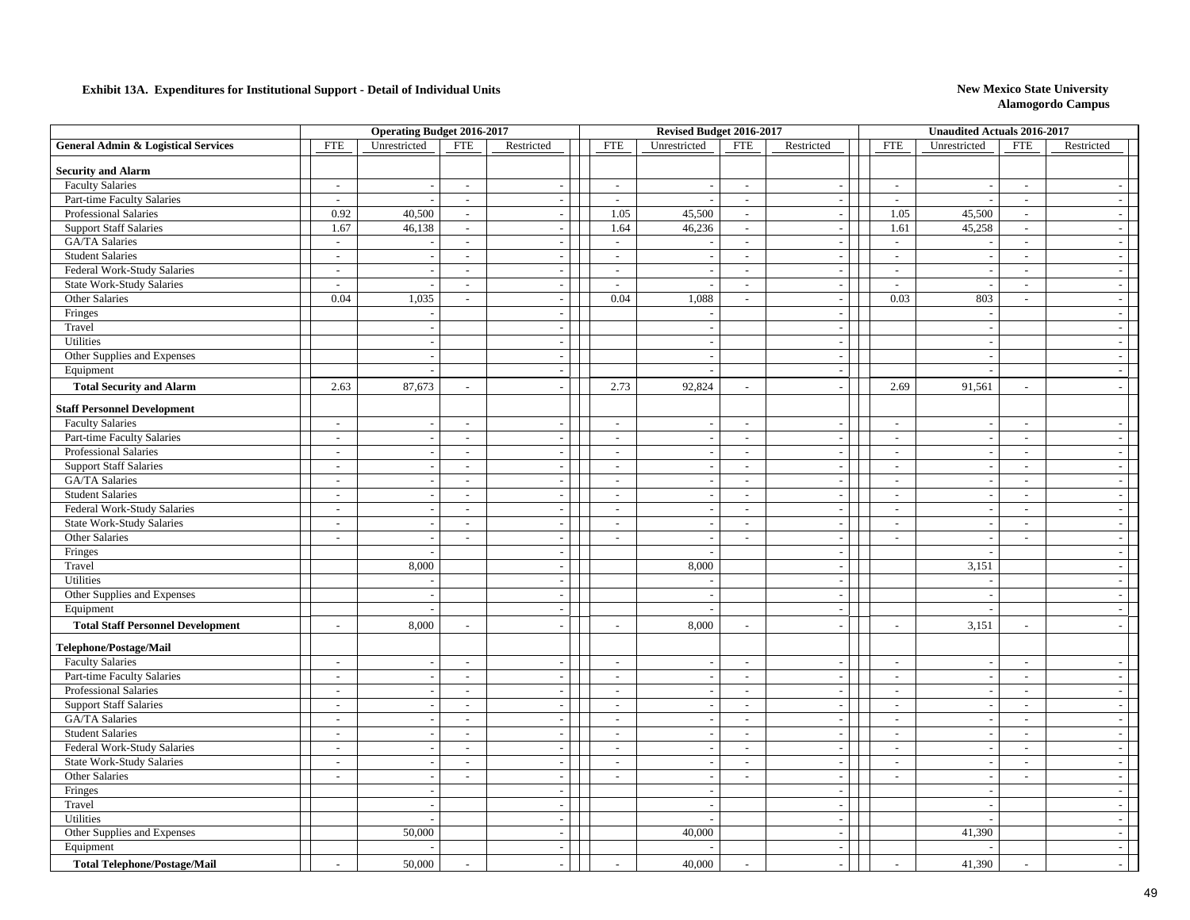**Exhibit 13A. Expenditures for Institutional Support - Detail of Individual Units**

**New Mexico State University**
**Alamogordo Campus**

| | Operating Budget 2016-2017 | | | | Revised Budget 2016-2017 | | | | Unaudited Actuals 2016-2017 | | | |
|---|---|---|---|---|---|---|---|---|---|---|---|---|
| **General Admin & Logistical Services** | FTE | Unrestricted | FTE | Restricted | FTE | Unrestricted | FTE | Restricted | FTE | Unrestricted | FTE | Restricted |
| **Security and Alarm** | | | | | | | | | | | | |
| Faculty Salaries | - | - | - | - | - | - | - | - | - | - | - | - |
| Part-time Faculty Salaries | - | - | - | - | - | - | - | - | - | - | - | - |
| Professional Salaries | 0.92 | 40,500 | - | - | 1.05 | 45,500 | - | - | 1.05 | 45,500 | - | - |
| Support Staff Salaries | 1.67 | 46,138 | - | - | 1.64 | 46,236 | - | - | 1.61 | 45,258 | - | - |
| GA/TA Salaries | - | - | - | - | - | - | - | - | - | - | - | - |
| Student Salaries | - | - | - | - | - | - | - | - | - | - | - | - |
| Federal Work-Study Salaries | - | - | - | - | - | - | - | - | - | - | - | - |
| State Work-Study Salaries | - | - | - | - | - | - | - | - | - | - | - | - |
| Other Salaries | 0.04 | 1,035 | - | - | 0.04 | 1,088 | - | - | 0.03 | 803 | - | - |
| Fringes | | - | | - | | - | | - | | - | | - |
| Travel | | - | | - | | - | | - | | - | | - |
| Utilities | | - | | - | | - | | - | | - | | - |
| Other Supplies and Expenses | | - | | - | | - | | - | | - | | - |
| Equipment | | - | | - | | - | | - | | - | | - |
| **Total Security and Alarm** | 2.63 | 87,673 | - | - | 2.73 | 92,824 | - | - | 2.69 | 91,561 | - | - |
| **Staff Personnel Development** | | | | | | | | | | | | |
| Faculty Salaries | - | - | - | - | - | - | - | - | - | - | - | - |
| Part-time Faculty Salaries | - | - | - | - | - | - | - | - | - | - | - | - |
| Professional Salaries | - | - | - | - | - | - | - | - | - | - | - | - |
| Support Staff Salaries | - | - | - | - | - | - | - | - | - | - | - | - |
| GA/TA Salaries | - | - | - | - | - | - | - | - | - | - | - | - |
| Student Salaries | - | - | - | - | - | - | - | - | - | - | - | - |
| Federal Work-Study Salaries | - | - | - | - | - | - | - | - | - | - | - | - |
| State Work-Study Salaries | - | - | - | - | - | - | - | - | - | - | - | - |
| Other Salaries | - | - | - | - | - | - | - | - | - | - | - | - |
| Fringes | | - | | - | | - | | - | | - | | - |
| Travel | | 8,000 | | - | | 8,000 | | - | | 3,151 | | - |
| Utilities | | - | | - | | - | | - | | - | | - |
| Other Supplies and Expenses | | - | | - | | - | | - | | - | | - |
| Equipment | | - | | - | | - | | - | | - | | - |
| **Total Staff Personnel Development** | - | 8,000 | - | - | - | 8,000 | - | - | - | 3,151 | - | - |
| **Telephone/Postage/Mail** | | | | | | | | | | | | |
| Faculty Salaries | - | - | - | - | - | - | - | - | - | - | - | - |
| Part-time Faculty Salaries | - | - | - | - | - | - | - | - | - | - | - | - |
| Professional Salaries | - | - | - | - | - | - | - | - | - | - | - | - |
| Support Staff Salaries | - | - | - | - | - | - | - | - | - | - | - | - |
| GA/TA Salaries | - | - | - | - | - | - | - | - | - | - | - | - |
| Student Salaries | - | - | - | - | - | - | - | - | - | - | - | - |
| Federal Work-Study Salaries | - | - | - | - | - | - | - | - | - | - | - | - |
| State Work-Study Salaries | - | - | - | - | - | - | - | - | - | - | - | - |
| Other Salaries | - | - | - | - | - | - | - | - | - | - | - | - |
| Fringes | | - | | - | | - | | - | | - | | - |
| Travel | | - | | - | | - | | - | | - | | - |
| Utilities | | - | | - | | - | | - | | - | | - |
| Other Supplies and Expenses | | 50,000 | | - | | 40,000 | | - | | 41,390 | | - |
| Equipment | | - | | - | | - | | - | | - | | - |
| **Total Telephone/Postage/Mail** | - | 50,000 | - | - | - | 40,000 | - | - | - | 41,390 | - | - |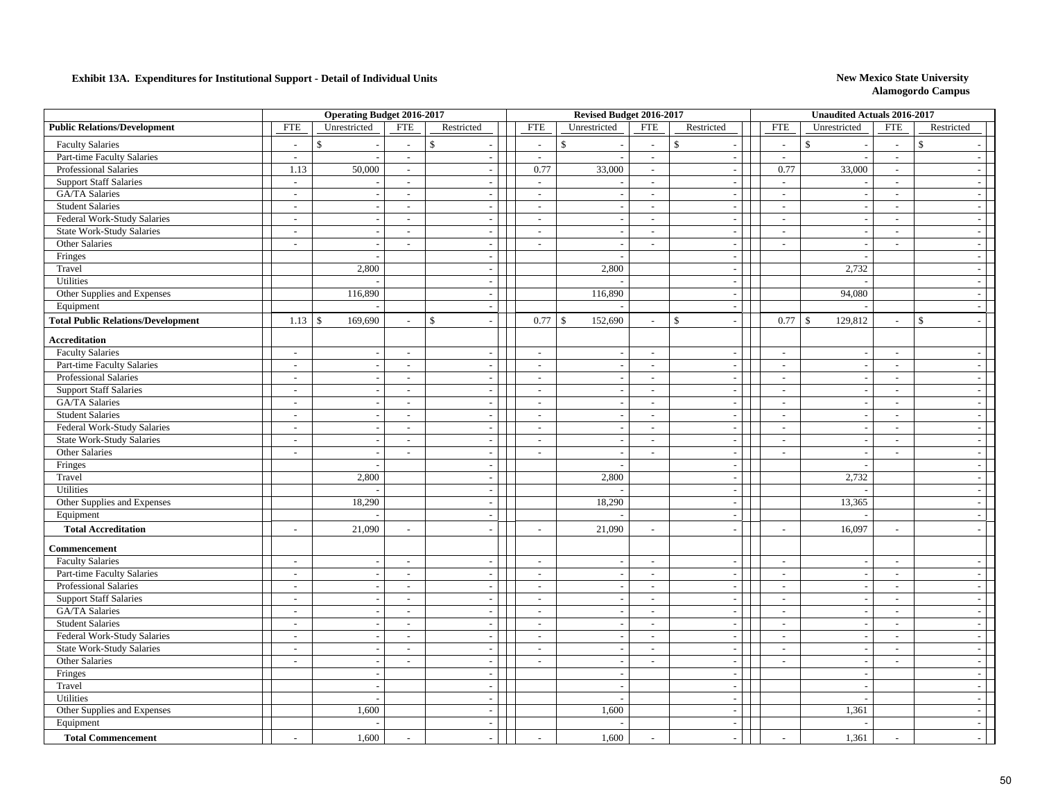**Exhibit 13A. Expenditures for Institutional Support - Detail of Individual Units**

**New Mexico State University**
**Alamogordo Campus**

| | Operating Budget 2016-2017 | | | | Revised Budget 2016-2017 | | | | Unaudited Actuals 2016-2017 | | | |
|---|---|---|---|---|---|---|---|---|---|---|---|---|
| **Public Relations/Development** | FTE | Unrestricted | FTE | Restricted | FTE | Unrestricted | FTE | Restricted | FTE | Unrestricted | FTE | Restricted |
| Faculty Salaries | - | $ - | - | $ - | - | $ - | - | $ - | - | $ - | - | $ - |
| Part-time Faculty Salaries | - | - | - | - | - | - | - | - | - | - | - | - |
| Professional Salaries | 1.13 | 50,000 | - | - | 0.77 | 33,000 | - | - | 0.77 | 33,000 | - | - |
| Support Staff Salaries | - | - | - | - | - | - | - | - | - | - | - | - |
| GA/TA Salaries | - | - | - | - | - | - | - | - | - | - | - | - |
| Student Salaries | - | - | - | - | - | - | - | - | - | - | - | - |
| Federal Work-Study Salaries | - | - | - | - | - | - | - | - | - | - | - | - |
| State Work-Study Salaries | - | - | - | - | - | - | - | - | - | - | - | - |
| Other Salaries | - | - | - | - | - | - | - | - | - | - | - | - |
| Fringes | | - | | - | | - | | - | | - | | - |
| Travel | | 2,800 | | - | | 2,800 | | - | | 2,732 | | - |
| Utilities | | - | | - | | - | | - | | - | | - |
| Other Supplies and Expenses | | 116,890 | | - | | 116,890 | | - | | 94,080 | | - |
| Equipment | | - | | - | | - | | - | | - | | - |
| **Total Public Relations/Development** | 1.13 | $ 169,690 | - | $ - | 0.77 | $ 152,690 | - | $ - | 0.77 | $ 129,812 | - | $ - |
| **Accreditation** | | | | | | | | | | | | |
| Faculty Salaries | - | - | - | - | - | - | - | - | - | - | - | - |
| Part-time Faculty Salaries | - | - | - | - | - | - | - | - | - | - | - | - |
| Professional Salaries | - | - | - | - | - | - | - | - | - | - | - | - |
| Support Staff Salaries | - | - | - | - | - | - | - | - | - | - | - | - |
| GA/TA Salaries | - | - | - | - | - | - | - | - | - | - | - | - |
| Student Salaries | - | - | - | - | - | - | - | - | - | - | - | - |
| Federal Work-Study Salaries | - | - | - | - | - | - | - | - | - | - | - | - |
| State Work-Study Salaries | - | - | - | - | - | - | - | - | - | - | - | - |
| Other Salaries | - | - | - | - | - | - | - | - | - | - | - | - |
| Fringes | | - | | - | | - | | - | | - | | - |
| Travel | | 2,800 | | - | | 2,800 | | - | | 2,732 | | - |
| Utilities | | - | | - | | - | | - | | - | | - |
| Other Supplies and Expenses | | 18,290 | | - | | 18,290 | | - | | 13,365 | | - |
| Equipment | | - | | - | | - | | - | | - | | - |
| **Total Accreditation** | - | 21,090 | - | - | - | 21,090 | - | - | - | 16,097 | - | - |
| **Commencement** | | | | | | | | | | | | |
| Faculty Salaries | - | - | - | - | - | - | - | - | - | - | - | - |
| Part-time Faculty Salaries | - | - | - | - | - | - | - | - | - | - | - | - |
| Professional Salaries | - | - | - | - | - | - | - | - | - | - | - | - |
| Support Staff Salaries | - | - | - | - | - | - | - | - | - | - | - | - |
| GA/TA Salaries | - | - | - | - | - | - | - | - | - | - | - | - |
| Student Salaries | - | - | - | - | - | - | - | - | - | - | - | - |
| Federal Work-Study Salaries | - | - | - | - | - | - | - | - | - | - | - | - |
| State Work-Study Salaries | - | - | - | - | - | - | - | - | - | - | - | - |
| Other Salaries | - | - | - | - | - | - | - | - | - | - | - | - |
| Fringes | | - | | - | | - | | - | | - | | - |
| Travel | | - | | - | | - | | - | | - | | - |
| Utilities | | - | | - | | - | | - | | - | | - |
| Other Supplies and Expenses | | 1,600 | | - | | 1,600 | | - | | 1,361 | | - |
| Equipment | | - | | - | | - | | - | | - | | - |
| **Total Commencement** | - | 1,600 | - | - | - | 1,600 | - | - | - | 1,361 | - | - |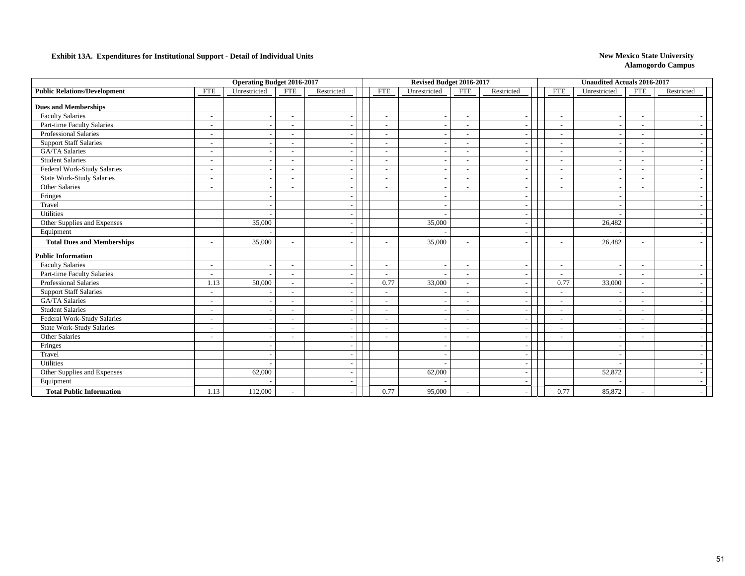**Exhibit 13A. Expenditures for Institutional Support - Detail of Individual Units**

**New Mexico State University**
**Alamogordo Campus**

| | Operating Budget 2016-2017 | | | | Revised Budget 2016-2017 | | | | Unaudited Actuals 2016-2017 | | | |
|---|---|---|---|---|---|---|---|---|---|---|---|---|
| **Public Relations/Development** | FTE | Unrestricted | FTE | Restricted | FTE | Unrestricted | FTE | Restricted | FTE | Unrestricted | FTE | Restricted |
| **Dues and Memberships** | | | | | | | | | | | | |
| Faculty Salaries | - | - | - | - | - | - | - | - | - | - | - | - |
| Part-time Faculty Salaries | - | - | - | - | - | - | - | - | - | - | - | - |
| Professional Salaries | - | - | - | - | - | - | - | - | - | - | - | - |
| Support Staff Salaries | - | - | - | - | - | - | - | - | - | - | - | - |
| GA/TA Salaries | - | - | - | - | - | - | - | - | - | - | - | - |
| Student Salaries | - | - | - | - | - | - | - | - | - | - | - | - |
| Federal Work-Study Salaries | - | - | - | - | - | - | - | - | - | - | - | - |
| State Work-Study Salaries | - | - | - | - | - | - | - | - | - | - | - | - |
| Other Salaries | - | - | - | - | - | - | - | - | - | - | - | - |
| Fringes | | - | | - | | - | | - | | - | | - |
| Travel | | - | | - | | - | | - | | - | | - |
| Utilities | | - | | - | | - | | - | | - | | - |
| Other Supplies and Expenses | | 35,000 | | - | | 35,000 | | - | | 26,482 | | - |
| Equipment | | - | | - | | - | | - | | - | | - |
| **Total Dues and Memberships** | - | 35,000 | - | - | - | 35,000 | - | - | - | 26,482 | - | - |
| **Public Information** | | | | | | | | | | | | |
| Faculty Salaries | - | - | - | - | - | - | - | - | - | - | - | - |
| Part-time Faculty Salaries | - | - | - | - | - | - | - | - | - | - | - | - |
| Professional Salaries | 1.13 | 50,000 | - | - | 0.77 | 33,000 | - | - | 0.77 | 33,000 | - | - |
| Support Staff Salaries | - | - | - | - | - | - | - | - | - | - | - | - |
| GA/TA Salaries | - | - | - | - | - | - | - | - | - | - | - | - |
| Student Salaries | - | - | - | - | - | - | - | - | - | - | - | - |
| Federal Work-Study Salaries | - | - | - | - | - | - | - | - | - | - | - | - |
| State Work-Study Salaries | - | - | - | - | - | - | - | - | - | - | - | - |
| Other Salaries | - | - | - | - | - | - | - | - | - | - | - | - |
| Fringes | | - | | - | | - | | - | | - | | - |
| Travel | | - | | - | | - | | - | | - | | - |
| Utilities | | - | | - | | - | | - | | - | | - |
| Other Supplies and Expenses | | 62,000 | | - | | 62,000 | | - | | 52,872 | | - |
| Equipment | | - | | - | | - | | - | | - | | - |
| **Total Public Information** | 1.13 | 112,000 | - | - | 0.77 | 95,000 | - | - | 0.77 | 85,872 | - | - |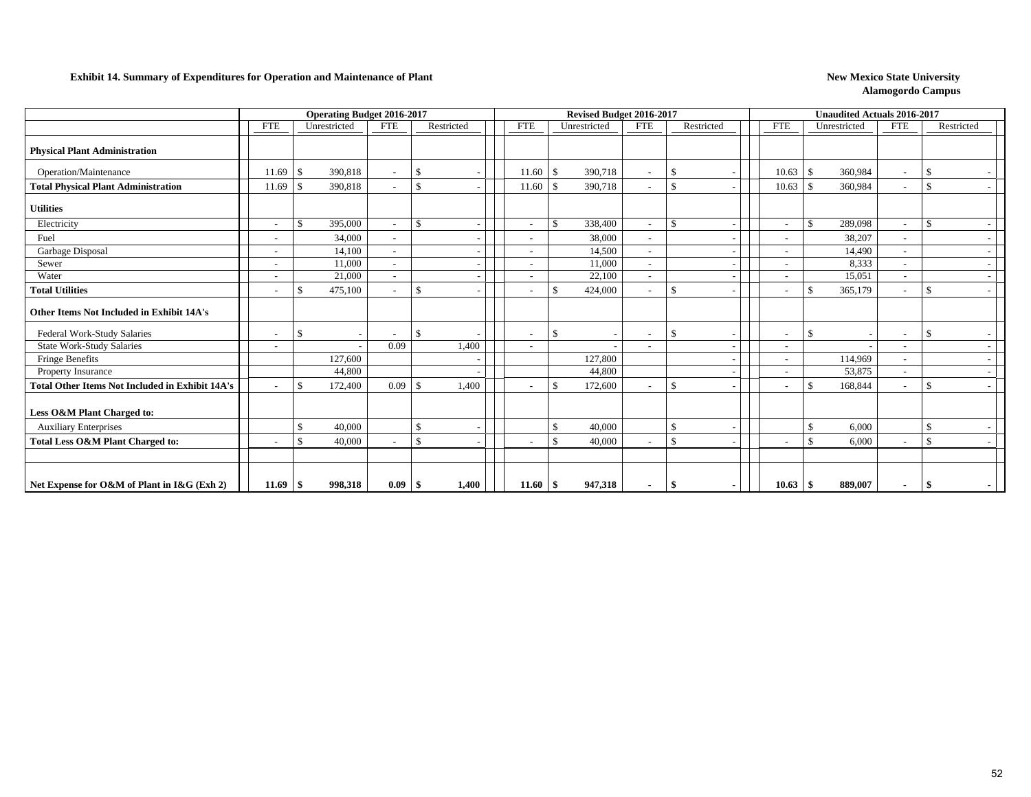**Exhibit 14. Summary of Expenditures for Operation and Maintenance of Plant**

**New Mexico State University**
**Alamogordo Campus**

| | Operating Budget 2016-2017 | | | | Revised Budget 2016-2017 | | | | Unaudited Actuals 2016-2017 | | | |
|---|---|---|---|---|---|---|---|---|---|---|---|---|
| | FTE | Unrestricted | FTE | Restricted | FTE | Unrestricted | FTE | Restricted | FTE | Unrestricted | FTE | Restricted |
| **Physical Plant Administration** | | | | | | | | | | | | |
| Operation/Maintenance | 11.69 | $ 390,818 | - | $ - | 11.60 | $ 390,718 | - | $ - | 10.63 | $ 360,984 | - | $ - |
| **Total Physical Plant Administration** | 11.69 | $ 390,818 | - | $ - | 11.60 | $ 390,718 | - | $ - | 10.63 | $ 360,984 | - | $ - |
| **Utilities** | | | | | | | | | | | | |
| Electricity | - | $ 395,000 | - | $ - | - | $ 338,400 | - | $ - | - | $ 289,098 | - | $ - |
| Fuel | - | 34,000 | - | - | - | 38,000 | - | - | - | 38,207 | - | - |
| Garbage Disposal | - | 14,100 | - | - | - | 14,500 | - | - | - | 14,490 | - | - |
| Sewer | - | 11,000 | - | - | - | 11,000 | - | - | - | 8,333 | - | - |
| Water | - | 21,000 | - | - | - | 22,100 | - | - | - | 15,051 | - | - |
| **Total Utilities** | - | $ 475,100 | - | $ - | - | $ 424,000 | - | $ - | - | $ 365,179 | - | $ - |
| **Other Items Not Included in Exhibit 14A's** | | | | | | | | | | | | |
| Federal Work-Study Salaries | - | $ - | - | $ - | - | $ - | - | $ - | - | $ - | - | $ - |
| State Work-Study Salaries | - | - | 0.09 | 1,400 | - | - | - | - | - | - | - | - |
| Fringe Benefits | | 127,600 | | - | | 127,800 | | - | - | 114,969 | - | - |
| Property Insurance | | 44,800 | | - | | 44,800 | | - | - | 53,875 | - | - |
| **Total Other Items Not Included in Exhibit 14A's** | - | $ 172,400 | 0.09 | $ 1,400 | - | $ 172,600 | - | $ - | - | $ 168,844 | - | $ - |
| **Less O&M Plant Charged to:** | | | | | | | | | | | | |
| Auxiliary Enterprises | | $ 40,000 | | $ - | | $ 40,000 | | $ - | | $ 6,000 | | $ - |
| **Total Less O&M Plant Charged to:** | - | $ 40,000 | - | $ - | - | $ 40,000 | - | $ - | - | $ 6,000 | - | $ - |
| | | | | | | | | | | | | |
| **Net Expense for O&M of Plant in I&G (Exh 2)** | **11.69** | **$ 998,318** | **0.09** | **$ 1,400** | **11.60** | **$ 947,318** | **-** | **$ -** | **10.63** | **$ 889,007** | **-** | **$ -** |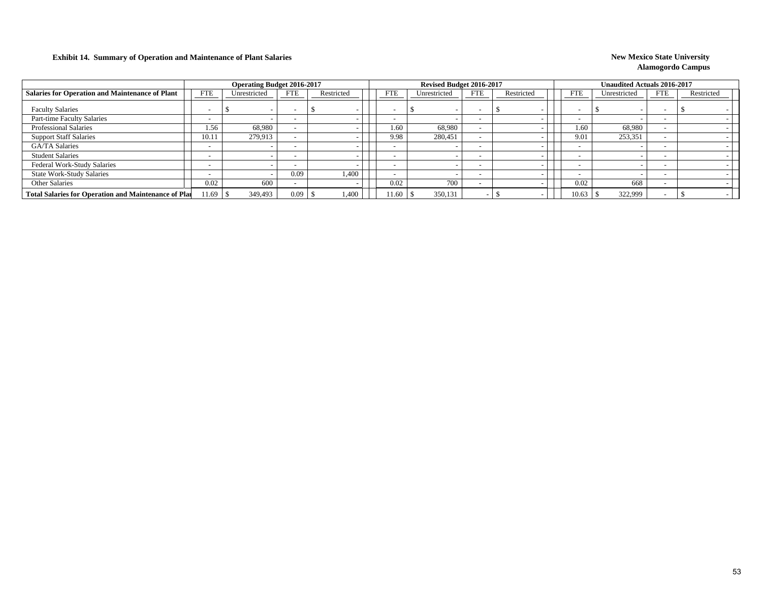**Exhibit 14. Summary of Operation and Maintenance of Plant Salaries**

**New Mexico State University**
**Alamogordo Campus**

| | Operating Budget 2016-2017 | | | | Revised Budget 2016-2017 | | | | Unaudited Actuals 2016-2017 | | | |
|---|---|---|---|---|---|---|---|---|---|---|---|---|
| **Salaries for Operation and Maintenance of Plant** | FTE | Unrestricted | FTE | Restricted | FTE | Unrestricted | FTE | Restricted | FTE | Unrestricted | FTE | Restricted |
| Faculty Salaries | - | $ - | - | $ - | - | $ - | - | $ - | - | $ - | - | $ - |
| Part-time Faculty Salaries | - | - | - | - | - | - | - | - | - | - | - | - |
| Professional Salaries | 1.56 | 68,980 | - | - | 1.60 | 68,980 | - | - | 1.60 | 68,980 | - | - |
| Support Staff Salaries | 10.11 | 279,913 | - | - | 9.98 | 280,451 | - | - | 9.01 | 253,351 | - | - |
| GA/TA Salaries | - | - | - | - | - | - | - | - | - | - | - | - |
| Student Salaries | - | - | - | - | - | - | - | - | - | - | - | - |
| Federal Work-Study Salaries | - | - | - | - | - | - | - | - | - | - | - | - |
| State Work-Study Salaries | - | - | 0.09 | 1,400 | - | - | - | - | - | - | - | - |
| Other Salaries | 0.02 | 600 | - | - | 0.02 | 700 | - | - | 0.02 | 668 | - | - |
| **Total Salaries for Operation and Maintenance of Plant** | 11.69 | $ 349,493 | 0.09 | $ 1,400 | 11.60 | $ 350,131 | - | $ - | 10.63 | $ 322,999 | - | $ - |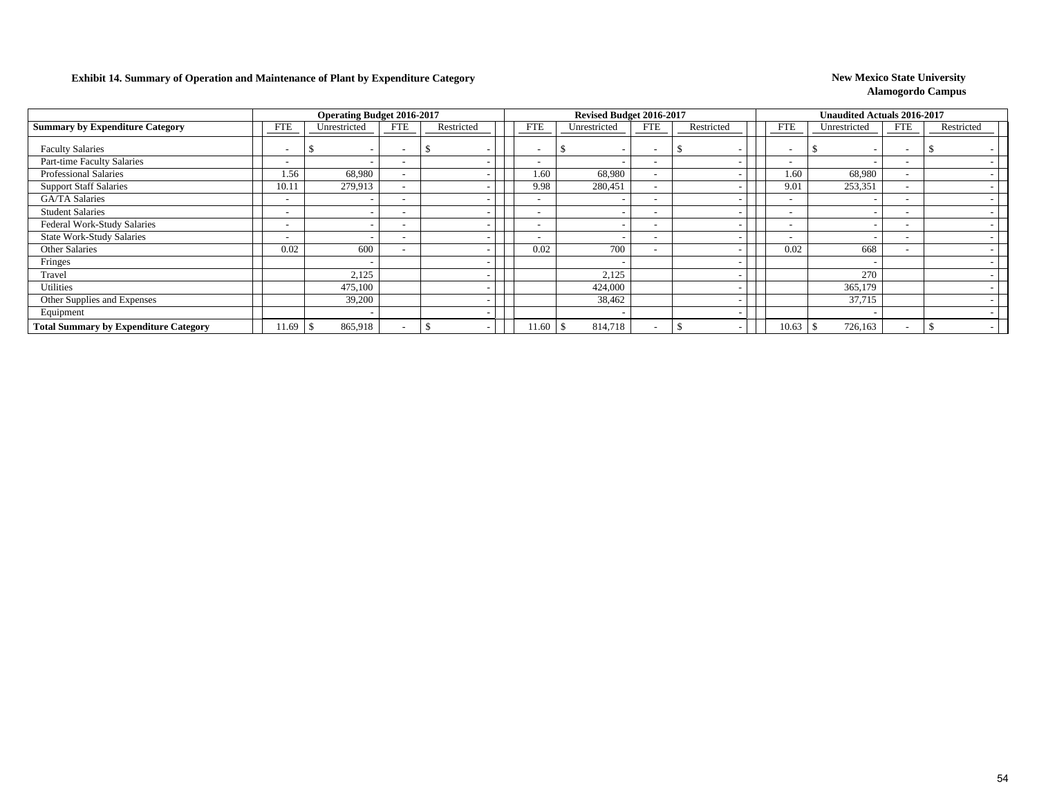**Exhibit 14. Summary of Operation and Maintenance of Plant by Expenditure Category**

**New Mexico State University**
**Alamogordo Campus**

| | Operating Budget 2016-2017 | | | | Revised Budget 2016-2017 | | | | Unaudited Actuals 2016-2017 | | | |
|---|---|---|---|---|---|---|---|---|---|---|---|---|
| **Summary by Expenditure Category** | FTE | Unrestricted | FTE | Restricted | FTE | Unrestricted | FTE | Restricted | FTE | Unrestricted | FTE | Restricted |
| Faculty Salaries | - | $ - | - | $ - | - | $ - | - | $ - | - | $ - | - | $ - |
| Part-time Faculty Salaries | - | - | - | - | - | - | - | - | - | - | - | - |
| Professional Salaries | 1.56 | 68,980 | - | - | 1.60 | 68,980 | - | - | 1.60 | 68,980 | - | - |
| Support Staff Salaries | 10.11 | 279,913 | - | - | 9.98 | 280,451 | - | - | 9.01 | 253,351 | - | - |
| GA/TA Salaries | - | - | - | - | - | - | - | - | - | - | - | - |
| Student Salaries | - | - | - | - | - | - | - | - | - | - | - | - |
| Federal Work-Study Salaries | - | - | - | - | - | - | - | - | - | - | - | - |
| State Work-Study Salaries | - | - | - | - | - | - | - | - | - | - | - | - |
| Other Salaries | 0.02 | 600 | - | - | 0.02 | 700 | - | - | 0.02 | 668 | - | - |
| Fringes | | - | | - | | - | | - | | - | | - |
| Travel | | 2,125 | | - | | 2,125 | | - | | 270 | | - |
| Utilities | | 475,100 | | - | | 424,000 | | - | | 365,179 | | - |
| Other Supplies and Expenses | | 39,200 | | - | | 38,462 | | - | | 37,715 | | - |
| Equipment | | - | | - | | - | | - | | - | | - |
| **Total Summary by Expenditure Category** | 11.69 | $ 865,918 | - | $ - | 11.60 | $ 814,718 | - | $ - | 10.63 | $ 726,163 | - | $ - |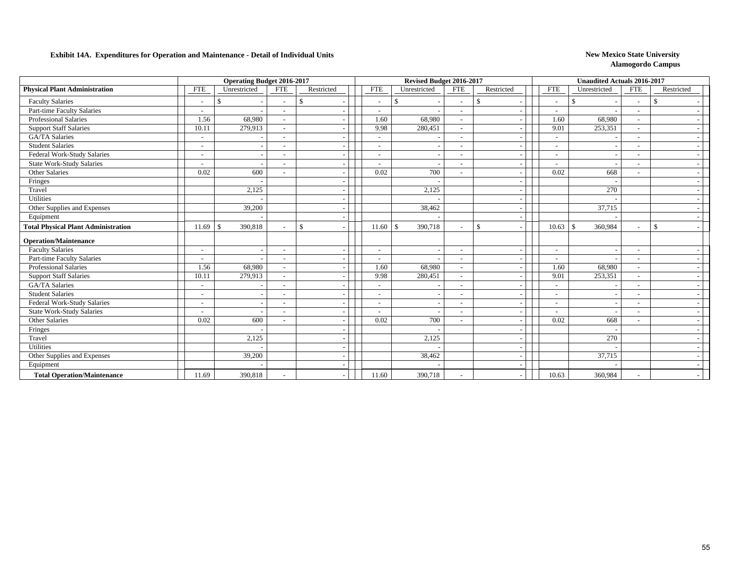**Exhibit 14A. Expenditures for Operation and Maintenance - Detail of Individual Units**

**New Mexico State University**
**Alamogordo Campus**

| | Operating Budget 2016-2017 | | | | Revised Budget 2016-2017 | | | | Unaudited Actuals 2016-2017 | | | |
|---|---|---|---|---|---|---|---|---|---|---|---|---|
| **Physical Plant Administration** | FTE | Unrestricted | FTE | Restricted | FTE | Unrestricted | FTE | Restricted | FTE | Unrestricted | FTE | Restricted |
| Faculty Salaries | - | $ - | - | $ - | - | $ - | - | $ - | - | $ - | - | $ - |
| Part-time Faculty Salaries | - | - | - | - | - | - | - | - | - | - | - | - |
| Professional Salaries | 1.56 | 68,980 | - | - | 1.60 | 68,980 | - | - | 1.60 | 68,980 | - | - |
| Support Staff Salaries | 10.11 | 279,913 | - | - | 9.98 | 280,451 | - | - | 9.01 | 253,351 | - | - |
| GA/TA Salaries | - | - | - | - | - | - | - | - | - | - | - | - |
| Student Salaries | - | - | - | - | - | - | - | - | - | - | - | - |
| Federal Work-Study Salaries | - | - | - | - | - | - | - | - | - | - | - | - |
| State Work-Study Salaries | - | - | - | - | - | - | - | - | - | - | - | - |
| Other Salaries | 0.02 | 600 | - | - | 0.02 | 700 | - | - | 0.02 | 668 | - | - |
| Fringes | | - | | - | | - | | - | | - | | - |
| Travel | | 2,125 | | - | | 2,125 | | - | | 270 | | - |
| Utilities | | - | | - | | - | | - | | - | | - |
| Other Supplies and Expenses | | 39,200 | | - | | 38,462 | | - | | 37,715 | | - |
| Equipment | | - | | - | | - | | - | | - | | - |
| **Total Physical Plant Administration** | 11.69 | $ 390,818 | - | $ - | 11.60 | $ 390,718 | - | $ - | 10.63 | $ 360,984 | - | $ - |
| **Operation/Maintenance** | | | | | | | | | | | | |
| Faculty Salaries | - | - | - | - | - | - | - | - | - | - | - | - |
| Part-time Faculty Salaries | - | - | - | - | - | - | - | - | - | - | - | - |
| Professional Salaries | 1.56 | 68,980 | - | - | 1.60 | 68,980 | - | - | 1.60 | 68,980 | - | - |
| Support Staff Salaries | 10.11 | 279,913 | - | - | 9.98 | 280,451 | - | - | 9.01 | 253,351 | - | - |
| GA/TA Salaries | - | - | - | - | - | - | - | - | - | - | - | - |
| Student Salaries | - | - | - | - | - | - | - | - | - | - | - | - |
| Federal Work-Study Salaries | - | - | - | - | - | - | - | - | - | - | - | - |
| State Work-Study Salaries | - | - | - | - | - | - | - | - | - | - | - | - |
| Other Salaries | 0.02 | 600 | - | - | 0.02 | 700 | - | - | 0.02 | 668 | - | - |
| Fringes | | - | | - | | - | | - | | - | | - |
| Travel | | 2,125 | | - | | 2,125 | | - | | 270 | | - |
| Utilities | | - | | - | | - | | - | | - | | - |
| Other Supplies and Expenses | | 39,200 | | - | | 38,462 | | - | | 37,715 | | - |
| Equipment | | - | | - | | - | | - | | - | | - |
| **Total Operation/Maintenance** | 11.69 | 390,818 | - | - | 11.60 | 390,718 | - | - | 10.63 | 360,984 | - | - |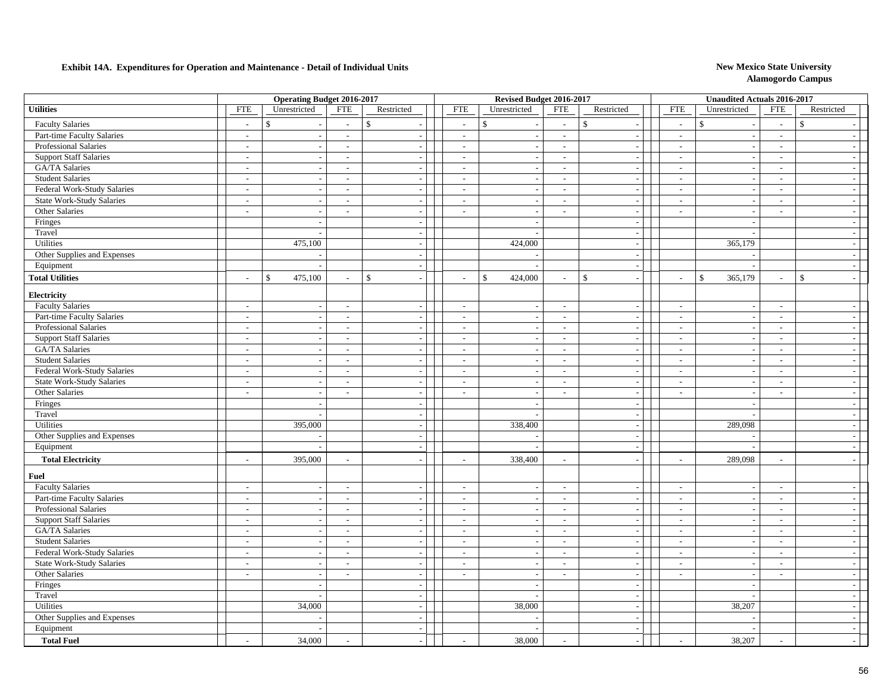**Exhibit 14A. Expenditures for Operation and Maintenance - Detail of Individual Units**

**New Mexico State University**
**Alamogordo Campus**

| | Operating Budget 2016-2017 | | | | Revised Budget 2016-2017 | | | | Unaudited Actuals 2016-2017 | | | |
|---|---|---|---|---|---|---|---|---|---|---|---|---|
| **Utilities** | FTE | Unrestricted | FTE | Restricted | FTE | Unrestricted | FTE | Restricted | FTE | Unrestricted | FTE | Restricted |
| Faculty Salaries | - | $ - | - | $ - | - | $ - | - | $ - | - | $ - | - | $ - |
| Part-time Faculty Salaries | - | - | - | - | - | - | - | - | - | - | - | - |
| Professional Salaries | - | - | - | - | - | - | - | - | - | - | - | - |
| Support Staff Salaries | - | - | - | - | - | - | - | - | - | - | - | - |
| GA/TA Salaries | - | - | - | - | - | - | - | - | - | - | - | - |
| Student Salaries | - | - | - | - | - | - | - | - | - | - | - | - |
| Federal Work-Study Salaries | - | - | - | - | - | - | - | - | - | - | - | - |
| State Work-Study Salaries | - | - | - | - | - | - | - | - | - | - | - | - |
| Other Salaries | - | - | - | - | - | - | - | - | - | - | - | - |
| Fringes | | - | | - | | - | | - | | - | | - |
| Travel | | - | | - | | - | | - | | - | | - |
| Utilities | | 475,100 | | - | | 424,000 | | - | | 365,179 | | - |
| Other Supplies and Expenses | | - | | - | | - | | - | | - | | - |
| Equipment | | - | | - | | - | | - | | - | | - |
| **Total Utilities** | - | $ 475,100 | - | $ - | - | $ 424,000 | - | $ - | - | $ 365,179 | - | $ - |
| **Electricity** | | | | | | | | | | | | |
| Faculty Salaries | - | - | - | - | - | - | - | - | - | - | - | - |
| Part-time Faculty Salaries | - | - | - | - | - | - | - | - | - | - | - | - |
| Professional Salaries | - | - | - | - | - | - | - | - | - | - | - | - |
| Support Staff Salaries | - | - | - | - | - | - | - | - | - | - | - | - |
| GA/TA Salaries | - | - | - | - | - | - | - | - | - | - | - | - |
| Student Salaries | - | - | - | - | - | - | - | - | - | - | - | - |
| Federal Work-Study Salaries | - | - | - | - | - | - | - | - | - | - | - | - |
| State Work-Study Salaries | - | - | - | - | - | - | - | - | - | - | - | - |
| Other Salaries | - | - | - | - | - | - | - | - | - | - | - | - |
| Fringes | | - | | - | | - | | - | | - | | - |
| Travel | | - | | - | | - | | - | | - | | - |
| Utilities | | 395,000 | | - | | 338,400 | | - | | 289,098 | | - |
| Other Supplies and Expenses | | - | | - | | - | | - | | - | | - |
| Equipment | | - | | - | | - | | - | | - | | - |
| **Total Electricity** | - | 395,000 | - | - | - | 338,400 | - | - | - | 289,098 | - | - |
| **Fuel** | | | | | | | | | | | | |
| Faculty Salaries | - | - | - | - | - | - | - | - | - | - | - | - |
| Part-time Faculty Salaries | - | - | - | - | - | - | - | - | - | - | - | - |
| Professional Salaries | - | - | - | - | - | - | - | - | - | - | - | - |
| Support Staff Salaries | - | - | - | - | - | - | - | - | - | - | - | - |
| GA/TA Salaries | - | - | - | - | - | - | - | - | - | - | - | - |
| Student Salaries | - | - | - | - | - | - | - | - | - | - | - | - |
| Federal Work-Study Salaries | - | - | - | - | - | - | - | - | - | - | - | - |
| State Work-Study Salaries | - | - | - | - | - | - | - | - | - | - | - | - |
| Other Salaries | - | - | - | - | - | - | - | - | - | - | - | - |
| Fringes | | - | | - | | - | | - | | - | | - |
| Travel | | - | | - | | - | | - | | - | | - |
| Utilities | | 34,000 | | - | | 38,000 | | - | | 38,207 | | - |
| Other Supplies and Expenses | | - | | - | | - | | - | | - | | - |
| Equipment | | - | | - | | - | | - | | - | | - |
| **Total Fuel** | - | 34,000 | - | - | - | 38,000 | - | - | - | 38,207 | - | - |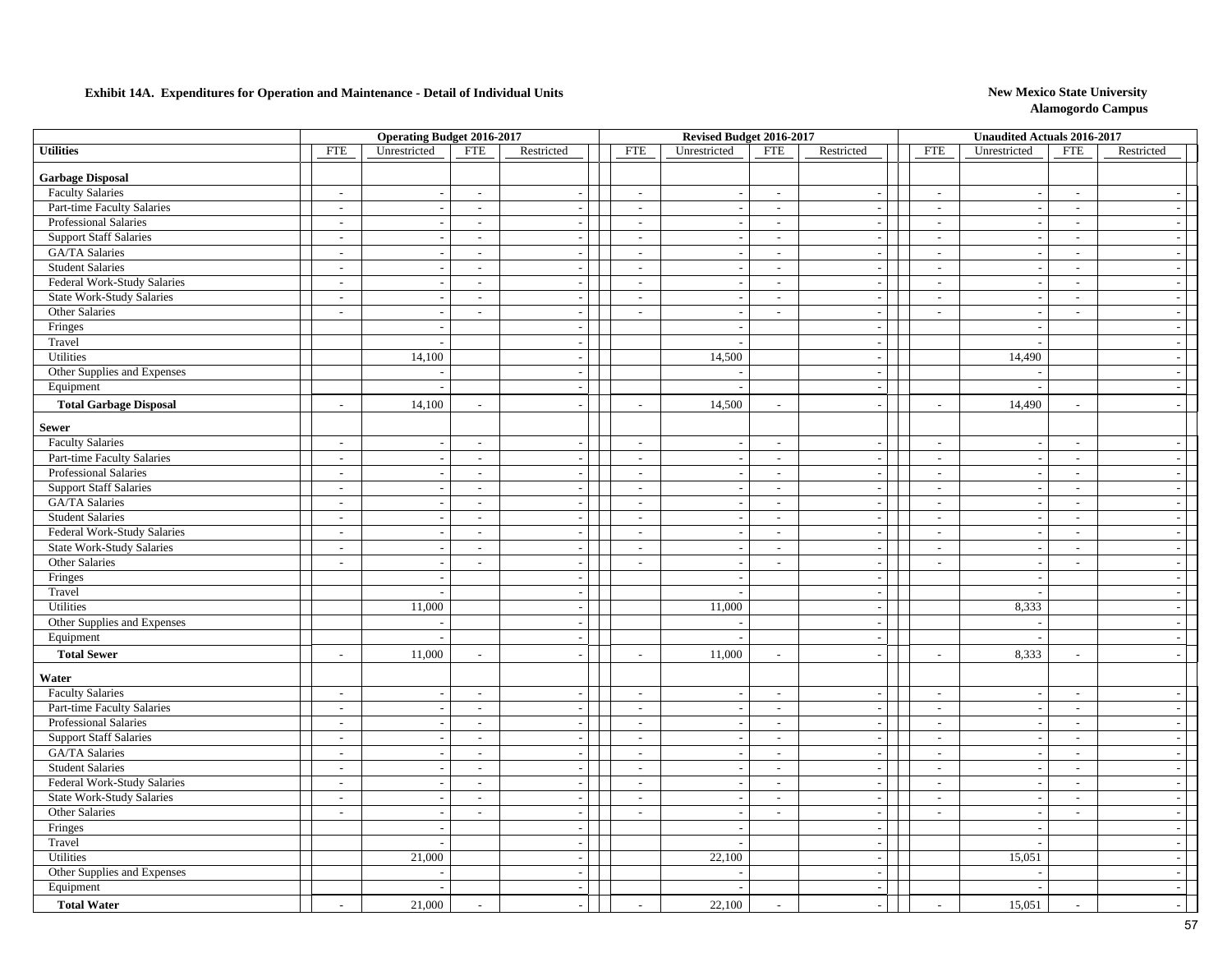**Exhibit 14A. Expenditures for Operation and Maintenance - Detail of Individual Units**

**New Mexico State University**
**Alamogordo Campus**

| | Operating Budget 2016-2017 | | | | Revised Budget 2016-2017 | | | | Unaudited Actuals 2016-2017 | | | |
|---|---|---|---|---|---|---|---|---|---|---|---|---|
| **Utilities** | FTE | Unrestricted | FTE | Restricted | FTE | Unrestricted | FTE | Restricted | FTE | Unrestricted | FTE | Restricted |
| **Garbage Disposal** | | | | | | | | | | | | |
| Faculty Salaries | - | - | - | - | - | - | - | - | - | - | - | - |
| Part-time Faculty Salaries | - | - | - | - | - | - | - | - | - | - | - | - |
| Professional Salaries | - | - | - | - | - | - | - | - | - | - | - | - |
| Support Staff Salaries | - | - | - | - | - | - | - | - | - | - | - | - |
| GA/TA Salaries | - | - | - | - | - | - | - | - | - | - | - | - |
| Student Salaries | - | - | - | - | - | - | - | - | - | - | - | - |
| Federal Work-Study Salaries | - | - | - | - | - | - | - | - | - | - | - | - |
| State Work-Study Salaries | - | - | - | - | - | - | - | - | - | - | - | - |
| Other Salaries | - | - | - | - | - | - | - | - | - | - | - | - |
| Fringes | | - | | - | | - | | - | | - | | - |
| Travel | | - | | - | | - | | - | | - | | - |
| Utilities | | 14,100 | | - | | 14,500 | | - | | 14,490 | | - |
| Other Supplies and Expenses | | - | | - | | - | | - | | - | | - |
| Equipment | | - | | - | | - | | - | | - | | - |
| **Total Garbage Disposal** | - | 14,100 | - | - | - | 14,500 | - | - | - | 14,490 | - | - |
| **Sewer** | | | | | | | | | | | | |
| Faculty Salaries | - | - | - | - | - | - | - | - | - | - | - | - |
| Part-time Faculty Salaries | - | - | - | - | - | - | - | - | - | - | - | - |
| Professional Salaries | - | - | - | - | - | - | - | - | - | - | - | - |
| Support Staff Salaries | - | - | - | - | - | - | - | - | - | - | - | - |
| GA/TA Salaries | - | - | - | - | - | - | - | - | - | - | - | - |
| Student Salaries | - | - | - | - | - | - | - | - | - | - | - | - |
| Federal Work-Study Salaries | - | - | - | - | - | - | - | - | - | - | - | - |
| State Work-Study Salaries | - | - | - | - | - | - | - | - | - | - | - | - |
| Other Salaries | - | - | - | - | - | - | - | - | - | - | - | - |
| Fringes | | - | | - | | - | | - | | - | | - |
| Travel | | - | | - | | - | | - | | - | | - |
| Utilities | | 11,000 | | - | | 11,000 | | - | | 8,333 | | - |
| Other Supplies and Expenses | | - | | - | | - | | - | | - | | - |
| Equipment | | - | | - | | - | | - | | - | | - |
| **Total Sewer** | - | 11,000 | - | - | - | 11,000 | - | - | - | 8,333 | - | - |
| **Water** | | | | | | | | | | | | |
| Faculty Salaries | - | - | - | - | - | - | - | - | - | - | - | - |
| Part-time Faculty Salaries | - | - | - | - | - | - | - | - | - | - | - | - |
| Professional Salaries | - | - | - | - | - | - | - | - | - | - | - | - |
| Support Staff Salaries | - | - | - | - | - | - | - | - | - | - | - | - |
| GA/TA Salaries | - | - | - | - | - | - | - | - | - | - | - | - |
| Student Salaries | - | - | - | - | - | - | - | - | - | - | - | - |
| Federal Work-Study Salaries | - | - | - | - | - | - | - | - | - | - | - | - |
| State Work-Study Salaries | - | - | - | - | - | - | - | - | - | - | - | - |
| Other Salaries | - | - | - | - | - | - | - | - | - | - | - | - |
| Fringes | | - | | - | | - | | - | | - | | - |
| Travel | | - | | - | | - | | - | | - | | - |
| Utilities | | 21,000 | | - | | 22,100 | | - | | 15,051 | | - |
| Other Supplies and Expenses | | - | | - | | - | | - | | - | | - |
| Equipment | | - | | - | | - | | - | | - | | - |
| **Total Water** | - | 21,000 | - | - | - | 22,100 | - | - | - | 15,051 | - | - |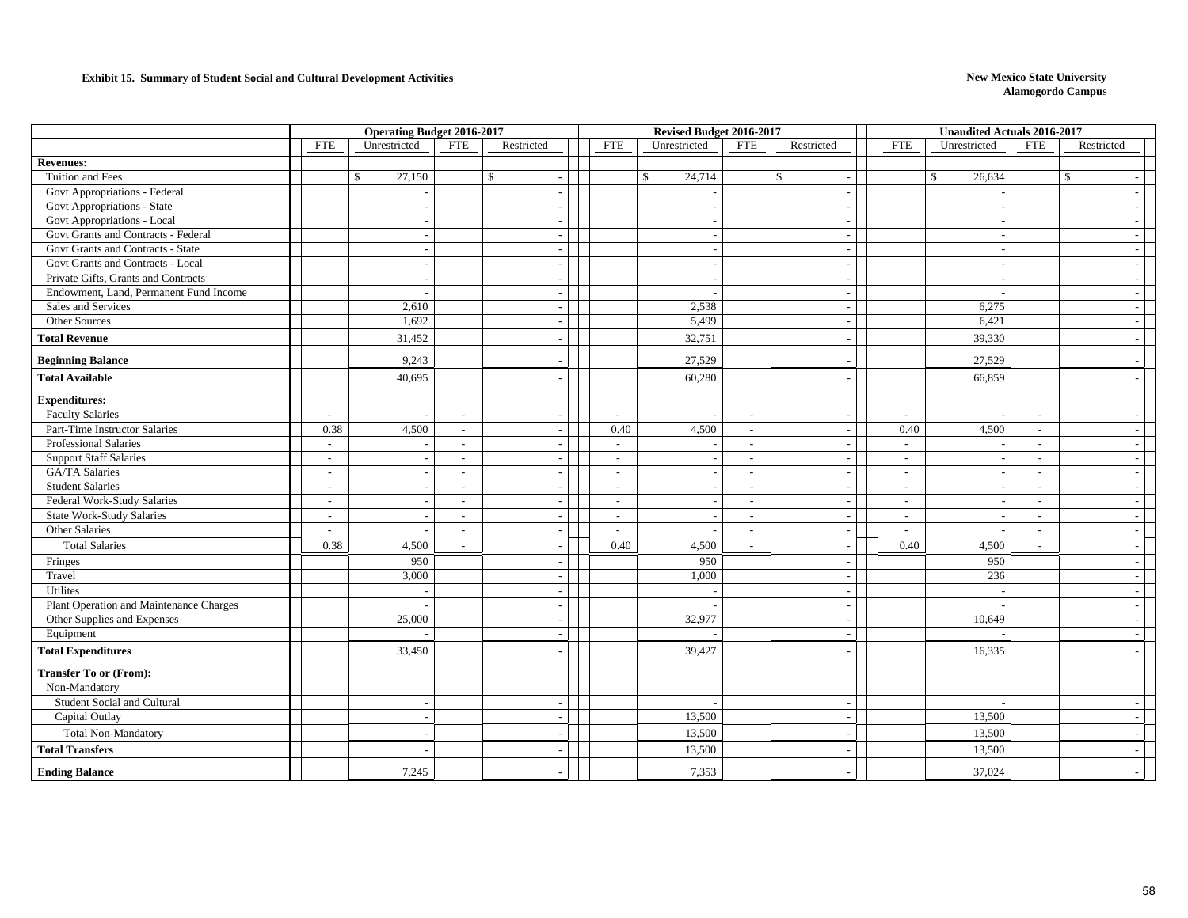**Exhibit 15. Summary of Student Social and Cultural Development Activities**

**New Mexico State University**
**Alamogordo Campus**

| | Operating Budget 2016-2017 | | | | Revised Budget 2016-2017 | | | | Unaudited Actuals 2016-2017 | | | |
|---|---|---|---|---|---|---|---|---|---|---|---|---|
| | FTE | Unrestricted | FTE | Restricted | FTE | Unrestricted | FTE | Restricted | FTE | Unrestricted | FTE | Restricted |
| **Revenues:** | | | | | | | | | | | | |
| Tuition and Fees | | $ 27,150 | | $ - | | $ 24,714 | | $ - | | $ 26,634 | | $ - |
| Govt Appropriations - Federal | | - | | - | | - | | - | | - | | - |
| Govt Appropriations - State | | - | | - | | - | | - | | - | | - |
| Govt Appropriations - Local | | - | | - | | - | | - | | - | | - |
| Govt Grants and Contracts - Federal | | - | | - | | - | | - | | - | | - |
| Govt Grants and Contracts - State | | - | | - | | - | | - | | - | | - |
| Govt Grants and Contracts - Local | | - | | - | | - | | - | | - | | - |
| Private Gifts, Grants and Contracts | | - | | - | | - | | - | | - | | - |
| Endowment, Land, Permanent Fund Income | | - | | - | | - | | - | | - | | - |
| Sales and Services | | 2,610 | | - | | 2,538 | | - | | 6,275 | | - |
| Other Sources | | 1,692 | | - | | 5,499 | | - | | 6,421 | | - |
| **Total Revenue** | | 31,452 | | - | | 32,751 | | - | | 39,330 | | - |
| **Beginning Balance** | | 9,243 | | - | | 27,529 | | - | | 27,529 | | - |
| **Total Available** | | 40,695 | | - | | 60,280 | | - | | 66,859 | | - |
| **Expenditures:** | | | | | | | | | | | | |
| Faculty Salaries | - | - | - | - | - | - | - | - | - | - | - | - |
| Part-Time Instructor Salaries | 0.38 | 4,500 | - | - | 0.40 | 4,500 | - | - | 0.40 | 4,500 | - | - |
| Professional Salaries | - | - | - | - | - | - | - | - | - | - | - | - |
| Support Staff Salaries | - | - | - | - | - | - | - | - | - | - | - | - |
| GA/TA Salaries | - | - | - | - | - | - | - | - | - | - | - | - |
| Student Salaries | - | - | - | - | - | - | - | - | - | - | - | - |
| Federal Work-Study Salaries | - | - | - | - | - | - | - | - | - | - | - | - |
| State Work-Study Salaries | - | - | - | - | - | - | - | - | - | - | - | - |
| Other Salaries | - | - | - | - | - | - | - | - | - | - | - | - |
| Total Salaries | 0.38 | 4,500 | - | - | 0.40 | 4,500 | - | - | 0.40 | 4,500 | - | - |
| Fringes | | 950 | | - | | 950 | | - | | 950 | | - |
| Travel | | 3,000 | | - | | 1,000 | | - | | 236 | | - |
| Utilites | | - | | - | | - | | - | | - | | - |
| Plant Operation and Maintenance Charges | | - | | - | | - | | - | | - | | - |
| Other Supplies and Expenses | | 25,000 | | - | | 32,977 | | - | | 10,649 | | - |
| Equipment | | - | | - | | - | | - | | - | | - |
| **Total Expenditures** | | 33,450 | | - | | 39,427 | | - | | 16,335 | | - |
| **Transfer To or (From):** | | | | | | | | | | | | |
| Non-Mandatory | | | | | | | | | | | | |
| Student Social and Cultural | | - | | - | | - | | - | | - | | - |
| Capital Outlay | | - | | - | | 13,500 | | - | | 13,500 | | - |
| Total Non-Mandatory | | - | | - | | 13,500 | | - | | 13,500 | | - |
| **Total Transfers** | | - | | - | | 13,500 | | - | | 13,500 | | - |
| **Ending Balance** | | 7,245 | | - | | 7,353 | | - | | 37,024 | | - |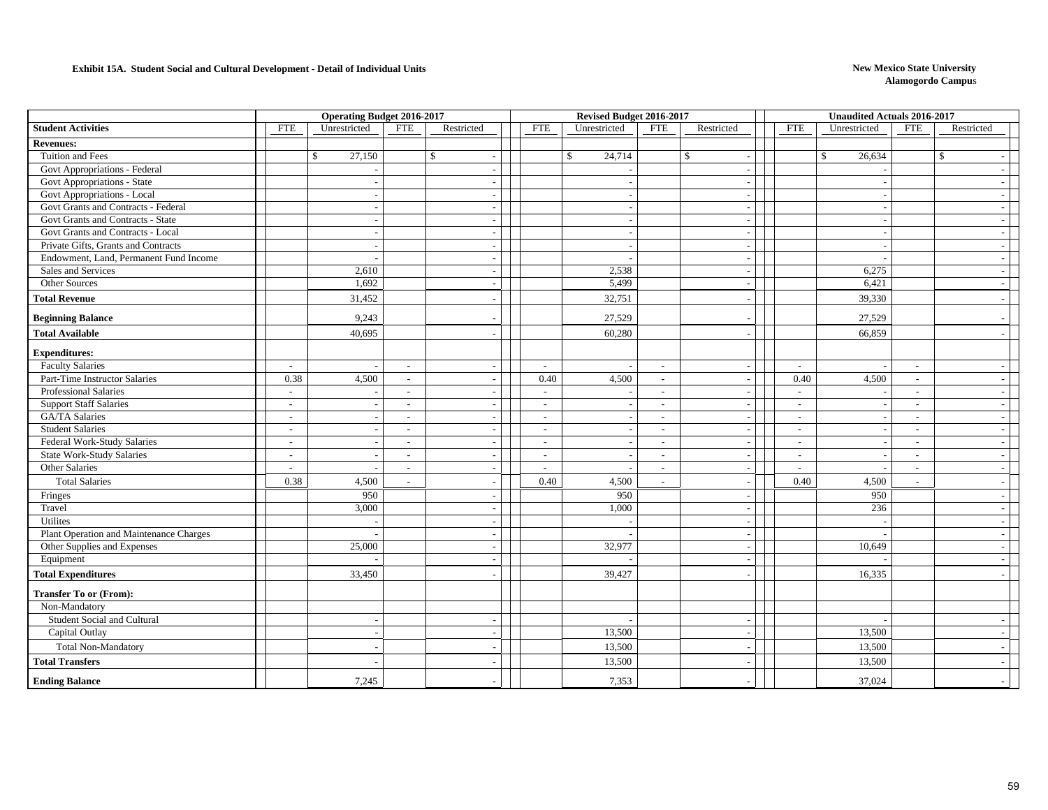**Exhibit 15A. Student Social and Cultural Development - Detail of Individual Units**

**New Mexico State University**
**Alamogordo Campus**

| | Operating Budget 2016-2017 | | | | Revised Budget 2016-2017 | | | | Unaudited Actuals 2016-2017 | | | |
|---|---|---|---|---|---|---|---|---|---|---|---|---|
| **Student Activities** | FTE | Unrestricted | FTE | Restricted | FTE | Unrestricted | FTE | Restricted | FTE | Unrestricted | FTE | Restricted |
| **Revenues:** | | | | | | | | | | | | |
| Tuition and Fees | | $ 27,150 | | $ - | | $ 24,714 | | $ - | | $ 26,634 | | $ - |
| Govt Appropriations - Federal | | - | | - | | - | | - | | - | | - |
| Govt Appropriations - State | | - | | - | | - | | - | | - | | - |
| Govt Appropriations - Local | | - | | - | | - | | - | | - | | - |
| Govt Grants and Contracts - Federal | | - | | - | | - | | - | | - | | - |
| Govt Grants and Contracts - State | | - | | - | | - | | - | | - | | - |
| Govt Grants and Contracts - Local | | - | | - | | - | | - | | - | | - |
| Private Gifts, Grants and Contracts | | - | | - | | - | | - | | - | | - |
| Endowment, Land, Permanent Fund Income | | - | | - | | - | | - | | - | | - |
| Sales and Services | | 2,610 | | - | | 2,538 | | - | | 6,275 | | - |
| Other Sources | | 1,692 | | - | | 5,499 | | - | | 6,421 | | - |
| **Total Revenue** | | 31,452 | | - | | 32,751 | | - | | 39,330 | | - |
| **Beginning Balance** | | 9,243 | | - | | 27,529 | | - | | 27,529 | | - |
| **Total Available** | | 40,695 | | - | | 60,280 | | - | | 66,859 | | - |
| **Expenditures:** | | | | | | | | | | | | |
| Faculty Salaries | - | - | - | - | - | - | - | - | - | - | - | - |
| Part-Time Instructor Salaries | 0.38 | 4,500 | - | - | 0.40 | 4,500 | - | - | 0.40 | 4,500 | - | - |
| Professional Salaries | - | - | - | - | - | - | - | - | - | - | - | - |
| Support Staff Salaries | - | - | - | - | - | - | - | - | - | - | - | - |
| GA/TA Salaries | - | - | - | - | - | - | - | - | - | - | - | - |
| Student Salaries | - | - | - | - | - | - | - | - | - | - | - | - |
| Federal Work-Study Salaries | - | - | - | - | - | - | - | - | - | - | - | - |
| State Work-Study Salaries | - | - | - | - | - | - | - | - | - | - | - | - |
| Other Salaries | - | - | - | - | - | - | - | - | - | - | - | - |
| Total Salaries | 0.38 | 4,500 | - | - | 0.40 | 4,500 | - | - | 0.40 | 4,500 | - | - |
| Fringes | | 950 | | - | | 950 | | - | | 950 | | - |
| Travel | | 3,000 | | - | | 1,000 | | - | | 236 | | - |
| Utilites | | - | | - | | - | | - | | - | | - |
| Plant Operation and Maintenance Charges | | - | | - | | - | | - | | - | | - |
| Other Supplies and Expenses | | 25,000 | | - | | 32,977 | | - | | 10,649 | | - |
| Equipment | | - | | - | | - | | - | | - | | - |
| **Total Expenditures** | | 33,450 | | - | | 39,427 | | - | | 16,335 | | - |
| **Transfer To or (From):** | | | | | | | | | | | | |
| Non-Mandatory | | | | | | | | | | | | |
| Student Social and Cultural | | - | | - | | - | | - | | - | | - |
| Capital Outlay | | - | | - | | 13,500 | | - | | 13,500 | | - |
| Total Non-Mandatory | | - | | - | | 13,500 | | - | | 13,500 | | - |
| **Total Transfers** | | - | | - | | 13,500 | | - | | 13,500 | | - |
| **Ending Balance** | | 7,245 | | - | | 7,353 | | - | | 37,024 | | - |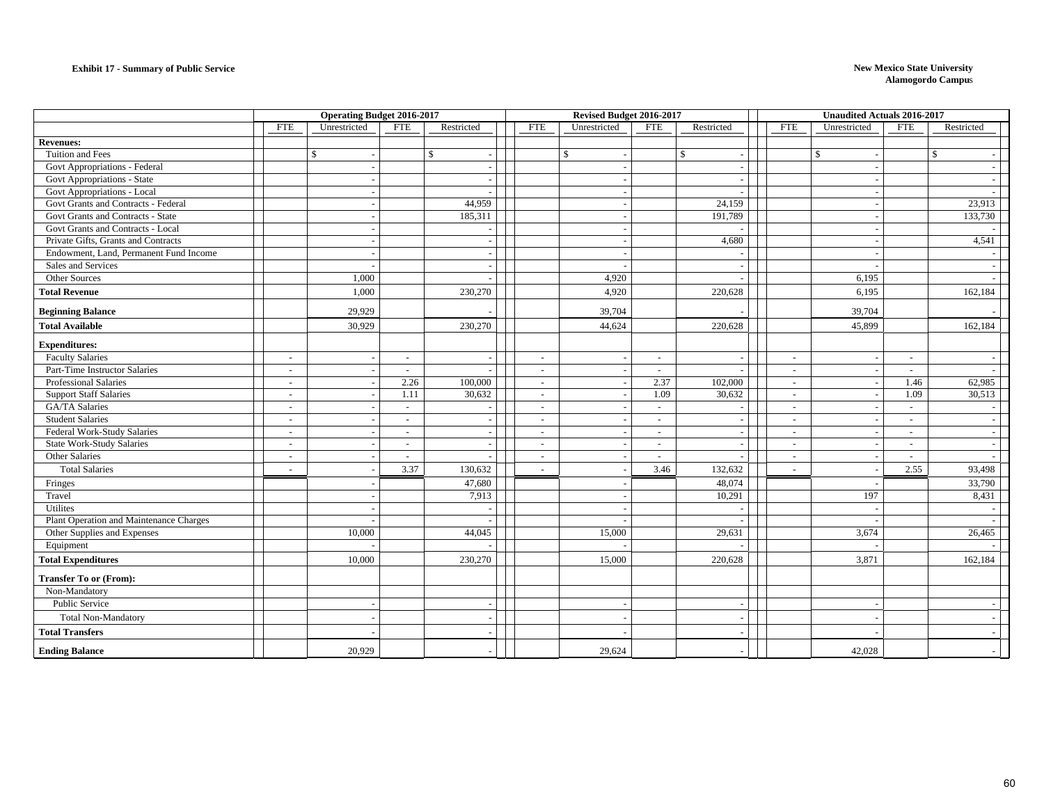**Exhibit 17 - Summary of Public Service**

**New Mexico State University**
**Alamogordo Campus**

| | Operating Budget 2016-2017 | | | | Revised Budget 2016-2017 | | | | Unaudited Actuals 2016-2017 | | | |
|---|---|---|---|---|---|---|---|---|---|---|---|---|
| | FTE | Unrestricted | FTE | Restricted | FTE | Unrestricted | FTE | Restricted | FTE | Unrestricted | FTE | Restricted |
| **Revenues:** | | | | | | | | | | | | |
| Tuition and Fees | | $ - | | $ - | | $ - | | $ - | | $ - | | $ - |
| Govt Appropriations - Federal | | - | | - | | - | | - | | - | | - |
| Govt Appropriations - State | | - | | - | | - | | - | | - | | - |
| Govt Appropriations - Local | | - | | - | | - | | - | | - | | - |
| Govt Grants and Contracts - Federal | | - | | 44,959 | | - | | 24,159 | | - | | 23,913 |
| Govt Grants and Contracts - State | | - | | 185,311 | | - | | 191,789 | | - | | 133,730 |
| Govt Grants and Contracts - Local | | - | | - | | - | | - | | - | | - |
| Private Gifts, Grants and Contracts | | - | | - | | - | | 4,680 | | - | | 4,541 |
| Endowment, Land, Permanent Fund Income | | - | | - | | - | | - | | - | | - |
| Sales and Services | | - | | - | | - | | - | | - | | - |
| Other Sources | | 1,000 | | - | | 4,920 | | - | | 6,195 | | - |
| **Total Revenue** | | 1,000 | | 230,270 | | 4,920 | | 220,628 | | 6,195 | | 162,184 |
| **Beginning Balance** | | 29,929 | | - | | 39,704 | | - | | 39,704 | | - |
| **Total Available** | | 30,929 | | 230,270 | | 44,624 | | 220,628 | | 45,899 | | 162,184 |
| **Expenditures:** | | | | | | | | | | | | |
| Faculty Salaries | - | - | - | - | - | - | - | - | - | - | - | - |
| Part-Time Instructor Salaries | - | - | - | - | - | - | - | - | - | - | - | - |
| Professional Salaries | - | - | 2.26 | 100,000 | - | - | 2.37 | 102,000 | - | - | 1.46 | 62,985 |
| Support Staff Salaries | - | - | 1.11 | 30,632 | - | - | 1.09 | 30,632 | - | - | 1.09 | 30,513 |
| GA/TA Salaries | - | - | - | - | - | - | - | - | - | - | - | - |
| Student Salaries | - | - | - | - | - | - | - | - | - | - | - | - |
| Federal Work-Study Salaries | - | - | - | - | - | - | - | - | - | - | - | - |
| State Work-Study Salaries | - | - | - | - | - | - | - | - | - | - | - | - |
| Other Salaries | - | - | - | - | - | - | - | - | - | - | - | - |
| Total Salaries | - | - | 3.37 | 130,632 | - | - | 3.46 | 132,632 | - | - | 2.55 | 93,498 |
| Fringes | | - | | 47,680 | | - | | 48,074 | | - | | 33,790 |
| Travel | | - | | 7,913 | | - | | 10,291 | | 197 | | 8,431 |
| Utilites | | - | | - | | - | | - | | - | | - |
| Plant Operation and Maintenance Charges | | - | | - | | - | | - | | - | | - |
| Other Supplies and Expenses | | 10,000 | | 44,045 | | 15,000 | | 29,631 | | 3,674 | | 26,465 |
| Equipment | | - | | - | | - | | - | | - | | - |
| **Total Expenditures** | | 10,000 | | 230,270 | | 15,000 | | 220,628 | | 3,871 | | 162,184 |
| **Transfer To or (From):** | | | | | | | | | | | | |
| Non-Mandatory | | | | | | | | | | | | |
| Public Service | | - | | - | | - | | - | | - | | - |
| Total Non-Mandatory | | - | | - | | - | | - | | - | | - |
| **Total Transfers** | | - | | - | | - | | - | | - | | - |
| **Ending Balance** | | 20,929 | | - | | 29,624 | | - | | 42,028 | | - |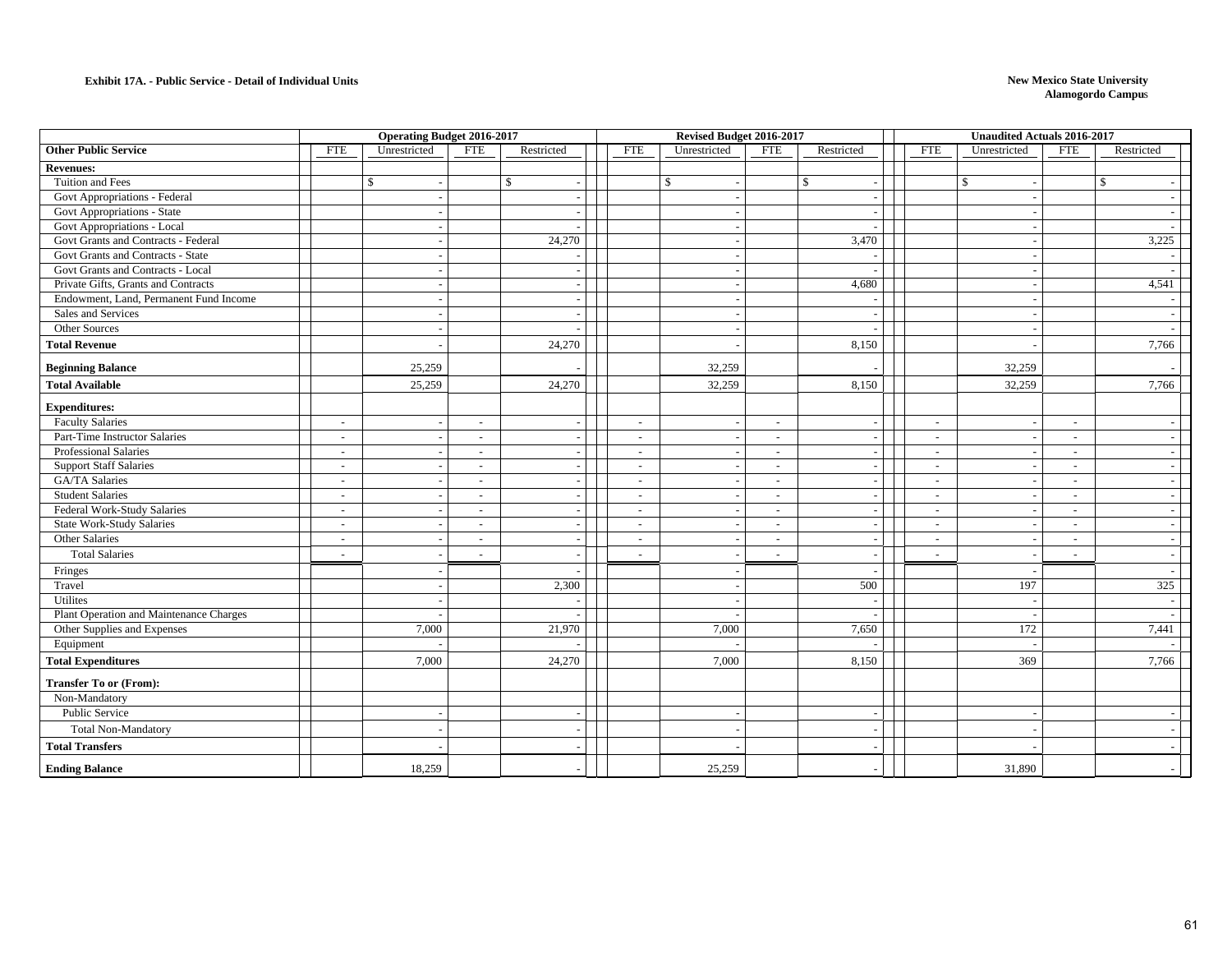**Exhibit 17A. - Public Service - Detail of Individual Units**

**New Mexico State University**
**Alamogordo Campus**

| Other Public Service | Operating Budget 2016-2017 | | | | Revised Budget 2016-2017 | | | | Unaudited Actuals 2016-2017 | | | |
|---|---|---|---|---|---|---|---|---|---|---|---|---|
| | FTE | Unrestricted | FTE | Restricted | FTE | Unrestricted | FTE | Restricted | FTE | Unrestricted | FTE | Restricted |
| **Revenues:** | | | | | | | | | | | | |
| Tuition and Fees | | $ - | | $ - | | $ - | | $ - | | $ - | | $ - |
| Govt Appropriations - Federal | | - | | - | | - | | - | | - | | - |
| Govt Appropriations - State | | - | | - | | - | | - | | - | | - |
| Govt Appropriations - Local | | - | | - | | - | | - | | - | | - |
| Govt Grants and Contracts - Federal | | - | | 24,270 | | - | | 3,470 | | - | | 3,225 |
| Govt Grants and Contracts - State | | - | | - | | - | | - | | - | | - |
| Govt Grants and Contracts - Local | | - | | - | | - | | - | | - | | - |
| Private Gifts, Grants and Contracts | | - | | - | | - | | 4,680 | | - | | 4,541 |
| Endowment, Land, Permanent Fund Income | | - | | - | | - | | - | | - | | - |
| Sales and Services | | - | | - | | - | | - | | - | | - |
| Other Sources | | - | | - | | - | | - | | - | | - |
| **Total Revenue** | | - | | 24,270 | | - | | 8,150 | | - | | 7,766 |
| **Beginning Balance** | | 25,259 | | - | | 32,259 | | - | | 32,259 | | - |
| **Total Available** | | 25,259 | | 24,270 | | 32,259 | | 8,150 | | 32,259 | | 7,766 |
| **Expenditures:** | | | | | | | | | | | | |
| Faculty Salaries | - | - | - | - | - | - | - | - | - | - | - | - |
| Part-Time Instructor Salaries | - | - | - | - | - | - | - | - | - | - | - | - |
| Professional Salaries | - | - | - | - | - | - | - | - | - | - | - | - |
| Support Staff Salaries | - | - | - | - | - | - | - | - | - | - | - | - |
| GA/TA Salaries | - | - | - | - | - | - | - | - | - | - | - | - |
| Student Salaries | - | - | - | - | - | - | - | - | - | - | - | - |
| Federal Work-Study Salaries | - | - | - | - | - | - | - | - | - | - | - | - |
| State Work-Study Salaries | - | - | - | - | - | - | - | - | - | - | - | - |
| Other Salaries | - | - | - | - | - | - | - | - | - | - | - | - |
| Total Salaries | - | - | - | - | - | - | - | - | - | - | - | - |
| Fringes | | - | | - | | - | | - | | - | | - |
| Travel | | - | | 2,300 | | - | | 500 | | 197 | | 325 |
| Utilites | | - | | - | | - | | - | | - | | - |
| Plant Operation and Maintenance Charges | | - | | - | | - | | - | | - | | - |
| Other Supplies and Expenses | | 7,000 | | 21,970 | | 7,000 | | 7,650 | | 172 | | 7,441 |
| Equipment | | - | | - | | - | | - | | - | | - |
| **Total Expenditures** | | 7,000 | | 24,270 | | 7,000 | | 8,150 | | 369 | | 7,766 |
| **Transfer To or (From):** | | | | | | | | | | | | |
| Non-Mandatory | | | | | | | | | | | | |
| Public Service | | - | | - | | - | | - | | - | | - |
| Total Non-Mandatory | | - | | - | | - | | - | | - | | - |
| **Total Transfers** | | - | | - | | - | | - | | - | | - |
| **Ending Balance** | | 18,259 | | - | | 25,259 | | - | | 31,890 | | - |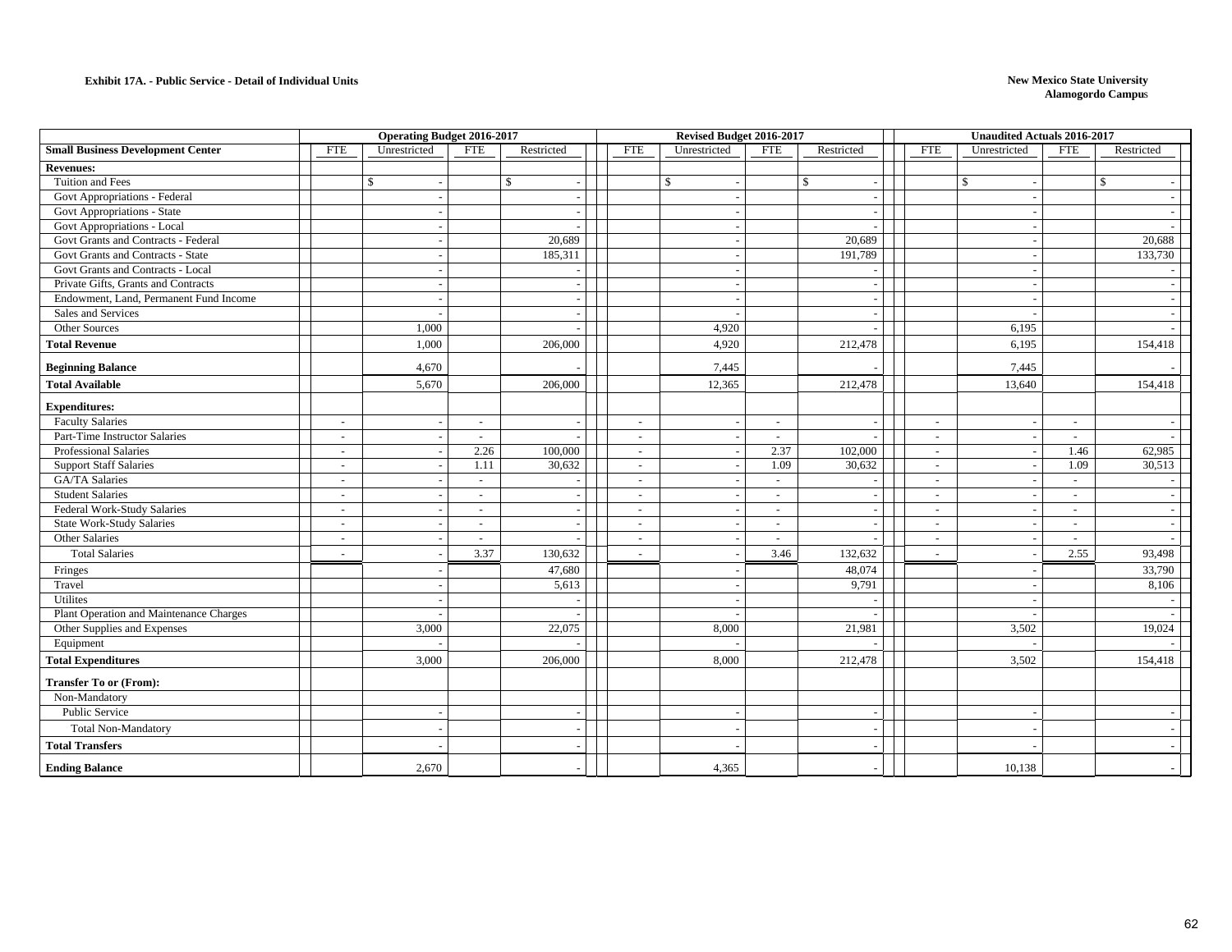**Exhibit 17A. - Public Service - Detail of Individual Units**

**New Mexico State University**
**Alamogordo Campus**

| Small Business Development Center | Operating Budget 2016-2017 | | | | Revised Budget 2016-2017 | | | | Unaudited Actuals 2016-2017 | | | |
|---|---|---|---|---|---|---|---|---|---|---|---|---|
| | FTE | Unrestricted | FTE | Restricted | FTE | Unrestricted | FTE | Restricted | FTE | Unrestricted | FTE | Restricted |
| **Revenues:** | | | | | | | | | | | | |
| Tuition and Fees | | $ - | | $ - | | $ - | | $ - | | $ - | | $ - |
| Govt Appropriations - Federal | | - | | - | | - | | - | | - | | - |
| Govt Appropriations - State | | - | | - | | - | | - | | - | | - |
| Govt Appropriations - Local | | - | | - | | - | | - | | - | | - |
| Govt Grants and Contracts - Federal | | - | | 20,689 | | - | | 20,689 | | - | | 20,688 |
| Govt Grants and Contracts - State | | - | | 185,311 | | - | | 191,789 | | - | | 133,730 |
| Govt Grants and Contracts - Local | | - | | - | | - | | - | | - | | - |
| Private Gifts, Grants and Contracts | | - | | - | | - | | - | | - | | - |
| Endowment, Land, Permanent Fund Income | | - | | - | | - | | - | | - | | - |
| Sales and Services | | - | | - | | - | | - | | - | | - |
| Other Sources | | 1,000 | | - | | 4,920 | | - | | 6,195 | | - |
| **Total Revenue** | | 1,000 | | 206,000 | | 4,920 | | 212,478 | | 6,195 | | 154,418 |
| **Beginning Balance** | | 4,670 | | - | | 7,445 | | - | | 7,445 | | - |
| **Total Available** | | 5,670 | | 206,000 | | 12,365 | | 212,478 | | 13,640 | | 154,418 |
| **Expenditures:** | | | | | | | | | | | | |
| Faculty Salaries | - | - | - | - | - | - | - | - | - | - | - | - |
| Part-Time Instructor Salaries | - | - | - | - | - | - | - | - | - | - | - | - |
| Professional Salaries | - | - | 2.26 | 100,000 | - | - | 2.37 | 102,000 | - | - | 1.46 | 62,985 |
| Support Staff Salaries | - | - | 1.11 | 30,632 | - | - | 1.09 | 30,632 | - | - | 1.09 | 30,513 |
| GA/TA Salaries | - | - | - | - | - | - | - | - | - | - | - | - |
| Student Salaries | - | - | - | - | - | - | - | - | - | - | - | - |
| Federal Work-Study Salaries | - | - | - | - | - | - | - | - | - | - | - | - |
| State Work-Study Salaries | - | - | - | - | - | - | - | - | - | - | - | - |
| Other Salaries | - | - | - | - | - | - | - | - | - | - | - | - |
| Total Salaries | - | - | 3.37 | 130,632 | - | - | 3.46 | 132,632 | - | - | 2.55 | 93,498 |
| Fringes | | - | | 47,680 | | - | | 48,074 | | - | | 33,790 |
| Travel | | - | | 5,613 | | - | | 9,791 | | - | | 8,106 |
| Utilites | | - | | - | | - | | - | | - | | - |
| Plant Operation and Maintenance Charges | | - | | - | | - | | - | | - | | - |
| Other Supplies and Expenses | | 3,000 | | 22,075 | | 8,000 | | 21,981 | | 3,502 | | 19,024 |
| Equipment | | - | | - | | - | | - | | - | | - |
| **Total Expenditures** | | 3,000 | | 206,000 | | 8,000 | | 212,478 | | 3,502 | | 154,418 |
| **Transfer To or (From):** | | | | | | | | | | | | |
| Non-Mandatory | | | | | | | | | | | | |
| Public Service | | - | | - | | - | | - | | - | | - |
| Total Non-Mandatory | | - | | - | | - | | - | | - | | - |
| **Total Transfers** | | - | | - | | - | | - | | - | | - |
| **Ending Balance** | | 2,670 | | - | | 4,365 | | - | | 10,138 | | - |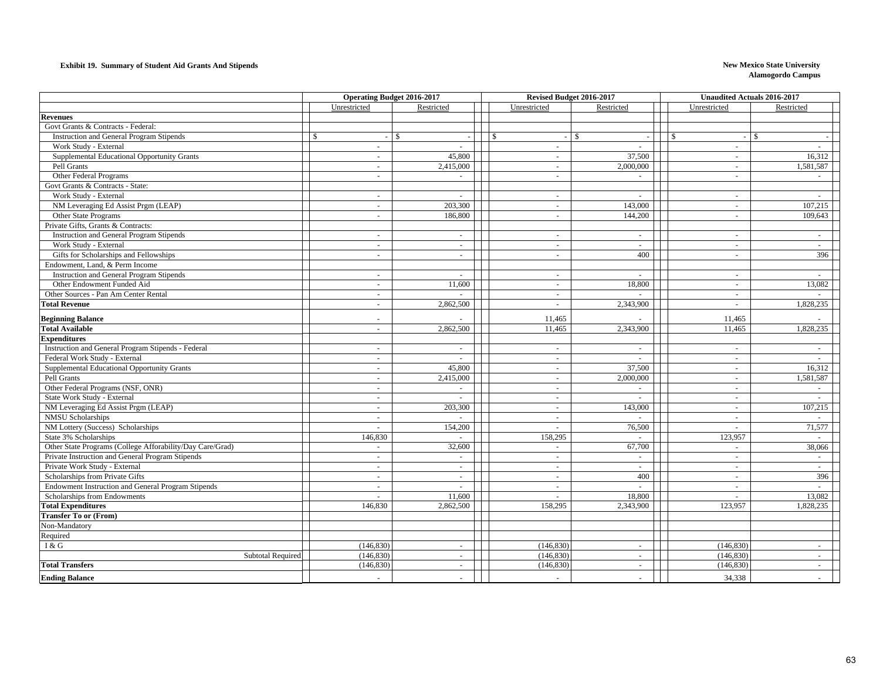**Exhibit 19. Summary of Student Aid Grants And Stipends**

**New Mexico State University**
**Alamogordo Campus**

| | Operating Budget 2016-2017 | | Revised Budget 2016-2017 | | Unaudited Actuals 2016-2017 | |
|---|---|---|---|---|---|---|
| | Unrestricted | Restricted | Unrestricted | Restricted | Unrestricted | Restricted |
| **Revenues** | | | | | | |
| Govt Grants & Contracts - Federal: | | | | | | |
| Instruction and General Program Stipends | $ - | $ - | $ - | $ - | $ - | $ - |
| Work Study - External | - | - | - | - | - | - |
| Supplemental Educational Opportunity Grants | - | 45,800 | - | 37,500 | - | 16,312 |
| Pell Grants | - | 2,415,000 | - | 2,000,000 | - | 1,581,587 |
| Other Federal Programs | - | - | - | - | - | - |
| Govt Grants & Contracts - State: | | | | | | |
| Work Study - External | - | - | - | - | - | - |
| NM Leveraging Ed Assist Prgm (LEAP) | - | 203,300 | - | 143,000 | - | 107,215 |
| Other State Programs | - | 186,800 | - | 144,200 | - | 109,643 |
| Private Gifts, Grants & Contracts: | | | | | | |
| Instruction and General Program Stipends | - | - | - | - | - | - |
| Work Study - External | - | - | - | - | - | - |
| Gifts for Scholarships and Fellowships | - | - | - | 400 | - | 396 |
| Endowment, Land, & Perm Income | | | | | | |
| Instruction and General Program Stipends | - | - | - | - | - | - |
| Other Endowment Funded Aid | - | 11,600 | - | 18,800 | - | 13,082 |
| Other Sources - Pan Am Center Rental | - | - | - | - | - | - |
| **Total Revenue** | - | 2,862,500 | - | 2,343,900 | - | 1,828,235 |
| **Beginning Balance** | - | - | 11,465 | - | 11,465 | - |
| **Total Available** | - | 2,862,500 | 11,465 | 2,343,900 | 11,465 | 1,828,235 |
| **Expenditures** | | | | | | |
| Instruction and General Program Stipends - Federal | - | - | - | - | - | - |
| Federal Work Study - External | - | - | - | - | - | - |
| Supplemental Educational Opportunity Grants | - | 45,800 | - | 37,500 | - | 16,312 |
| Pell Grants | - | 2,415,000 | - | 2,000,000 | - | 1,581,587 |
| Other Federal Programs (NSF, ONR) | - | - | - | - | - | - |
| State Work Study - External | - | - | - | - | - | - |
| NM Leveraging Ed Assist Prgm (LEAP) | - | 203,300 | - | 143,000 | - | 107,215 |
| NMSU Scholarships | - | - | - | - | - | - |
| NM Lottery (Success) Scholarships | - | 154,200 | - | 76,500 | - | 71,577 |
| State 3% Scholarships | 146,830 | - | 158,295 | - | 123,957 | - |
| Other State Programs (College Afforability/Day Care/Grad) | - | 32,600 | - | 67,700 | - | 38,066 |
| Private Instruction and General Program Stipends | - | - | - | - | - | - |
| Private Work Study - External | - | - | - | - | - | - |
| Scholarships from Private Gifts | - | - | - | 400 | - | 396 |
| Endowment Instruction and General Program Stipends | - | - | - | - | - | - |
| Scholarships from Endowments | - | 11,600 | - | 18,800 | - | 13,082 |
| **Total Expenditures** | 146,830 | 2,862,500 | 158,295 | 2,343,900 | 123,957 | 1,828,235 |
| **Transfer To or (From)** | | | | | | |
| Non-Mandatory | | | | | | |
| Required | | | | | | |
| I & G | (146,830) | - | (146,830) | - | (146,830) | - |
| Subtotal Required | (146,830) | - | (146,830) | - | (146,830) | - |
| **Total Transfers** | (146,830) | - | (146,830) | - | (146,830) | - |
| **Ending Balance** | - | - | - | - | 34,338 | - |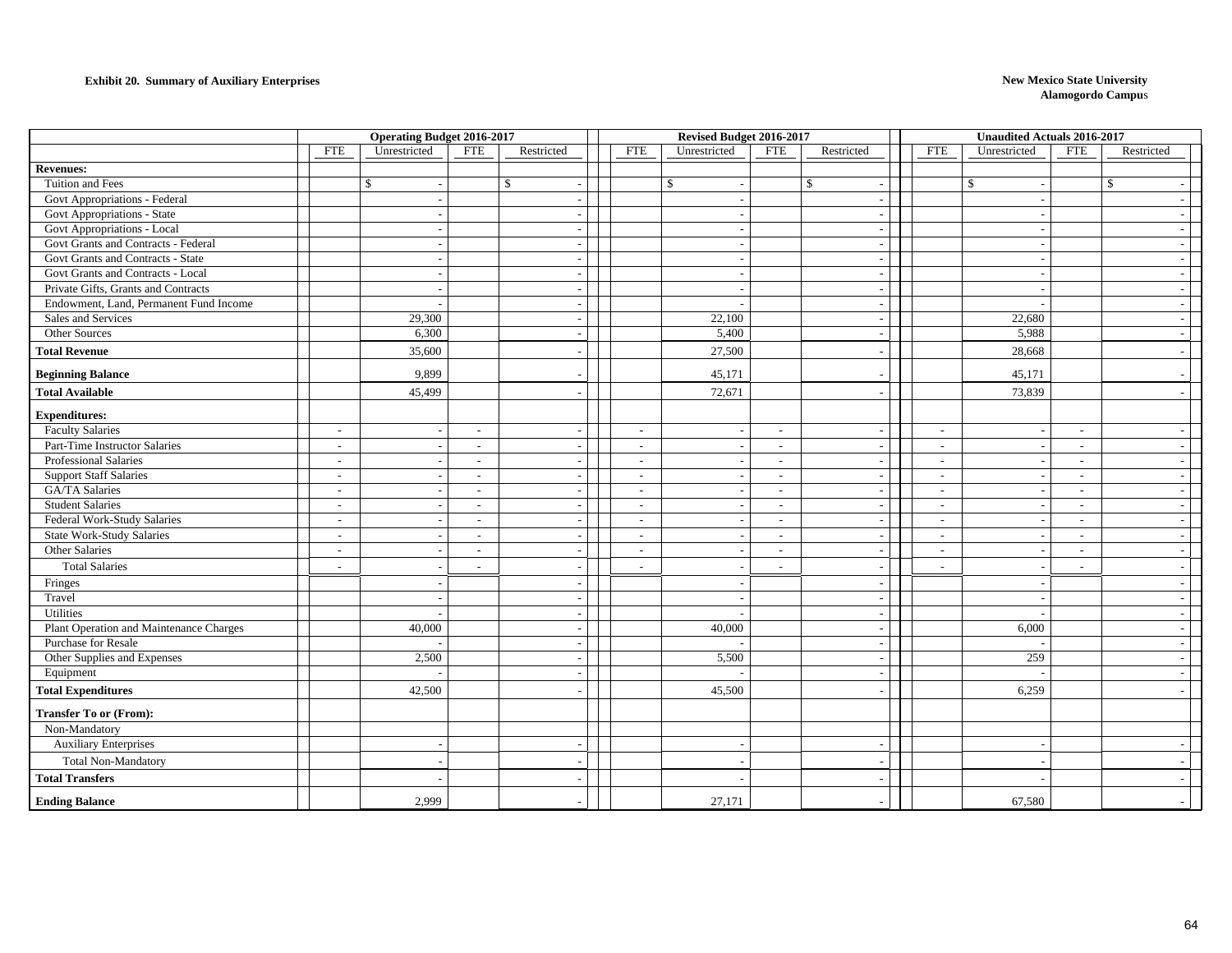**Exhibit 20. Summary of Auxiliary Enterprises**

**New Mexico State University**
**Alamogordo Campus**

| | Operating Budget 2016-2017 | | | | Revised Budget 2016-2017 | | | | Unaudited Actuals 2016-2017 | | | |
|---|---|---|---|---|---|---|---|---|---|---|---|---|
| | FTE | Unrestricted | FTE | Restricted | FTE | Unrestricted | FTE | Restricted | FTE | Unrestricted | FTE | Restricted |
| **Revenues:** | | | | | | | | | | | | |
| Tuition and Fees | | $ - | | $ - | | $ - | | $ - | | $ - | | $ - |
| Govt Appropriations - Federal | | - | | - | | - | | - | | - | | - |
| Govt Appropriations - State | | - | | - | | - | | - | | - | | - |
| Govt Appropriations - Local | | - | | - | | - | | - | | - | | - |
| Govt Grants and Contracts - Federal | | - | | - | | - | | - | | - | | - |
| Govt Grants and Contracts - State | | - | | - | | - | | - | | - | | - |
| Govt Grants and Contracts - Local | | - | | - | | - | | - | | - | | - |
| Private Gifts, Grants and Contracts | | - | | - | | - | | - | | - | | - |
| Endowment, Land, Permanent Fund Income | | - | | - | | - | | - | | - | | - |
| Sales and Services | | 29,300 | | - | | 22,100 | | - | | 22,680 | | - |
| Other Sources | | 6,300 | | - | | 5,400 | | - | | 5,988 | | - |
| **Total Revenue** | | 35,600 | | - | | 27,500 | | - | | 28,668 | | - |
| **Beginning Balance** | | 9,899 | | - | | 45,171 | | - | | 45,171 | | - |
| **Total Available** | | 45,499 | | - | | 72,671 | | - | | 73,839 | | - |
| **Expenditures:** | | | | | | | | | | | | |
| Faculty Salaries | - | - | - | - | - | - | - | - | - | - | - | - |
| Part-Time Instructor Salaries | - | - | - | - | - | - | - | - | - | - | - | - |
| Professional Salaries | - | - | - | - | - | - | - | - | - | - | - | - |
| Support Staff Salaries | - | - | - | - | - | - | - | - | - | - | - | - |
| GA/TA Salaries | - | - | - | - | - | - | - | - | - | - | - | - |
| Student Salaries | - | - | - | - | - | - | - | - | - | - | - | - |
| Federal Work-Study Salaries | - | - | - | - | - | - | - | - | - | - | - | - |
| State Work-Study Salaries | - | - | - | - | - | - | - | - | - | - | - | - |
| Other Salaries | - | - | - | - | - | - | - | - | - | - | - | - |
| Total Salaries | - | - | - | - | - | - | - | - | - | - | - | - |
| Fringes | | - | | - | | - | | - | | - | | - |
| Travel | | - | | - | | - | | - | | - | | - |
| Utilities | | - | | - | | - | | - | | - | | - |
| Plant Operation and Maintenance Charges | | 40,000 | | - | | 40,000 | | - | | 6,000 | | - |
| Purchase for Resale | | - | | - | | - | | - | | - | | - |
| Other Supplies and Expenses | | 2,500 | | - | | 5,500 | | - | | 259 | | - |
| Equipment | | - | | - | | - | | - | | - | | - |
| **Total Expenditures** | | 42,500 | | - | | 45,500 | | - | | 6,259 | | - |
| **Transfer To or (From):** | | | | | | | | | | | | |
| Non-Mandatory | | | | | | | | | | | | |
| Auxiliary Enterprises | | - | | - | | - | | - | | - | | - |
| Total Non-Mandatory | | - | | - | | - | | - | | - | | - |
| **Total Transfers** | | - | | - | | - | | - | | - | | - |
| **Ending Balance** | | 2,999 | | - | | 27,171 | | - | | 67,580 | | - |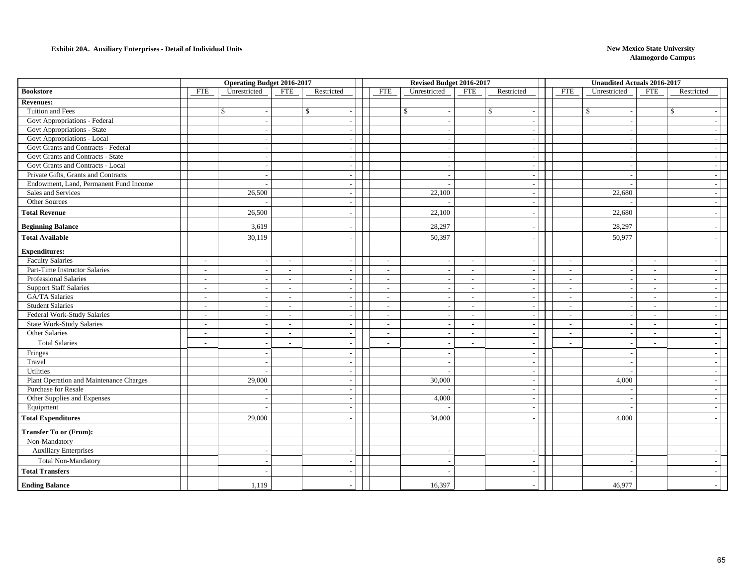**Exhibit 20A. Auxiliary Enterprises - Detail of Individual Units**

**New Mexico State University**
**Alamogordo Campus**

| | Operating Budget 2016-2017 | | | | Revised Budget 2016-2017 | | | | Unaudited Actuals 2016-2017 | | | |
|---|---|---|---|---|---|---|---|---|---|---|---|---|
| **Bookstore** | FTE | Unrestricted | FTE | Restricted | FTE | Unrestricted | FTE | Restricted | FTE | Unrestricted | FTE | Restricted |
| **Revenues:** | | | | | | | | | | | | |
| Tuition and Fees | | $ - | | $ - | | $ - | | $ - | | $ - | | $ - |
| Govt Appropriations - Federal | | - | | - | | - | | - | | - | | - |
| Govt Appropriations - State | | - | | - | | - | | - | | - | | - |
| Govt Appropriations - Local | | - | | - | | - | | - | | - | | - |
| Govt Grants and Contracts - Federal | | - | | - | | - | | - | | - | | - |
| Govt Grants and Contracts - State | | - | | - | | - | | - | | - | | - |
| Govt Grants and Contracts - Local | | - | | - | | - | | - | | - | | - |
| Private Gifts, Grants and Contracts | | - | | - | | - | | - | | - | | - |
| Endowment, Land, Permanent Fund Income | | - | | - | | - | | - | | - | | - |
| Sales and Services | | 26,500 | | - | | 22,100 | | - | | 22,680 | | - |
| Other Sources | | - | | - | | - | | - | | - | | - |
| **Total Revenue** | | 26,500 | | - | | 22,100 | | - | | 22,680 | | - |
| **Beginning Balance** | | 3,619 | | - | | 28,297 | | - | | 28,297 | | - |
| **Total Available** | | 30,119 | | - | | 50,397 | | - | | 50,977 | | - |
| **Expenditures:** | | | | | | | | | | | | |
| Faculty Salaries | - | - | - | - | - | - | - | - | - | - | - | - |
| Part-Time Instructor Salaries | - | - | - | - | - | - | - | - | - | - | - | - |
| Professional Salaries | - | - | - | - | - | - | - | - | - | - | - | - |
| Support Staff Salaries | - | - | - | - | - | - | - | - | - | - | - | - |
| GA/TA Salaries | - | - | - | - | - | - | - | - | - | - | - | - |
| Student Salaries | - | - | - | - | - | - | - | - | - | - | - | - |
| Federal Work-Study Salaries | - | - | - | - | - | - | - | - | - | - | - | - |
| State Work-Study Salaries | - | - | - | - | - | - | - | - | - | - | - | - |
| Other Salaries | - | - | - | - | - | - | - | - | - | - | - | - |
| Total Salaries | - | - | - | - | - | - | - | - | - | - | - | - |
| Fringes | | - | | - | | - | | - | | - | | - |
| Travel | | - | | - | | - | | - | | - | | - |
| Utilities | | - | | - | | - | | - | | - | | - |
| Plant Operation and Maintenance Charges | | 29,000 | | - | | 30,000 | | - | | 4,000 | | - |
| Purchase for Resale | | - | | - | | - | | - | | - | | - |
| Other Supplies and Expenses | | - | | - | | 4,000 | | - | | - | | - |
| Equipment | | - | | - | | - | | - | | - | | - |
| **Total Expenditures** | | 29,000 | | - | | 34,000 | | - | | 4,000 | | - |
| **Transfer To or (From):** | | | | | | | | | | | | |
| Non-Mandatory | | | | | | | | | | | | |
| Auxiliary Enterprises | | - | | - | | - | | - | | - | | - |
| Total Non-Mandatory | | - | | - | | - | | - | | - | | - |
| **Total Transfers** | | - | | - | | - | | - | | - | | - |
| **Ending Balance** | | 1,119 | | - | | 16,397 | | - | | 46,977 | | - |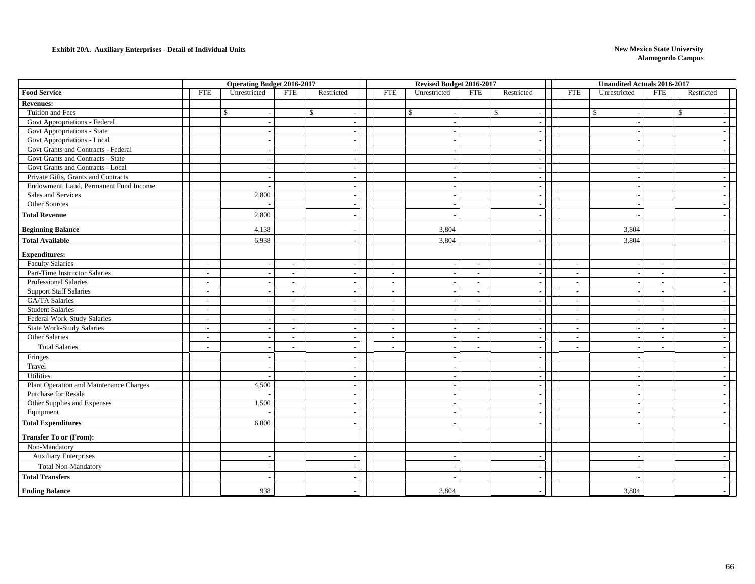**Exhibit 20A. Auxiliary Enterprises - Detail of Individual Units**

**New Mexico State University**
**Alamogordo Campus**

| | Operating Budget 2016-2017 | | | | Revised Budget 2016-2017 | | | | Unaudited Actuals 2016-2017 | | | |
|---|---|---|---|---|---|---|---|---|---|---|---|---|
| **Food Service** | FTE | Unrestricted | FTE | Restricted | FTE | Unrestricted | FTE | Restricted | FTE | Unrestricted | FTE | Restricted |
| **Revenues:** | | | | | | | | | | | | |
| Tuition and Fees | | $ - | | $ - | | $ - | | $ - | | $ - | | $ - |
| Govt Appropriations - Federal | | - | | - | | - | | - | | - | | - |
| Govt Appropriations - State | | - | | - | | - | | - | | - | | - |
| Govt Appropriations - Local | | - | | - | | - | | - | | - | | - |
| Govt Grants and Contracts - Federal | | - | | - | | - | | - | | - | | - |
| Govt Grants and Contracts - State | | - | | - | | - | | - | | - | | - |
| Govt Grants and Contracts - Local | | - | | - | | - | | - | | - | | - |
| Private Gifts, Grants and Contracts | | - | | - | | - | | - | | - | | - |
| Endowment, Land, Permanent Fund Income | | - | | - | | - | | - | | - | | - |
| Sales and Services | | 2,800 | | - | | - | | - | | - | | - |
| Other Sources | | - | | - | | - | | - | | - | | - |
| **Total Revenue** | | 2,800 | | - | | - | | - | | - | | - |
| **Beginning Balance** | | 4,138 | | - | | 3,804 | | - | | 3,804 | | - |
| **Total Available** | | 6,938 | | - | | 3,804 | | - | | 3,804 | | - |
| **Expenditures:** | | | | | | | | | | | | |
| Faculty Salaries | - | - | - | - | - | - | - | - | - | - | - | - |
| Part-Time Instructor Salaries | - | - | - | - | - | - | - | - | - | - | - | - |
| Professional Salaries | - | - | - | - | - | - | - | - | - | - | - | - |
| Support Staff Salaries | - | - | - | - | - | - | - | - | - | - | - | - |
| GA/TA Salaries | - | - | - | - | - | - | - | - | - | - | - | - |
| Student Salaries | - | - | - | - | - | - | - | - | - | - | - | - |
| Federal Work-Study Salaries | - | - | - | - | - | - | - | - | - | - | - | - |
| State Work-Study Salaries | - | - | - | - | - | - | - | - | - | - | - | - |
| Other Salaries | - | - | - | - | - | - | - | - | - | - | - | - |
| Total Salaries | - | - | - | - | - | - | - | - | - | - | - | - |
| Fringes | | - | | - | | - | | - | | - | | - |
| Travel | | - | | - | | - | | - | | - | | - |
| Utilities | | - | | - | | - | | - | | - | | - |
| Plant Operation and Maintenance Charges | | 4,500 | | - | | - | | - | | - | | - |
| Purchase for Resale | | - | | - | | - | | - | | - | | - |
| Other Supplies and Expenses | | 1,500 | | - | | - | | - | | - | | - |
| Equipment | | - | | - | | - | | - | | - | | - |
| **Total Expenditures** | | 6,000 | | - | | - | | - | | - | | - |
| **Transfer To or (From):** | | | | | | | | | | | | |
| Non-Mandatory | | | | | | | | | | | | |
| Auxiliary Enterprises | | - | | - | | - | | - | | - | | - |
| Total Non-Mandatory | | - | | - | | - | | - | | - | | - |
| **Total Transfers** | | - | | - | | - | | - | | - | | - |
| **Ending Balance** | | 938 | | - | | 3,804 | | - | | 3,804 | | - |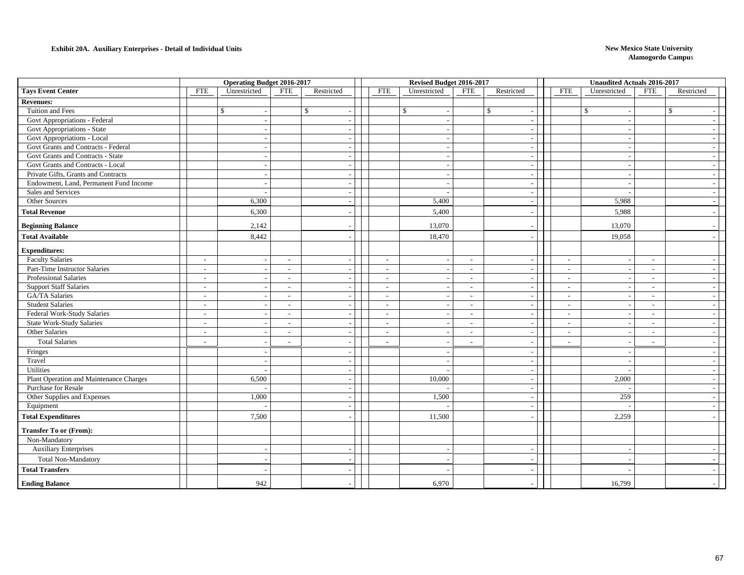**Exhibit 20A. Auxiliary Enterprises - Detail of Individual Units**

**New Mexico State University**
**Alamogordo Campus**

| | Operating Budget 2016-2017 | | | | Revised Budget 2016-2017 | | | | Unaudited Actuals 2016-2017 | | | |
|---|---|---|---|---|---|---|---|---|---|---|---|---|
| **Tays Event Center** | FTE | Unrestricted | FTE | Restricted | FTE | Unrestricted | FTE | Restricted | FTE | Unrestricted | FTE | Restricted |
| **Revenues:** | | | | | | | | | | | | |
| Tuition and Fees | | $ - | | $ - | | $ - | | $ - | | $ - | | $ - |
| Govt Appropriations - Federal | | - | | - | | - | | - | | - | | - |
| Govt Appropriations - State | | - | | - | | - | | - | | - | | - |
| Govt Appropriations - Local | | - | | - | | - | | - | | - | | - |
| Govt Grants and Contracts - Federal | | - | | - | | - | | - | | - | | - |
| Govt Grants and Contracts - State | | - | | - | | - | | - | | - | | - |
| Govt Grants and Contracts - Local | | - | | - | | - | | - | | - | | - |
| Private Gifts, Grants and Contracts | | - | | - | | - | | - | | - | | - |
| Endowment, Land, Permanent Fund Income | | - | | - | | - | | - | | - | | - |
| Sales and Services | | - | | - | | - | | - | | - | | - |
| Other Sources | | 6,300 | | - | | 5,400 | | - | | 5,988 | | - |
| **Total Revenue** | | 6,300 | | - | | 5,400 | | - | | 5,988 | | - |
| **Beginning Balance** | | 2,142 | | - | | 13,070 | | - | | 13,070 | | - |
| **Total Available** | | 8,442 | | - | | 18,470 | | - | | 19,058 | | - |
| **Expenditures:** | | | | | | | | | | | | |
| Faculty Salaries | - | - | - | - | - | - | - | - | - | - | - | - |
| Part-Time Instructor Salaries | - | - | - | - | - | - | - | - | - | - | - | - |
| Professional Salaries | - | - | - | - | - | - | - | - | - | - | - | - |
| Support Staff Salaries | - | - | - | - | - | - | - | - | - | - | - | - |
| GA/TA Salaries | - | - | - | - | - | - | - | - | - | - | - | - |
| Student Salaries | - | - | - | - | - | - | - | - | - | - | - | - |
| Federal Work-Study Salaries | - | - | - | - | - | - | - | - | - | - | - | - |
| State Work-Study Salaries | - | - | - | - | - | - | - | - | - | - | - | - |
| Other Salaries | - | - | - | - | - | - | - | - | - | - | - | - |
| Total Salaries | - | - | - | - | - | - | - | - | - | - | - | - |
| Fringes | | - | | - | | - | | - | | - | | - |
| Travel | | - | | - | | - | | - | | - | | - |
| Utilities | | - | | - | | - | | - | | - | | - |
| Plant Operation and Maintenance Charges | | 6,500 | | - | | 10,000 | | - | | 2,000 | | - |
| Purchase for Resale | | - | | - | | - | | - | | - | | - |
| Other Supplies and Expenses | | 1,000 | | - | | 1,500 | | - | | 259 | | - |
| Equipment | | - | | - | | - | | - | | - | | - |
| **Total Expenditures** | | 7,500 | | - | | 11,500 | | - | | 2,259 | | - |
| **Transfer To or (From):** | | | | | | | | | | | | |
| Non-Mandatory | | | | | | | | | | | | |
| Auxiliary Enterprises | | - | | - | | - | | - | | - | | - |
| Total Non-Mandatory | | - | | - | | - | | - | | - | | - |
| **Total Transfers** | | - | | - | | - | | - | | - | | - |
| **Ending Balance** | | 942 | | - | | 6,970 | | - | | 16,799 | | - |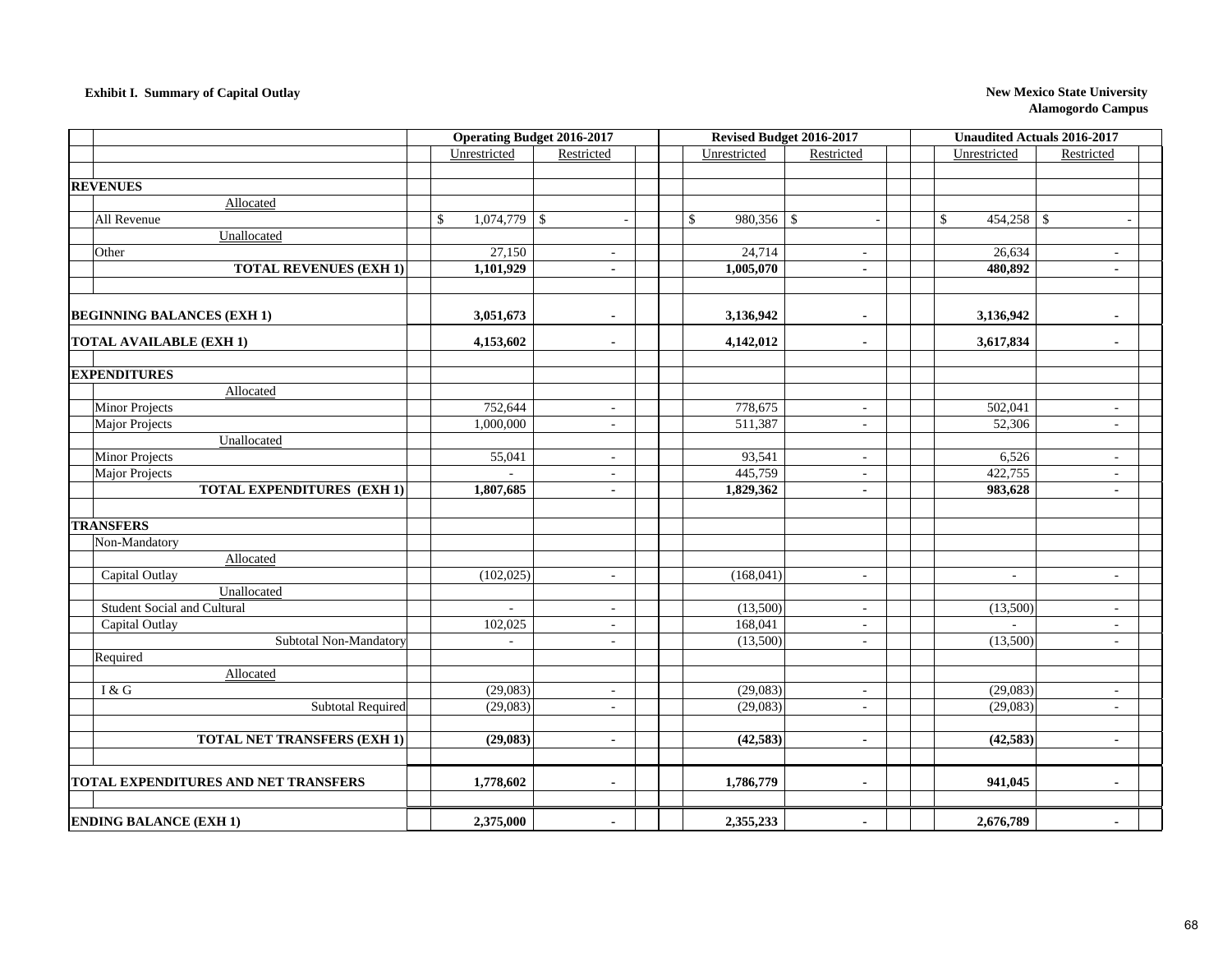**Exhibit I. Summary of Capital Outlay**

**New Mexico State University**
**Alamogordo Campus**

| | Operating Budget 2016-2017 | | Revised Budget 2016-2017 | | Unaudited Actuals 2016-2017 | |
|---|---|---|---|---|---|---|
| | Unrestricted | Restricted | Unrestricted | Restricted | Unrestricted | Restricted |
| **REVENUES** | | | | | | |
| Allocated | | | | | | |
| All Revenue | $ 1,074,779 | $ - | $ 980,356 | $ - | $ 454,258 | $ - |
| Unallocated | | | | | | |
| Other | 27,150 | - | 24,714 | - | 26,634 | - |
| **TOTAL REVENUES (EXH 1)** | **1,101,929** | **-** | **1,005,070** | **-** | **480,892** | **-** |
| | | | | | | |
| **BEGINNING BALANCES (EXH 1)** | **3,051,673** | **-** | **3,136,942** | **-** | **3,136,942** | **-** |
| **TOTAL AVAILABLE (EXH 1)** | **4,153,602** | **-** | **4,142,012** | **-** | **3,617,834** | **-** |
| | | | | | | |
| **EXPENDITURES** | | | | | | |
| Allocated | | | | | | |
| Minor Projects | 752,644 | - | 778,675 | - | 502,041 | - |
| Major Projects | 1,000,000 | - | 511,387 | - | 52,306 | - |
| Unallocated | | | | | | |
| Minor Projects | 55,041 | - | 93,541 | - | 6,526 | - |
| Major Projects | - | - | 445,759 | - | 422,755 | - |
| **TOTAL EXPENDITURES (EXH 1)** | **1,807,685** | **-** | **1,829,362** | **-** | **983,628** | **-** |
| | | | | | | |
| **TRANSFERS** | | | | | | |
| Non-Mandatory | | | | | | |
| Allocated | | | | | | |
| Capital Outlay | (102,025) | - | (168,041) | - | - | - |
| Unallocated | | | | | | |
| Student Social and Cultural | - | - | (13,500) | - | (13,500) | - |
| Capital Outlay | 102,025 | - | 168,041 | - | - | - |
| Subtotal Non-Mandatory | - | - | (13,500) | - | (13,500) | - |
| Required | | | | | | |
| Allocated | | | | | | |
| I & G | (29,083) | - | (29,083) | - | (29,083) | - |
| Subtotal Required | (29,083) | - | (29,083) | - | (29,083) | - |
| | | | | | | |
| **TOTAL NET TRANSFERS (EXH 1)** | **(29,083)** | **-** | **(42,583)** | **-** | **(42,583)** | **-** |
| | | | | | | |
| **TOTAL EXPENDITURES AND NET TRANSFERS** | **1,778,602** | **-** | **1,786,779** | **-** | **941,045** | **-** |
| | | | | | | |
| **ENDING BALANCE (EXH 1)** | **2,375,000** | **-** | **2,355,233** | **-** | **2,676,789** | **-** |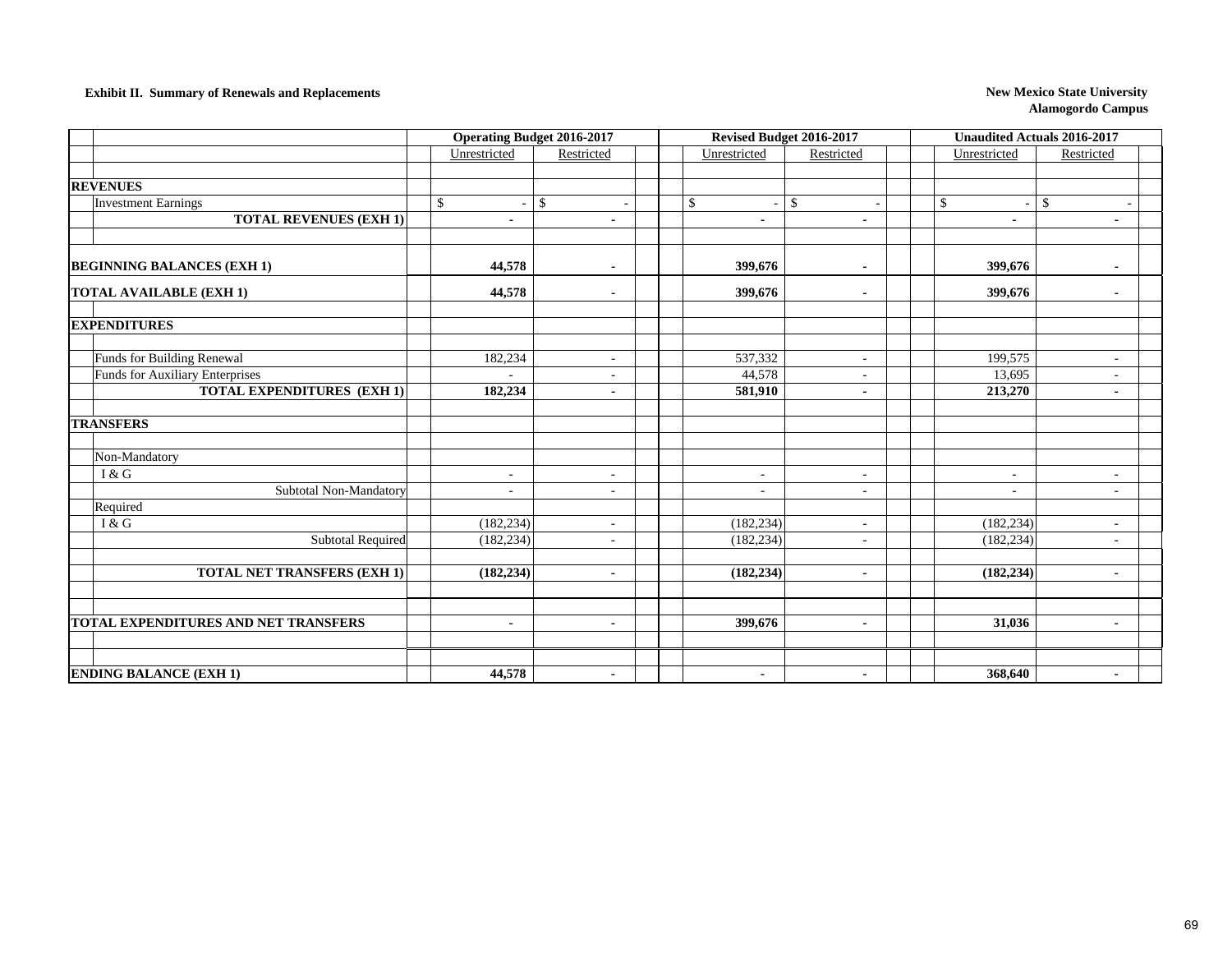**Exhibit II. Summary of Renewals and Replacements**

**New Mexico State University**
**Alamogordo Campus**

| | Operating Budget 2016-2017 | | Revised Budget 2016-2017 | | Unaudited Actuals 2016-2017 | |
|---|---|---|---|---|---|---|
| | Unrestricted | Restricted | Unrestricted | Restricted | Unrestricted | Restricted |
| **REVENUES** | | | | | | |
| Investment Earnings | $ - | $ - | $ - | $ - | $ - | $ - |
| **TOTAL REVENUES (EXH 1)** | **-** | **-** | **-** | **-** | **-** | **-** |
| | | | | | | |
| **BEGINNING BALANCES (EXH 1)** | **44,578** | **-** | **399,676** | **-** | **399,676** | **-** |
| **TOTAL AVAILABLE (EXH 1)** | **44,578** | **-** | **399,676** | **-** | **399,676** | **-** |
| | | | | | | |
| **EXPENDITURES** | | | | | | |
| Funds for Building Renewal | 182,234 | - | 537,332 | - | 199,575 | - |
| Funds for Auxiliary Enterprises | - | - | 44,578 | - | 13,695 | - |
| **TOTAL EXPENDITURES (EXH 1)** | **182,234** | **-** | **581,910** | **-** | **213,270** | **-** |
| | | | | | | |
| **TRANSFERS** | | | | | | |
| Non-Mandatory | | | | | | |
| I & G | - | - | - | - | - | - |
| Subtotal Non-Mandatory | - | - | - | - | - | - |
| Required | | | | | | |
| I & G | (182,234) | - | (182,234) | - | (182,234) | - |
| Subtotal Required | (182,234) | - | (182,234) | - | (182,234) | - |
| | | | | | | |
| **TOTAL NET TRANSFERS (EXH 1)** | **(182,234)** | **-** | **(182,234)** | **-** | **(182,234)** | **-** |
| | | | | | | |
| **TOTAL EXPENDITURES AND NET TRANSFERS** | **-** | **-** | **399,676** | **-** | **31,036** | **-** |
| | | | | | | |
| **ENDING BALANCE (EXH 1)** | **44,578** | **-** | **-** | **-** | **368,640** | **-** |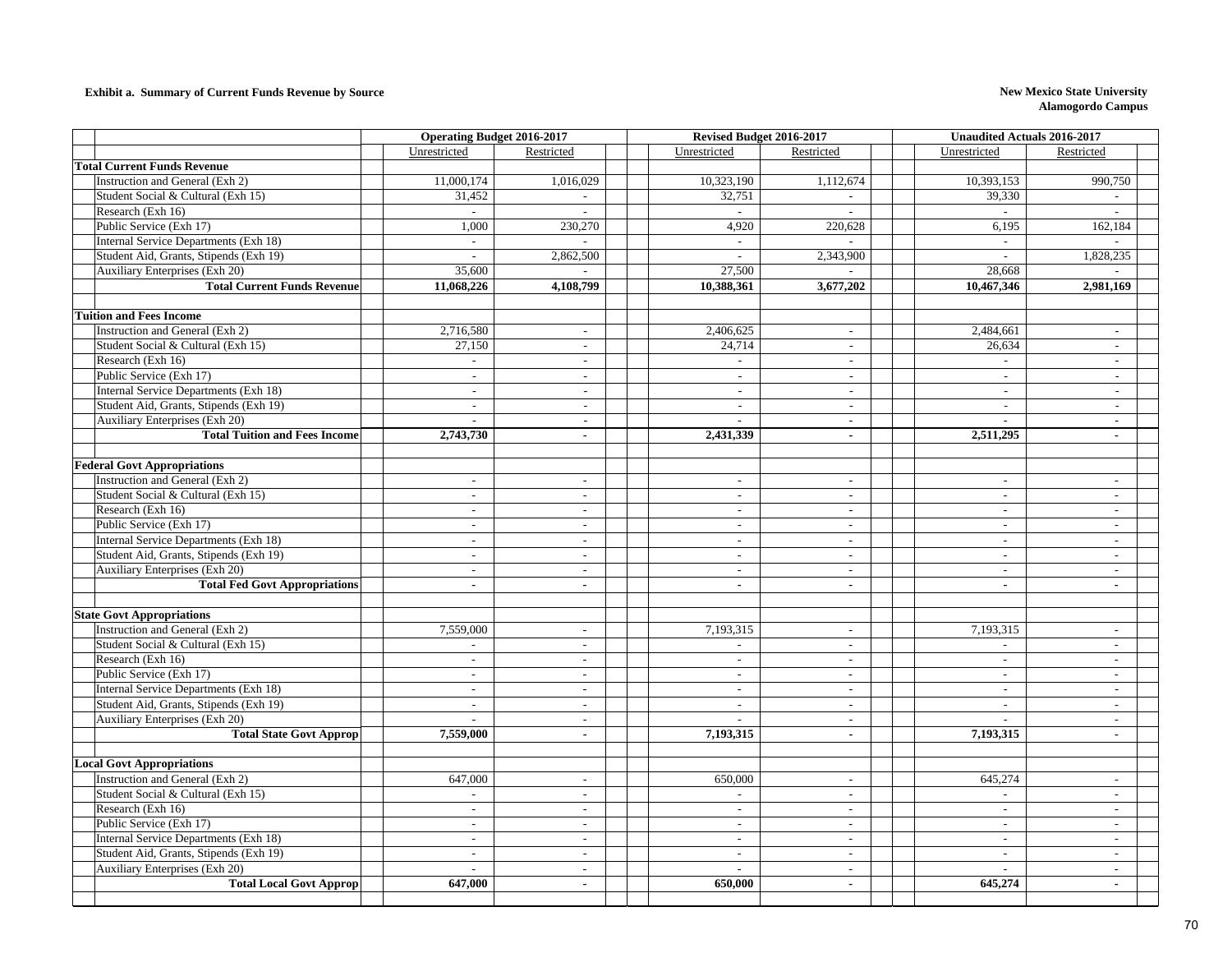**Exhibit a. Summary of Current Funds Revenue by Source**

**New Mexico State University**
**Alamogordo Campus**

| | Operating Budget 2016-2017 | | Revised Budget 2016-2017 | | Unaudited Actuals 2016-2017 | |
|---|---|---|---|---|---|---|
| | Unrestricted | Restricted | Unrestricted | Restricted | Unrestricted | Restricted |
| **Total Current Funds Revenue** | | | | | | |
| Instruction and General (Exh 2) | 11,000,174 | 1,016,029 | 10,323,190 | 1,112,674 | 10,393,153 | 990,750 |
| Student Social & Cultural (Exh 15) | 31,452 | - | 32,751 | - | 39,330 | - |
| Research (Exh 16) | - | - | - | - | - | - |
| Public Service (Exh 17) | 1,000 | 230,270 | 4,920 | 220,628 | 6,195 | 162,184 |
| Internal Service Departments (Exh 18) | - | - | - | - | - | - |
| Student Aid, Grants, Stipends (Exh 19) | - | 2,862,500 | - | 2,343,900 | - | 1,828,235 |
| Auxiliary Enterprises (Exh 20) | 35,600 | - | 27,500 | - | 28,668 | - |
| **Total Current Funds Revenue** | **11,068,226** | **4,108,799** | **10,388,361** | **3,677,202** | **10,467,346** | **2,981,169** |
| | | | | | | |
| **Tuition and Fees Income** | | | | | | |
| Instruction and General (Exh 2) | 2,716,580 | - | 2,406,625 | - | 2,484,661 | - |
| Student Social & Cultural (Exh 15) | 27,150 | - | 24,714 | - | 26,634 | - |
| Research (Exh 16) | - | - | - | - | - | - |
| Public Service (Exh 17) | - | - | - | - | - | - |
| Internal Service Departments (Exh 18) | - | - | - | - | - | - |
| Student Aid, Grants, Stipends (Exh 19) | - | - | - | - | - | - |
| Auxiliary Enterprises (Exh 20) | - | - | - | - | - | - |
| **Total Tuition and Fees Income** | **2,743,730** | **-** | **2,431,339** | **-** | **2,511,295** | **-** |
| | | | | | | |
| **Federal Govt Appropriations** | | | | | | |
| Instruction and General (Exh 2) | - | - | - | - | - | - |
| Student Social & Cultural (Exh 15) | - | - | - | - | - | - |
| Research (Exh 16) | - | - | - | - | - | - |
| Public Service (Exh 17) | - | - | - | - | - | - |
| Internal Service Departments (Exh 18) | - | - | - | - | - | - |
| Student Aid, Grants, Stipends (Exh 19) | - | - | - | - | - | - |
| Auxiliary Enterprises (Exh 20) | - | - | - | - | - | - |
| **Total Fed Govt Appropriations** | **-** | **-** | **-** | **-** | **-** | **-** |
| | | | | | | |
| **State Govt Appropriations** | | | | | | |
| Instruction and General (Exh 2) | 7,559,000 | - | 7,193,315 | - | 7,193,315 | - |
| Student Social & Cultural (Exh 15) | - | - | - | - | - | - |
| Research (Exh 16) | - | - | - | - | - | - |
| Public Service (Exh 17) | - | - | - | - | - | - |
| Internal Service Departments (Exh 18) | - | - | - | - | - | - |
| Student Aid, Grants, Stipends (Exh 19) | - | - | - | - | - | - |
| Auxiliary Enterprises (Exh 20) | - | - | - | - | - | - |
| **Total State Govt Approp** | **7,559,000** | **-** | **7,193,315** | **-** | **7,193,315** | **-** |
| | | | | | | |
| **Local Govt Appropriations** | | | | | | |
| Instruction and General (Exh 2) | 647,000 | - | 650,000 | - | 645,274 | - |
| Student Social & Cultural (Exh 15) | - | - | - | - | - | - |
| Research (Exh 16) | - | - | - | - | - | - |
| Public Service (Exh 17) | - | - | - | - | - | - |
| Internal Service Departments (Exh 18) | - | - | - | - | - | - |
| Student Aid, Grants, Stipends (Exh 19) | - | - | - | - | - | - |
| Auxiliary Enterprises (Exh 20) | - | - | - | - | - | - |
| **Total Local Govt Approp** | **647,000** | **-** | **650,000** | **-** | **645,274** | **-** |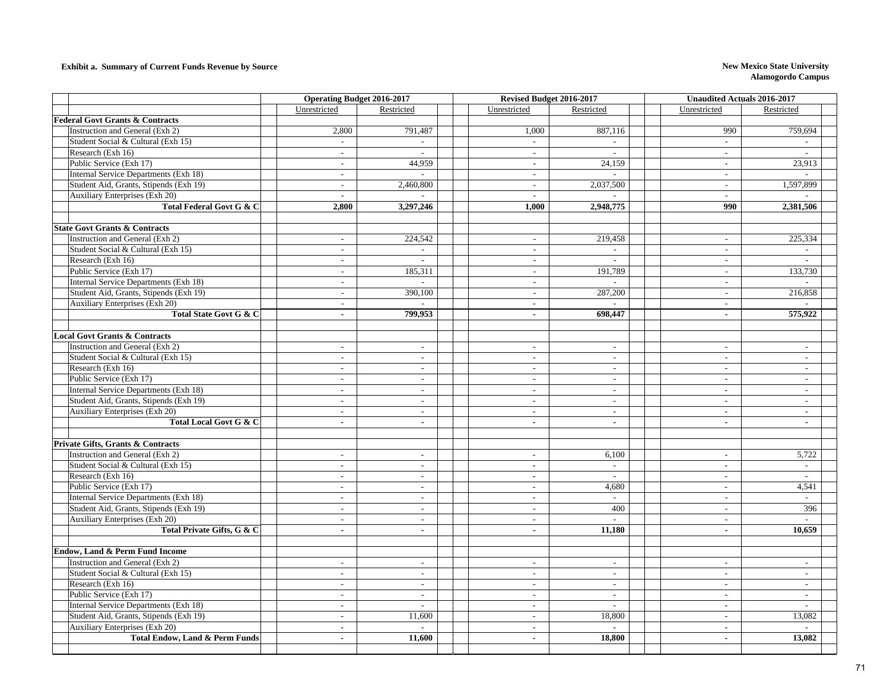**Exhibit a. Summary of Current Funds Revenue by Source**

**New Mexico State University**
**Alamogordo Campus**

| | Operating Budget 2016-2017 | | Revised Budget 2016-2017 | | Unaudited Actuals 2016-2017 | |
|---|---|---|---|---|---|---|
| | Unrestricted | Restricted | Unrestricted | Restricted | Unrestricted | Restricted |
| **Federal Govt Grants & Contracts** | | | | | | |
| Instruction and General (Exh 2) | 2,800 | 791,487 | 1,000 | 887,116 | 990 | 759,694 |
| Student Social & Cultural (Exh 15) | - | - | - | - | - | - |
| Research (Exh 16) | - | - | - | - | - | - |
| Public Service (Exh 17) | - | 44,959 | - | 24,159 | - | 23,913 |
| Internal Service Departments (Exh 18) | - | - | - | - | - | - |
| Student Aid, Grants, Stipends (Exh 19) | - | 2,460,800 | - | 2,037,500 | - | 1,597,899 |
| Auxiliary Enterprises (Exh 20) | - | - | - | - | - | - |
| **Total Federal Govt G & C** | **2,800** | **3,297,246** | **1,000** | **2,948,775** | **990** | **2,381,506** |
| | | | | | | |
| **State Govt Grants & Contracts** | | | | | | |
| Instruction and General (Exh 2) | - | 224,542 | - | 219,458 | - | 225,334 |
| Student Social & Cultural (Exh 15) | - | - | - | - | - | - |
| Research (Exh 16) | - | - | - | - | - | - |
| Public Service (Exh 17) | - | 185,311 | - | 191,789 | - | 133,730 |
| Internal Service Departments (Exh 18) | - | - | - | - | - | - |
| Student Aid, Grants, Stipends (Exh 19) | - | 390,100 | - | 287,200 | - | 216,858 |
| Auxiliary Enterprises (Exh 20) | - | - | - | - | - | - |
| **Total State Govt G & C** | **-** | **799,953** | **-** | **698,447** | **-** | **575,922** |
| | | | | | | |
| **Local Govt Grants & Contracts** | | | | | | |
| Instruction and General (Exh 2) | - | - | - | - | - | - |
| Student Social & Cultural (Exh 15) | - | - | - | - | - | - |
| Research (Exh 16) | - | - | - | - | - | - |
| Public Service (Exh 17) | - | - | - | - | - | - |
| Internal Service Departments (Exh 18) | - | - | - | - | - | - |
| Student Aid, Grants, Stipends (Exh 19) | - | - | - | - | - | - |
| Auxiliary Enterprises (Exh 20) | - | - | - | - | - | - |
| **Total Local Govt G & C** | **-** | **-** | **-** | **-** | **-** | **-** |
| | | | | | | |
| **Private Gifts, Grants & Contracts** | | | | | | |
| Instruction and General (Exh 2) | - | - | - | 6,100 | - | 5,722 |
| Student Social & Cultural (Exh 15) | - | - | - | - | - | - |
| Research (Exh 16) | - | - | - | - | - | - |
| Public Service (Exh 17) | - | - | - | 4,680 | - | 4,541 |
| Internal Service Departments (Exh 18) | - | - | - | - | - | - |
| Student Aid, Grants, Stipends (Exh 19) | - | - | - | 400 | - | 396 |
| Auxiliary Enterprises (Exh 20) | - | - | - | - | - | - |
| **Total Private Gifts, G & C** | **-** | **-** | **-** | **11,180** | **-** | **10,659** |
| | | | | | | |
| **Endow, Land & Perm Fund Income** | | | | | | |
| Instruction and General (Exh 2) | - | - | - | - | - | - |
| Student Social & Cultural (Exh 15) | - | - | - | - | - | - |
| Research (Exh 16) | - | - | - | - | - | - |
| Public Service (Exh 17) | - | - | - | - | - | - |
| Internal Service Departments (Exh 18) | - | - | - | - | - | - |
| Student Aid, Grants, Stipends (Exh 19) | - | 11,600 | - | 18,800 | - | 13,082 |
| Auxiliary Enterprises (Exh 20) | - | - | - | - | - | - |
| **Total Endow, Land & Perm Funds** | **-** | **11,600** | **-** | **18,800** | **-** | **13,082** |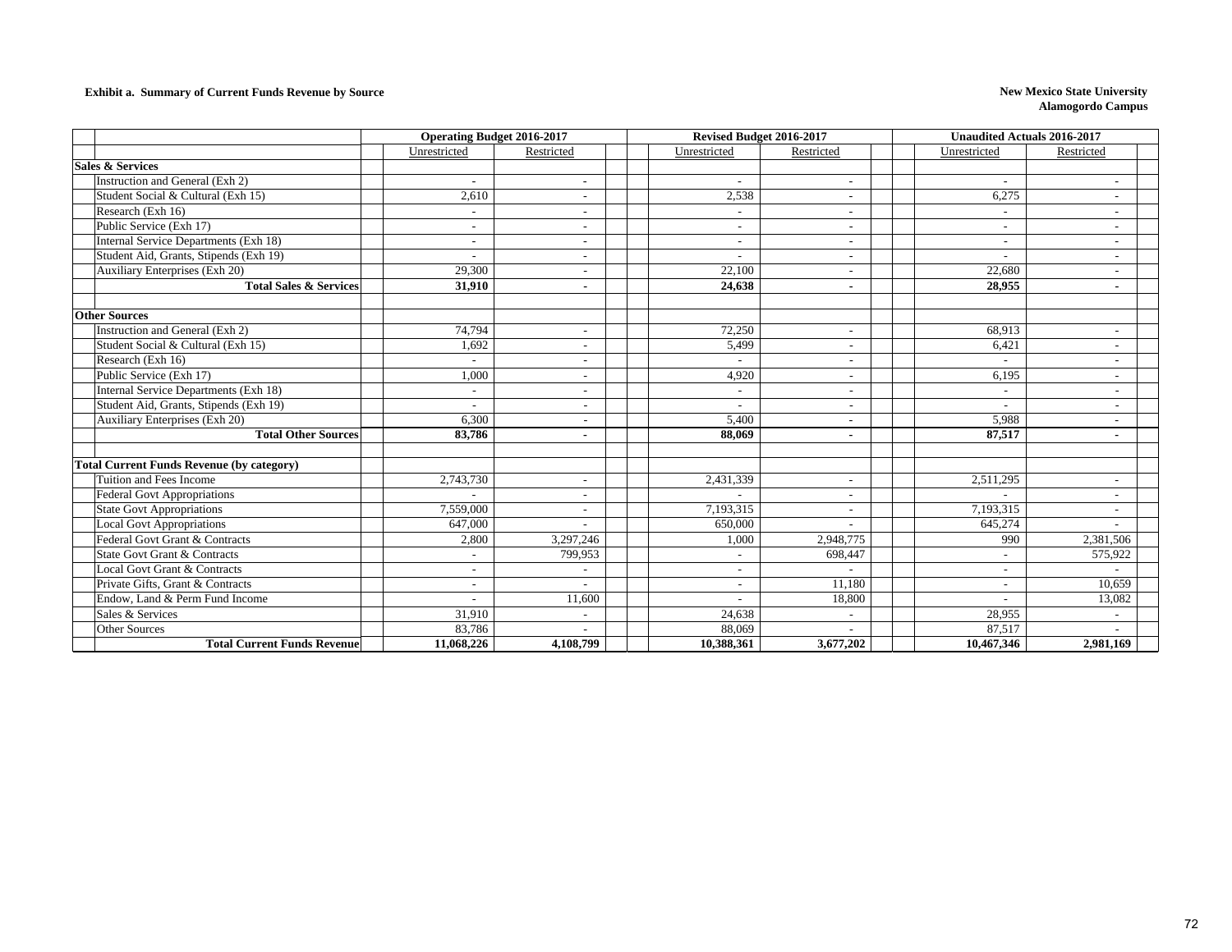**Exhibit a. Summary of Current Funds Revenue by Source**

**New Mexico State University**
**Alamogordo Campus**

| | Operating Budget 2016-2017 | | Revised Budget 2016-2017 | | Unaudited Actuals 2016-2017 | |
|---|---|---|---|---|---|---|
| | Unrestricted | Restricted | Unrestricted | Restricted | Unrestricted | Restricted |
| **Sales & Services** | | | | | | |
| Instruction and General (Exh 2) | - | - | - | - | - | - |
| Student Social & Cultural (Exh 15) | 2,610 | - | 2,538 | - | 6,275 | - |
| Research (Exh 16) | - | - | - | - | - | - |
| Public Service (Exh 17) | - | - | - | - | - | - |
| Internal Service Departments (Exh 18) | - | - | - | - | - | - |
| Student Aid, Grants, Stipends (Exh 19) | - | - | - | - | - | - |
| Auxiliary Enterprises (Exh 20) | 29,300 | - | 22,100 | - | 22,680 | - |
| **Total Sales & Services** | **31,910** | **-** | **24,638** | **-** | **28,955** | **-** |
| | | | | | | |
| **Other Sources** | | | | | | |
| Instruction and General (Exh 2) | 74,794 | - | 72,250 | - | 68,913 | - |
| Student Social & Cultural (Exh 15) | 1,692 | - | 5,499 | - | 6,421 | - |
| Research (Exh 16) | - | - | - | - | - | - |
| Public Service (Exh 17) | 1,000 | - | 4,920 | - | 6,195 | - |
| Internal Service Departments (Exh 18) | - | - | - | - | - | - |
| Student Aid, Grants, Stipends (Exh 19) | - | - | - | - | - | - |
| Auxiliary Enterprises (Exh 20) | 6,300 | - | 5,400 | - | 5,988 | - |
| **Total Other Sources** | **83,786** | **-** | **88,069** | **-** | **87,517** | **-** |
| | | | | | | |
| **Total Current Funds Revenue (by category)** | | | | | | |
| Tuition and Fees Income | 2,743,730 | - | 2,431,339 | - | 2,511,295 | - |
| Federal Govt Appropriations | - | - | - | - | - | - |
| State Govt Appropriations | 7,559,000 | - | 7,193,315 | - | 7,193,315 | - |
| Local Govt Appropriations | 647,000 | - | 650,000 | - | 645,274 | - |
| Federal Govt Grant & Contracts | 2,800 | 3,297,246 | 1,000 | 2,948,775 | 990 | 2,381,506 |
| State Govt Grant & Contracts | - | 799,953 | - | 698,447 | - | 575,922 |
| Local Govt Grant & Contracts | - | - | - | - | - | - |
| Private Gifts, Grant & Contracts | - | - | - | 11,180 | - | 10,659 |
| Endow, Land & Perm Fund Income | - | 11,600 | - | 18,800 | - | 13,082 |
| Sales & Services | 31,910 | - | 24,638 | - | 28,955 | - |
| Other Sources | 83,786 | - | 88,069 | - | 87,517 | - |
| **Total Current Funds Revenue** | **11,068,226** | **4,108,799** | **10,388,361** | **3,677,202** | **10,467,346** | **2,981,169** |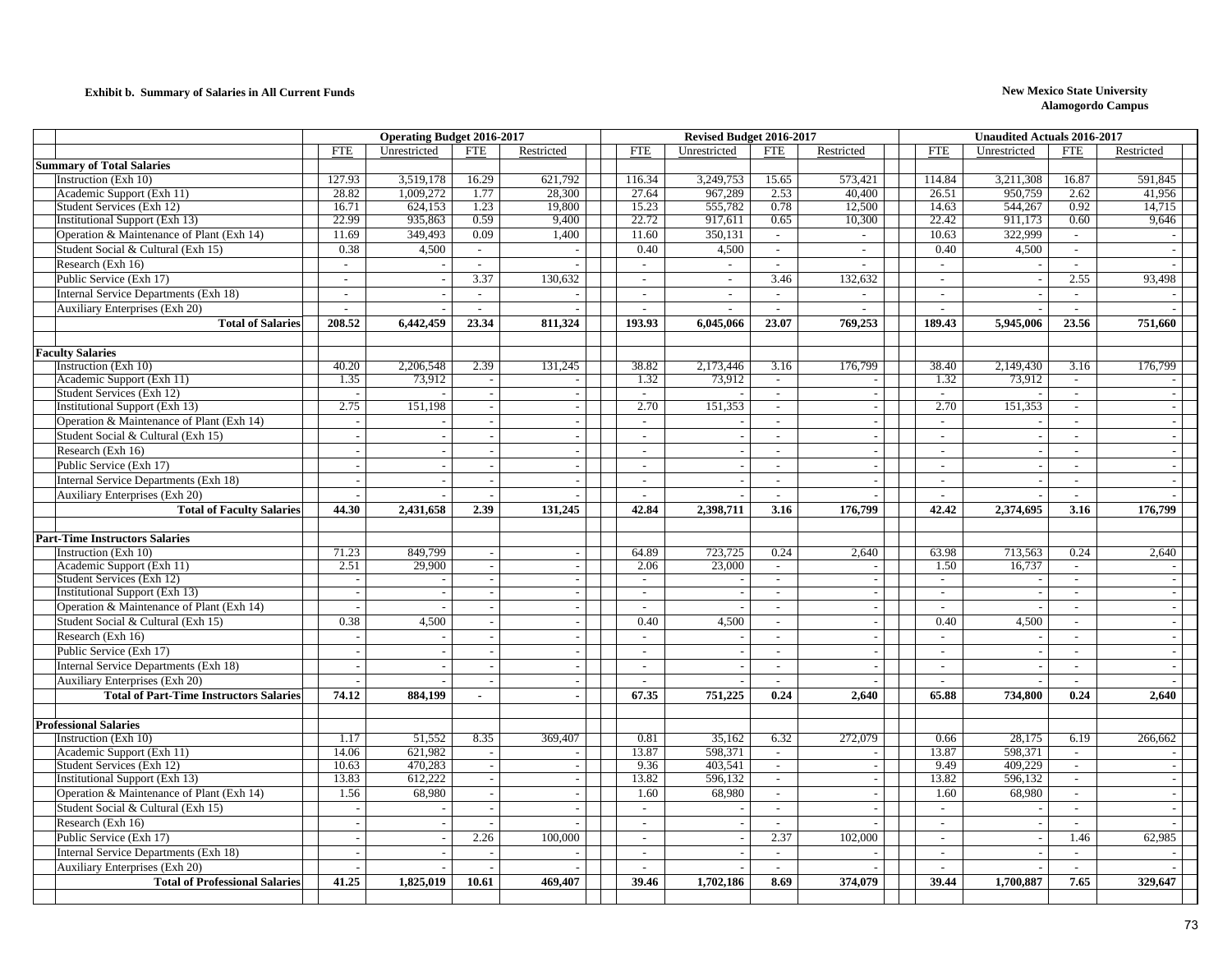**Exhibit b. Summary of Salaries in All Current Funds**

**New Mexico State University**
**Alamogordo Campus**

| | Operating Budget 2016-2017 | | | | Revised Budget 2016-2017 | | | | Unaudited Actuals 2016-2017 | | | |
|---|---|---|---|---|---|---|---|---|---|---|---|---|
| | FTE | Unrestricted | FTE | Restricted | FTE | Unrestricted | FTE | Restricted | FTE | Unrestricted | FTE | Restricted |
| **Summary of Total Salaries** | | | | | | | | | | | | |
| Instruction (Exh 10) | 127.93 | 3,519,178 | 16.29 | 621,792 | 116.34 | 3,249,753 | 15.65 | 573,421 | 114.84 | 3,211,308 | 16.87 | 591,845 |
| Academic Support (Exh 11) | 28.82 | 1,009,272 | 1.77 | 28,300 | 27.64 | 967,289 | 2.53 | 40,400 | 26.51 | 950,759 | 2.62 | 41,956 |
| Student Services (Exh 12) | 16.71 | 624,153 | 1.23 | 19,800 | 15.23 | 555,782 | 0.78 | 12,500 | 14.63 | 544,267 | 0.92 | 14,715 |
| Institutional Support (Exh 13) | 22.99 | 935,863 | 0.59 | 9,400 | 22.72 | 917,611 | 0.65 | 10,300 | 22.42 | 911,173 | 0.60 | 9,646 |
| Operation & Maintenance of Plant (Exh 14) | 11.69 | 349,493 | 0.09 | 1,400 | 11.60 | 350,131 | - | - | 10.63 | 322,999 | - | - |
| Student Social & Cultural (Exh 15) | 0.38 | 4,500 | - | - | 0.40 | 4,500 | - | - | 0.40 | 4,500 | - | - |
| Research (Exh 16) | - | - | - | - | - | - | - | - | - | - | - | - |
| Public Service (Exh 17) | - | - | 3.37 | 130,632 | - | - | 3.46 | 132,632 | - | - | 2.55 | 93,498 |
| Internal Service Departments (Exh 18) | - | - | - | - | - | - | - | - | - | - | - | - |
| Auxiliary Enterprises (Exh 20) | - | - | - | - | - | - | - | - | - | - | - | - |
| **Total of Salaries** | **208.52** | **6,442,459** | **23.34** | **811,324** | **193.93** | **6,045,066** | **23.07** | **769,253** | **189.43** | **5,945,006** | **23.56** | **751,660** |
| | | | | | | | | | | | | |
| **Faculty Salaries** | | | | | | | | | | | | |
| Instruction (Exh 10) | 40.20 | 2,206,548 | 2.39 | 131,245 | 38.82 | 2,173,446 | 3.16 | 176,799 | 38.40 | 2,149,430 | 3.16 | 176,799 |
| Academic Support (Exh 11) | 1.35 | 73,912 | - | - | 1.32 | 73,912 | - | - | 1.32 | 73,912 | - | - |
| Student Services (Exh 12) | - | - | - | - | - | - | - | - | - | - | - | - |
| Institutional Support (Exh 13) | 2.75 | 151,198 | - | - | 2.70 | 151,353 | - | - | 2.70 | 151,353 | - | - |
| Operation & Maintenance of Plant (Exh 14) | - | - | - | - | - | - | - | - | - | - | - | - |
| Student Social & Cultural (Exh 15) | - | - | - | - | - | - | - | - | - | - | - | - |
| Research (Exh 16) | - | - | - | - | - | - | - | - | - | - | - | - |
| Public Service (Exh 17) | - | - | - | - | - | - | - | - | - | - | - | - |
| Internal Service Departments (Exh 18) | - | - | - | - | - | - | - | - | - | - | - | - |
| Auxiliary Enterprises (Exh 20) | - | - | - | - | - | - | - | - | - | - | - | - |
| **Total of Faculty Salaries** | **44.30** | **2,431,658** | **2.39** | **131,245** | **42.84** | **2,398,711** | **3.16** | **176,799** | **42.42** | **2,374,695** | **3.16** | **176,799** |
| | | | | | | | | | | | | |
| **Part-Time Instructors Salaries** | | | | | | | | | | | | |
| Instruction (Exh 10) | 71.23 | 849,799 | - | - | 64.89 | 723,725 | 0.24 | 2,640 | 63.98 | 713,563 | 0.24 | 2,640 |
| Academic Support (Exh 11) | 2.51 | 29,900 | - | - | 2.06 | 23,000 | - | - | 1.50 | 16,737 | - | - |
| Student Services (Exh 12) | - | - | - | - | - | - | - | - | - | - | - | - |
| Institutional Support (Exh 13) | - | - | - | - | - | - | - | - | - | - | - | - |
| Operation & Maintenance of Plant (Exh 14) | - | - | - | - | - | - | - | - | - | - | - | - |
| Student Social & Cultural (Exh 15) | 0.38 | 4,500 | - | - | 0.40 | 4,500 | - | - | 0.40 | 4,500 | - | - |
| Research (Exh 16) | - | - | - | - | - | - | - | - | - | - | - | - |
| Public Service (Exh 17) | - | - | - | - | - | - | - | - | - | - | - | - |
| Internal Service Departments (Exh 18) | - | - | - | - | - | - | - | - | - | - | - | - |
| Auxiliary Enterprises (Exh 20) | - | - | - | - | - | - | - | - | - | - | - | - |
| **Total of Part-Time Instructors Salaries** | **74.12** | **884,199** | **-** | **-** | **67.35** | **751,225** | **0.24** | **2,640** | **65.88** | **734,800** | **0.24** | **2,640** |
| | | | | | | | | | | | | |
| **Professional Salaries** | | | | | | | | | | | | |
| Instruction (Exh 10) | 1.17 | 51,552 | 8.35 | 369,407 | 0.81 | 35,162 | 6.32 | 272,079 | 0.66 | 28,175 | 6.19 | 266,662 |
| Academic Support (Exh 11) | 14.06 | 621,982 | - | - | 13.87 | 598,371 | - | - | 13.87 | 598,371 | - | - |
| Student Services (Exh 12) | 10.63 | 470,283 | - | - | 9.36 | 403,541 | - | - | 9.49 | 409,229 | - | - |
| Institutional Support (Exh 13) | 13.83 | 612,222 | - | - | 13.82 | 596,132 | - | - | 13.82 | 596,132 | - | - |
| Operation & Maintenance of Plant (Exh 14) | 1.56 | 68,980 | - | - | 1.60 | 68,980 | - | - | 1.60 | 68,980 | - | - |
| Student Social & Cultural (Exh 15) | - | - | - | - | - | - | - | - | - | - | - | - |
| Research (Exh 16) | - | - | - | - | - | - | - | - | - | - | - | - |
| Public Service (Exh 17) | - | - | 2.26 | 100,000 | - | - | 2.37 | 102,000 | - | - | 1.46 | 62,985 |
| Internal Service Departments (Exh 18) | - | - | - | - | - | - | - | - | - | - | - | - |
| Auxiliary Enterprises (Exh 20) | - | - | - | - | - | - | - | - | - | - | - | - |
| **Total of Professional Salaries** | **41.25** | **1,825,019** | **10.61** | **469,407** | **39.46** | **1,702,186** | **8.69** | **374,079** | **39.44** | **1,700,887** | **7.65** | **329,647** |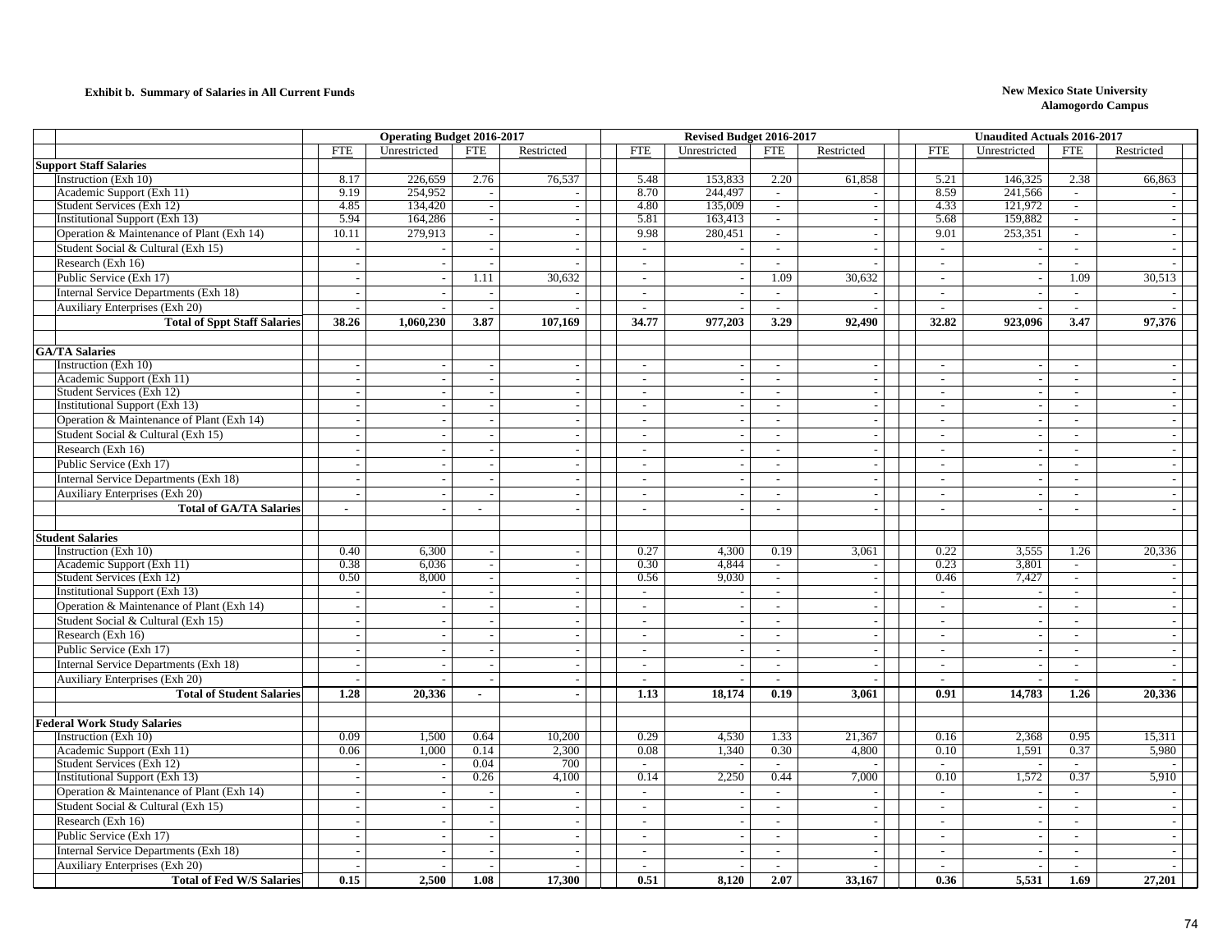**Exhibit b. Summary of Salaries in All Current Funds**

**New Mexico State University**
**Alamogordo Campus**

| | Operating Budget 2016-2017 | | | | Revised Budget 2016-2017 | | | | Unaudited Actuals 2016-2017 | | | |
|---|---|---|---|---|---|---|---|---|---|---|---|---|
| | FTE | Unrestricted | FTE | Restricted | FTE | Unrestricted | FTE | Restricted | FTE | Unrestricted | FTE | Restricted |
| **Support Staff Salaries** | | | | | | | | | | | | |
| Instruction (Exh 10) | 8.17 | 226,659 | 2.76 | 76,537 | 5.48 | 153,833 | 2.20 | 61,858 | 5.21 | 146,325 | 2.38 | 66,863 |
| Academic Support (Exh 11) | 9.19 | 254,952 | - | - | 8.70 | 244,497 | - | - | 8.59 | 241,566 | - | - |
| Student Services (Exh 12) | 4.85 | 134,420 | - | - | 4.80 | 135,009 | - | - | 4.33 | 121,972 | - | - |
| Institutional Support (Exh 13) | 5.94 | 164,286 | - | - | 5.81 | 163,413 | - | - | 5.68 | 159,882 | - | - |
| Operation & Maintenance of Plant (Exh 14) | 10.11 | 279,913 | - | - | 9.98 | 280,451 | - | - | 9.01 | 253,351 | - | - |
| Student Social & Cultural (Exh 15) | - | - | - | - | - | - | - | - | - | - | - | - |
| Research (Exh 16) | - | - | - | - | - | - | - | - | - | - | - | - |
| Public Service (Exh 17) | - | - | 1.11 | 30,632 | - | - | 1.09 | 30,632 | - | - | 1.09 | 30,513 |
| Internal Service Departments (Exh 18) | - | - | - | - | - | - | - | - | - | - | - | - |
| Auxiliary Enterprises (Exh 20) | - | - | - | - | - | - | - | - | - | - | - | - |
| **Total of Sppt Staff Salaries** | **38.26** | **1,060,230** | **3.87** | **107,169** | **34.77** | **977,203** | **3.29** | **92,490** | **32.82** | **923,096** | **3.47** | **97,376** |
| **GA/TA Salaries** | | | | | | | | | | | | |
| Instruction (Exh 10) | - | - | - | - | - | - | - | - | - | - | - | - |
| Academic Support (Exh 11) | - | - | - | - | - | - | - | - | - | - | - | - |
| Student Services (Exh 12) | - | - | - | - | - | - | - | - | - | - | - | - |
| Institutional Support (Exh 13) | - | - | - | - | - | - | - | - | - | - | - | - |
| Operation & Maintenance of Plant (Exh 14) | - | - | - | - | - | - | - | - | - | - | - | - |
| Student Social & Cultural (Exh 15) | - | - | - | - | - | - | - | - | - | - | - | - |
| Research (Exh 16) | - | - | - | - | - | - | - | - | - | - | - | - |
| Public Service (Exh 17) | - | - | - | - | - | - | - | - | - | - | - | - |
| Internal Service Departments (Exh 18) | - | - | - | - | - | - | - | - | - | - | - | - |
| Auxiliary Enterprises (Exh 20) | - | - | - | - | - | - | - | - | - | - | - | - |
| **Total of GA/TA Salaries** | **-** | **-** | **-** | **-** | **-** | **-** | **-** | **-** | **-** | **-** | **-** | **-** |
| **Student Salaries** | | | | | | | | | | | | |
| Instruction (Exh 10) | 0.40 | 6,300 | - | - | 0.27 | 4,300 | 0.19 | 3,061 | 0.22 | 3,555 | 1.26 | 20,336 |
| Academic Support (Exh 11) | 0.38 | 6,036 | - | - | 0.30 | 4,844 | - | - | 0.23 | 3,801 | - | - |
| Student Services (Exh 12) | 0.50 | 8,000 | - | - | 0.56 | 9,030 | - | - | 0.46 | 7,427 | - | - |
| Institutional Support (Exh 13) | - | - | - | - | - | - | - | - | - | - | - | - |
| Operation & Maintenance of Plant (Exh 14) | - | - | - | - | - | - | - | - | - | - | - | - |
| Student Social & Cultural (Exh 15) | - | - | - | - | - | - | - | - | - | - | - | - |
| Research (Exh 16) | - | - | - | - | - | - | - | - | - | - | - | - |
| Public Service (Exh 17) | - | - | - | - | - | - | - | - | - | - | - | - |
| Internal Service Departments (Exh 18) | - | - | - | - | - | - | - | - | - | - | - | - |
| Auxiliary Enterprises (Exh 20) | - | - | - | - | - | - | - | - | - | - | - | - |
| **Total of Student Salaries** | **1.28** | **20,336** | **-** | **-** | **1.13** | **18,174** | **0.19** | **3,061** | **0.91** | **14,783** | **1.26** | **20,336** |
| **Federal Work Study Salaries** | | | | | | | | | | | | |
| Instruction (Exh 10) | 0.09 | 1,500 | 0.64 | 10,200 | 0.29 | 4,530 | 1.33 | 21,367 | 0.16 | 2,368 | 0.95 | 15,311 |
| Academic Support (Exh 11) | 0.06 | 1,000 | 0.14 | 2,300 | 0.08 | 1,340 | 0.30 | 4,800 | 0.10 | 1,591 | 0.37 | 5,980 |
| Student Services (Exh 12) | - | - | 0.04 | 700 | - | - | - | - | - | - | - | - |
| Institutional Support (Exh 13) | - | - | 0.26 | 4,100 | 0.14 | 2,250 | 0.44 | 7,000 | 0.10 | 1,572 | 0.37 | 5,910 |
| Operation & Maintenance of Plant (Exh 14) | - | - | - | - | - | - | - | - | - | - | - | - |
| Student Social & Cultural (Exh 15) | - | - | - | - | - | - | - | - | - | - | - | - |
| Research (Exh 16) | - | - | - | - | - | - | - | - | - | - | - | - |
| Public Service (Exh 17) | - | - | - | - | - | - | - | - | - | - | - | - |
| Internal Service Departments (Exh 18) | - | - | - | - | - | - | - | - | - | - | - | - |
| Auxiliary Enterprises (Exh 20) | - | - | - | - | - | - | - | - | - | - | - | - |
| **Total of Fed W/S Salaries** | **0.15** | **2,500** | **1.08** | **17,300** | **0.51** | **8,120** | **2.07** | **33,167** | **0.36** | **5,531** | **1.69** | **27,201** |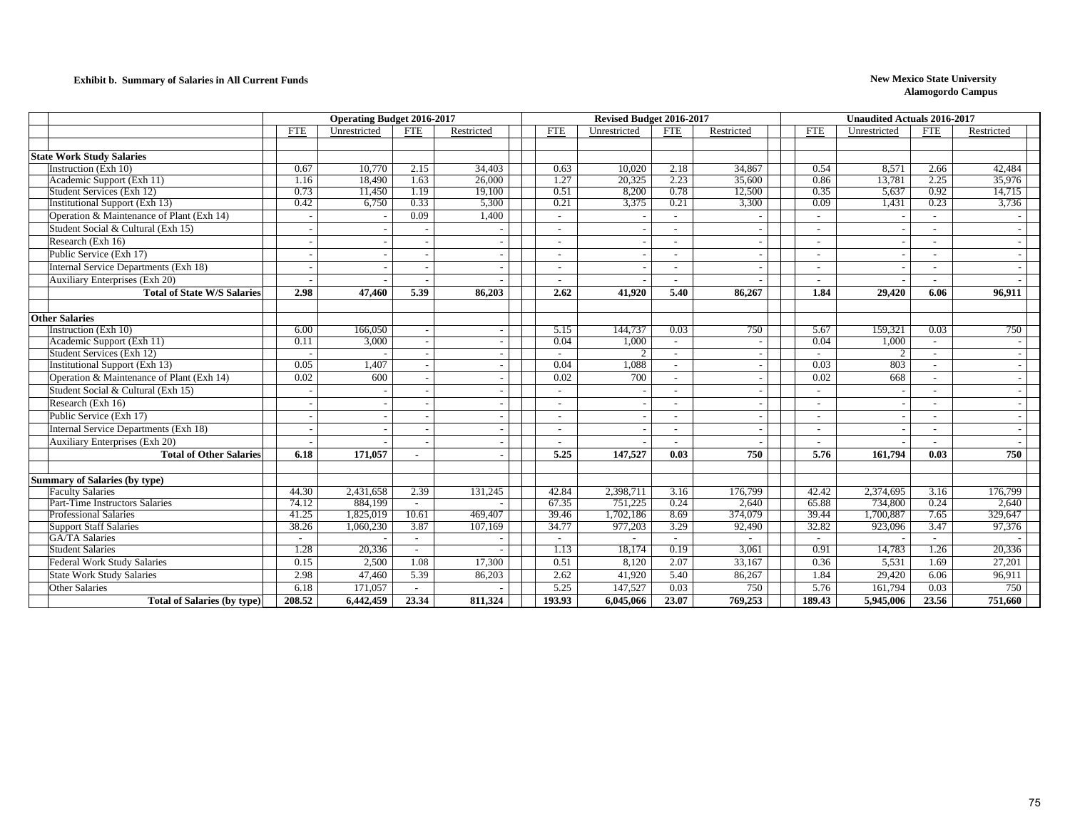**Exhibit b. Summary of Salaries in All Current Funds**

**New Mexico State University**
**Alamogordo Campus**

| | Operating Budget 2016-2017 | | | | Revised Budget 2016-2017 | | | | Unaudited Actuals 2016-2017 | | | |
|---|---|---|---|---|---|---|---|---|---|---|---|---|
| | FTE | Unrestricted | FTE | Restricted | FTE | Unrestricted | FTE | Restricted | FTE | Unrestricted | FTE | Restricted |
| **State Work Study Salaries** | | | | | | | | | | | | |
| Instruction (Exh 10) | 0.67 | 10,770 | 2.15 | 34,403 | 0.63 | 10,020 | 2.18 | 34,867 | 0.54 | 8,571 | 2.66 | 42,484 |
| Academic Support (Exh 11) | 1.16 | 18,490 | 1.63 | 26,000 | 1.27 | 20,325 | 2.23 | 35,600 | 0.86 | 13,781 | 2.25 | 35,976 |
| Student Services (Exh 12) | 0.73 | 11,450 | 1.19 | 19,100 | 0.51 | 8,200 | 0.78 | 12,500 | 0.35 | 5,637 | 0.92 | 14,715 |
| Institutional Support (Exh 13) | 0.42 | 6,750 | 0.33 | 5,300 | 0.21 | 3,375 | 0.21 | 3,300 | 0.09 | 1,431 | 0.23 | 3,736 |
| Operation & Maintenance of Plant (Exh 14) | - | - | 0.09 | 1,400 | - | - | - | - | - | - | - | - |
| Student Social & Cultural (Exh 15) | - | - | - | - | - | - | - | - | - | - | - | - |
| Research (Exh 16) | - | - | - | - | - | - | - | - | - | - | - | - |
| Public Service (Exh 17) | - | - | - | - | - | - | - | - | - | - | - | - |
| Internal Service Departments (Exh 18) | - | - | - | - | - | - | - | - | - | - | - | - |
| Auxiliary Enterprises (Exh 20) | - | - | - | - | - | - | - | - | - | - | - | - |
| **Total of State W/S Salaries** | **2.98** | **47,460** | **5.39** | **86,203** | **2.62** | **41,920** | **5.40** | **86,267** | **1.84** | **29,420** | **6.06** | **96,911** |
| **Other Salaries** | | | | | | | | | | | | |
| Instruction (Exh 10) | 6.00 | 166,050 | - | - | 5.15 | 144,737 | 0.03 | 750 | 5.67 | 159,321 | 0.03 | 750 |
| Academic Support (Exh 11) | 0.11 | 3,000 | - | - | 0.04 | 1,000 | - | - | 0.04 | 1,000 | - | - |
| Student Services (Exh 12) | - | - | - | - | - | 2 | - | - | - | 2 | - | - |
| Institutional Support (Exh 13) | 0.05 | 1,407 | - | - | 0.04 | 1,088 | - | - | 0.03 | 803 | - | - |
| Operation & Maintenance of Plant (Exh 14) | 0.02 | 600 | - | - | 0.02 | 700 | - | - | 0.02 | 668 | - | - |
| Student Social & Cultural (Exh 15) | - | - | - | - | - | - | - | - | - | - | - | - |
| Research (Exh 16) | - | - | - | - | - | - | - | - | - | - | - | - |
| Public Service (Exh 17) | - | - | - | - | - | - | - | - | - | - | - | - |
| Internal Service Departments (Exh 18) | - | - | - | - | - | - | - | - | - | - | - | - |
| Auxiliary Enterprises (Exh 20) | - | - | - | - | - | - | - | - | - | - | - | - |
| **Total of Other Salaries** | **6.18** | **171,057** | **-** | **-** | **5.25** | **147,527** | **0.03** | **750** | **5.76** | **161,794** | **0.03** | **750** |
| **Summary of Salaries (by type)** | | | | | | | | | | | | |
| Faculty Salaries | 44.30 | 2,431,658 | 2.39 | 131,245 | 42.84 | 2,398,711 | 3.16 | 176,799 | 42.42 | 2,374,695 | 3.16 | 176,799 |
| Part-Time Instructors Salaries | 74.12 | 884,199 | - | - | 67.35 | 751,225 | 0.24 | 2,640 | 65.88 | 734,800 | 0.24 | 2,640 |
| Professional Salaries | 41.25 | 1,825,019 | 10.61 | 469,407 | 39.46 | 1,702,186 | 8.69 | 374,079 | 39.44 | 1,700,887 | 7.65 | 329,647 |
| Support Staff Salaries | 38.26 | 1,060,230 | 3.87 | 107,169 | 34.77 | 977,203 | 3.29 | 92,490 | 32.82 | 923,096 | 3.47 | 97,376 |
| GA/TA Salaries | - | - | - | - | - | - | - | - | - | - | - | - |
| Student Salaries | 1.28 | 20,336 | - | - | 1.13 | 18,174 | 0.19 | 3,061 | 0.91 | 14,783 | 1.26 | 20,336 |
| Federal Work Study Salaries | 0.15 | 2,500 | 1.08 | 17,300 | 0.51 | 8,120 | 2.07 | 33,167 | 0.36 | 5,531 | 1.69 | 27,201 |
| State Work Study Salaries | 2.98 | 47,460 | 5.39 | 86,203 | 2.62 | 41,920 | 5.40 | 86,267 | 1.84 | 29,420 | 6.06 | 96,911 |
| Other Salaries | 6.18 | 171,057 | - | - | 5.25 | 147,527 | 0.03 | 750 | 5.76 | 161,794 | 0.03 | 750 |
| **Total of Salaries (by type)** | **208.52** | **6,442,459** | **23.34** | **811,324** | **193.93** | **6,045,066** | **23.07** | **769,253** | **189.43** | **5,945,006** | **23.56** | **751,660** |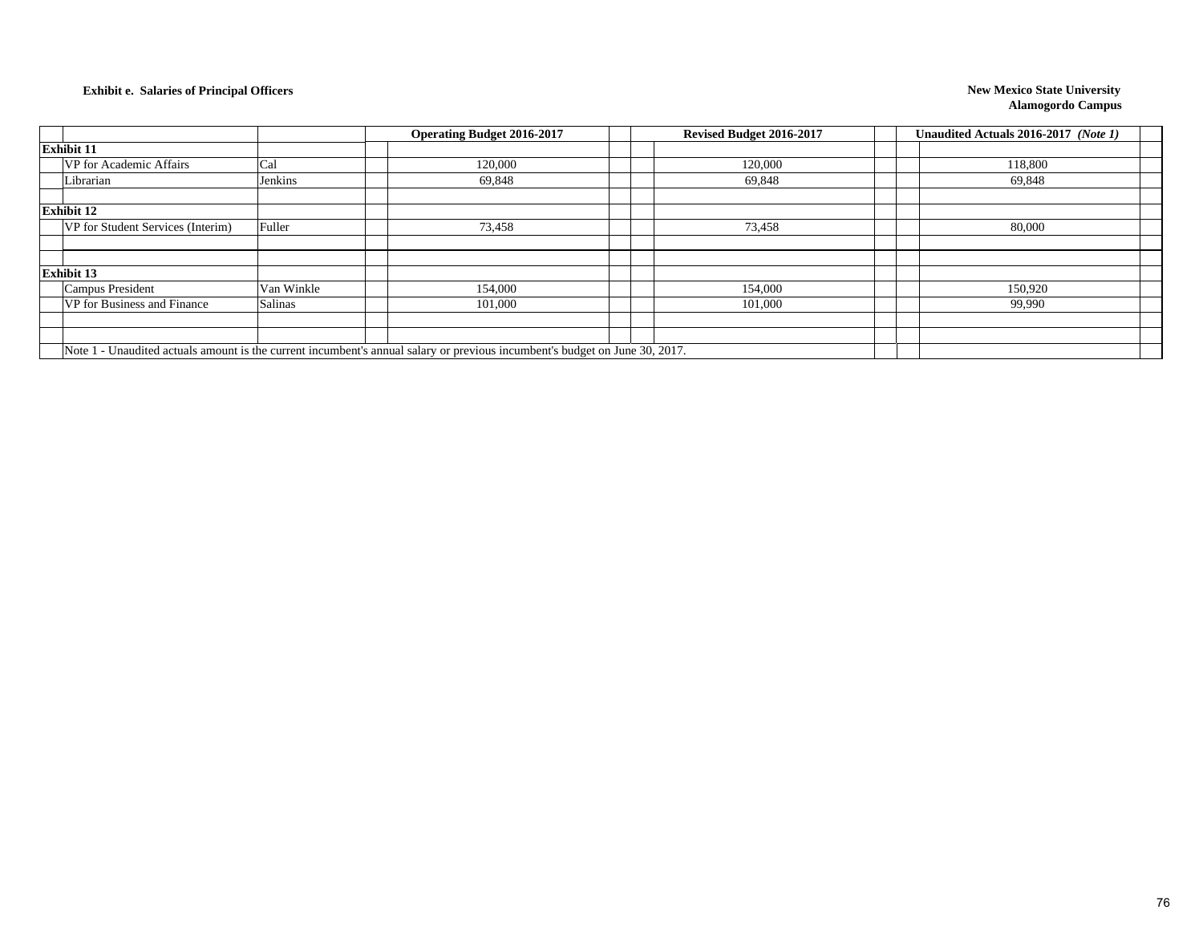**Exhibit e. Salaries of Principal Officers**

**New Mexico State University**
**Alamogordo Campus**

| | | Operating Budget 2016-2017 | Revised Budget 2016-2017 | Unaudited Actuals 2016-2017 *(Note 1)* |
|---|---|---|---|---|
| **Exhibit 11** | | | | |
| VP for Academic Affairs | Cal | 120,000 | 120,000 | 118,800 |
| Librarian | Jenkins | 69,848 | 69,848 | 69,848 |
| | | | | |
| **Exhibit 12** | | | | |
| VP for Student Services (Interim) | Fuller | 73,458 | 73,458 | 80,000 |
| | | | | |
| | | | | |
| **Exhibit 13** | | | | |
| Campus President | Van Winkle | 154,000 | 154,000 | 150,920 |
| VP for Business and Finance | Salinas | 101,000 | 101,000 | 99,990 |
| | | | | |
| | | | | |
| Note 1 - Unaudited actuals amount is the current incumbent's annual salary or previous incumbent's budget on June 30, 2017. | | | | |